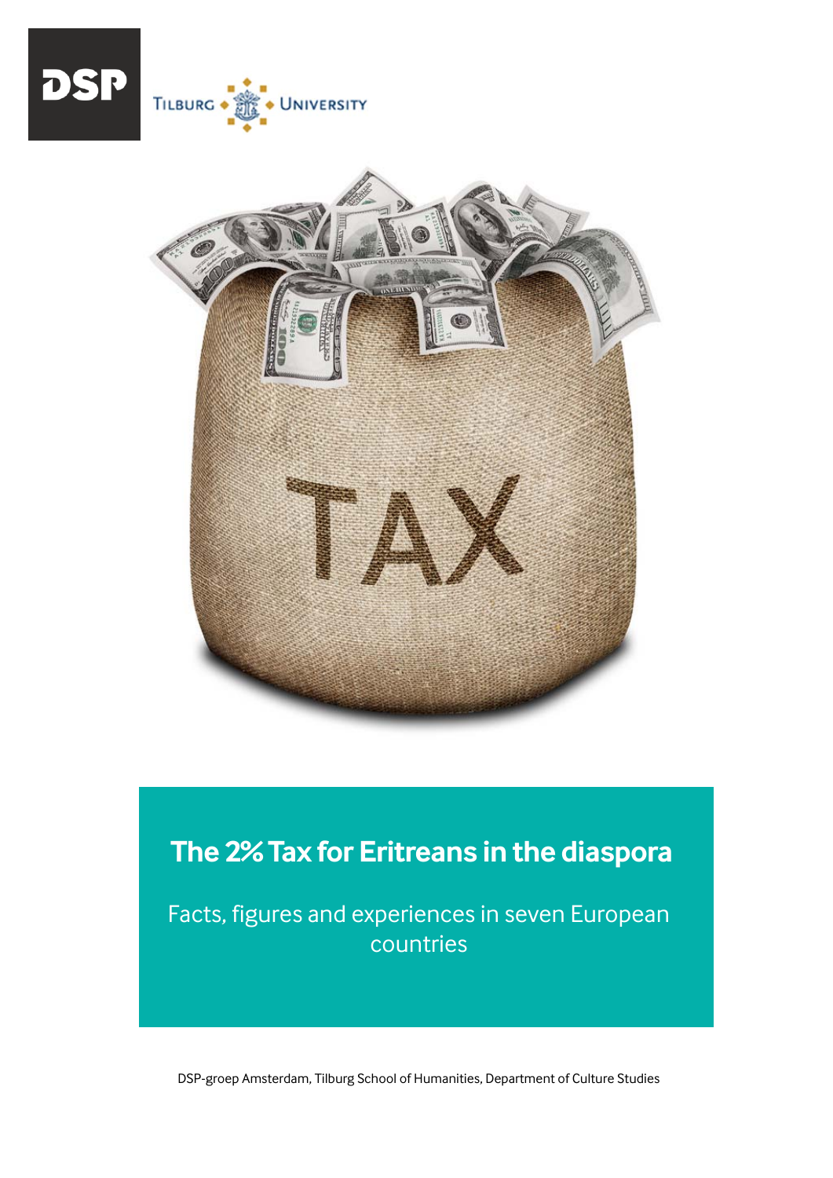DSP

TILBURG UNIVERSITY

# The 2% Tax for Eritreans in the diaspora

Facts, figures and experiences in seven European countries

DSP-groep Amsterdam, Tilburg School of Humanities, Department of Culture Studies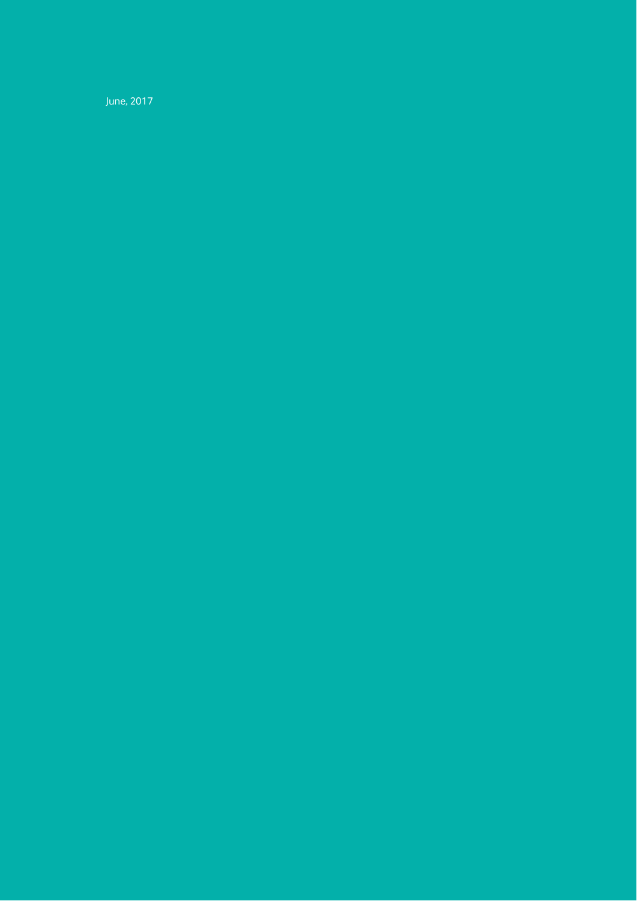June, 2017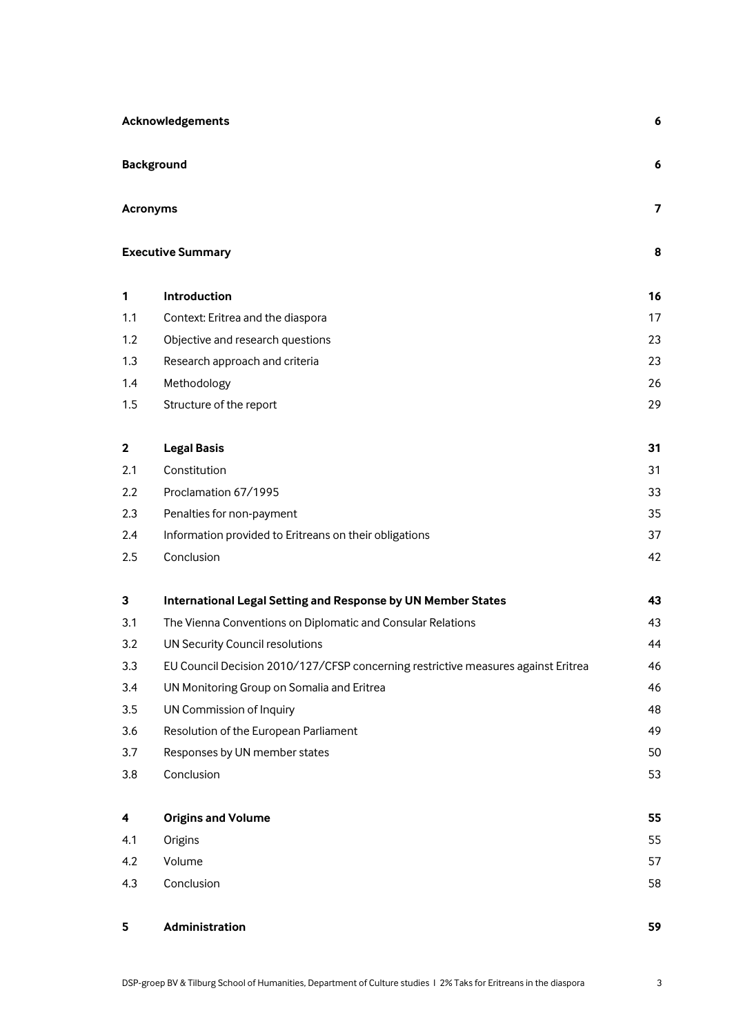| | | |
|---|---|---|
| **Acknowledgements** | | **6** |
| **Background** | | **6** |
| **Acronyms** | | **7** |
| **Executive Summary** | | **8** |
| **1** | **Introduction** | **16** |
| 1.1 | Context: Eritrea and the diaspora | 17 |
| 1.2 | Objective and research questions | 23 |
| 1.3 | Research approach and criteria | 23 |
| 1.4 | Methodology | 26 |
| 1.5 | Structure of the report | 29 |
| **2** | **Legal Basis** | **31** |
| 2.1 | Constitution | 31 |
| 2.2 | Proclamation 67/1995 | 33 |
| 2.3 | Penalties for non-payment | 35 |
| 2.4 | Information provided to Eritreans on their obligations | 37 |
| 2.5 | Conclusion | 42 |
| **3** | **International Legal Setting and Response by UN Member States** | **43** |
| 3.1 | The Vienna Conventions on Diplomatic and Consular Relations | 43 |
| 3.2 | UN Security Council resolutions | 44 |
| 3.3 | EU Council Decision 2010/127/CFSP concerning restrictive measures against Eritrea | 46 |
| 3.4 | UN Monitoring Group on Somalia and Eritrea | 46 |
| 3.5 | UN Commission of Inquiry | 48 |
| 3.6 | Resolution of the European Parliament | 49 |
| 3.7 | Responses by UN member states | 50 |
| 3.8 | Conclusion | 53 |
| **4** | **Origins and Volume** | **55** |
| 4.1 | Origins | 55 |
| 4.2 | Volume | 57 |
| 4.3 | Conclusion | 58 |
| **5** | **Administration** | **59** |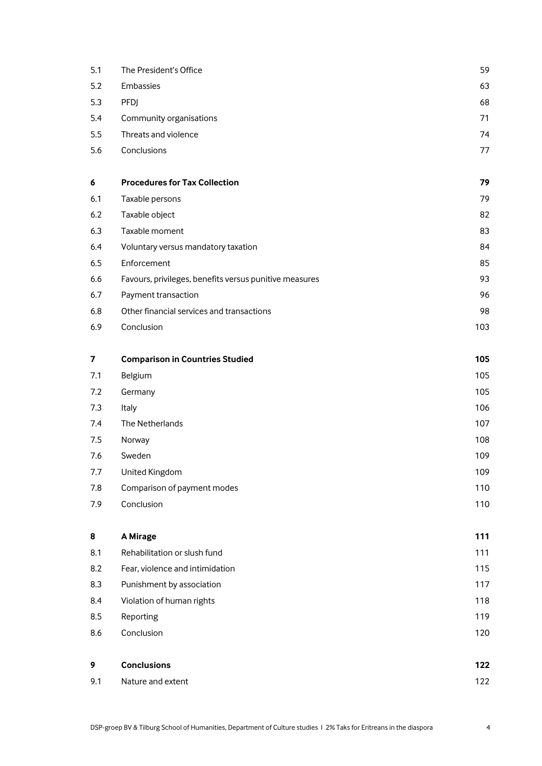| | | |
|---|---|---|
| 5.1 | The President's Office | 59 |
| 5.2 | Embassies | 63 |
| 5.3 | PFDJ | 68 |
| 5.4 | Community organisations | 71 |
| 5.5 | Threats and violence | 74 |
| 5.6 | Conclusions | 77 |
| **6** | **Procedures for Tax Collection** | **79** |
| 6.1 | Taxable persons | 79 |
| 6.2 | Taxable object | 82 |
| 6.3 | Taxable moment | 83 |
| 6.4 | Voluntary versus mandatory taxation | 84 |
| 6.5 | Enforcement | 85 |
| 6.6 | Favours, privileges, benefits versus punitive measures | 93 |
| 6.7 | Payment transaction | 96 |
| 6.8 | Other financial services and transactions | 98 |
| 6.9 | Conclusion | 103 |
| **7** | **Comparison in Countries Studied** | **105** |
| 7.1 | Belgium | 105 |
| 7.2 | Germany | 105 |
| 7.3 | Italy | 106 |
| 7.4 | The Netherlands | 107 |
| 7.5 | Norway | 108 |
| 7.6 | Sweden | 109 |
| 7.7 | United Kingdom | 109 |
| 7.8 | Comparison of payment modes | 110 |
| 7.9 | Conclusion | 110 |
| **8** | **A Mirage** | **111** |
| 8.1 | Rehabilitation or slush fund | 111 |
| 8.2 | Fear, violence and intimidation | 115 |
| 8.3 | Punishment by association | 117 |
| 8.4 | Violation of human rights | 118 |
| 8.5 | Reporting | 119 |
| 8.6 | Conclusion | 120 |
| **9** | **Conclusions** | **122** |
| 9.1 | Nature and extent | 122 |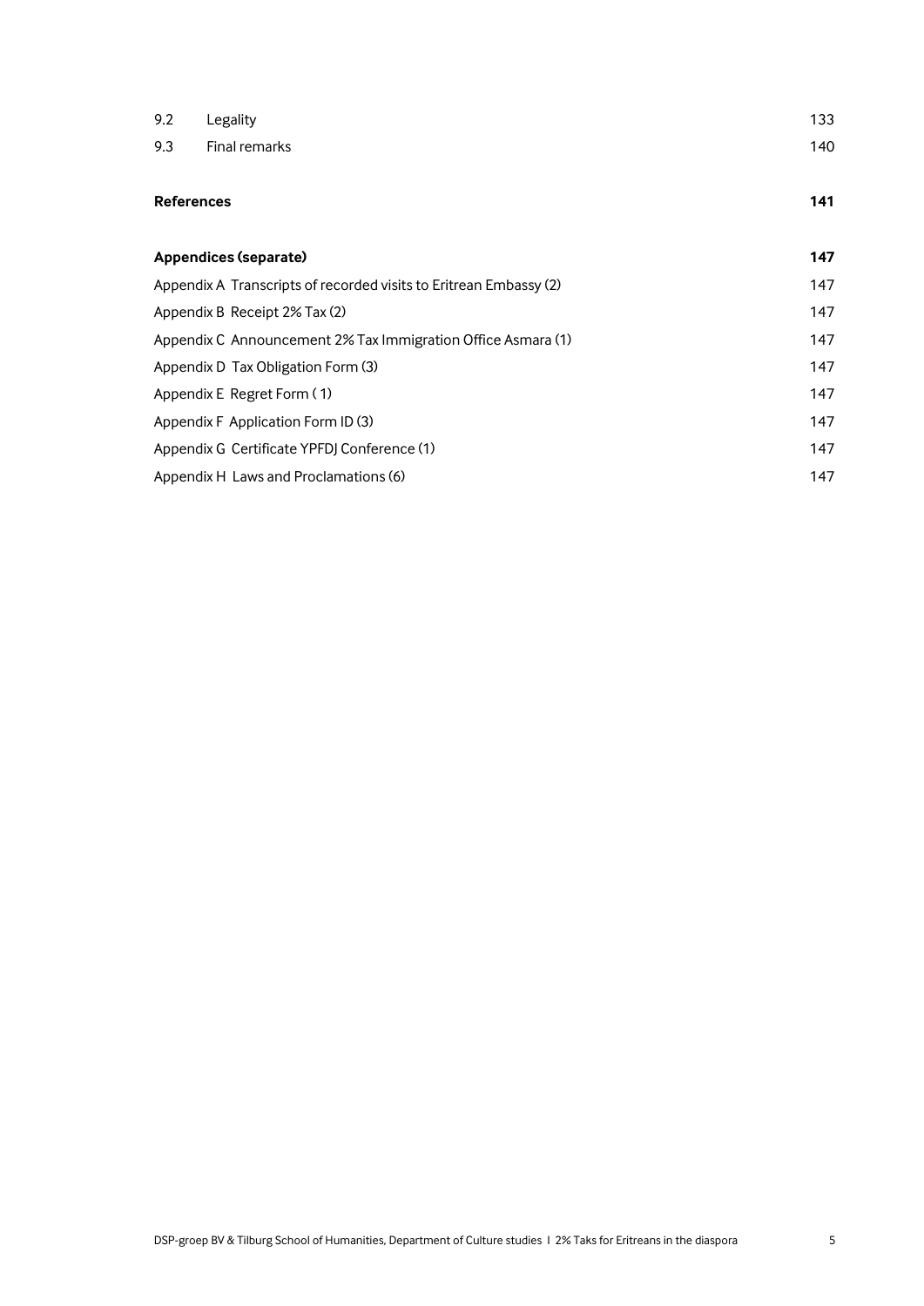| | | |
|---|---|---|
| 9.2 | Legality | 133 |
| 9.3 | Final remarks | 140 |

**References** **141**

**Appendices (separate)** **147**

| | |
|---|---|
| Appendix A Transcripts of recorded visits to Eritrean Embassy (2) | 147 |
| Appendix B Receipt 2% Tax (2) | 147 |
| Appendix C Announcement 2% Tax Immigration Office Asmara (1) | 147 |
| Appendix D Tax Obligation Form (3) | 147 |
| Appendix E Regret Form ( 1) | 147 |
| Appendix F Application Form ID (3) | 147 |
| Appendix G Certificate YPFDJ Conference (1) | 147 |
| Appendix H Laws and Proclamations (6) | 147 |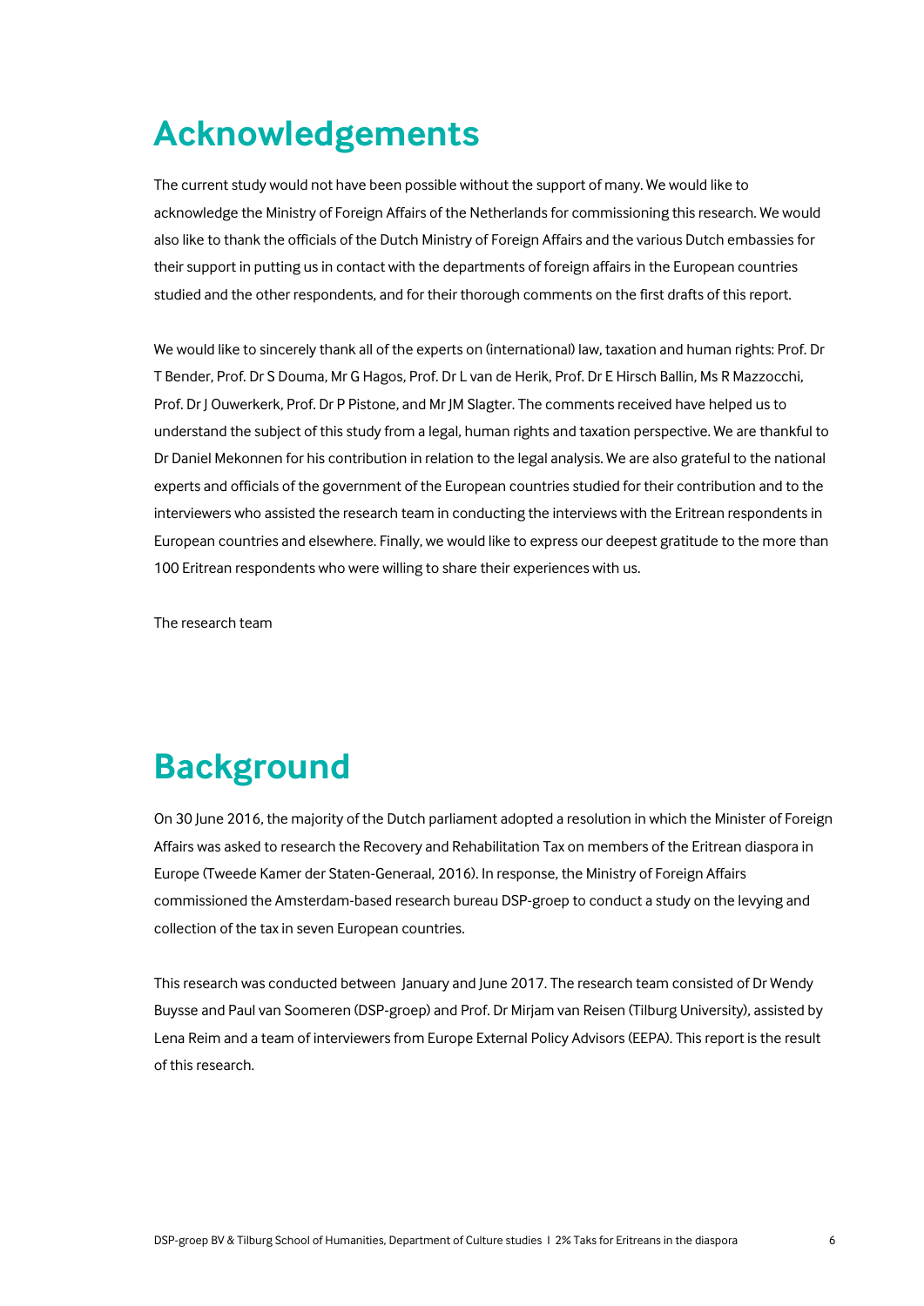# Acknowledgements

The current study would not have been possible without the support of many. We would like to acknowledge the Ministry of Foreign Affairs of the Netherlands for commissioning this research. We would also like to thank the officials of the Dutch Ministry of Foreign Affairs and the various Dutch embassies for their support in putting us in contact with the departments of foreign affairs in the European countries studied and the other respondents, and for their thorough comments on the first drafts of this report.

We would like to sincerely thank all of the experts on (international) law, taxation and human rights: Prof. Dr T Bender, Prof. Dr S Douma, Mr G Hagos, Prof. Dr L van de Herik, Prof. Dr E Hirsch Ballin, Ms R Mazzocchi, Prof. Dr J Ouwerkerk, Prof. Dr P Pistone, and Mr JM Slagter. The comments received have helped us to understand the subject of this study from a legal, human rights and taxation perspective. We are thankful to Dr Daniel Mekonnen for his contribution in relation to the legal analysis. We are also grateful to the national experts and officials of the government of the European countries studied for their contribution and to the interviewers who assisted the research team in conducting the interviews with the Eritrean respondents in European countries and elsewhere. Finally, we would like to express our deepest gratitude to the more than 100 Eritrean respondents who were willing to share their experiences with us.

The research team

# Background

On 30 June 2016, the majority of the Dutch parliament adopted a resolution in which the Minister of Foreign Affairs was asked to research the Recovery and Rehabilitation Tax on members of the Eritrean diaspora in Europe (Tweede Kamer der Staten-Generaal, 2016). In response, the Ministry of Foreign Affairs commissioned the Amsterdam-based research bureau DSP-groep to conduct a study on the levying and collection of the tax in seven European countries.

This research was conducted between January and June 2017. The research team consisted of Dr Wendy Buysse and Paul van Soomeren (DSP-groep) and Prof. Dr Mirjam van Reisen (Tilburg University), assisted by Lena Reim and a team of interviewers from Europe External Policy Advisors (EEPA). This report is the result of this research.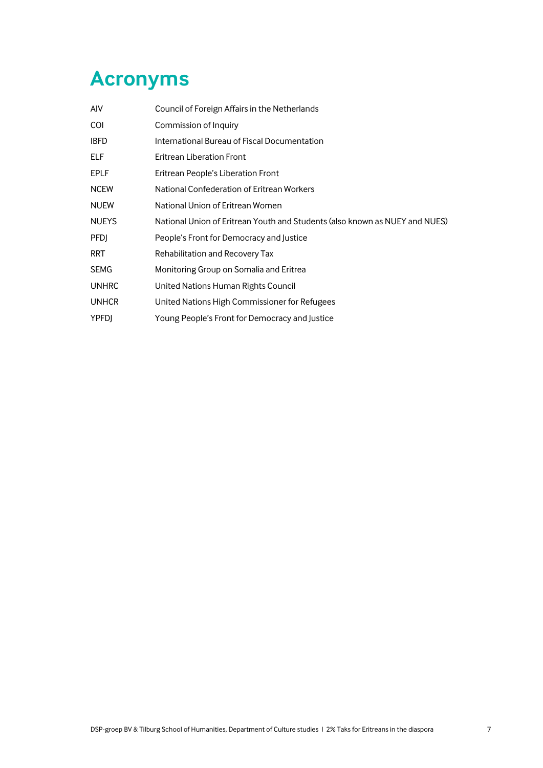# Acronyms

| | |
|---|---|
| AIV | Council of Foreign Affairs in the Netherlands |
| COI | Commission of Inquiry |
| IBFD | International Bureau of Fiscal Documentation |
| ELF | Eritrean Liberation Front |
| EPLF | Eritrean People's Liberation Front |
| NCEW | National Confederation of Eritrean Workers |
| NUEW | National Union of Eritrean Women |
| NUEYS | National Union of Eritrean Youth and Students (also known as NUEY and NUES) |
| PFDJ | People's Front for Democracy and Justice |
| RRT | Rehabilitation and Recovery Tax |
| SEMG | Monitoring Group on Somalia and Eritrea |
| UNHRC | United Nations Human Rights Council |
| UNHCR | United Nations High Commissioner for Refugees |
| YPFDJ | Young People's Front for Democracy and Justice |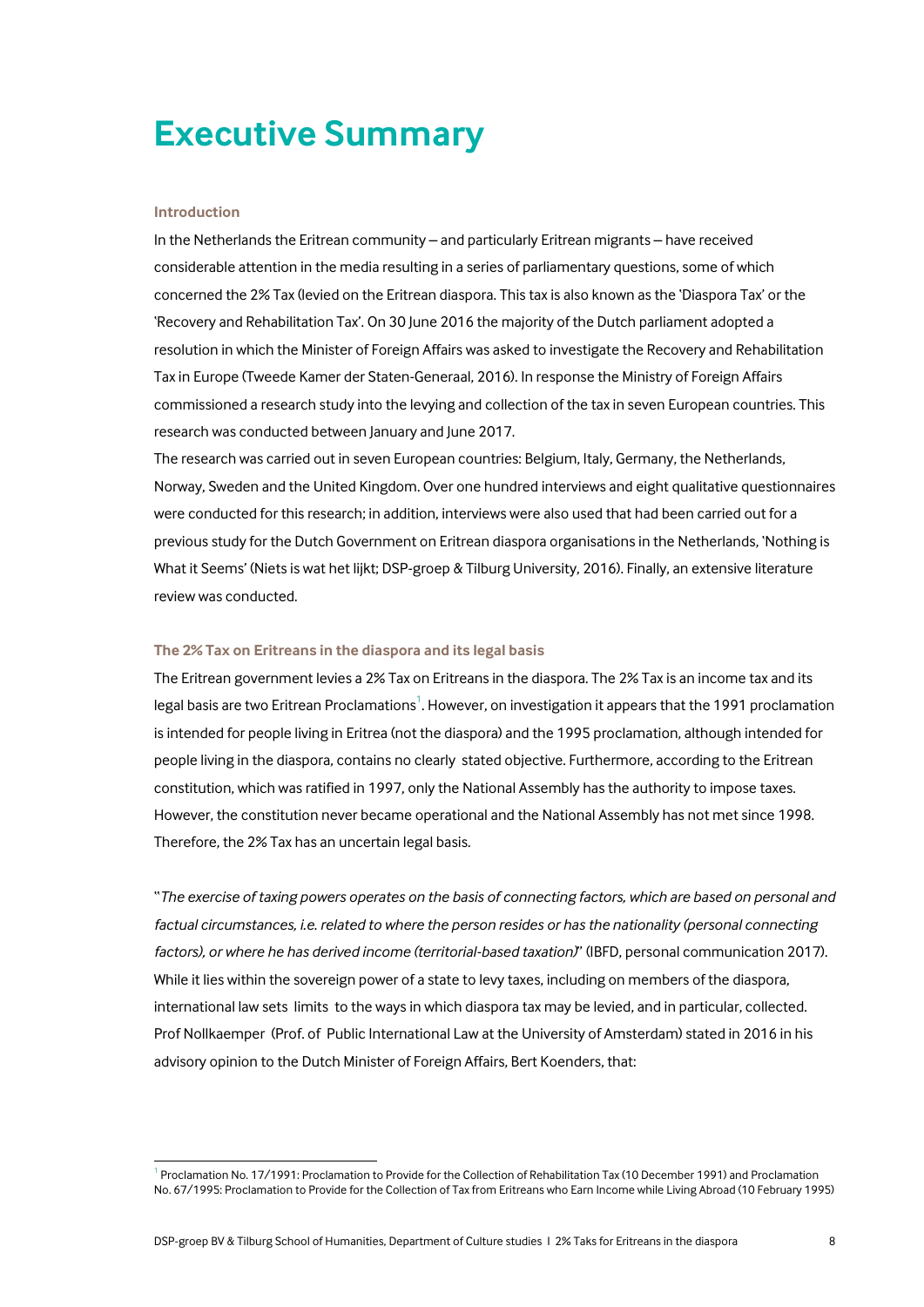# Executive Summary

### Introduction

In the Netherlands the Eritrean community – and particularly Eritrean migrants – have received considerable attention in the media resulting in a series of parliamentary questions, some of which concerned the 2% Tax (levied on the Eritrean diaspora. This tax is also known as the 'Diaspora Tax' or the 'Recovery and Rehabilitation Tax'. On 30 June 2016 the majority of the Dutch parliament adopted a resolution in which the Minister of Foreign Affairs was asked to investigate the Recovery and Rehabilitation Tax in Europe (Tweede Kamer der Staten-Generaal, 2016). In response the Ministry of Foreign Affairs commissioned a research study into the levying and collection of the tax in seven European countries. This research was conducted between January and June 2017.

The research was carried out in seven European countries: Belgium, Italy, Germany, the Netherlands, Norway, Sweden and the United Kingdom. Over one hundred interviews and eight qualitative questionnaires were conducted for this research; in addition, interviews were also used that had been carried out for a previous study for the Dutch Government on Eritrean diaspora organisations in the Netherlands, 'Nothing is What it Seems' (Niets is wat het lijkt; DSP-groep & Tilburg University, 2016). Finally, an extensive literature review was conducted.

### The 2% Tax on Eritreans in the diaspora and its legal basis

The Eritrean government levies a 2% Tax on Eritreans in the diaspora. The 2% Tax is an income tax and its legal basis are two Eritrean Proclamations[1]. However, on investigation it appears that the 1991 proclamation is intended for people living in Eritrea (not the diaspora) and the 1995 proclamation, although intended for people living in the diaspora, contains no clearly stated objective. Furthermore, according to the Eritrean constitution, which was ratified in 1997, only the National Assembly has the authority to impose taxes. However, the constitution never became operational and the National Assembly has not met since 1998. Therefore, the 2% Tax has an uncertain legal basis.

"*The exercise of taxing powers operates on the basis of connecting factors, which are based on personal and factual circumstances, i.e. related to where the person resides or has the nationality (personal connecting factors), or where he has derived income (territorial-based taxation)*" (IBFD, personal communication 2017). While it lies within the sovereign power of a state to levy taxes, including on members of the diaspora, international law sets limits to the ways in which diaspora tax may be levied, and in particular, collected. Prof Nollkaemper (Prof. of Public International Law at the University of Amsterdam) stated in 2016 in his advisory opinion to the Dutch Minister of Foreign Affairs, Bert Koenders, that:

---

[1] Proclamation No. 17/1991: Proclamation to Provide for the Collection of Rehabilitation Tax (10 December 1991) and Proclamation No. 67/1995: Proclamation to Provide for the Collection of Tax from Eritreans who Earn Income while Living Abroad (10 February 1995)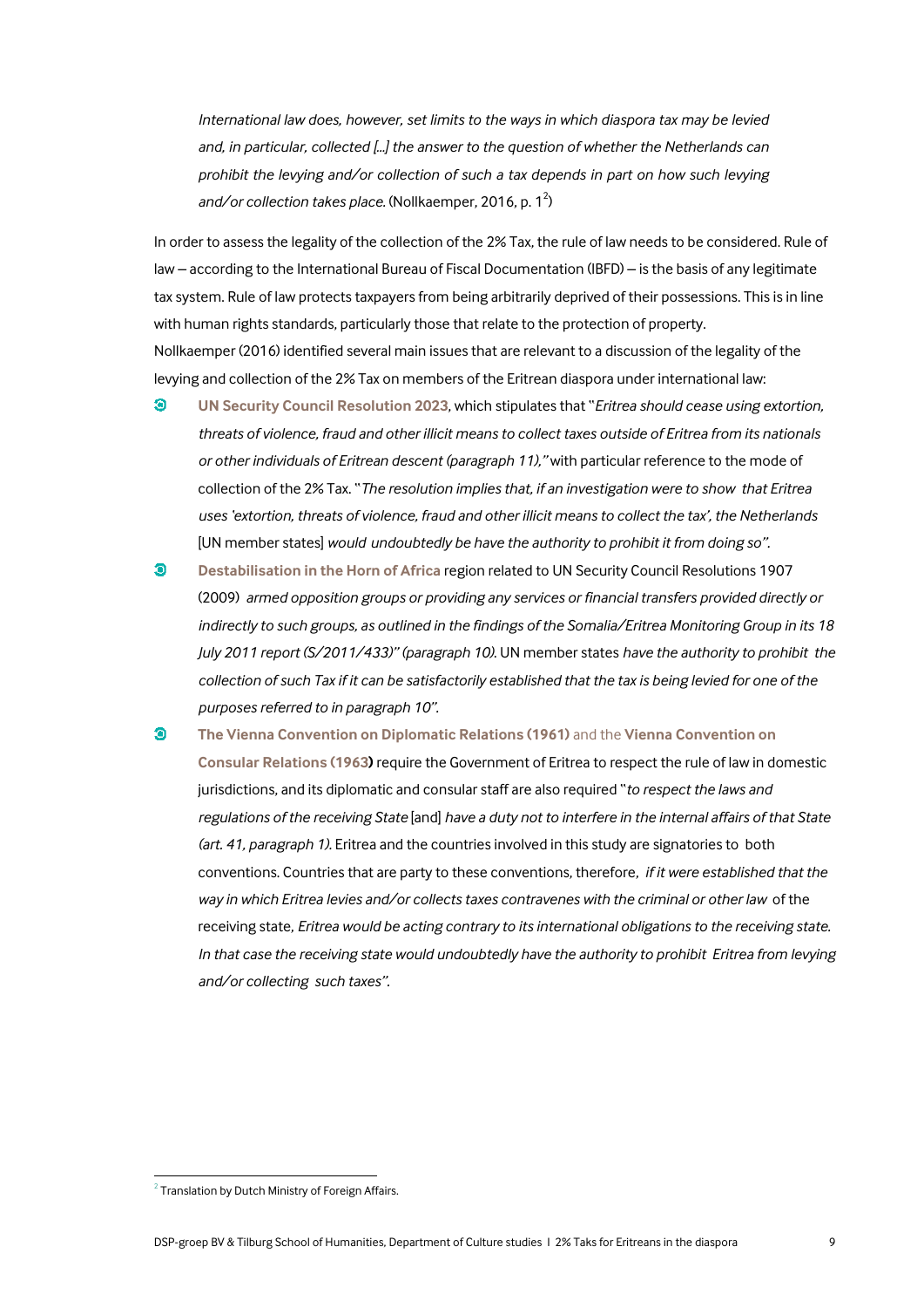> *International law does, however, set limits to the ways in which diaspora tax may be levied and, in particular, collected [...] the answer to the question of whether the Netherlands can prohibit the levying and/or collection of such a tax depends in part on how such levying and/or collection takes place.* (Nollkaemper, 2016, p. 1[2])

In order to assess the legality of the collection of the 2% Tax, the rule of law needs to be considered. Rule of law – according to the International Bureau of Fiscal Documentation (IBFD) – is the basis of any legitimate tax system. Rule of law protects taxpayers from being arbitrarily deprived of their possessions. This is in line with human rights standards, particularly those that relate to the protection of property.
Nollkaemper (2016) identified several main issues that are relevant to a discussion of the legality of the levying and collection of the 2% Tax on members of the Eritrean diaspora under international law:

- **UN Security Council Resolution 2023**, which stipulates that "*Eritrea should cease using extortion, threats of violence, fraud and other illicit means to collect taxes outside of Eritrea from its nationals or other individuals of Eritrean descent (paragraph 11),"* with particular reference to the mode of collection of the 2% Tax. "*The resolution implies that, if an investigation were to show that Eritrea uses 'extortion, threats of violence, fraud and other illicit means to collect the tax', the Netherlands* [UN member states] *would undoubtedly be have the authority to prohibit it from doing so".*
- **Destabilisation in the Horn of Africa** region related to UN Security Council Resolutions 1907 (2009) *armed opposition groups or providing any services or financial transfers provided directly or indirectly to such groups, as outlined in the findings of the Somalia/Eritrea Monitoring Group in its 18 July 2011 report (S/2011/433)" (paragraph 10).* UN member states *have the authority to prohibit the collection of such Tax if it can be satisfactorily established that the tax is being levied for one of the purposes referred to in paragraph 10".*
- **The Vienna Convention on Diplomatic Relations (1961)** and the **Vienna Convention on Consular Relations (1963)** require the Government of Eritrea to respect the rule of law in domestic jurisdictions, and its diplomatic and consular staff are also required "*to respect the laws and regulations of the receiving State* [and] *have a duty not to interfere in the internal affairs of that State (art. 41, paragraph 1).* Eritrea and the countries involved in this study are signatories to both conventions. Countries that are party to these conventions, therefore, *if it were established that the way in which Eritrea levies and/or collects taxes contravenes with the criminal or other law* of the receiving state, *Eritrea would be acting contrary to its international obligations to the receiving state. In that case the receiving state would undoubtedly have the authority to prohibit Eritrea from levying and/or collecting such taxes".*

[2] Translation by Dutch Ministry of Foreign Affairs.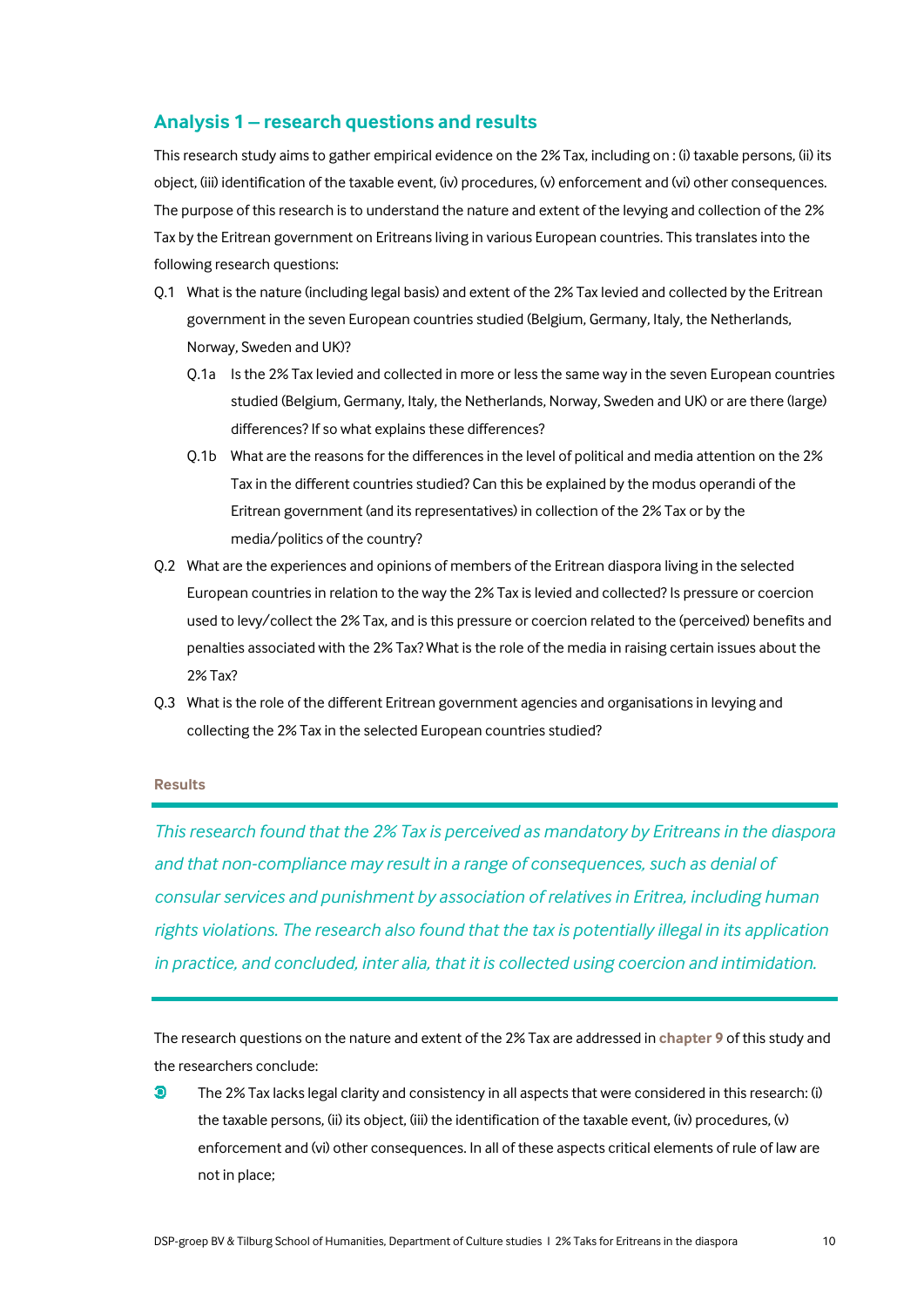## Analysis 1 – research questions and results

This research study aims to gather empirical evidence on the 2% Tax, including on : (i) taxable persons, (ii) its object, (iii) identification of the taxable event, (iv) procedures, (v) enforcement and (vi) other consequences. The purpose of this research is to understand the nature and extent of the levying and collection of the 2% Tax by the Eritrean government on Eritreans living in various European countries. This translates into the following research questions:

- Q.1 What is the nature (including legal basis) and extent of the 2% Tax levied and collected by the Eritrean government in the seven European countries studied (Belgium, Germany, Italy, the Netherlands, Norway, Sweden and UK)?
  - Q.1a Is the 2% Tax levied and collected in more or less the same way in the seven European countries studied (Belgium, Germany, Italy, the Netherlands, Norway, Sweden and UK) or are there (large) differences? If so what explains these differences?
  - Q.1b What are the reasons for the differences in the level of political and media attention on the 2% Tax in the different countries studied? Can this be explained by the modus operandi of the Eritrean government (and its representatives) in collection of the 2% Tax or by the media/politics of the country?
- Q.2 What are the experiences and opinions of members of the Eritrean diaspora living in the selected European countries in relation to the way the 2% Tax is levied and collected? Is pressure or coercion used to levy/collect the 2% Tax, and is this pressure or coercion related to the (perceived) benefits and penalties associated with the 2% Tax? What is the role of the media in raising certain issues about the 2% Tax?
- Q.3 What is the role of the different Eritrean government agencies and organisations in levying and collecting the 2% Tax in the selected European countries studied?

**Results**

*This research found that the 2% Tax is perceived as mandatory by Eritreans in the diaspora and that non-compliance may result in a range of consequences, such as denial of consular services and punishment by association of relatives in Eritrea, including human rights violations. The research also found that the tax is potentially illegal in its application in practice, and concluded, inter alia, that it is collected using coercion and intimidation.*

The research questions on the nature and extent of the 2% Tax are addressed in **chapter 9** of this study and the researchers conclude:

- The 2% Tax lacks legal clarity and consistency in all aspects that were considered in this research: (i) the taxable persons, (ii) its object, (iii) the identification of the taxable event, (iv) procedures, (v) enforcement and (vi) other consequences. In all of these aspects critical elements of rule of law are not in place;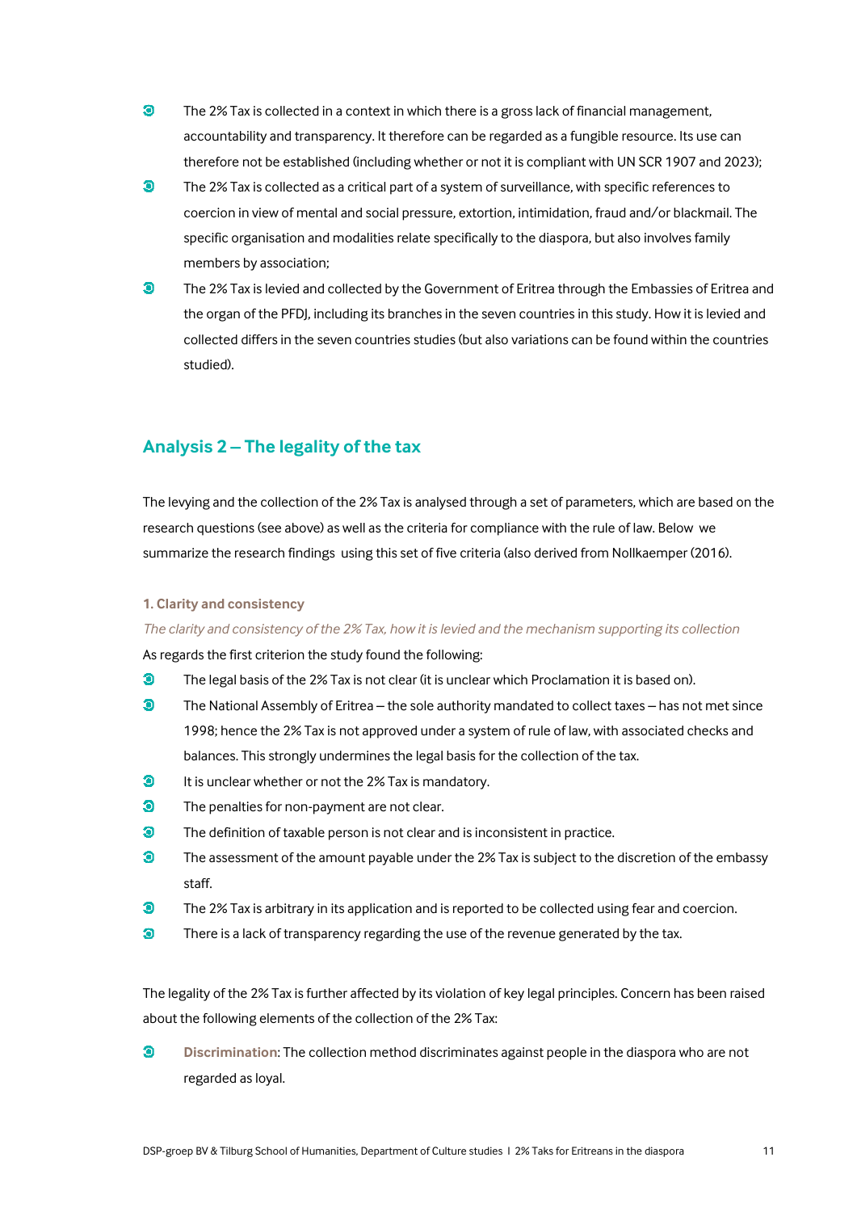- The 2% Tax is collected in a context in which there is a gross lack of financial management, accountability and transparency. It therefore can be regarded as a fungible resource. Its use can therefore not be established (including whether or not it is compliant with UN SCR 1907 and 2023);
- The 2% Tax is collected as a critical part of a system of surveillance, with specific references to coercion in view of mental and social pressure, extortion, intimidation, fraud and/or blackmail. The specific organisation and modalities relate specifically to the diaspora, but also involves family members by association;
- The 2% Tax is levied and collected by the Government of Eritrea through the Embassies of Eritrea and the organ of the PFDJ, including its branches in the seven countries in this study. How it is levied and collected differs in the seven countries studies (but also variations can be found within the countries studied).

## Analysis 2 – The legality of the tax

The levying and the collection of the 2% Tax is analysed through a set of parameters, which are based on the research questions (see above) as well as the criteria for compliance with the rule of law. Below we summarize the research findings using this set of five criteria (also derived from Nollkaemper (2016).

#### 1. Clarity and consistency

*The clarity and consistency of the 2% Tax, how it is levied and the mechanism supporting its collection*

As regards the first criterion the study found the following:

- The legal basis of the 2% Tax is not clear (it is unclear which Proclamation it is based on).
- The National Assembly of Eritrea – the sole authority mandated to collect taxes – has not met since 1998; hence the 2% Tax is not approved under a system of rule of law, with associated checks and balances. This strongly undermines the legal basis for the collection of the tax.
- It is unclear whether or not the 2% Tax is mandatory.
- The penalties for non-payment are not clear.
- The definition of taxable person is not clear and is inconsistent in practice.
- The assessment of the amount payable under the 2% Tax is subject to the discretion of the embassy staff.
- The 2% Tax is arbitrary in its application and is reported to be collected using fear and coercion.
- There is a lack of transparency regarding the use of the revenue generated by the tax.

The legality of the 2% Tax is further affected by its violation of key legal principles. Concern has been raised about the following elements of the collection of the 2% Tax:

- **Discrimination**: The collection method discriminates against people in the diaspora who are not regarded as loyal.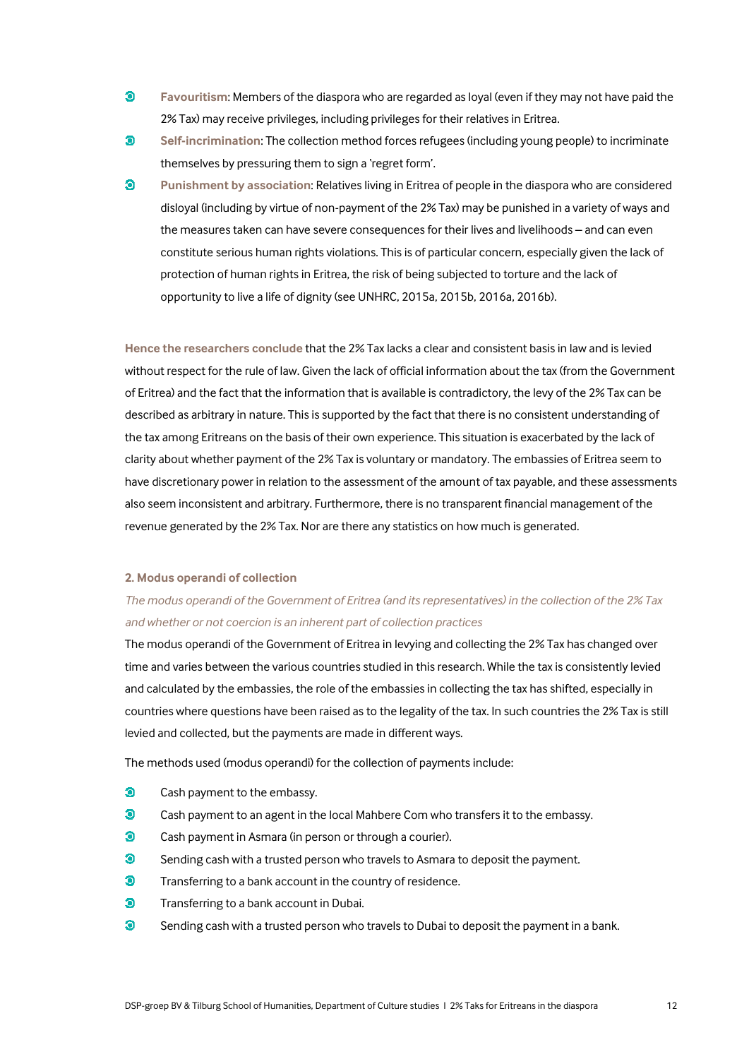- **Favouritism**: Members of the diaspora who are regarded as loyal (even if they may not have paid the 2% Tax) may receive privileges, including privileges for their relatives in Eritrea.
- **Self-incrimination**: The collection method forces refugees (including young people) to incriminate themselves by pressuring them to sign a 'regret form'.
- **Punishment by association**: Relatives living in Eritrea of people in the diaspora who are considered disloyal (including by virtue of non-payment of the 2% Tax) may be punished in a variety of ways and the measures taken can have severe consequences for their lives and livelihoods – and can even constitute serious human rights violations. This is of particular concern, especially given the lack of protection of human rights in Eritrea, the risk of being subjected to torture and the lack of opportunity to live a life of dignity (see UNHRC, 2015a, 2015b, 2016a, 2016b).

**Hence the researchers conclude** that the 2% Tax lacks a clear and consistent basis in law and is levied without respect for the rule of law. Given the lack of official information about the tax (from the Government of Eritrea) and the fact that the information that is available is contradictory, the levy of the 2% Tax can be described as arbitrary in nature. This is supported by the fact that there is no consistent understanding of the tax among Eritreans on the basis of their own experience. This situation is exacerbated by the lack of clarity about whether payment of the 2% Tax is voluntary or mandatory. The embassies of Eritrea seem to have discretionary power in relation to the assessment of the amount of tax payable, and these assessments also seem inconsistent and arbitrary. Furthermore, there is no transparent financial management of the revenue generated by the 2% Tax. Nor are there any statistics on how much is generated.

#### 2. Modus operandi of collection

*The modus operandi of the Government of Eritrea (and its representatives) in the collection of the 2% Tax and whether or not coercion is an inherent part of collection practices*

The modus operandi of the Government of Eritrea in levying and collecting the 2% Tax has changed over time and varies between the various countries studied in this research. While the tax is consistently levied and calculated by the embassies, the role of the embassies in collecting the tax has shifted, especially in countries where questions have been raised as to the legality of the tax. In such countries the 2% Tax is still levied and collected, but the payments are made in different ways.

The methods used (modus operandi) for the collection of payments include:

- Cash payment to the embassy.
- Cash payment to an agent in the local Mahbere Com who transfers it to the embassy.
- Cash payment in Asmara (in person or through a courier).
- Sending cash with a trusted person who travels to Asmara to deposit the payment.
- Transferring to a bank account in the country of residence.
- Transferring to a bank account in Dubai.
- Sending cash with a trusted person who travels to Dubai to deposit the payment in a bank.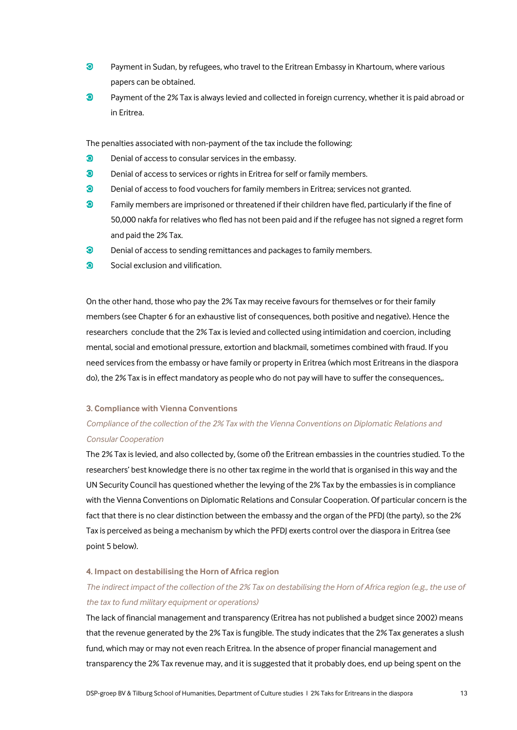- Payment in Sudan, by refugees, who travel to the Eritrean Embassy in Khartoum, where various papers can be obtained.
- Payment of the 2% Tax is always levied and collected in foreign currency, whether it is paid abroad or in Eritrea.

The penalties associated with non-payment of the tax include the following:

- Denial of access to consular services in the embassy.
- Denial of access to services or rights in Eritrea for self or family members.
- Denial of access to food vouchers for family members in Eritrea; services not granted.
- Family members are imprisoned or threatened if their children have fled, particularly if the fine of 50,000 nakfa for relatives who fled has not been paid and if the refugee has not signed a regret form and paid the 2% Tax.
- Denial of access to sending remittances and packages to family members.
- Social exclusion and vilification.

On the other hand, those who pay the 2% Tax may receive favours for themselves or for their family members (see Chapter 6 for an exhaustive list of consequences, both positive and negative). Hence the researchers conclude that the 2% Tax is levied and collected using intimidation and coercion, including mental, social and emotional pressure, extortion and blackmail, sometimes combined with fraud. If you need services from the embassy or have family or property in Eritrea (which most Eritreans in the diaspora do), the 2% Tax is in effect mandatory as people who do not pay will have to suffer the consequences,.

#### 3. Compliance with Vienna Conventions

*Compliance of the collection of the 2% Tax with the Vienna Conventions on Diplomatic Relations and Consular Cooperation*

The 2% Tax is levied, and also collected by, (some of) the Eritrean embassies in the countries studied. To the researchers' best knowledge there is no other tax regime in the world that is organised in this way and the UN Security Council has questioned whether the levying of the 2% Tax by the embassies is in compliance with the Vienna Conventions on Diplomatic Relations and Consular Cooperation. Of particular concern is the fact that there is no clear distinction between the embassy and the organ of the PFDJ (the party), so the 2% Tax is perceived as being a mechanism by which the PFDJ exerts control over the diaspora in Eritrea (see point 5 below).

#### 4. Impact on destabilising the Horn of Africa region

*The indirect impact of the collection of the 2% Tax on destabilising the Horn of Africa region (e.g., the use of the tax to fund military equipment or operations)*

The lack of financial management and transparency (Eritrea has not published a budget since 2002) means that the revenue generated by the 2% Tax is fungible. The study indicates that the 2% Tax generates a slush fund, which may or may not even reach Eritrea. In the absence of proper financial management and transparency the 2% Tax revenue may, and it is suggested that it probably does, end up being spent on the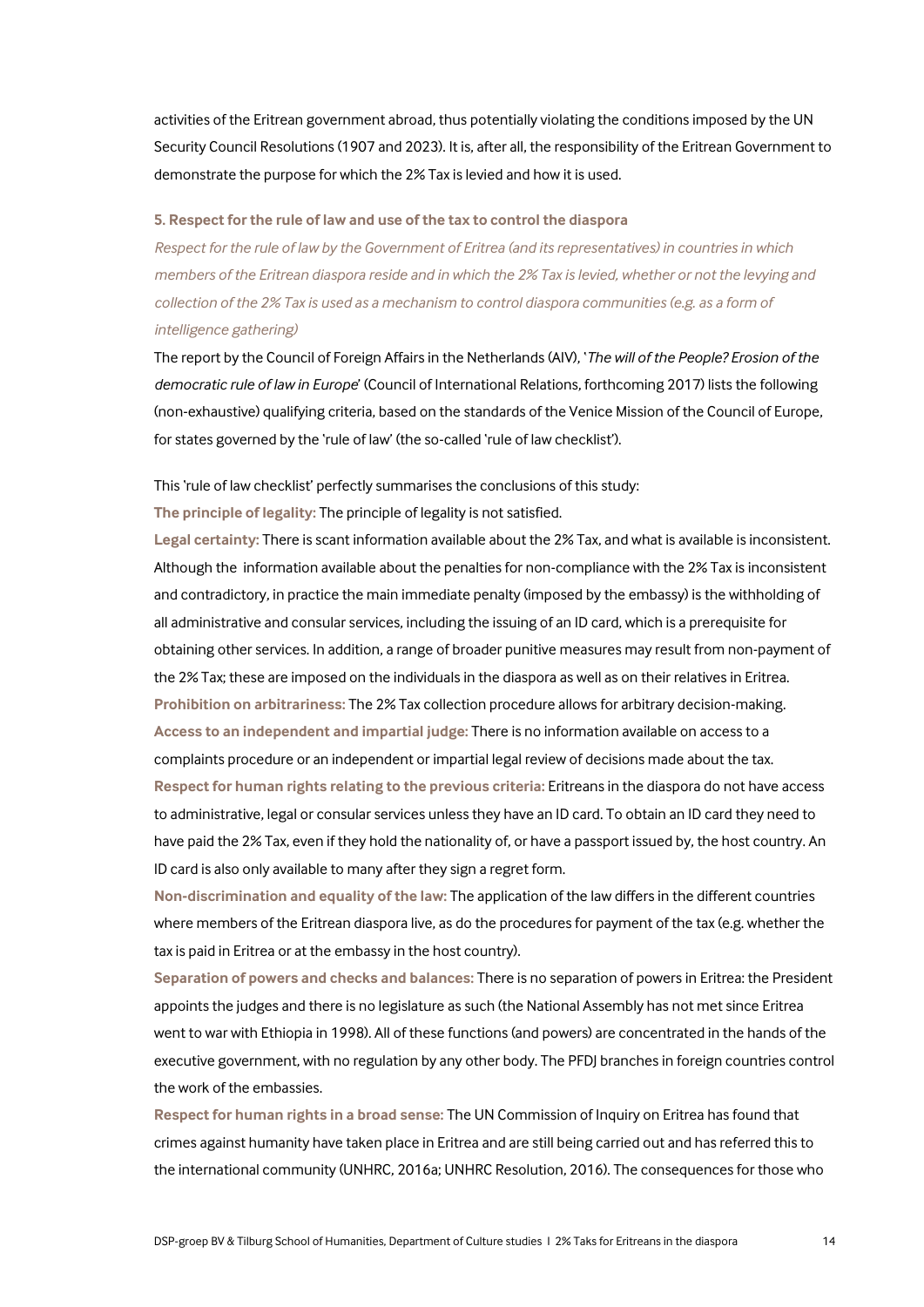activities of the Eritrean government abroad, thus potentially violating the conditions imposed by the UN Security Council Resolutions (1907 and 2023). It is, after all, the responsibility of the Eritrean Government to demonstrate the purpose for which the 2% Tax is levied and how it is used.

### 5. Respect for the rule of law and use of the tax to control the diaspora

*Respect for the rule of law by the Government of Eritrea (and its representatives) in countries in which members of the Eritrean diaspora reside and in which the 2% Tax is levied, whether or not the levying and collection of the 2% Tax is used as a mechanism to control diaspora communities (e.g. as a form of intelligence gathering)*

The report by the Council of Foreign Affairs in the Netherlands (AIV), '*The will of the People? Erosion of the democratic rule of law in Europe*' (Council of International Relations, forthcoming 2017) lists the following (non-exhaustive) qualifying criteria, based on the standards of the Venice Mission of the Council of Europe, for states governed by the 'rule of law' (the so-called 'rule of law checklist').

This 'rule of law checklist' perfectly summarises the conclusions of this study:

**The principle of legality:** The principle of legality is not satisfied.

**Legal certainty:** There is scant information available about the 2% Tax, and what is available is inconsistent. Although the information available about the penalties for non-compliance with the 2% Tax is inconsistent and contradictory, in practice the main immediate penalty (imposed by the embassy) is the withholding of all administrative and consular services, including the issuing of an ID card, which is a prerequisite for obtaining other services. In addition, a range of broader punitive measures may result from non-payment of the 2% Tax; these are imposed on the individuals in the diaspora as well as on their relatives in Eritrea.

**Prohibition on arbitrariness:** The 2% Tax collection procedure allows for arbitrary decision-making.

**Access to an independent and impartial judge:** There is no information available on access to a complaints procedure or an independent or impartial legal review of decisions made about the tax.

**Respect for human rights relating to the previous criteria:** Eritreans in the diaspora do not have access to administrative, legal or consular services unless they have an ID card. To obtain an ID card they need to have paid the 2% Tax, even if they hold the nationality of, or have a passport issued by, the host country. An ID card is also only available to many after they sign a regret form.

**Non-discrimination and equality of the law:** The application of the law differs in the different countries where members of the Eritrean diaspora live, as do the procedures for payment of the tax (e.g. whether the tax is paid in Eritrea or at the embassy in the host country).

**Separation of powers and checks and balances:** There is no separation of powers in Eritrea: the President appoints the judges and there is no legislature as such (the National Assembly has not met since Eritrea went to war with Ethiopia in 1998). All of these functions (and powers) are concentrated in the hands of the executive government, with no regulation by any other body. The PFDJ branches in foreign countries control the work of the embassies.

**Respect for human rights in a broad sense:** The UN Commission of Inquiry on Eritrea has found that crimes against humanity have taken place in Eritrea and are still being carried out and has referred this to the international community (UNHRC, 2016a; UNHRC Resolution, 2016). The consequences for those who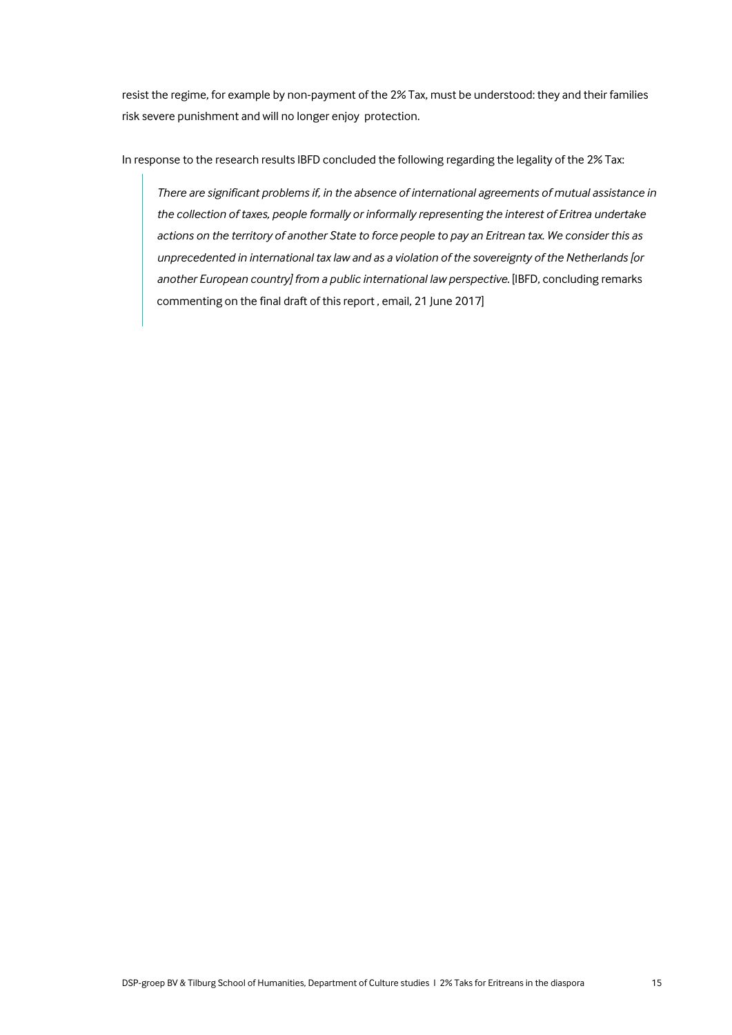resist the regime, for example by non-payment of the 2% Tax, must be understood: they and their families risk severe punishment and will no longer enjoy protection.

In response to the research results IBFD concluded the following regarding the legality of the 2% Tax:

> *There are significant problems if, in the absence of international agreements of mutual assistance in the collection of taxes, people formally or informally representing the interest of Eritrea undertake actions on the territory of another State to force people to pay an Eritrean tax. We consider this as unprecedented in international tax law and as a violation of the sovereignty of the Netherlands [or another European country] from a public international law perspective.* [IBFD, concluding remarks commenting on the final draft of this report , email, 21 June 2017]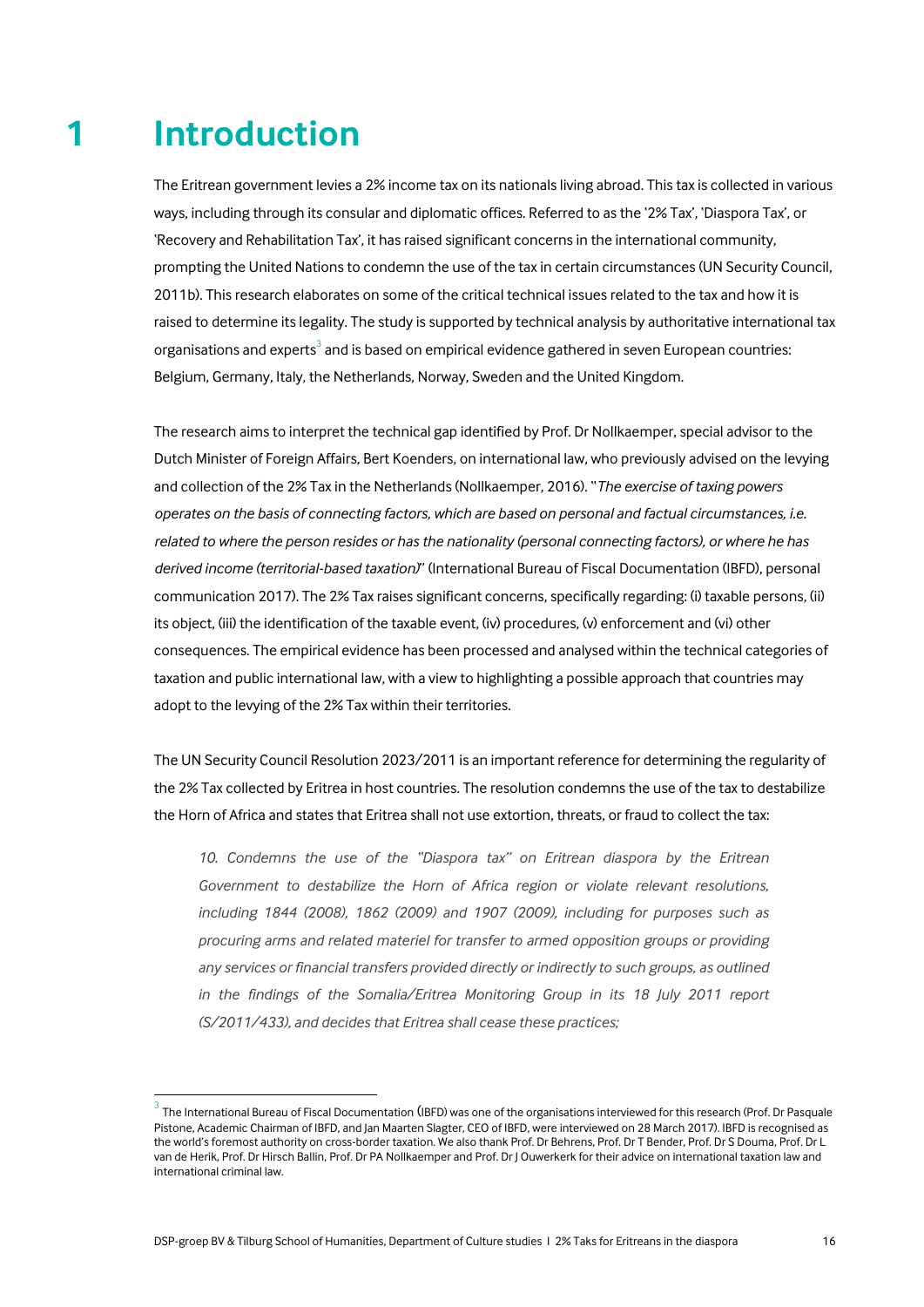# 1 Introduction

The Eritrean government levies a 2% income tax on its nationals living abroad. This tax is collected in various ways, including through its consular and diplomatic offices. Referred to as the '2% Tax', 'Diaspora Tax', or 'Recovery and Rehabilitation Tax', it has raised significant concerns in the international community, prompting the United Nations to condemn the use of the tax in certain circumstances (UN Security Council, 2011b). This research elaborates on some of the critical technical issues related to the tax and how it is raised to determine its legality. The study is supported by technical analysis by authoritative international tax organisations and experts[3] and is based on empirical evidence gathered in seven European countries: Belgium, Germany, Italy, the Netherlands, Norway, Sweden and the United Kingdom.

The research aims to interpret the technical gap identified by Prof. Dr Nollkaemper, special advisor to the Dutch Minister of Foreign Affairs, Bert Koenders, on international law, who previously advised on the levying and collection of the 2% Tax in the Netherlands (Nollkaemper, 2016). "*The exercise of taxing powers operates on the basis of connecting factors, which are based on personal and factual circumstances, i.e. related to where the person resides or has the nationality (personal connecting factors), or where he has derived income (territorial-based taxation)*" (International Bureau of Fiscal Documentation (IBFD), personal communication 2017). The 2% Tax raises significant concerns, specifically regarding: (i) taxable persons, (ii) its object, (iii) the identification of the taxable event, (iv) procedures, (v) enforcement and (vi) other consequences. The empirical evidence has been processed and analysed within the technical categories of taxation and public international law, with a view to highlighting a possible approach that countries may adopt to the levying of the 2% Tax within their territories.

The UN Security Council Resolution 2023/2011 is an important reference for determining the regularity of the 2% Tax collected by Eritrea in host countries. The resolution condemns the use of the tax to destabilize the Horn of Africa and states that Eritrea shall not use extortion, threats, or fraud to collect the tax:

> *10. Condemns the use of the "Diaspora tax" on Eritrean diaspora by the Eritrean Government to destabilize the Horn of Africa region or violate relevant resolutions, including 1844 (2008), 1862 (2009) and 1907 (2009), including for purposes such as procuring arms and related materiel for transfer to armed opposition groups or providing any services or financial transfers provided directly or indirectly to such groups, as outlined in the findings of the Somalia/Eritrea Monitoring Group in its 18 July 2011 report (S/2011/433), and decides that Eritrea shall cease these practices;*

---

[3] The International Bureau of Fiscal Documentation (IBFD) was one of the organisations interviewed for this research (Prof. Dr Pasquale Pistone, Academic Chairman of IBFD, and Jan Maarten Slagter, CEO of IBFD, were interviewed on 28 March 2017). IBFD is recognised as the world's foremost authority on cross-border taxation. We also thank Prof. Dr Behrens, Prof. Dr T Bender, Prof. Dr S Douma, Prof. Dr L van de Herik, Prof. Dr Hirsch Ballin, Prof. Dr PA Nollkaemper and Prof. Dr J Ouwerkerk for their advice on international taxation law and international criminal law.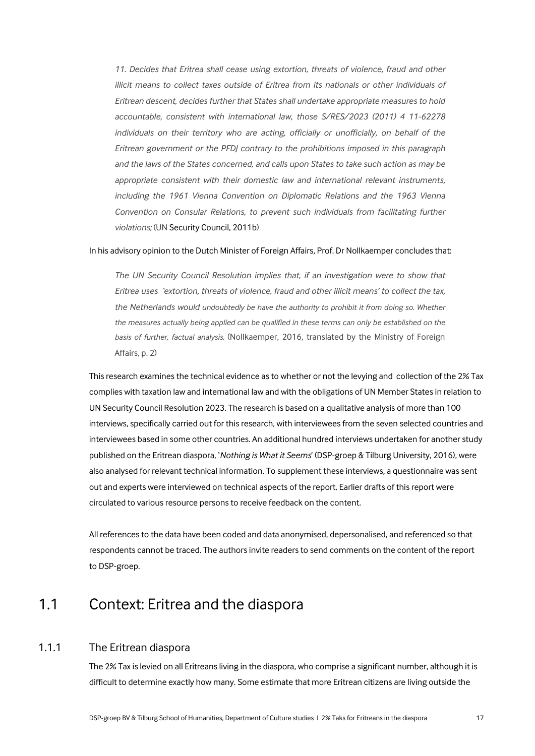> *11. Decides that Eritrea shall cease using extortion, threats of violence, fraud and other illicit means to collect taxes outside of Eritrea from its nationals or other individuals of Eritrean descent, decides further that States shall undertake appropriate measures to hold accountable, consistent with international law, those S/RES/2023 (2011) 4 11-62278 individuals on their territory who are acting, officially or unofficially, on behalf of the Eritrean government or the PFDJ contrary to the prohibitions imposed in this paragraph and the laws of the States concerned, and calls upon States to take such action as may be appropriate consistent with their domestic law and international relevant instruments, including the 1961 Vienna Convention on Diplomatic Relations and the 1963 Vienna Convention on Consular Relations, to prevent such individuals from facilitating further violations;* (UN Security Council, 2011b)

In his advisory opinion to the Dutch Minister of Foreign Affairs, Prof. Dr Nollkaemper concludes that:

> *The UN Security Council Resolution implies that, if an investigation were to show that Eritrea uses 'extortion, threats of violence, fraud and other illicit means' to collect the tax, the Netherlands would undoubtedly be have the authority to prohibit it from doing so. Whether the measures actually being applied can be qualified in these terms can only be established on the basis of further, factual analysis.* (Nollkaemper, 2016, translated by the Ministry of Foreign Affairs, p. 2)

This research examines the technical evidence as to whether or not the levying and collection of the 2% Tax complies with taxation law and international law and with the obligations of UN Member States in relation to UN Security Council Resolution 2023. The research is based on a qualitative analysis of more than 100 interviews, specifically carried out for this research, with interviewees from the seven selected countries and interviewees based in some other countries. An additional hundred interviews undertaken for another study published on the Eritrean diaspora, '*Nothing is What it Seems*' (DSP-groep & Tilburg University, 2016), were also analysed for relevant technical information. To supplement these interviews, a questionnaire was sent out and experts were interviewed on technical aspects of the report. Earlier drafts of this report were circulated to various resource persons to receive feedback on the content.

All references to the data have been coded and data anonymised, depersonalised, and referenced so that respondents cannot be traced. The authors invite readers to send comments on the content of the report to DSP-groep.

## 1.1 Context: Eritrea and the diaspora

### 1.1.1 The Eritrean diaspora

The 2% Tax is levied on all Eritreans living in the diaspora, who comprise a significant number, although it is difficult to determine exactly how many. Some estimate that more Eritrean citizens are living outside the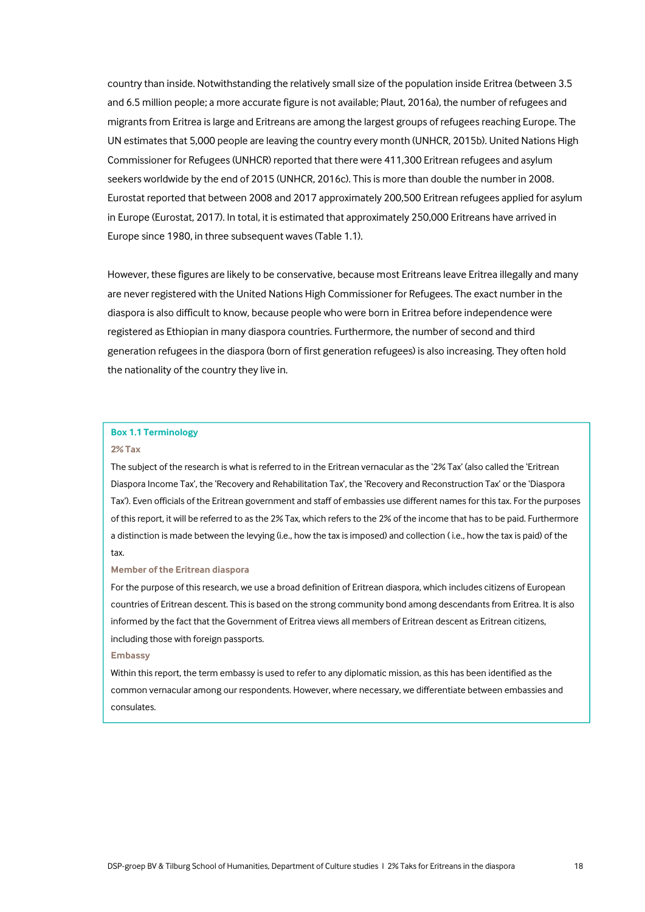country than inside. Notwithstanding the relatively small size of the population inside Eritrea (between 3.5 and 6.5 million people; a more accurate figure is not available; Plaut, 2016a), the number of refugees and migrants from Eritrea is large and Eritreans are among the largest groups of refugees reaching Europe. The UN estimates that 5,000 people are leaving the country every month (UNHCR, 2015b). United Nations High Commissioner for Refugees (UNHCR) reported that there were 411,300 Eritrean refugees and asylum seekers worldwide by the end of 2015 (UNHCR, 2016c). This is more than double the number in 2008. Eurostat reported that between 2008 and 2017 approximately 200,500 Eritrean refugees applied for asylum in Europe (Eurostat, 2017). In total, it is estimated that approximately 250,000 Eritreans have arrived in Europe since 1980, in three subsequent waves (Table 1.1).

However, these figures are likely to be conservative, because most Eritreans leave Eritrea illegally and many are never registered with the United Nations High Commissioner for Refugees. The exact number in the diaspora is also difficult to know, because people who were born in Eritrea before independence were registered as Ethiopian in many diaspora countries. Furthermore, the number of second and third generation refugees in the diaspora (born of first generation refugees) is also increasing. They often hold the nationality of the country they live in.

**Box 1.1 Terminology**

**2% Tax**

The subject of the research is what is referred to in the Eritrean vernacular as the '2% Tax' (also called the 'Eritrean Diaspora Income Tax', the 'Recovery and Rehabilitation Tax', the 'Recovery and Reconstruction Tax' or the 'Diaspora Tax'). Even officials of the Eritrean government and staff of embassies use different names for this tax. For the purposes of this report, it will be referred to as the 2% Tax, which refers to the 2% of the income that has to be paid. Furthermore a distinction is made between the levying (i.e., how the tax is imposed) and collection ( i.e., how the tax is paid) of the tax.

**Member of the Eritrean diaspora**

For the purpose of this research, we use a broad definition of Eritrean diaspora, which includes citizens of European countries of Eritrean descent. This is based on the strong community bond among descendants from Eritrea. It is also informed by the fact that the Government of Eritrea views all members of Eritrean descent as Eritrean citizens, including those with foreign passports.

**Embassy**

Within this report, the term embassy is used to refer to any diplomatic mission, as this has been identified as the common vernacular among our respondents. However, where necessary, we differentiate between embassies and consulates.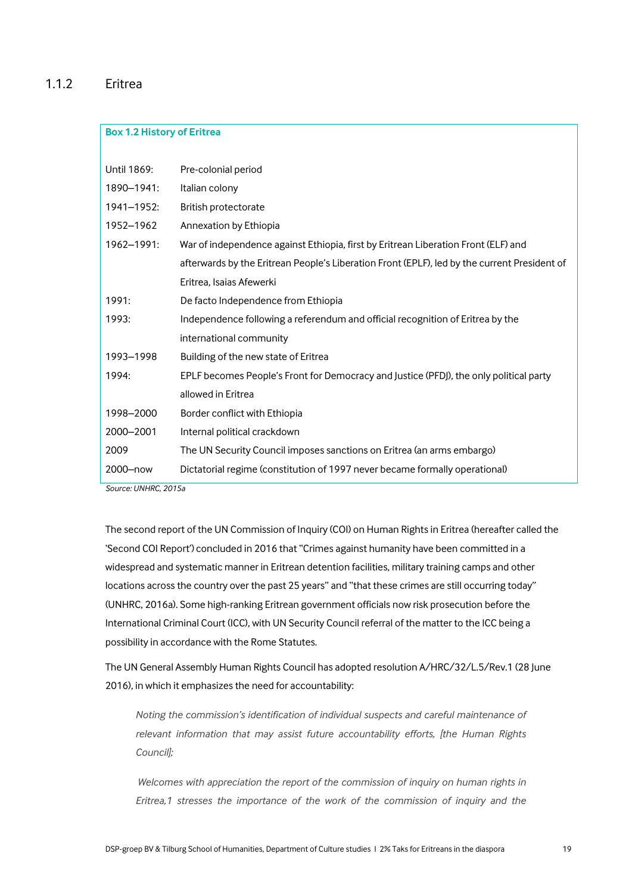### 1.1.2 Eritrea

**Box 1.2 History of Eritrea**

| | |
|---|---|
| Until 1869: | Pre-colonial period |
| 1890–1941: | Italian colony |
| 1941–1952: | British protectorate |
| 1952–1962 | Annexation by Ethiopia |
| 1962–1991: | War of independence against Ethiopia, first by Eritrean Liberation Front (ELF) and afterwards by the Eritrean People's Liberation Front (EPLF), led by the current President of Eritrea, Isaias Afewerki |
| 1991: | De facto Independence from Ethiopia |
| 1993: | Independence following a referendum and official recognition of Eritrea by the international community |
| 1993–1998 | Building of the new state of Eritrea |
| 1994: | EPLF becomes People's Front for Democracy and Justice (PFDJ), the only political party allowed in Eritrea |
| 1998–2000 | Border conflict with Ethiopia |
| 2000–2001 | Internal political crackdown |
| 2009 | The UN Security Council imposes sanctions on Eritrea (an arms embargo) |
| 2000–now | Dictatorial regime (constitution of 1997 never became formally operational) |

*Source: UNHRC, 2015a*

The second report of the UN Commission of Inquiry (COI) on Human Rights in Eritrea (hereafter called the 'Second COI Report') concluded in 2016 that "Crimes against humanity have been committed in a widespread and systematic manner in Eritrean detention facilities, military training camps and other locations across the country over the past 25 years" and "that these crimes are still occurring today" (UNHRC, 2016a). Some high-ranking Eritrean government officials now risk prosecution before the International Criminal Court (ICC), with UN Security Council referral of the matter to the ICC being a possibility in accordance with the Rome Statutes.

The UN General Assembly Human Rights Council has adopted resolution A/HRC/32/L.5/Rev.1 (28 June 2016), in which it emphasizes the need for accountability:

> *Noting the commission's identification of individual suspects and careful maintenance of relevant information that may assist future accountability efforts, [the Human Rights Council];*
>
> *Welcomes with appreciation the report of the commission of inquiry on human rights in Eritrea,1 stresses the importance of the work of the commission of inquiry and the*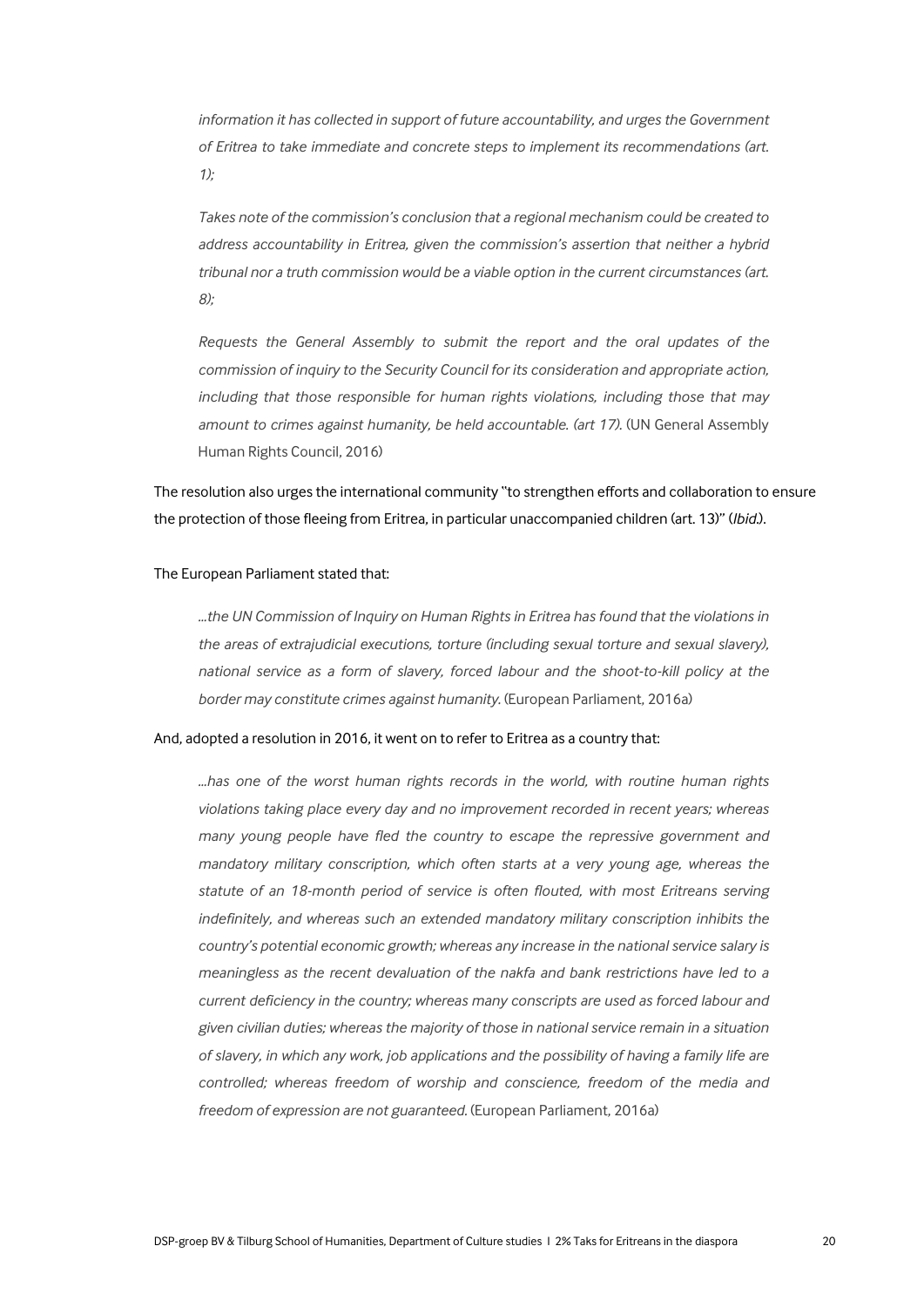> *information it has collected in support of future accountability, and urges the Government of Eritrea to take immediate and concrete steps to implement its recommendations (art. 1);*
>
> *Takes note of the commission's conclusion that a regional mechanism could be created to address accountability in Eritrea, given the commission's assertion that neither a hybrid tribunal nor a truth commission would be a viable option in the current circumstances (art. 8);*
>
> *Requests the General Assembly to submit the report and the oral updates of the commission of inquiry to the Security Council for its consideration and appropriate action, including that those responsible for human rights violations, including those that may amount to crimes against humanity, be held accountable. (art 17).* (UN General Assembly Human Rights Council, 2016)

The resolution also urges the international community "to strengthen efforts and collaboration to ensure the protection of those fleeing from Eritrea, in particular unaccompanied children (art. 13)" (*Ibid.*).

The European Parliament stated that:

> *...the UN Commission of Inquiry on Human Rights in Eritrea has found that the violations in the areas of extrajudicial executions, torture (including sexual torture and sexual slavery), national service as a form of slavery, forced labour and the shoot-to-kill policy at the border may constitute crimes against humanity.* (European Parliament, 2016a)

And, adopted a resolution in 2016, it went on to refer to Eritrea as a country that:

> *...has one of the worst human rights records in the world, with routine human rights violations taking place every day and no improvement recorded in recent years; whereas many young people have fled the country to escape the repressive government and mandatory military conscription, which often starts at a very young age, whereas the statute of an 18-month period of service is often flouted, with most Eritreans serving indefinitely, and whereas such an extended mandatory military conscription inhibits the country's potential economic growth; whereas any increase in the national service salary is meaningless as the recent devaluation of the nakfa and bank restrictions have led to a current deficiency in the country; whereas many conscripts are used as forced labour and given civilian duties; whereas the majority of those in national service remain in a situation of slavery, in which any work, job applications and the possibility of having a family life are controlled; whereas freedom of worship and conscience, freedom of the media and freedom of expression are not guaranteed.* (European Parliament, 2016a)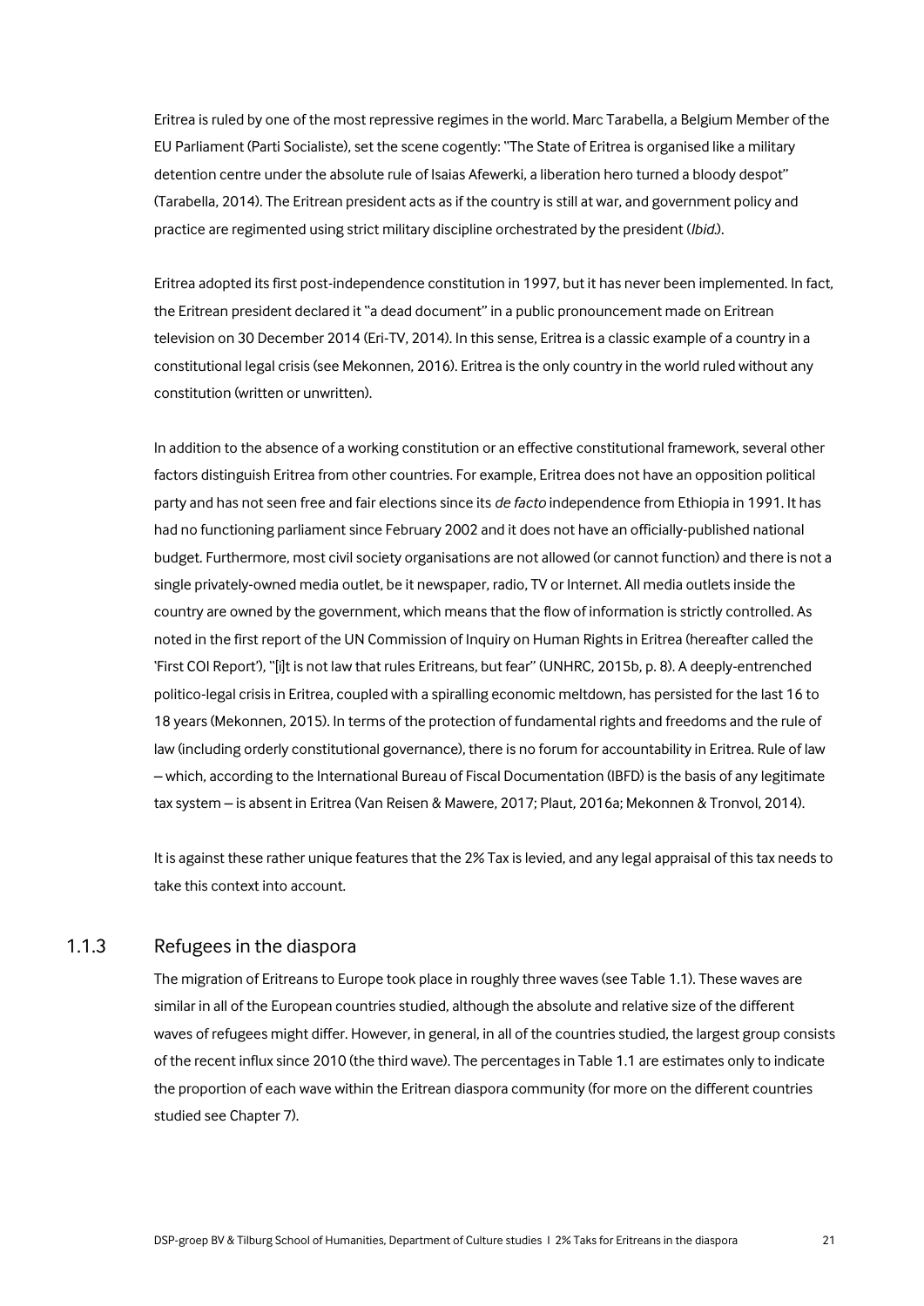Eritrea is ruled by one of the most repressive regimes in the world. Marc Tarabella, a Belgium Member of the EU Parliament (Parti Socialiste), set the scene cogently: "The State of Eritrea is organised like a military detention centre under the absolute rule of Isaias Afewerki, a liberation hero turned a bloody despot" (Tarabella, 2014). The Eritrean president acts as if the country is still at war, and government policy and practice are regimented using strict military discipline orchestrated by the president (*Ibid.*).

Eritrea adopted its first post-independence constitution in 1997, but it has never been implemented. In fact, the Eritrean president declared it "a dead document" in a public pronouncement made on Eritrean television on 30 December 2014 (Eri-TV, 2014). In this sense, Eritrea is a classic example of a country in a constitutional legal crisis (see Mekonnen, 2016). Eritrea is the only country in the world ruled without any constitution (written or unwritten).

In addition to the absence of a working constitution or an effective constitutional framework, several other factors distinguish Eritrea from other countries. For example, Eritrea does not have an opposition political party and has not seen free and fair elections since its *de facto* independence from Ethiopia in 1991. It has had no functioning parliament since February 2002 and it does not have an officially-published national budget. Furthermore, most civil society organisations are not allowed (or cannot function) and there is not a single privately-owned media outlet, be it newspaper, radio, TV or Internet. All media outlets inside the country are owned by the government, which means that the flow of information is strictly controlled. As noted in the first report of the UN Commission of Inquiry on Human Rights in Eritrea (hereafter called the 'First COI Report'), "[i]t is not law that rules Eritreans, but fear" (UNHRC, 2015b, p. 8). A deeply-entrenched politico-legal crisis in Eritrea, coupled with a spiralling economic meltdown, has persisted for the last 16 to 18 years (Mekonnen, 2015). In terms of the protection of fundamental rights and freedoms and the rule of law (including orderly constitutional governance), there is no forum for accountability in Eritrea. Rule of law – which, according to the International Bureau of Fiscal Documentation (IBFD) is the basis of any legitimate tax system – is absent in Eritrea (Van Reisen & Mawere, 2017; Plaut, 2016a; Mekonnen & Tronvol, 2014).

It is against these rather unique features that the 2% Tax is levied, and any legal appraisal of this tax needs to take this context into account.

### 1.1.3 Refugees in the diaspora

The migration of Eritreans to Europe took place in roughly three waves (see Table 1.1). These waves are similar in all of the European countries studied, although the absolute and relative size of the different waves of refugees might differ. However, in general, in all of the countries studied, the largest group consists of the recent influx since 2010 (the third wave). The percentages in Table 1.1 are estimates only to indicate the proportion of each wave within the Eritrean diaspora community (for more on the different countries studied see Chapter 7).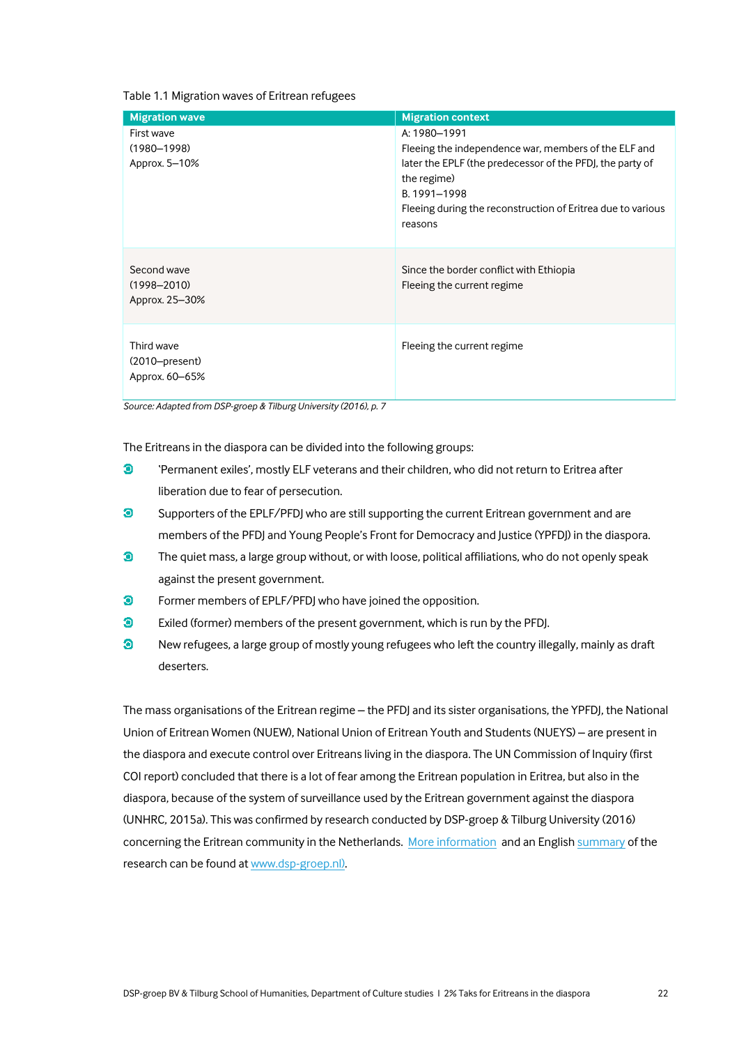Table 1.1 Migration waves of Eritrean refugees

| Migration wave | Migration context |
| --- | --- |
| First wave<br>(1980–1998)<br>Approx. 5–10% | A: 1980–1991<br>Fleeing the independence war, members of the ELF and later the EPLF (the predecessor of the PFDJ, the party of the regime)<br>B. 1991–1998<br>Fleeing during the reconstruction of Eritrea due to various reasons |
| Second wave<br>(1998–2010)<br>Approx. 25–30% | Since the border conflict with Ethiopia<br>Fleeing the current regime |
| Third wave<br>(2010–present)<br>Approx. 60–65% | Fleeing the current regime |

*Source: Adapted from DSP-groep & Tilburg University (2016), p. 7*

The Eritreans in the diaspora can be divided into the following groups:

- 'Permanent exiles', mostly ELF veterans and their children, who did not return to Eritrea after liberation due to fear of persecution.
- Supporters of the EPLF/PFDJ who are still supporting the current Eritrean government and are members of the PFDJ and Young People's Front for Democracy and Justice (YPFDJ) in the diaspora.
- The quiet mass, a large group without, or with loose, political affiliations, who do not openly speak against the present government.
- Former members of EPLF/PFDJ who have joined the opposition.
- Exiled (former) members of the present government, which is run by the PFDJ.
- New refugees, a large group of mostly young refugees who left the country illegally, mainly as draft deserters.

The mass organisations of the Eritrean regime – the PFDJ and its sister organisations, the YPFDJ, the National Union of Eritrean Women (NUEW), National Union of Eritrean Youth and Students (NUEYS) – are present in the diaspora and execute control over Eritreans living in the diaspora. The UN Commission of Inquiry (first COI report) concluded that there is a lot of fear among the Eritrean population in Eritrea, but also in the diaspora, because of the system of surveillance used by the Eritrean government against the diaspora (UNHRC, 2015a). This was confirmed by research conducted by DSP-groep & Tilburg University (2016) concerning the Eritrean community in the Netherlands. More information and an English summary of the research can be found at www.dsp-groep.nl).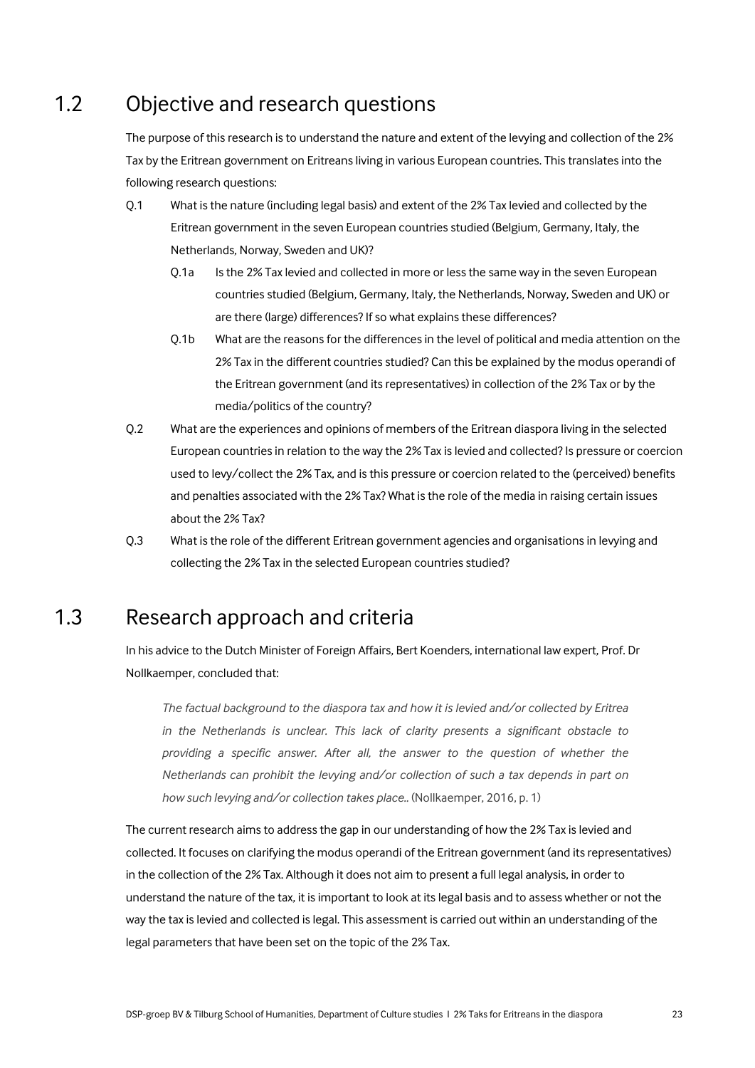## 1.2 Objective and research questions

The purpose of this research is to understand the nature and extent of the levying and collection of the 2% Tax by the Eritrean government on Eritreans living in various European countries. This translates into the following research questions:

- Q.1 What is the nature (including legal basis) and extent of the 2% Tax levied and collected by the Eritrean government in the seven European countries studied (Belgium, Germany, Italy, the Netherlands, Norway, Sweden and UK)?
  - Q.1a Is the 2% Tax levied and collected in more or less the same way in the seven European countries studied (Belgium, Germany, Italy, the Netherlands, Norway, Sweden and UK) or are there (large) differences? If so what explains these differences?
  - Q.1b What are the reasons for the differences in the level of political and media attention on the 2% Tax in the different countries studied? Can this be explained by the modus operandi of the Eritrean government (and its representatives) in collection of the 2% Tax or by the media/politics of the country?
- Q.2 What are the experiences and opinions of members of the Eritrean diaspora living in the selected European countries in relation to the way the 2% Tax is levied and collected? Is pressure or coercion used to levy/collect the 2% Tax, and is this pressure or coercion related to the (perceived) benefits and penalties associated with the 2% Tax? What is the role of the media in raising certain issues about the 2% Tax?
- Q.3 What is the role of the different Eritrean government agencies and organisations in levying and collecting the 2% Tax in the selected European countries studied?

## 1.3 Research approach and criteria

In his advice to the Dutch Minister of Foreign Affairs, Bert Koenders, international law expert, Prof. Dr Nollkaemper, concluded that:

> *The factual background to the diaspora tax and how it is levied and/or collected by Eritrea in the Netherlands is unclear. This lack of clarity presents a significant obstacle to providing a specific answer. After all, the answer to the question of whether the Netherlands can prohibit the levying and/or collection of such a tax depends in part on how such levying and/or collection takes place..* (Nollkaemper, 2016, p. 1)

The current research aims to address the gap in our understanding of how the 2% Tax is levied and collected. It focuses on clarifying the modus operandi of the Eritrean government (and its representatives) in the collection of the 2% Tax. Although it does not aim to present a full legal analysis, in order to understand the nature of the tax, it is important to look at its legal basis and to assess whether or not the way the tax is levied and collected is legal. This assessment is carried out within an understanding of the legal parameters that have been set on the topic of the 2% Tax.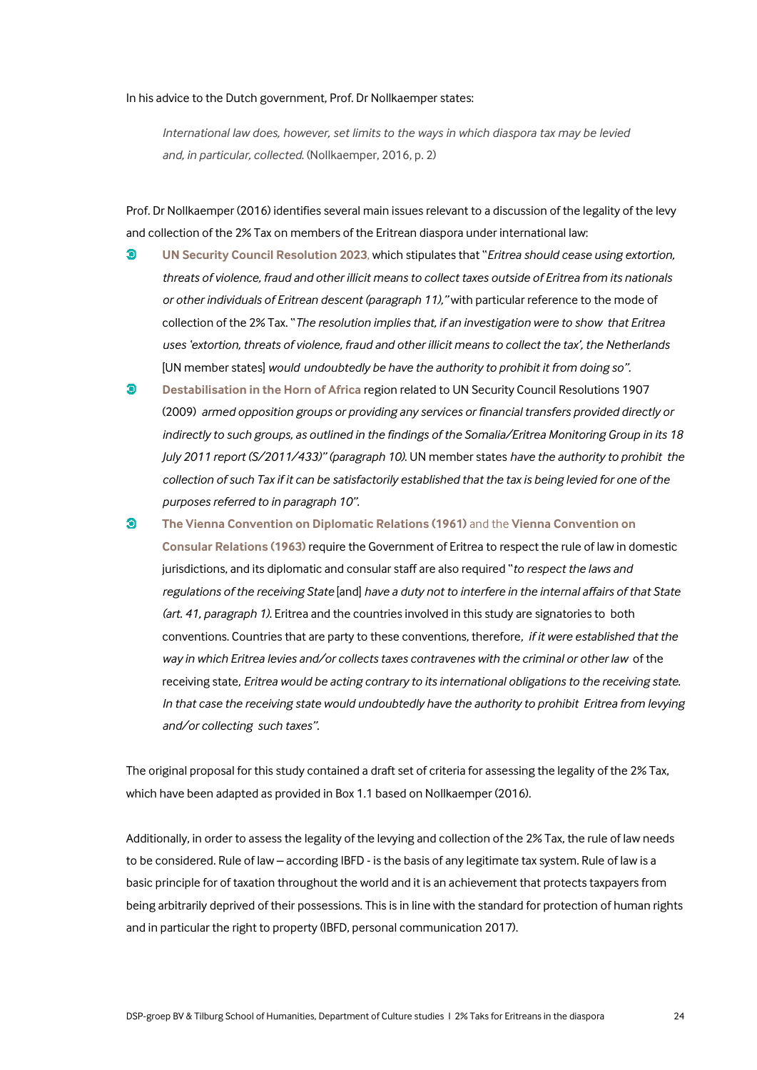In his advice to the Dutch government, Prof. Dr Nollkaemper states:

> *International law does, however, set limits to the ways in which diaspora tax may be levied and, in particular, collected.* (Nollkaemper, 2016, p. 2)

Prof. Dr Nollkaemper (2016) identifies several main issues relevant to a discussion of the legality of the levy and collection of the 2% Tax on members of the Eritrean diaspora under international law:

- **UN Security Council Resolution 2023**, which stipulates that "*Eritrea should cease using extortion, threats of violence, fraud and other illicit means to collect taxes outside of Eritrea from its nationals or other individuals of Eritrean descent (paragraph 11),"* with particular reference to the mode of collection of the 2% Tax. "*The resolution implies that, if an investigation were to show that Eritrea uses 'extortion, threats of violence, fraud and other illicit means to collect the tax', the Netherlands* [UN member states] *would undoubtedly be have the authority to prohibit it from doing so".*
- **Destabilisation in the Horn of Africa** region related to UN Security Council Resolutions 1907 (2009) *armed opposition groups or providing any services or financial transfers provided directly or indirectly to such groups, as outlined in the findings of the Somalia/Eritrea Monitoring Group in its 18 July 2011 report (S/2011/433)" (paragraph 10).* UN member states *have the authority to prohibit the collection of such Tax if it can be satisfactorily established that the tax is being levied for one of the purposes referred to in paragraph 10".*
- **The Vienna Convention on Diplomatic Relations (1961)** and the **Vienna Convention on Consular Relations (1963)** require the Government of Eritrea to respect the rule of law in domestic jurisdictions, and its diplomatic and consular staff are also required "*to respect the laws and regulations of the receiving State* [and] *have a duty not to interfere in the internal affairs of that State (art. 41, paragraph 1).* Eritrea and the countries involved in this study are signatories to both conventions. Countries that are party to these conventions, therefore, *if it were established that the way in which Eritrea levies and/or collects taxes contravenes with the criminal or other law* of the receiving state, *Eritrea would be acting contrary to its international obligations to the receiving state. In that case the receiving state would undoubtedly have the authority to prohibit Eritrea from levying and/or collecting such taxes".*

The original proposal for this study contained a draft set of criteria for assessing the legality of the 2% Tax, which have been adapted as provided in Box 1.1 based on Nollkaemper (2016).

Additionally, in order to assess the legality of the levying and collection of the 2% Tax, the rule of law needs to be considered. Rule of law – according IBFD - is the basis of any legitimate tax system. Rule of law is a basic principle for of taxation throughout the world and it is an achievement that protects taxpayers from being arbitrarily deprived of their possessions. This is in line with the standard for protection of human rights and in particular the right to property (IBFD, personal communication 2017).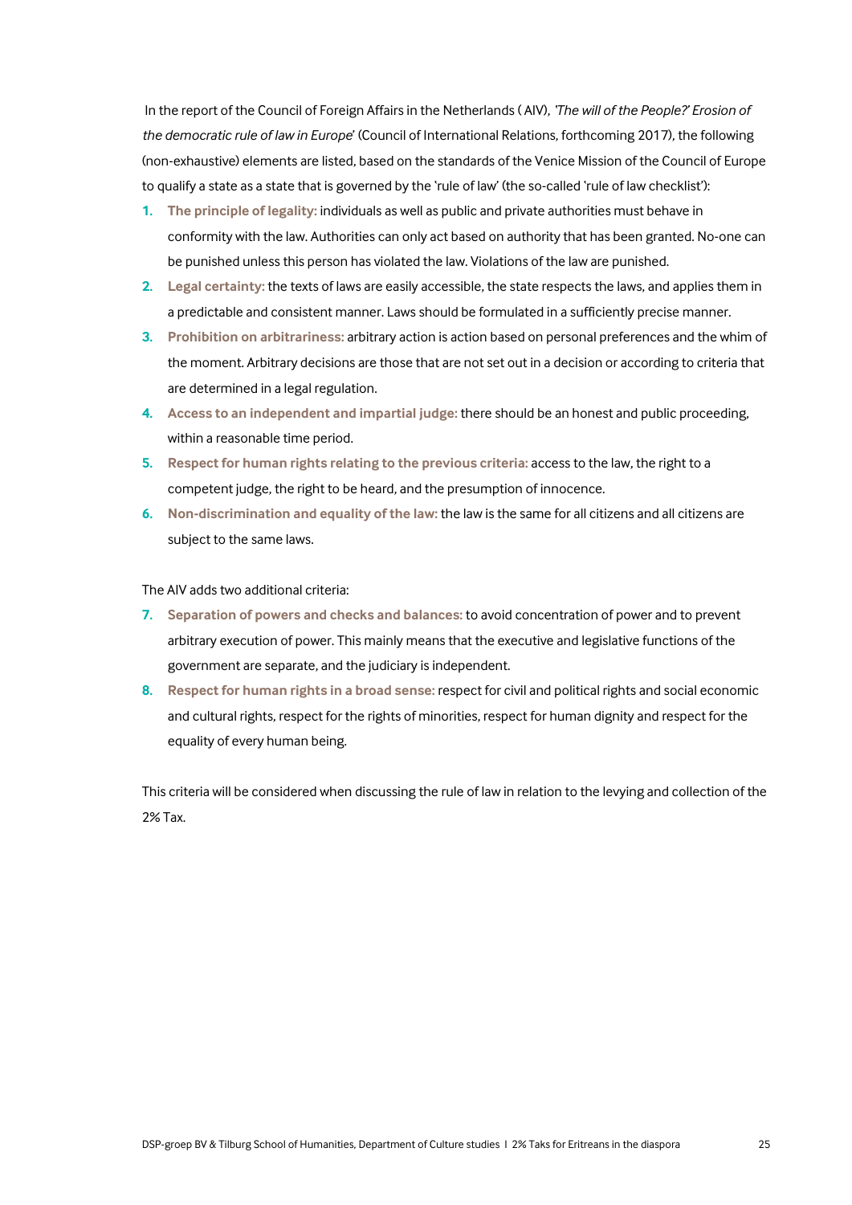In the report of the Council of Foreign Affairs in the Netherlands ( AIV), *'The will of the People?' Erosion of the democratic rule of law in Europe*' (Council of International Relations, forthcoming 2017), the following (non-exhaustive) elements are listed, based on the standards of the Venice Mission of the Council of Europe to qualify a state as a state that is governed by the 'rule of law' (the so-called 'rule of law checklist'):

1. **The principle of legality:** individuals as well as public and private authorities must behave in conformity with the law. Authorities can only act based on authority that has been granted. No-one can be punished unless this person has violated the law. Violations of the law are punished.
2. **Legal certainty:** the texts of laws are easily accessible, the state respects the laws, and applies them in a predictable and consistent manner. Laws should be formulated in a sufficiently precise manner.
3. **Prohibition on arbitrariness:** arbitrary action is action based on personal preferences and the whim of the moment. Arbitrary decisions are those that are not set out in a decision or according to criteria that are determined in a legal regulation.
4. **Access to an independent and impartial judge:** there should be an honest and public proceeding, within a reasonable time period.
5. **Respect for human rights relating to the previous criteria:** access to the law, the right to a competent judge, the right to be heard, and the presumption of innocence.
6. **Non-discrimination and equality of the law:** the law is the same for all citizens and all citizens are subject to the same laws.

The AIV adds two additional criteria:

7. **Separation of powers and checks and balances:** to avoid concentration of power and to prevent arbitrary execution of power. This mainly means that the executive and legislative functions of the government are separate, and the judiciary is independent.
8. **Respect for human rights in a broad sense:** respect for civil and political rights and social economic and cultural rights, respect for the rights of minorities, respect for human dignity and respect for the equality of every human being.

This criteria will be considered when discussing the rule of law in relation to the levying and collection of the 2% Tax.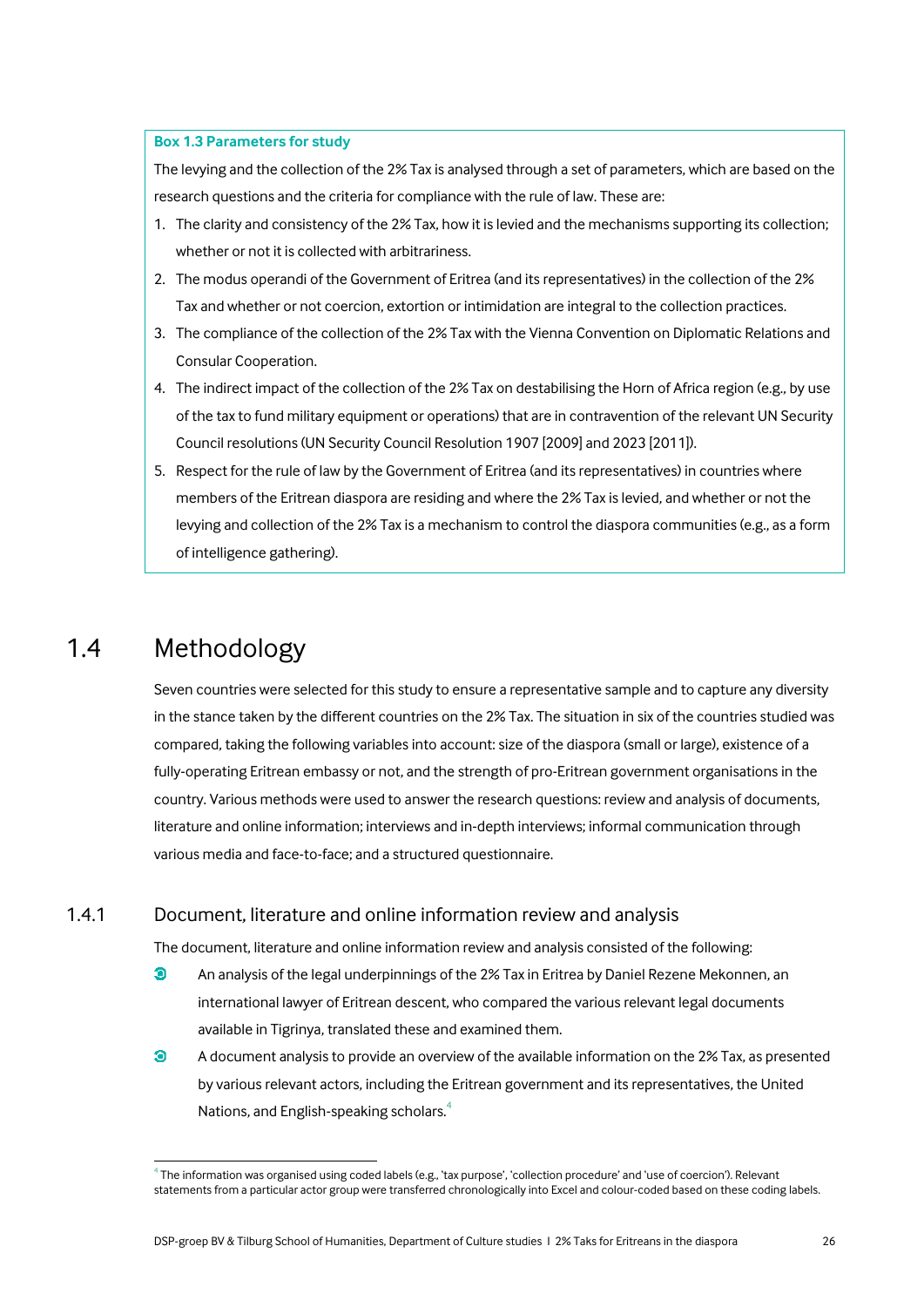**Box 1.3 Parameters for study**

The levying and the collection of the 2% Tax is analysed through a set of parameters, which are based on the research questions and the criteria for compliance with the rule of law. These are:

1. The clarity and consistency of the 2% Tax, how it is levied and the mechanisms supporting its collection; whether or not it is collected with arbitrariness.
2. The modus operandi of the Government of Eritrea (and its representatives) in the collection of the 2% Tax and whether or not coercion, extortion or intimidation are integral to the collection practices.
3. The compliance of the collection of the 2% Tax with the Vienna Convention on Diplomatic Relations and Consular Cooperation.
4. The indirect impact of the collection of the 2% Tax on destabilising the Horn of Africa region (e.g., by use of the tax to fund military equipment or operations) that are in contravention of the relevant UN Security Council resolutions (UN Security Council Resolution 1907 [2009] and 2023 [2011]).
5. Respect for the rule of law by the Government of Eritrea (and its representatives) in countries where members of the Eritrean diaspora are residing and where the 2% Tax is levied, and whether or not the levying and collection of the 2% Tax is a mechanism to control the diaspora communities (e.g., as a form of intelligence gathering).

## 1.4 Methodology

Seven countries were selected for this study to ensure a representative sample and to capture any diversity in the stance taken by the different countries on the 2% Tax. The situation in six of the countries studied was compared, taking the following variables into account: size of the diaspora (small or large), existence of a fully-operating Eritrean embassy or not, and the strength of pro-Eritrean government organisations in the country. Various methods were used to answer the research questions: review and analysis of documents, literature and online information; interviews and in-depth interviews; informal communication through various media and face-to-face; and a structured questionnaire.

### 1.4.1 Document, literature and online information review and analysis

The document, literature and online information review and analysis consisted of the following:

- An analysis of the legal underpinnings of the 2% Tax in Eritrea by Daniel Rezene Mekonnen, an international lawyer of Eritrean descent, who compared the various relevant legal documents available in Tigrinya, translated these and examined them.
- A document analysis to provide an overview of the available information on the 2% Tax, as presented by various relevant actors, including the Eritrean government and its representatives, the United Nations, and English-speaking scholars.[4]

[4] The information was organised using coded labels (e.g., 'tax purpose', 'collection procedure' and 'use of coercion'). Relevant statements from a particular actor group were transferred chronologically into Excel and colour-coded based on these coding labels.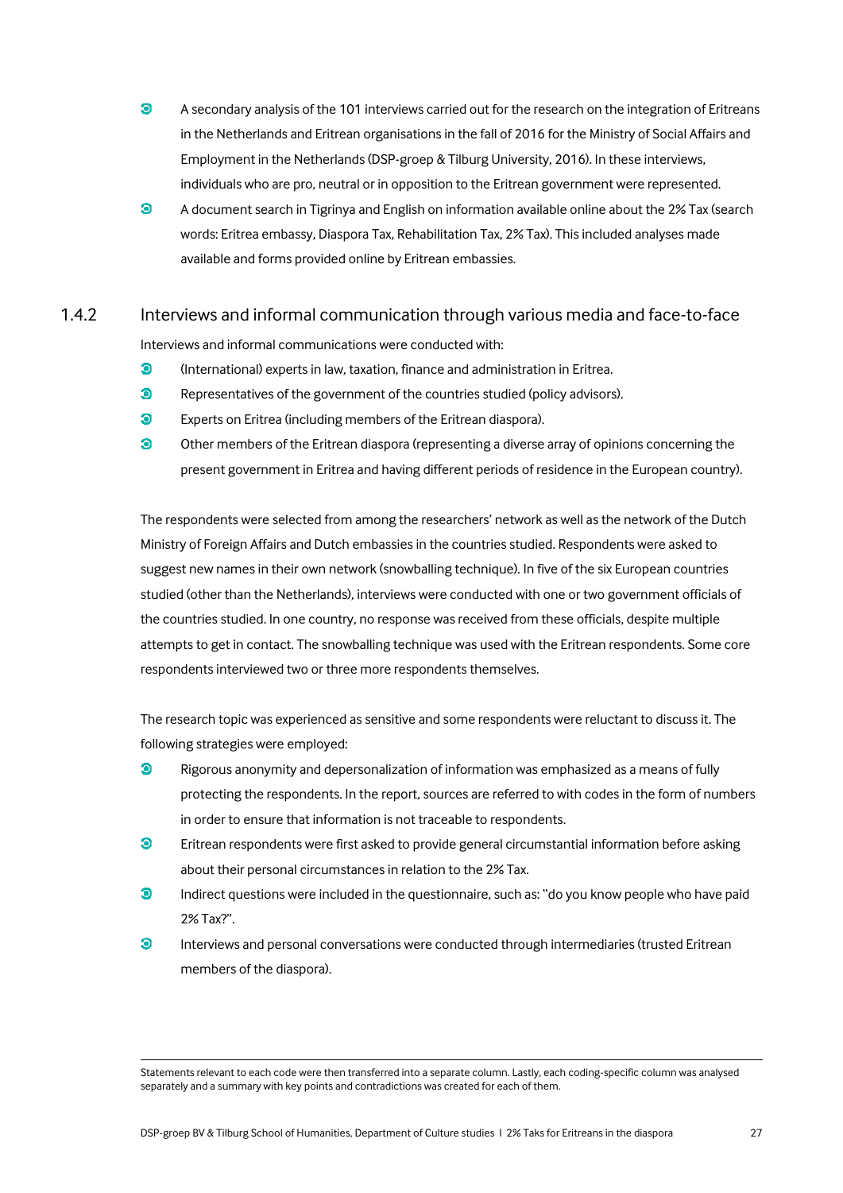- A secondary analysis of the 101 interviews carried out for the research on the integration of Eritreans in the Netherlands and Eritrean organisations in the fall of 2016 for the Ministry of Social Affairs and Employment in the Netherlands (DSP-groep & Tilburg University, 2016). In these interviews, individuals who are pro, neutral or in opposition to the Eritrean government were represented.
- A document search in Tigrinya and English on information available online about the 2% Tax (search words: Eritrea embassy, Diaspora Tax, Rehabilitation Tax, 2% Tax). This included analyses made available and forms provided online by Eritrean embassies.

### 1.4.2 Interviews and informal communication through various media and face-to-face

Interviews and informal communications were conducted with:

- (International) experts in law, taxation, finance and administration in Eritrea.
- Representatives of the government of the countries studied (policy advisors).
- Experts on Eritrea (including members of the Eritrean diaspora).
- Other members of the Eritrean diaspora (representing a diverse array of opinions concerning the present government in Eritrea and having different periods of residence in the European country).

The respondents were selected from among the researchers' network as well as the network of the Dutch Ministry of Foreign Affairs and Dutch embassies in the countries studied. Respondents were asked to suggest new names in their own network (snowballing technique). In five of the six European countries studied (other than the Netherlands), interviews were conducted with one or two government officials of the countries studied. In one country, no response was received from these officials, despite multiple attempts to get in contact. The snowballing technique was used with the Eritrean respondents. Some core respondents interviewed two or three more respondents themselves.

The research topic was experienced as sensitive and some respondents were reluctant to discuss it. The following strategies were employed:

- Rigorous anonymity and depersonalization of information was emphasized as a means of fully protecting the respondents. In the report, sources are referred to with codes in the form of numbers in order to ensure that information is not traceable to respondents.
- Eritrean respondents were first asked to provide general circumstantial information before asking about their personal circumstances in relation to the 2% Tax.
- Indirect questions were included in the questionnaire, such as: "do you know people who have paid 2% Tax?".
- Interviews and personal conversations were conducted through intermediaries (trusted Eritrean members of the diaspora).

---

Statements relevant to each code were then transferred into a separate column. Lastly, each coding-specific column was analysed separately and a summary with key points and contradictions was created for each of them.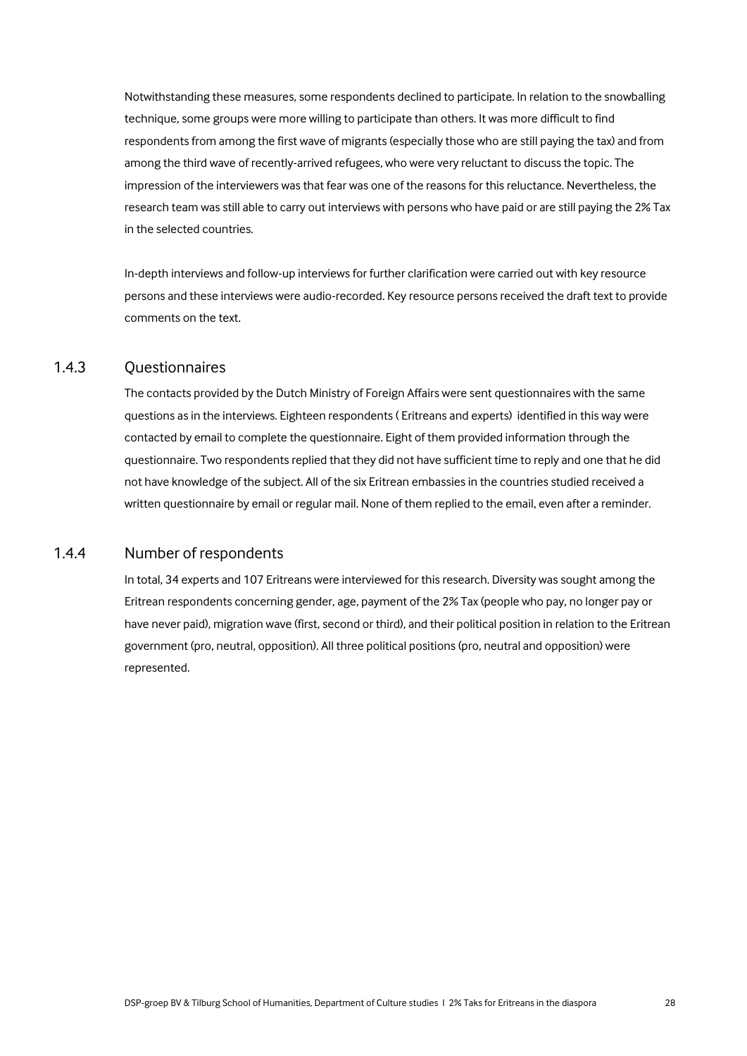Notwithstanding these measures, some respondents declined to participate. In relation to the snowballing technique, some groups were more willing to participate than others. It was more difficult to find respondents from among the first wave of migrants (especially those who are still paying the tax) and from among the third wave of recently-arrived refugees, who were very reluctant to discuss the topic. The impression of the interviewers was that fear was one of the reasons for this reluctance. Nevertheless, the research team was still able to carry out interviews with persons who have paid or are still paying the 2% Tax in the selected countries.

In-depth interviews and follow-up interviews for further clarification were carried out with key resource persons and these interviews were audio-recorded. Key resource persons received the draft text to provide comments on the text.

### 1.4.3 Questionnaires

The contacts provided by the Dutch Ministry of Foreign Affairs were sent questionnaires with the same questions as in the interviews. Eighteen respondents ( Eritreans and experts) identified in this way were contacted by email to complete the questionnaire. Eight of them provided information through the questionnaire. Two respondents replied that they did not have sufficient time to reply and one that he did not have knowledge of the subject. All of the six Eritrean embassies in the countries studied received a written questionnaire by email or regular mail. None of them replied to the email, even after a reminder.

### 1.4.4 Number of respondents

In total, 34 experts and 107 Eritreans were interviewed for this research. Diversity was sought among the Eritrean respondents concerning gender, age, payment of the 2% Tax (people who pay, no longer pay or have never paid), migration wave (first, second or third), and their political position in relation to the Eritrean government (pro, neutral, opposition). All three political positions (pro, neutral and opposition) were represented.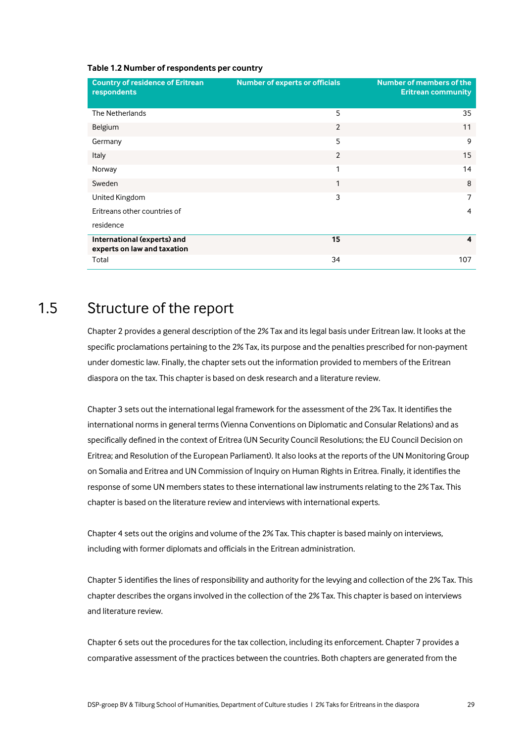**Table 1.2 Number of respondents per country**

| Country of residence of Eritrean respondents | Number of experts or officials | Number of members of the Eritrean community |
|---|---|---|
| The Netherlands | 5 | 35 |
| Belgium | 2 | 11 |
| Germany | 5 | 9 |
| Italy | 2 | 15 |
| Norway | 1 | 14 |
| Sweden | 1 | 8 |
| United Kingdom | 3 | 7 |
| Eritreans other countries of residence | | 4 |
| **International (experts) and experts on law and taxation** | **15** | **4** |
| Total | 34 | 107 |

## 1.5 Structure of the report

Chapter 2 provides a general description of the 2% Tax and its legal basis under Eritrean law. It looks at the specific proclamations pertaining to the 2% Tax, its purpose and the penalties prescribed for non-payment under domestic law. Finally, the chapter sets out the information provided to members of the Eritrean diaspora on the tax. This chapter is based on desk research and a literature review.

Chapter 3 sets out the international legal framework for the assessment of the 2% Tax. It identifies the international norms in general terms (Vienna Conventions on Diplomatic and Consular Relations) and as specifically defined in the context of Eritrea (UN Security Council Resolutions; the EU Council Decision on Eritrea; and Resolution of the European Parliament). It also looks at the reports of the UN Monitoring Group on Somalia and Eritrea and UN Commission of Inquiry on Human Rights in Eritrea. Finally, it identifies the response of some UN members states to these international law instruments relating to the 2% Tax. This chapter is based on the literature review and interviews with international experts.

Chapter 4 sets out the origins and volume of the 2% Tax. This chapter is based mainly on interviews, including with former diplomats and officials in the Eritrean administration.

Chapter 5 identifies the lines of responsibility and authority for the levying and collection of the 2% Tax. This chapter describes the organs involved in the collection of the 2% Tax. This chapter is based on interviews and literature review.

Chapter 6 sets out the procedures for the tax collection, including its enforcement. Chapter 7 provides a comparative assessment of the practices between the countries. Both chapters are generated from the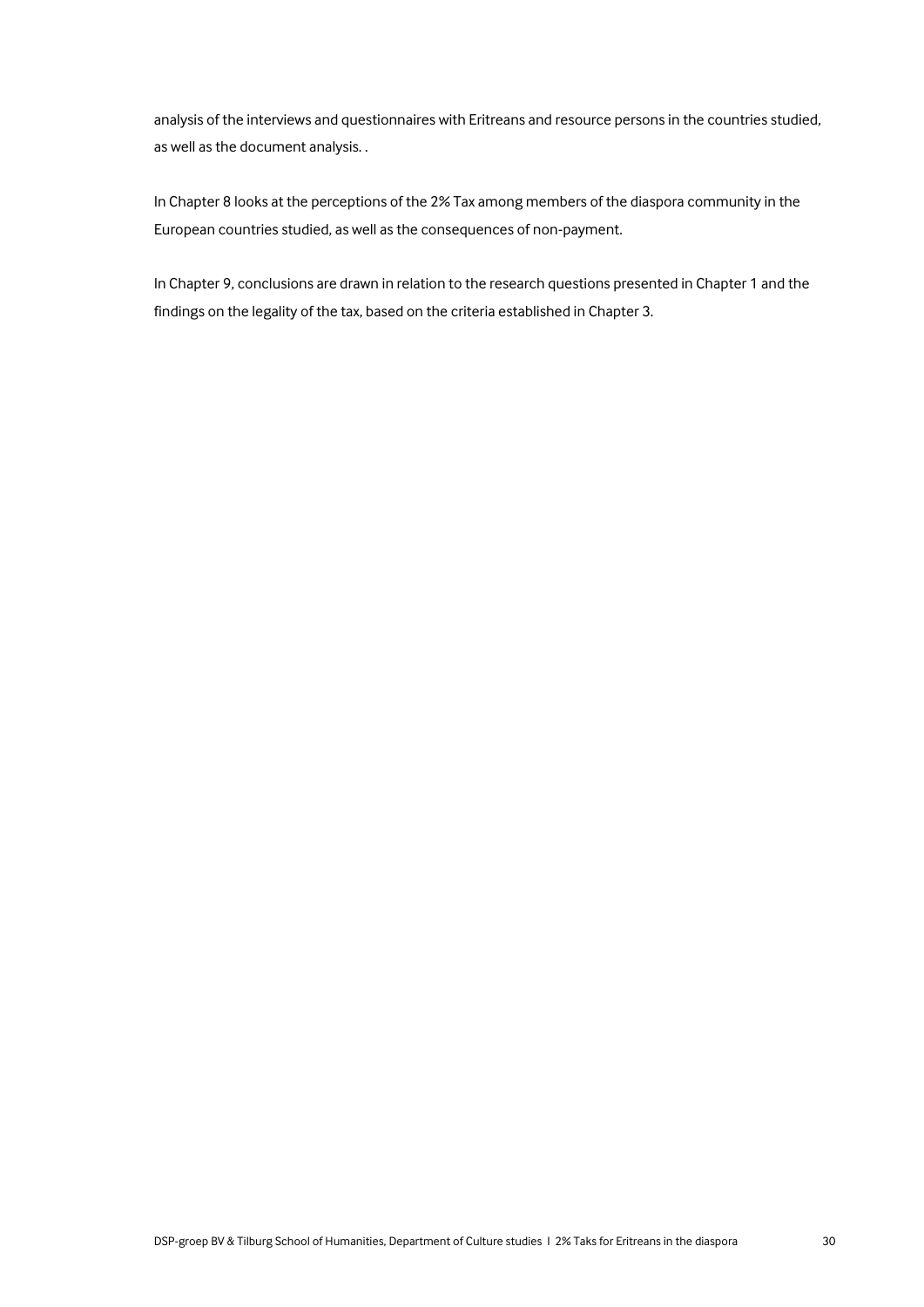analysis of the interviews and questionnaires with Eritreans and resource persons in the countries studied, as well as the document analysis. .

In Chapter 8 looks at the perceptions of the 2% Tax among members of the diaspora community in the European countries studied, as well as the consequences of non-payment.

In Chapter 9, conclusions are drawn in relation to the research questions presented in Chapter 1 and the findings on the legality of the tax, based on the criteria established in Chapter 3.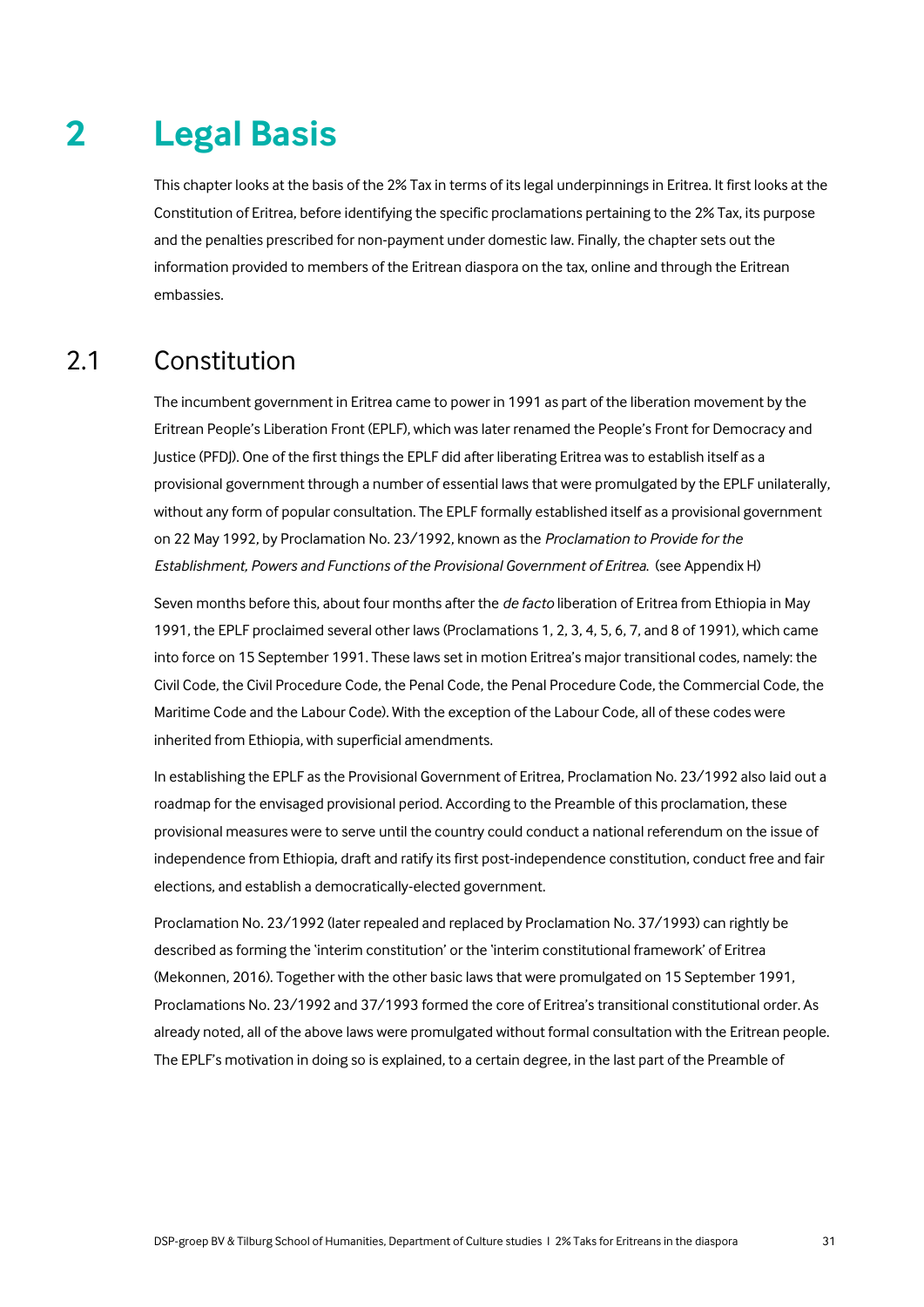# 2 Legal Basis

This chapter looks at the basis of the 2% Tax in terms of its legal underpinnings in Eritrea. It first looks at the Constitution of Eritrea, before identifying the specific proclamations pertaining to the 2% Tax, its purpose and the penalties prescribed for non-payment under domestic law. Finally, the chapter sets out the information provided to members of the Eritrean diaspora on the tax, online and through the Eritrean embassies.

## 2.1 Constitution

The incumbent government in Eritrea came to power in 1991 as part of the liberation movement by the Eritrean People's Liberation Front (EPLF), which was later renamed the People's Front for Democracy and Justice (PFDJ). One of the first things the EPLF did after liberating Eritrea was to establish itself as a provisional government through a number of essential laws that were promulgated by the EPLF unilaterally, without any form of popular consultation. The EPLF formally established itself as a provisional government on 22 May 1992, by Proclamation No. 23/1992, known as the *Proclamation to Provide for the Establishment, Powers and Functions of the Provisional Government of Eritrea.* (see Appendix H)

Seven months before this, about four months after the *de facto* liberation of Eritrea from Ethiopia in May 1991, the EPLF proclaimed several other laws (Proclamations 1, 2, 3, 4, 5, 6, 7, and 8 of 1991), which came into force on 15 September 1991. These laws set in motion Eritrea's major transitional codes, namely: the Civil Code, the Civil Procedure Code, the Penal Code, the Penal Procedure Code, the Commercial Code, the Maritime Code and the Labour Code). With the exception of the Labour Code, all of these codes were inherited from Ethiopia, with superficial amendments.

In establishing the EPLF as the Provisional Government of Eritrea, Proclamation No. 23/1992 also laid out a roadmap for the envisaged provisional period. According to the Preamble of this proclamation, these provisional measures were to serve until the country could conduct a national referendum on the issue of independence from Ethiopia, draft and ratify its first post-independence constitution, conduct free and fair elections, and establish a democratically-elected government.

Proclamation No. 23/1992 (later repealed and replaced by Proclamation No. 37/1993) can rightly be described as forming the 'interim constitution' or the 'interim constitutional framework' of Eritrea (Mekonnen, 2016). Together with the other basic laws that were promulgated on 15 September 1991, Proclamations No. 23/1992 and 37/1993 formed the core of Eritrea's transitional constitutional order. As already noted, all of the above laws were promulgated without formal consultation with the Eritrean people. The EPLF's motivation in doing so is explained, to a certain degree, in the last part of the Preamble of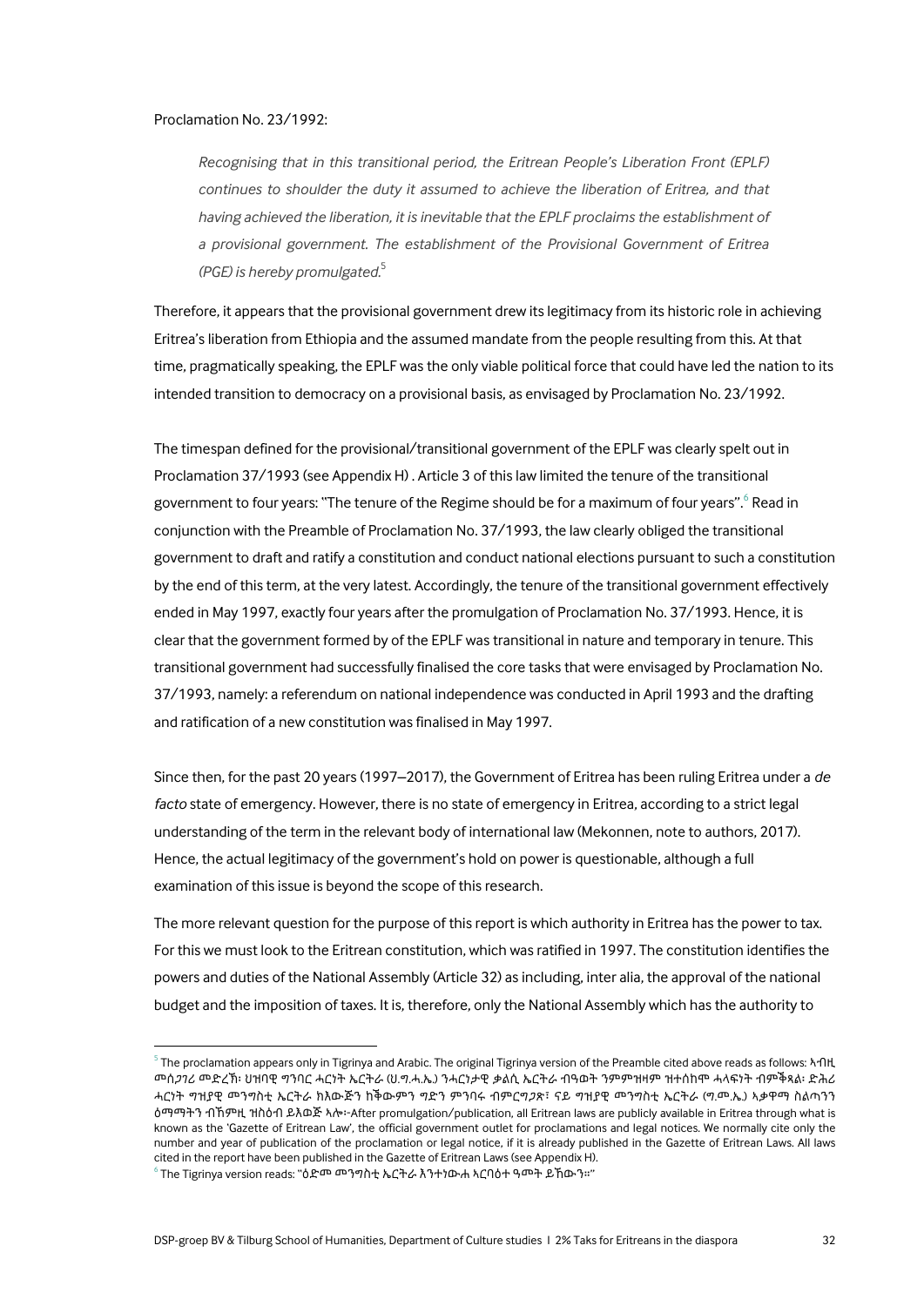Proclamation No. 23/1992:

> *Recognising that in this transitional period, the Eritrean People's Liberation Front (EPLF) continues to shoulder the duty it assumed to achieve the liberation of Eritrea, and that having achieved the liberation, it is inevitable that the EPLF proclaims the establishment of a provisional government. The establishment of the Provisional Government of Eritrea (PGE) is hereby promulgated.*[5]

Therefore, it appears that the provisional government drew its legitimacy from its historic role in achieving Eritrea's liberation from Ethiopia and the assumed mandate from the people resulting from this. At that time, pragmatically speaking, the EPLF was the only viable political force that could have led the nation to its intended transition to democracy on a provisional basis, as envisaged by Proclamation No. 23/1992.

The timespan defined for the provisional/transitional government of the EPLF was clearly spelt out in Proclamation 37/1993 (see Appendix H) . Article 3 of this law limited the tenure of the transitional government to four years: "The tenure of the Regime should be for a maximum of four years".[6] Read in conjunction with the Preamble of Proclamation No. 37/1993, the law clearly obliged the transitional government to draft and ratify a constitution and conduct national elections pursuant to such a constitution by the end of this term, at the very latest. Accordingly, the tenure of the transitional government effectively ended in May 1997, exactly four years after the promulgation of Proclamation No. 37/1993. Hence, it is clear that the government formed by of the EPLF was transitional in nature and temporary in tenure. This transitional government had successfully finalised the core tasks that were envisaged by Proclamation No. 37/1993, namely: a referendum on national independence was conducted in April 1993 and the drafting and ratification of a new constitution was finalised in May 1997.

Since then, for the past 20 years (1997–2017), the Government of Eritrea has been ruling Eritrea under a *de facto* state of emergency. However, there is no state of emergency in Eritrea, according to a strict legal understanding of the term in the relevant body of international law (Mekonnen, note to authors, 2017). Hence, the actual legitimacy of the government's hold on power is questionable, although a full examination of this issue is beyond the scope of this research.

The more relevant question for the purpose of this report is which authority in Eritrea has the power to tax. For this we must look to the Eritrean constitution, which was ratified in 1997. The constitution identifies the powers and duties of the National Assembly (Article 32) as including, inter alia, the approval of the national budget and the imposition of taxes. It is, therefore, only the National Assembly which has the authority to

---

[5] The proclamation appears only in Tigrinya and Arabic. The original Tigrinya version of the Preamble cited above reads as follows: ኣብዚ መሰጋገሪ መድረኽ፡ ህዝባዊ ግንባር ሓርነት ኤርትራ (ህ.ግ.ሓ.ኤ.) ንሓርነታዊ ቃልሲ ኤርትራ ብዓወት ንምምዝዛም ዝተሰከሞ ሓላፍነት ብምቕጻል፡ ድሕሪ ሓርነት ግዝያዊ መንግስቲ ኤርትራ ክእውጅን ከቕውምን ግድን ምንባሩ ብምርግጋጽ፣ ናይ ግዝያዊ መንግስቲ ኤርትራ (ግ.መ.ኤ.) ኣቃዋማ ስልጣንን ዕማማትን ብኸምዚ ዝስዕብ ይእወጅ ኣሎ፦After promulgation/publication, all Eritrean laws are publicly available in Eritrea through what is known as the 'Gazette of Eritrean Law', the official government outlet for proclamations and legal notices. We normally cite only the number and year of publication of the proclamation or legal notice, if it is already published in the Gazette of Eritrean Laws. All laws cited in the report have been published in the Gazette of Eritrean Laws (see Appendix H).

[6] The Tigrinya version reads: "ዕድመ መንግስቲ ኤርትራ እንተነውሐ ኣርባዕተ ዓመት ይኸውን።"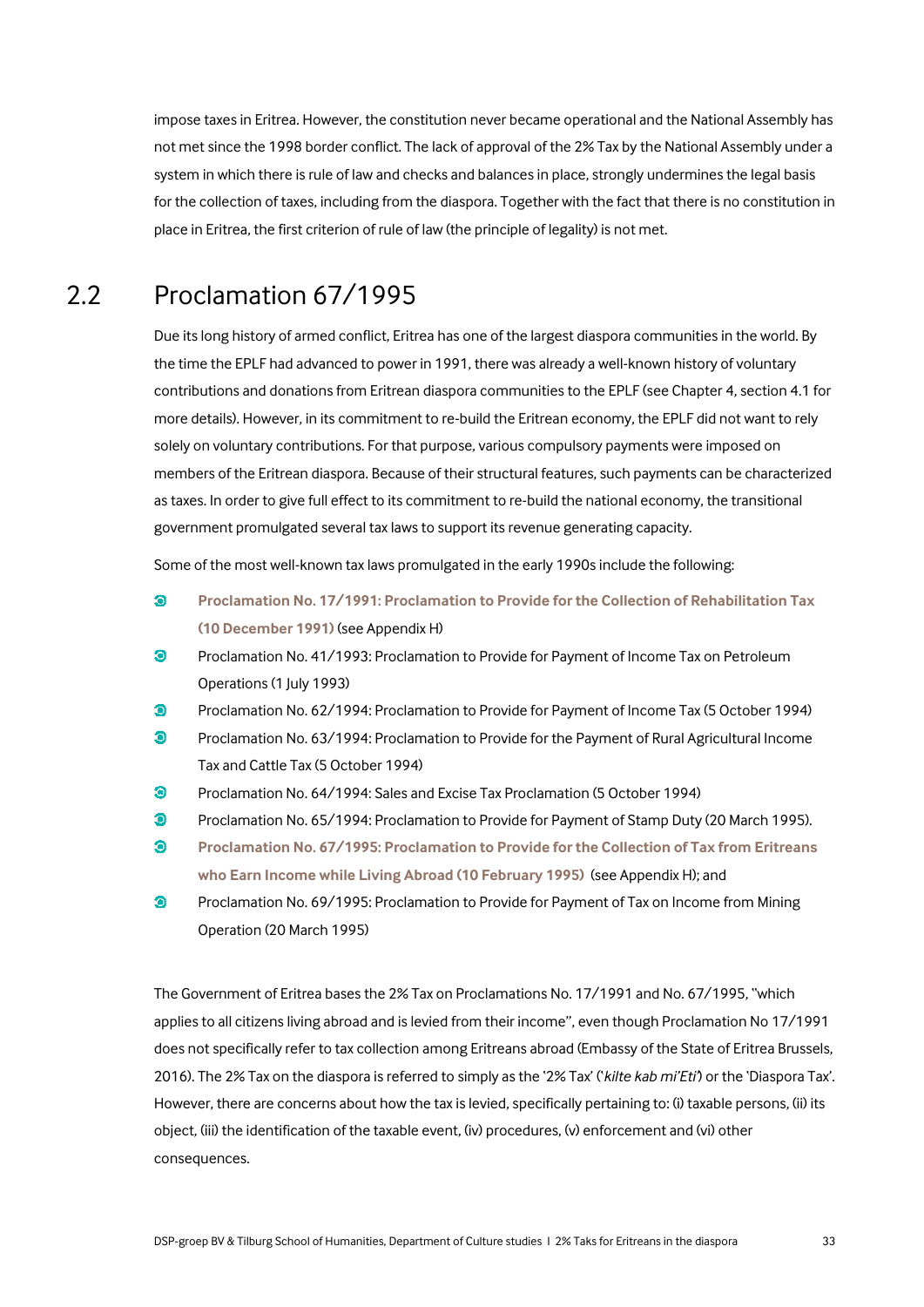impose taxes in Eritrea. However, the constitution never became operational and the National Assembly has not met since the 1998 border conflict. The lack of approval of the 2% Tax by the National Assembly under a system in which there is rule of law and checks and balances in place, strongly undermines the legal basis for the collection of taxes, including from the diaspora. Together with the fact that there is no constitution in place in Eritrea, the first criterion of rule of law (the principle of legality) is not met.

## 2.2 Proclamation 67/1995

Due its long history of armed conflict, Eritrea has one of the largest diaspora communities in the world. By the time the EPLF had advanced to power in 1991, there was already a well-known history of voluntary contributions and donations from Eritrean diaspora communities to the EPLF (see Chapter 4, section 4.1 for more details). However, in its commitment to re-build the Eritrean economy, the EPLF did not want to rely solely on voluntary contributions. For that purpose, various compulsory payments were imposed on members of the Eritrean diaspora. Because of their structural features, such payments can be characterized as taxes. In order to give full effect to its commitment to re-build the national economy, the transitional government promulgated several tax laws to support its revenue generating capacity.

Some of the most well-known tax laws promulgated in the early 1990s include the following:

- **Proclamation No. 17/1991: Proclamation to Provide for the Collection of Rehabilitation Tax (10 December 1991)** (see Appendix H)
- Proclamation No. 41/1993: Proclamation to Provide for Payment of Income Tax on Petroleum Operations (1 July 1993)
- Proclamation No. 62/1994: Proclamation to Provide for Payment of Income Tax (5 October 1994)
- Proclamation No. 63/1994: Proclamation to Provide for the Payment of Rural Agricultural Income Tax and Cattle Tax (5 October 1994)
- Proclamation No. 64/1994: Sales and Excise Tax Proclamation (5 October 1994)
- Proclamation No. 65/1994: Proclamation to Provide for Payment of Stamp Duty (20 March 1995).
- **Proclamation No. 67/1995: Proclamation to Provide for the Collection of Tax from Eritreans who Earn Income while Living Abroad (10 February 1995)** (see Appendix H); and
- Proclamation No. 69/1995: Proclamation to Provide for Payment of Tax on Income from Mining Operation (20 March 1995)

The Government of Eritrea bases the 2% Tax on Proclamations No. 17/1991 and No. 67/1995, "which applies to all citizens living abroad and is levied from their income", even though Proclamation No 17/1991 does not specifically refer to tax collection among Eritreans abroad (Embassy of the State of Eritrea Brussels, 2016). The 2% Tax on the diaspora is referred to simply as the '2% Tax' ('*kilte kab mi'Eti*') or the 'Diaspora Tax'. However, there are concerns about how the tax is levied, specifically pertaining to: (i) taxable persons, (ii) its object, (iii) the identification of the taxable event, (iv) procedures, (v) enforcement and (vi) other consequences.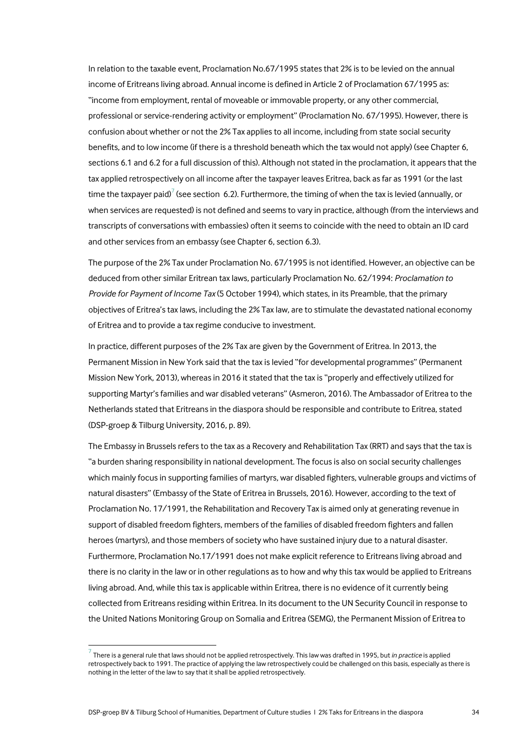In relation to the taxable event, Proclamation No.67/1995 states that 2% is to be levied on the annual income of Eritreans living abroad. Annual income is defined in Article 2 of Proclamation 67/1995 as: "income from employment, rental of moveable or immovable property, or any other commercial, professional or service-rendering activity or employment" (Proclamation No. 67/1995). However, there is confusion about whether or not the 2% Tax applies to all income, including from state social security benefits, and to low income (if there is a threshold beneath which the tax would not apply) (see Chapter 6, sections 6.1 and 6.2 for a full discussion of this). Although not stated in the proclamation, it appears that the tax applied retrospectively on all income after the taxpayer leaves Eritrea, back as far as 1991 (or the last time the taxpayer paid)[7] (see section 6.2). Furthermore, the timing of when the tax is levied (annually, or when services are requested) is not defined and seems to vary in practice, although (from the interviews and transcripts of conversations with embassies) often it seems to coincide with the need to obtain an ID card and other services from an embassy (see Chapter 6, section 6.3).

The purpose of the 2% Tax under Proclamation No. 67/1995 is not identified. However, an objective can be deduced from other similar Eritrean tax laws, particularly Proclamation No. 62/1994: *Proclamation to Provide for Payment of Income Tax* (5 October 1994), which states, in its Preamble, that the primary objectives of Eritrea's tax laws, including the 2% Tax law, are to stimulate the devastated national economy of Eritrea and to provide a tax regime conducive to investment.

In practice, different purposes of the 2% Tax are given by the Government of Eritrea. In 2013, the Permanent Mission in New York said that the tax is levied "for developmental programmes" (Permanent Mission New York, 2013), whereas in 2016 it stated that the tax is "properly and effectively utilized for supporting Martyr's families and war disabled veterans" (Asmeron, 2016). The Ambassador of Eritrea to the Netherlands stated that Eritreans in the diaspora should be responsible and contribute to Eritrea, stated (DSP-groep & Tilburg University, 2016, p. 89).

The Embassy in Brussels refers to the tax as a Recovery and Rehabilitation Tax (RRT) and says that the tax is "a burden sharing responsibility in national development. The focus is also on social security challenges which mainly focus in supporting families of martyrs, war disabled fighters, vulnerable groups and victims of natural disasters" (Embassy of the State of Eritrea in Brussels, 2016). However, according to the text of Proclamation No. 17/1991, the Rehabilitation and Recovery Tax is aimed only at generating revenue in support of disabled freedom fighters, members of the families of disabled freedom fighters and fallen heroes (martyrs), and those members of society who have sustained injury due to a natural disaster. Furthermore, Proclamation No.17/1991 does not make explicit reference to Eritreans living abroad and there is no clarity in the law or in other regulations as to how and why this tax would be applied to Eritreans living abroad. And, while this tax is applicable within Eritrea, there is no evidence of it currently being collected from Eritreans residing within Eritrea. In its document to the UN Security Council in response to the United Nations Monitoring Group on Somalia and Eritrea (SEMG), the Permanent Mission of Eritrea to

[7] There is a general rule that laws should not be applied retrospectively. This law was drafted in 1995, but *in practice* is applied retrospectively back to 1991. The practice of applying the law retrospectively could be challenged on this basis, especially as there is nothing in the letter of the law to say that it shall be applied retrospectively.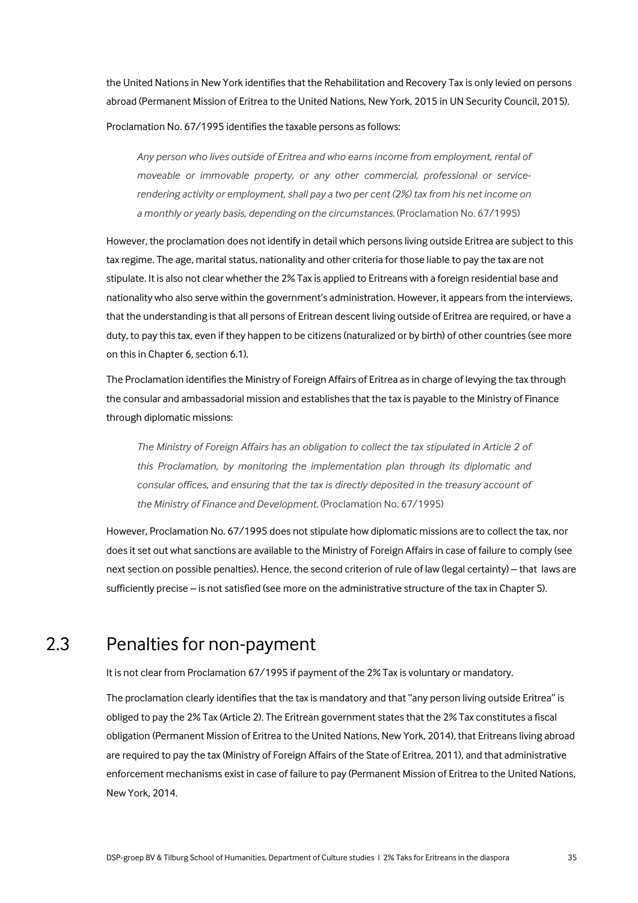the United Nations in New York identifies that the Rehabilitation and Recovery Tax is only levied on persons abroad (Permanent Mission of Eritrea to the United Nations, New York, 2015 in UN Security Council, 2015).

Proclamation No. 67/1995 identifies the taxable persons as follows:

> *Any person who lives outside of Eritrea and who earns income from employment, rental of moveable or immovable property, or any other commercial, professional or service-rendering activity or employment, shall pay a two per cent (2%) tax from his net income on a monthly or yearly basis, depending on the circumstances.* (Proclamation No. 67/1995)

However, the proclamation does not identify in detail which persons living outside Eritrea are subject to this tax regime. The age, marital status, nationality and other criteria for those liable to pay the tax are not stipulate. It is also not clear whether the 2% Tax is applied to Eritreans with a foreign residential base and nationality who also serve within the government's administration. However, it appears from the interviews, that the understanding is that all persons of Eritrean descent living outside of Eritrea are required, or have a duty, to pay this tax, even if they happen to be citizens (naturalized or by birth) of other countries (see more on this in Chapter 6, section 6.1).

The Proclamation identifies the Ministry of Foreign Affairs of Eritrea as in charge of levying the tax through the consular and ambassadorial mission and establishes that the tax is payable to the Ministry of Finance through diplomatic missions:

> *The Ministry of Foreign Affairs has an obligation to collect the tax stipulated in Article 2 of this Proclamation, by monitoring the implementation plan through its diplomatic and consular offices, and ensuring that the tax is directly deposited in the treasury account of the Ministry of Finance and Development.* (Proclamation No. 67/1995)

However, Proclamation No. 67/1995 does not stipulate how diplomatic missions are to collect the tax, nor does it set out what sanctions are available to the Ministry of Foreign Affairs in case of failure to comply (see next section on possible penalties). Hence, the second criterion of rule of law (legal certainty) – that laws are sufficiently precise – is not satisfied (see more on the administrative structure of the tax in Chapter 5).

## 2.3 Penalties for non-payment

It is not clear from Proclamation 67/1995 if payment of the 2% Tax is voluntary or mandatory.

The proclamation clearly identifies that the tax is mandatory and that "any person living outside Eritrea" is obliged to pay the 2% Tax (Article 2). The Eritrean government states that the 2% Tax constitutes a fiscal obligation (Permanent Mission of Eritrea to the United Nations, New York, 2014), that Eritreans living abroad are required to pay the tax (Ministry of Foreign Affairs of the State of Eritrea, 2011), and that administrative enforcement mechanisms exist in case of failure to pay (Permanent Mission of Eritrea to the United Nations, New York, 2014.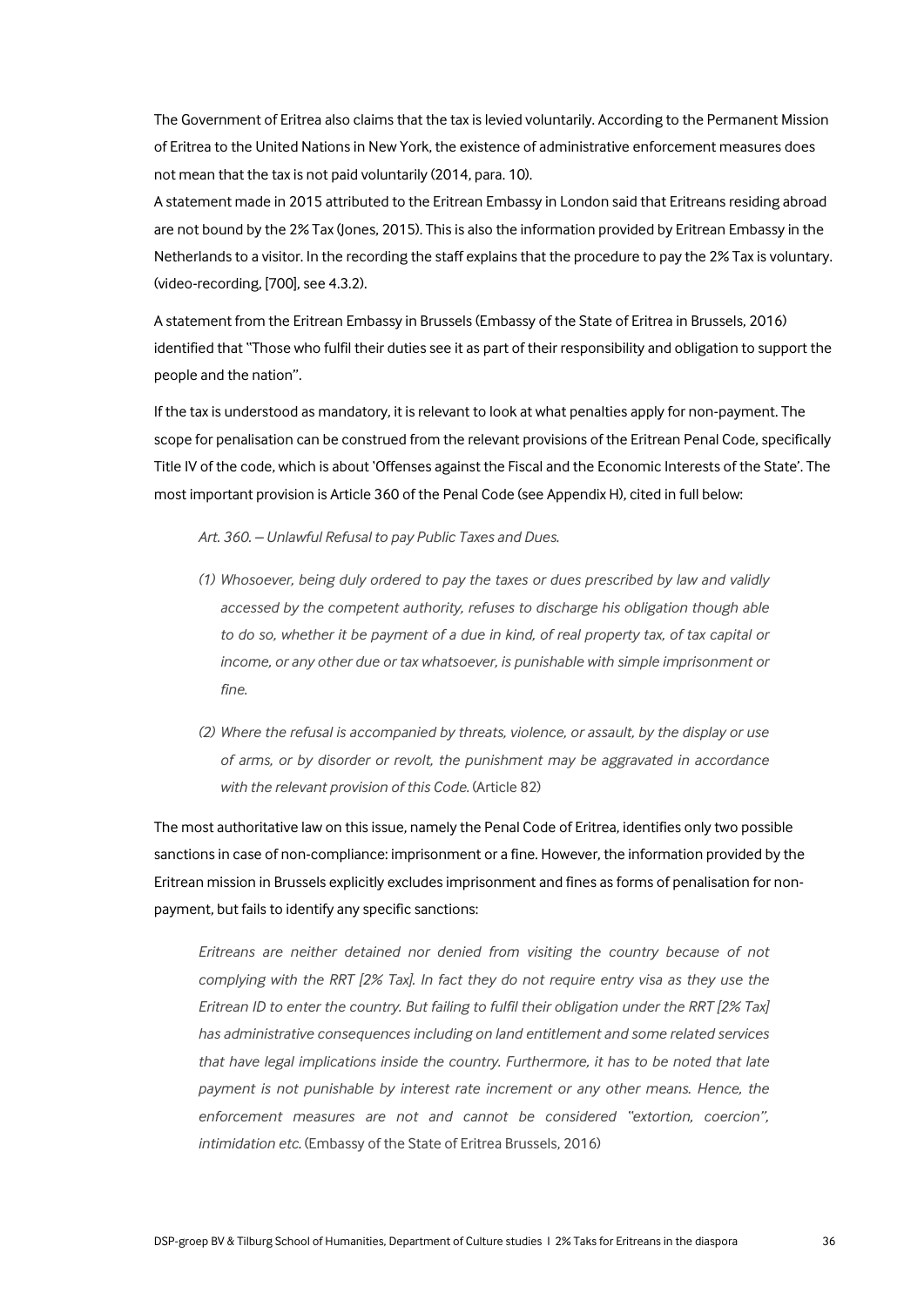The Government of Eritrea also claims that the tax is levied voluntarily. According to the Permanent Mission of Eritrea to the United Nations in New York, the existence of administrative enforcement measures does not mean that the tax is not paid voluntarily (2014, para. 10).

A statement made in 2015 attributed to the Eritrean Embassy in London said that Eritreans residing abroad are not bound by the 2% Tax (Jones, 2015). This is also the information provided by Eritrean Embassy in the Netherlands to a visitor. In the recording the staff explains that the procedure to pay the 2% Tax is voluntary. (video-recording, [700], see 4.3.2).

A statement from the Eritrean Embassy in Brussels (Embassy of the State of Eritrea in Brussels, 2016) identified that "Those who fulfil their duties see it as part of their responsibility and obligation to support the people and the nation".

If the tax is understood as mandatory, it is relevant to look at what penalties apply for non-payment. The scope for penalisation can be construed from the relevant provisions of the Eritrean Penal Code, specifically Title IV of the code, which is about 'Offenses against the Fiscal and the Economic Interests of the State'. The most important provision is Article 360 of the Penal Code (see Appendix H), cited in full below:

> *Art. 360. – Unlawful Refusal to pay Public Taxes and Dues.*
>
> *(1) Whosoever, being duly ordered to pay the taxes or dues prescribed by law and validly accessed by the competent authority, refuses to discharge his obligation though able to do so, whether it be payment of a due in kind, of real property tax, of tax capital or income, or any other due or tax whatsoever, is punishable with simple imprisonment or fine.*
>
> *(2) Where the refusal is accompanied by threats, violence, or assault, by the display or use of arms, or by disorder or revolt, the punishment may be aggravated in accordance with the relevant provision of this Code.* (Article 82)

The most authoritative law on this issue, namely the Penal Code of Eritrea, identifies only two possible sanctions in case of non-compliance: imprisonment or a fine. However, the information provided by the Eritrean mission in Brussels explicitly excludes imprisonment and fines as forms of penalisation for non-payment, but fails to identify any specific sanctions:

> *Eritreans are neither detained nor denied from visiting the country because of not complying with the RRT [2% Tax]. In fact they do not require entry visa as they use the Eritrean ID to enter the country. But failing to fulfil their obligation under the RRT [2% Tax] has administrative consequences including on land entitlement and some related services that have legal implications inside the country. Furthermore, it has to be noted that late payment is not punishable by interest rate increment or any other means. Hence, the enforcement measures are not and cannot be considered "extortion, coercion", intimidation etc.* (Embassy of the State of Eritrea Brussels, 2016)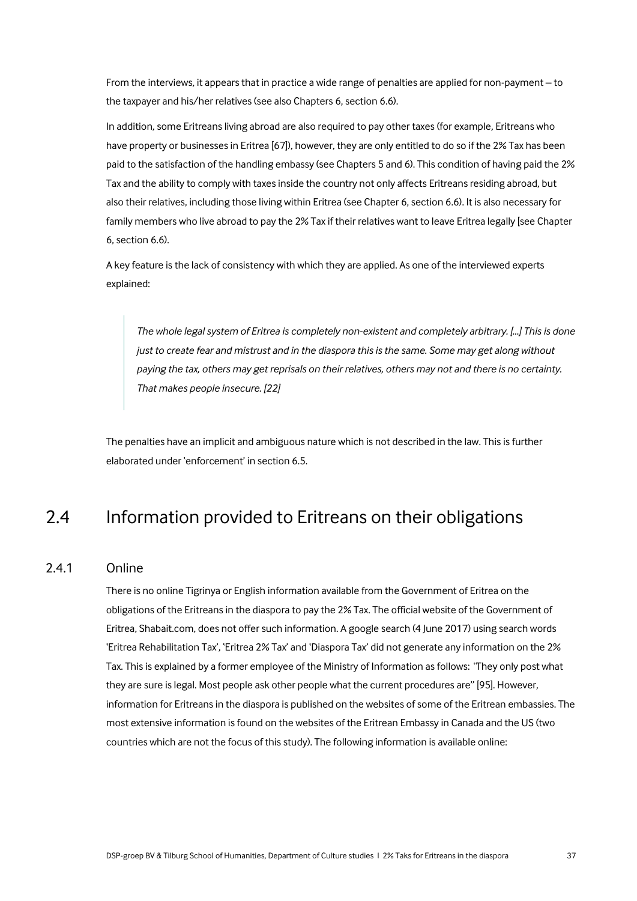From the interviews, it appears that in practice a wide range of penalties are applied for non-payment – to the taxpayer and his/her relatives (see also Chapters 6, section 6.6).

In addition, some Eritreans living abroad are also required to pay other taxes (for example, Eritreans who have property or businesses in Eritrea [67]), however, they are only entitled to do so if the 2% Tax has been paid to the satisfaction of the handling embassy (see Chapters 5 and 6). This condition of having paid the 2% Tax and the ability to comply with taxes inside the country not only affects Eritreans residing abroad, but also their relatives, including those living within Eritrea (see Chapter 6, section 6.6). It is also necessary for family members who live abroad to pay the 2% Tax if their relatives want to leave Eritrea legally [see Chapter 6, section 6.6).

A key feature is the lack of consistency with which they are applied. As one of the interviewed experts explained:

> *The whole legal system of Eritrea is completely non-existent and completely arbitrary. [...] This is done just to create fear and mistrust and in the diaspora this is the same. Some may get along without paying the tax, others may get reprisals on their relatives, others may not and there is no certainty. That makes people insecure. [22]*

The penalties have an implicit and ambiguous nature which is not described in the law. This is further elaborated under 'enforcement' in section 6.5.

## 2.4 Information provided to Eritreans on their obligations

### 2.4.1 Online

There is no online Tigrinya or English information available from the Government of Eritrea on the obligations of the Eritreans in the diaspora to pay the 2% Tax. The official website of the Government of Eritrea, Shabait.com, does not offer such information. A google search (4 June 2017) using search words 'Eritrea Rehabilitation Tax', 'Eritrea 2% Tax' and 'Diaspora Tax' did not generate any information on the 2% Tax. This is explained by a former employee of the Ministry of Information as follows: "They only post what they are sure is legal. Most people ask other people what the current procedures are" [95]. However, information for Eritreans in the diaspora is published on the websites of some of the Eritrean embassies. The most extensive information is found on the websites of the Eritrean Embassy in Canada and the US (two countries which are not the focus of this study). The following information is available online: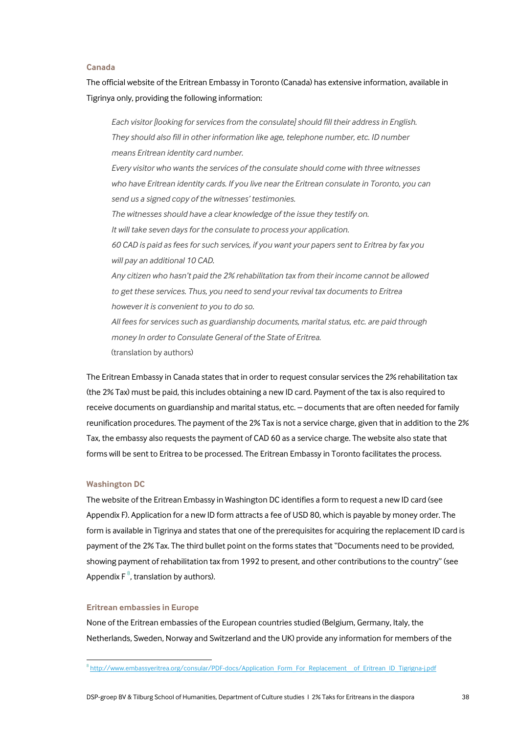### Canada

The official website of the Eritrean Embassy in Toronto (Canada) has extensive information, available in Tigrinya only, providing the following information:

> *Each visitor [looking for services from the consulate] should fill their address in English. They should also fill in other information like age, telephone number, etc. ID number means Eritrean identity card number.*
>
> *Every visitor who wants the services of the consulate should come with three witnesses who have Eritrean identity cards. If you live near the Eritrean consulate in Toronto, you can send us a signed copy of the witnesses' testimonies.*
>
> *The witnesses should have a clear knowledge of the issue they testify on.*
>
> *It will take seven days for the consulate to process your application.*
>
> *60 CAD is paid as fees for such services, if you want your papers sent to Eritrea by fax you will pay an additional 10 CAD.*
>
> *Any citizen who hasn't paid the 2% rehabilitation tax from their income cannot be allowed to get these services. Thus, you need to send your revival tax documents to Eritrea however it is convenient to you to do so.*
>
> *All fees for services such as guardianship documents, marital status, etc. are paid through money In order to Consulate General of the State of Eritrea.*
>
> (translation by authors)

The Eritrean Embassy in Canada states that in order to request consular services the 2% rehabilitation tax (the 2% Tax) must be paid, this includes obtaining a new ID card. Payment of the tax is also required to receive documents on guardianship and marital status, etc. – documents that are often needed for family reunification procedures. The payment of the 2% Tax is not a service charge, given that in addition to the 2% Tax, the embassy also requests the payment of CAD 60 as a service charge. The website also state that forms will be sent to Eritrea to be processed. The Eritrean Embassy in Toronto facilitates the process.

### Washington DC

The website of the Eritrean Embassy in Washington DC identifies a form to request a new ID card (see Appendix F). Application for a new ID form attracts a fee of USD 80, which is payable by money order. The form is available in Tigrinya and states that one of the prerequisites for acquiring the replacement ID card is payment of the 2% Tax. The third bullet point on the forms states that "Documents need to be provided, showing payment of rehabilitation tax from 1992 to present, and other contributions to the country" (see Appendix F [8], translation by authors).

### Eritrean embassies in Europe

None of the Eritrean embassies of the European countries studied (Belgium, Germany, Italy, the Netherlands, Sweden, Norway and Switzerland and the UK) provide any information for members of the

---

[8] http://www.embassyeritrea.org/consular/PDF-docs/Application_Form_For_Replacement__of_Eritrean_ID_Tigrigna-j.pdf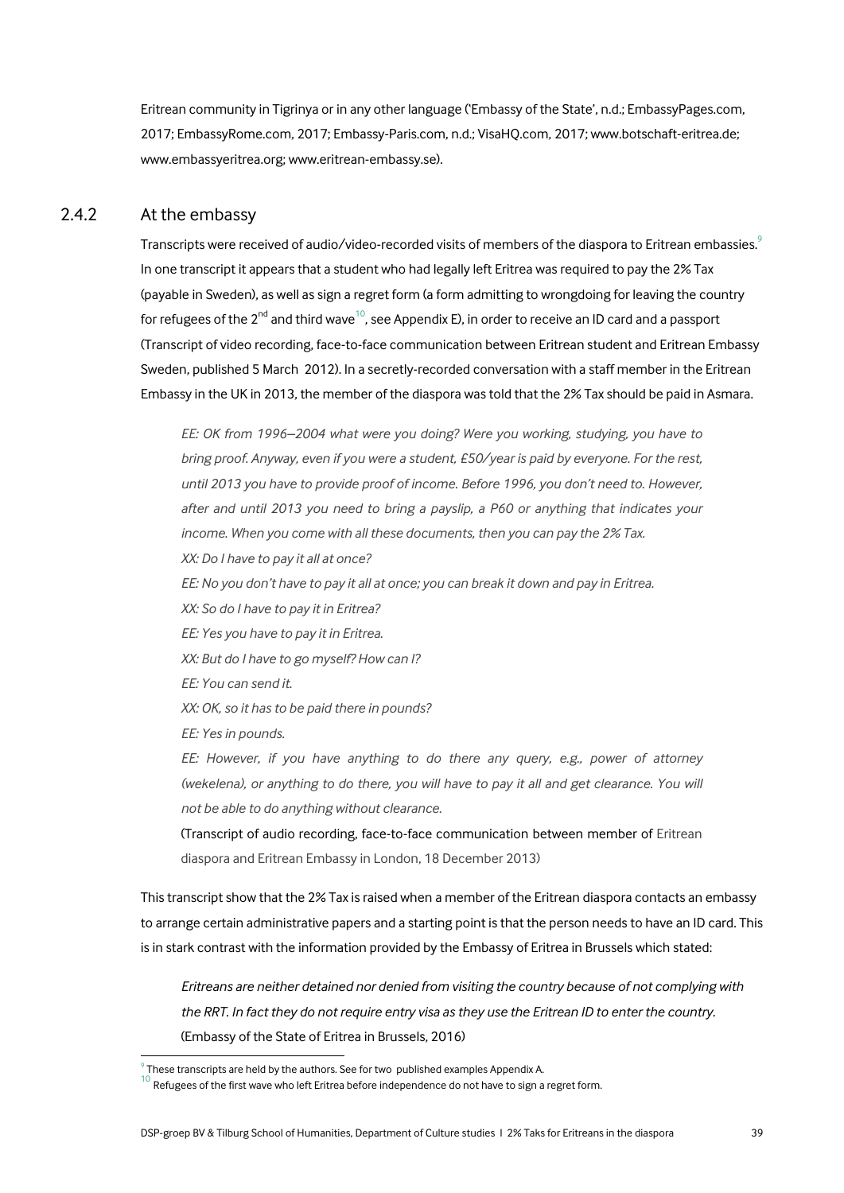Eritrean community in Tigrinya or in any other language ('Embassy of the State', n.d.; EmbassyPages.com, 2017; EmbassyRome.com, 2017; Embassy-Paris.com, n.d.; VisaHQ.com, 2017; www.botschaft-eritrea.de; www.embassyeritrea.org; www.eritrean-embassy.se).

### 2.4.2 At the embassy

Transcripts were received of audio/video-recorded visits of members of the diaspora to Eritrean embassies.[9] In one transcript it appears that a student who had legally left Eritrea was required to pay the 2% Tax (payable in Sweden), as well as sign a regret form (a form admitting to wrongdoing for leaving the country for refugees of the 2nd and third wave[10], see Appendix E), in order to receive an ID card and a passport (Transcript of video recording, face-to-face communication between Eritrean student and Eritrean Embassy Sweden, published 5 March 2012). In a secretly-recorded conversation with a staff member in the Eritrean Embassy in the UK in 2013, the member of the diaspora was told that the 2% Tax should be paid in Asmara.

> *EE: OK from 1996–2004 what were you doing? Were you working, studying, you have to bring proof. Anyway, even if you were a student, £50/year is paid by everyone. For the rest, until 2013 you have to provide proof of income. Before 1996, you don't need to. However, after and until 2013 you need to bring a payslip, a P60 or anything that indicates your income. When you come with all these documents, then you can pay the 2% Tax.*
>
> *XX: Do I have to pay it all at once?*
>
> *EE: No you don't have to pay it all at once; you can break it down and pay in Eritrea.*
>
> *XX: So do I have to pay it in Eritrea?*
>
> *EE: Yes you have to pay it in Eritrea.*
>
> *XX: But do I have to go myself? How can I?*
>
> *EE: You can send it.*
>
> *XX: OK, so it has to be paid there in pounds?*
>
> *EE: Yes in pounds.*
>
> *EE: However, if you have anything to do there any query, e.g., power of attorney (wekelena), or anything to do there, you will have to pay it all and get clearance. You will not be able to do anything without clearance.*
>
> (Transcript of audio recording, face-to-face communication between member of Eritrean diaspora and Eritrean Embassy in London, 18 December 2013)

This transcript show that the 2% Tax is raised when a member of the Eritrean diaspora contacts an embassy to arrange certain administrative papers and a starting point is that the person needs to have an ID card. This is in stark contrast with the information provided by the Embassy of Eritrea in Brussels which stated:

> *Eritreans are neither detained nor denied from visiting the country because of not complying with the RRT. In fact they do not require entry visa as they use the Eritrean ID to enter the country.* (Embassy of the State of Eritrea in Brussels, 2016)

---

[9] These transcripts are held by the authors. See for two published examples Appendix A.

[10] Refugees of the first wave who left Eritrea before independence do not have to sign a regret form.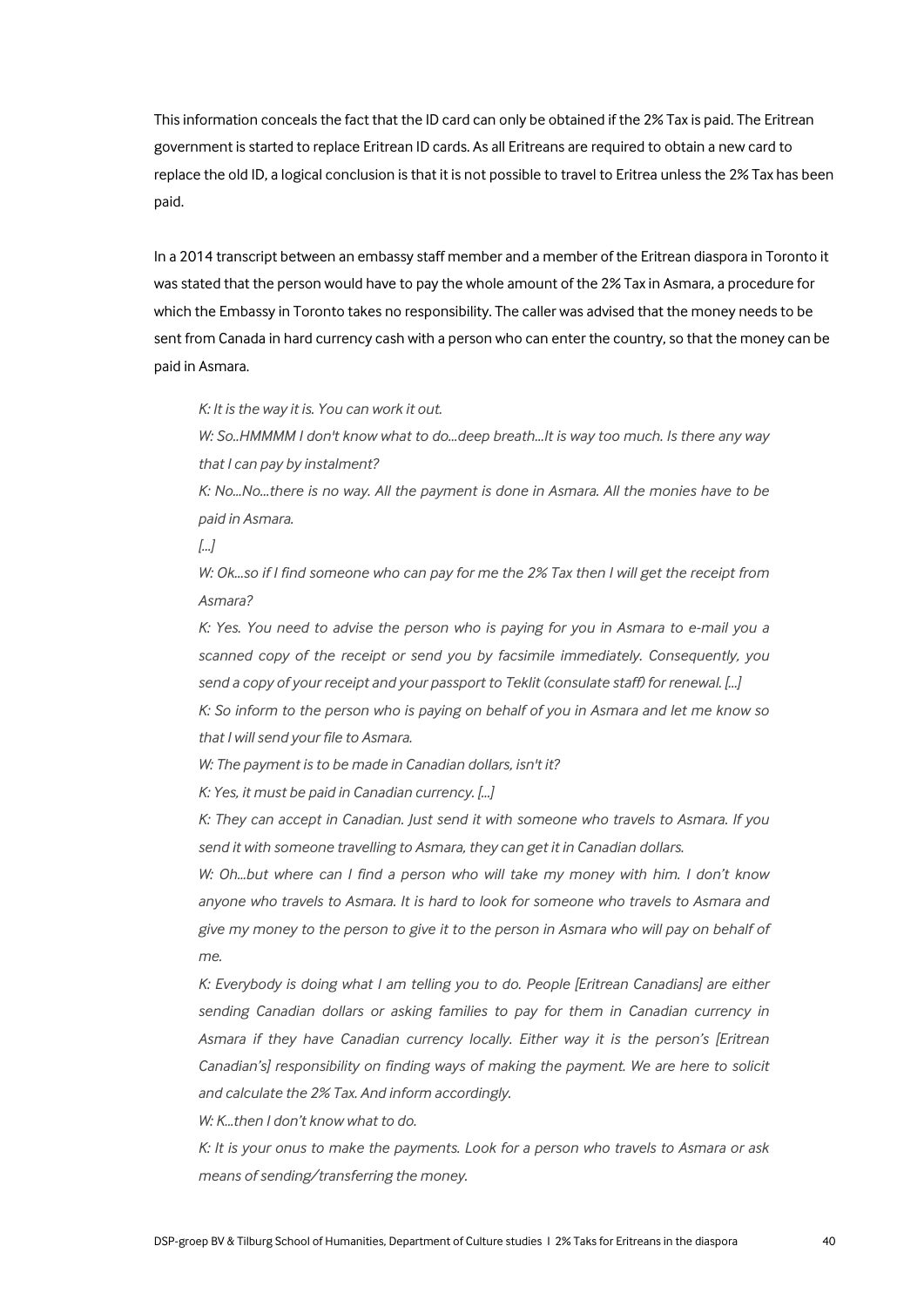This information conceals the fact that the ID card can only be obtained if the 2% Tax is paid. The Eritrean government is started to replace Eritrean ID cards. As all Eritreans are required to obtain a new card to replace the old ID, a logical conclusion is that it is not possible to travel to Eritrea unless the 2% Tax has been paid.

In a 2014 transcript between an embassy staff member and a member of the Eritrean diaspora in Toronto it was stated that the person would have to pay the whole amount of the 2% Tax in Asmara, a procedure for which the Embassy in Toronto takes no responsibility. The caller was advised that the money needs to be sent from Canada in hard currency cash with a person who can enter the country, so that the money can be paid in Asmara.

> *K: It is the way it is. You can work it out.*
>
> *W: So..HMMMM I don't know what to do...deep breath...It is way too much. Is there any way that I can pay by instalment?*
>
> *K: No...No...there is no way. All the payment is done in Asmara. All the monies have to be paid in Asmara.*
>
> *[...]*
>
> *W: Ok...so if I find someone who can pay for me the 2% Tax then I will get the receipt from Asmara?*
>
> *K: Yes. You need to advise the person who is paying for you in Asmara to e-mail you a scanned copy of the receipt or send you by facsimile immediately. Consequently, you send a copy of your receipt and your passport to Teklit (consulate staff) for renewal. [...]*
>
> *K: So inform to the person who is paying on behalf of you in Asmara and let me know so that I will send your file to Asmara.*
>
> *W: The payment is to be made in Canadian dollars, isn't it?*
>
> *K: Yes, it must be paid in Canadian currency. [...]*
>
> *K: They can accept in Canadian. Just send it with someone who travels to Asmara. If you send it with someone travelling to Asmara, they can get it in Canadian dollars.*
>
> *W: Oh...but where can I find a person who will take my money with him. I don't know anyone who travels to Asmara. It is hard to look for someone who travels to Asmara and give my money to the person to give it to the person in Asmara who will pay on behalf of me.*
>
> *K: Everybody is doing what I am telling you to do. People [Eritrean Canadians] are either sending Canadian dollars or asking families to pay for them in Canadian currency in Asmara if they have Canadian currency locally. Either way it is the person's [Eritrean Canadian's] responsibility on finding ways of making the payment. We are here to solicit and calculate the 2% Tax. And inform accordingly.*
>
> *W: K...then I don't know what to do.*
>
> *K: It is your onus to make the payments. Look for a person who travels to Asmara or ask means of sending/transferring the money.*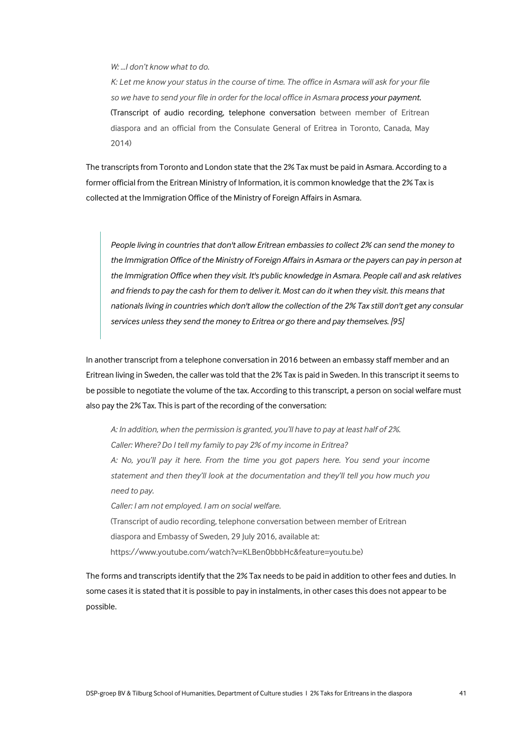*W: ...I don't know what to do.*

*K: Let me know your status in the course of time. The office in Asmara will ask for your file so we have to send your file in order for the local office in Asmara process your payment.*

(Transcript of audio recording, telephone conversation between member of Eritrean diaspora and an official from the Consulate General of Eritrea in Toronto, Canada, May 2014)

The transcripts from Toronto and London state that the 2% Tax must be paid in Asmara. According to a former official from the Eritrean Ministry of Information, it is common knowledge that the 2% Tax is collected at the Immigration Office of the Ministry of Foreign Affairs in Asmara.

> *People living in countries that don't allow Eritrean embassies to collect 2% can send the money to the Immigration Office of the Ministry of Foreign Affairs in Asmara or the payers can pay in person at the Immigration Office when they visit. It's public knowledge in Asmara. People call and ask relatives and friends to pay the cash for them to deliver it. Most can do it when they visit. this means that nationals living in countries which don't allow the collection of the 2% Tax still don't get any consular services unless they send the money to Eritrea or go there and pay themselves. [95]*

In another transcript from a telephone conversation in 2016 between an embassy staff member and an Eritrean living in Sweden, the caller was told that the 2% Tax is paid in Sweden. In this transcript it seems to be possible to negotiate the volume of the tax. According to this transcript, a person on social welfare must also pay the 2% Tax. This is part of the recording of the conversation:

*A: In addition, when the permission is granted, you'll have to pay at least half of 2%.*

*Caller: Where? Do I tell my family to pay 2% of my income in Eritrea?*

*A: No, you'll pay it here. From the time you got papers here. You send your income statement and then they'll look at the documentation and they'll tell you how much you need to pay.*

*Caller: I am not employed. I am on social welfare.*

(Transcript of audio recording, telephone conversation between member of Eritrean diaspora and Embassy of Sweden, 29 July 2016, available at: https://www.youtube.com/watch?v=KLBen0bbbHc&feature=youtu.be)

The forms and transcripts identify that the 2% Tax needs to be paid in addition to other fees and duties. In some cases it is stated that it is possible to pay in instalments, in other cases this does not appear to be possible.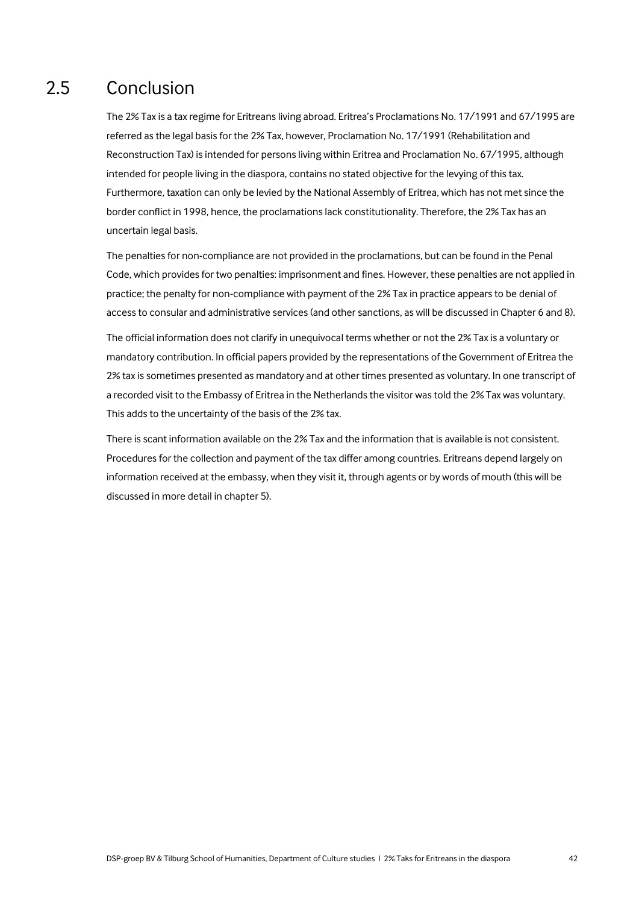## 2.5 Conclusion

The 2% Tax is a tax regime for Eritreans living abroad. Eritrea's Proclamations No. 17/1991 and 67/1995 are referred as the legal basis for the 2% Tax, however, Proclamation No. 17/1991 (Rehabilitation and Reconstruction Tax) is intended for persons living within Eritrea and Proclamation No. 67/1995, although intended for people living in the diaspora, contains no stated objective for the levying of this tax. Furthermore, taxation can only be levied by the National Assembly of Eritrea, which has not met since the border conflict in 1998, hence, the proclamations lack constitutionality. Therefore, the 2% Tax has an uncertain legal basis.

The penalties for non-compliance are not provided in the proclamations, but can be found in the Penal Code, which provides for two penalties: imprisonment and fines. However, these penalties are not applied in practice; the penalty for non-compliance with payment of the 2% Tax in practice appears to be denial of access to consular and administrative services (and other sanctions, as will be discussed in Chapter 6 and 8).

The official information does not clarify in unequivocal terms whether or not the 2% Tax is a voluntary or mandatory contribution. In official papers provided by the representations of the Government of Eritrea the 2% tax is sometimes presented as mandatory and at other times presented as voluntary. In one transcript of a recorded visit to the Embassy of Eritrea in the Netherlands the visitor was told the 2% Tax was voluntary. This adds to the uncertainty of the basis of the 2% tax.

There is scant information available on the 2% Tax and the information that is available is not consistent. Procedures for the collection and payment of the tax differ among countries. Eritreans depend largely on information received at the embassy, when they visit it, through agents or by words of mouth (this will be discussed in more detail in chapter 5).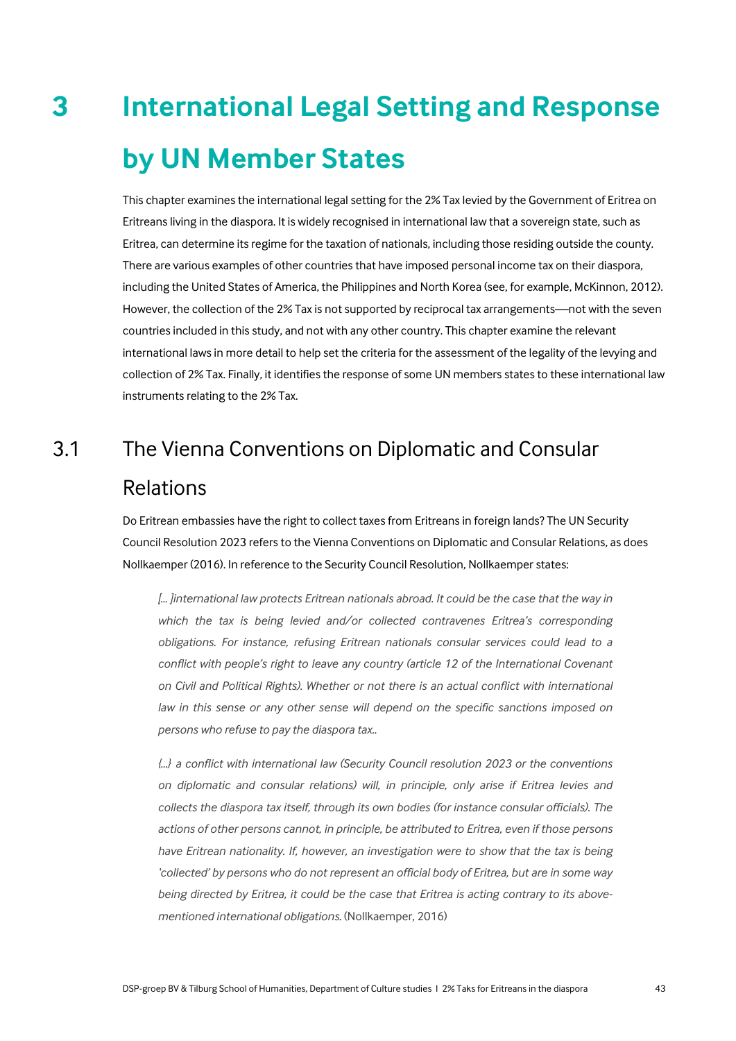# 3 International Legal Setting and Response by UN Member States

This chapter examines the international legal setting for the 2% Tax levied by the Government of Eritrea on Eritreans living in the diaspora. It is widely recognised in international law that a sovereign state, such as Eritrea, can determine its regime for the taxation of nationals, including those residing outside the county. There are various examples of other countries that have imposed personal income tax on their diaspora, including the United States of America, the Philippines and North Korea (see, for example, McKinnon, 2012). However, the collection of the 2% Tax is not supported by reciprocal tax arrangements—not with the seven countries included in this study, and not with any other country. This chapter examine the relevant international laws in more detail to help set the criteria for the assessment of the legality of the levying and collection of 2% Tax. Finally, it identifies the response of some UN members states to these international law instruments relating to the 2% Tax.

## 3.1 The Vienna Conventions on Diplomatic and Consular Relations

Do Eritrean embassies have the right to collect taxes from Eritreans in foreign lands? The UN Security Council Resolution 2023 refers to the Vienna Conventions on Diplomatic and Consular Relations, as does Nollkaemper (2016). In reference to the Security Council Resolution, Nollkaemper states:

> *[... ]international law protects Eritrean nationals abroad. It could be the case that the way in which the tax is being levied and/or collected contravenes Eritrea's corresponding obligations. For instance, refusing Eritrean nationals consular services could lead to a conflict with people's right to leave any country (article 12 of the International Covenant on Civil and Political Rights). Whether or not there is an actual conflict with international law in this sense or any other sense will depend on the specific sanctions imposed on persons who refuse to pay the diaspora tax..*
>
> *{...} a conflict with international law (Security Council resolution 2023 or the conventions on diplomatic and consular relations) will, in principle, only arise if Eritrea levies and collects the diaspora tax itself, through its own bodies (for instance consular officials). The actions of other persons cannot, in principle, be attributed to Eritrea, even if those persons have Eritrean nationality. If, however, an investigation were to show that the tax is being 'collected' by persons who do not represent an official body of Eritrea, but are in some way being directed by Eritrea, it could be the case that Eritrea is acting contrary to its above-mentioned international obligations.* (Nollkaemper, 2016)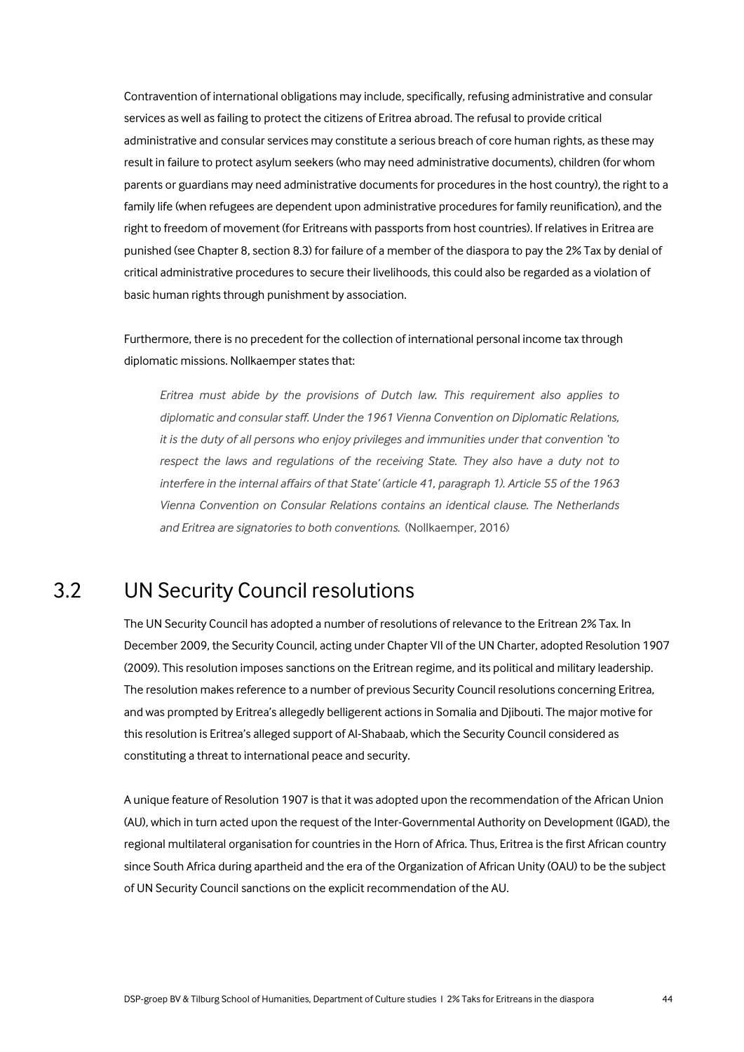Contravention of international obligations may include, specifically, refusing administrative and consular services as well as failing to protect the citizens of Eritrea abroad. The refusal to provide critical administrative and consular services may constitute a serious breach of core human rights, as these may result in failure to protect asylum seekers (who may need administrative documents), children (for whom parents or guardians may need administrative documents for procedures in the host country), the right to a family life (when refugees are dependent upon administrative procedures for family reunification), and the right to freedom of movement (for Eritreans with passports from host countries). If relatives in Eritrea are punished (see Chapter 8, section 8.3) for failure of a member of the diaspora to pay the 2% Tax by denial of critical administrative procedures to secure their livelihoods, this could also be regarded as a violation of basic human rights through punishment by association.

Furthermore, there is no precedent for the collection of international personal income tax through diplomatic missions. Nollkaemper states that:

> *Eritrea must abide by the provisions of Dutch law. This requirement also applies to diplomatic and consular staff. Under the 1961 Vienna Convention on Diplomatic Relations, it is the duty of all persons who enjoy privileges and immunities under that convention 'to respect the laws and regulations of the receiving State. They also have a duty not to interfere in the internal affairs of that State' (article 41, paragraph 1). Article 55 of the 1963 Vienna Convention on Consular Relations contains an identical clause. The Netherlands and Eritrea are signatories to both conventions.* (Nollkaemper, 2016)

## 3.2 UN Security Council resolutions

The UN Security Council has adopted a number of resolutions of relevance to the Eritrean 2% Tax. In December 2009, the Security Council, acting under Chapter VII of the UN Charter, adopted Resolution 1907 (2009). This resolution imposes sanctions on the Eritrean regime, and its political and military leadership. The resolution makes reference to a number of previous Security Council resolutions concerning Eritrea, and was prompted by Eritrea's allegedly belligerent actions in Somalia and Djibouti. The major motive for this resolution is Eritrea's alleged support of Al-Shabaab, which the Security Council considered as constituting a threat to international peace and security.

A unique feature of Resolution 1907 is that it was adopted upon the recommendation of the African Union (AU), which in turn acted upon the request of the Inter-Governmental Authority on Development (IGAD), the regional multilateral organisation for countries in the Horn of Africa. Thus, Eritrea is the first African country since South Africa during apartheid and the era of the Organization of African Unity (OAU) to be the subject of UN Security Council sanctions on the explicit recommendation of the AU.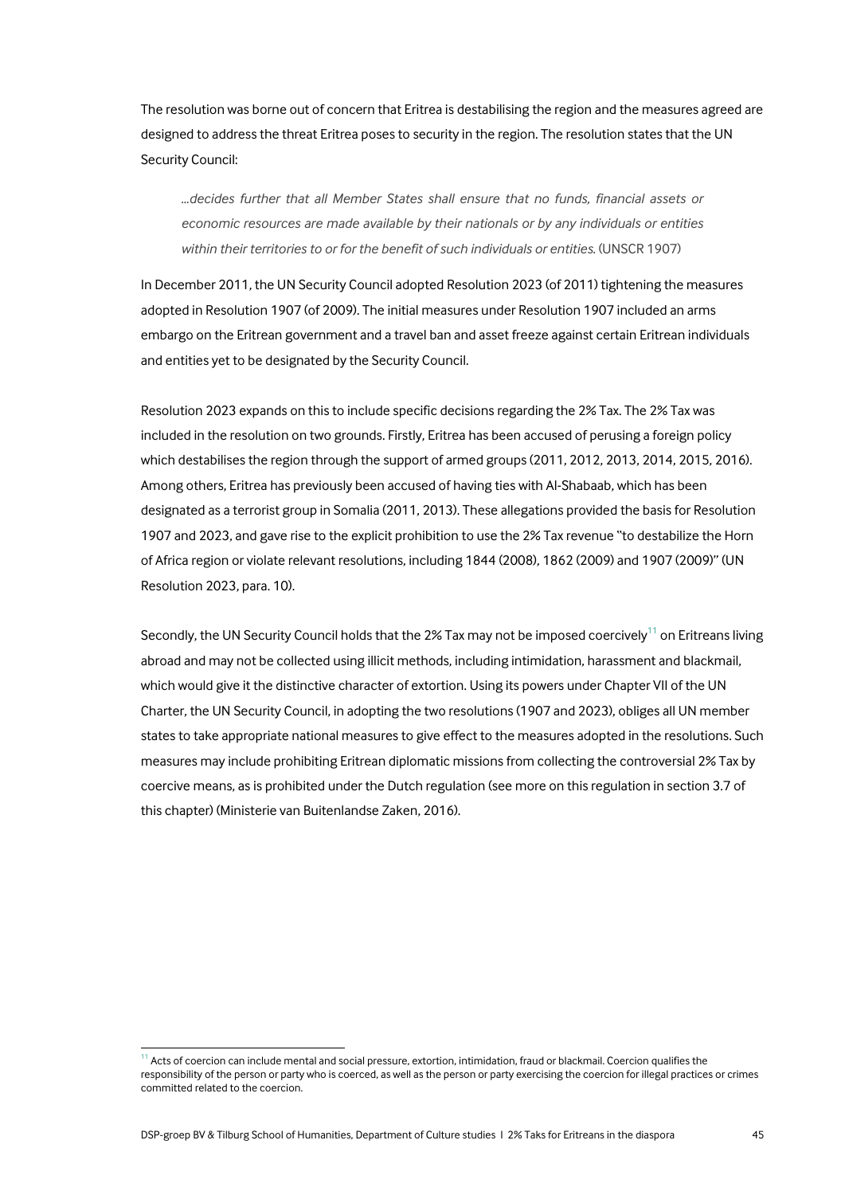The resolution was borne out of concern that Eritrea is destabilising the region and the measures agreed are designed to address the threat Eritrea poses to security in the region. The resolution states that the UN Security Council:

> *...decides further that all Member States shall ensure that no funds, financial assets or economic resources are made available by their nationals or by any individuals or entities within their territories to or for the benefit of such individuals or entities.* (UNSCR 1907)

In December 2011, the UN Security Council adopted Resolution 2023 (of 2011) tightening the measures adopted in Resolution 1907 (of 2009). The initial measures under Resolution 1907 included an arms embargo on the Eritrean government and a travel ban and asset freeze against certain Eritrean individuals and entities yet to be designated by the Security Council.

Resolution 2023 expands on this to include specific decisions regarding the 2% Tax. The 2% Tax was included in the resolution on two grounds. Firstly, Eritrea has been accused of perusing a foreign policy which destabilises the region through the support of armed groups (2011, 2012, 2013, 2014, 2015, 2016). Among others, Eritrea has previously been accused of having ties with Al-Shabaab, which has been designated as a terrorist group in Somalia (2011, 2013). These allegations provided the basis for Resolution 1907 and 2023, and gave rise to the explicit prohibition to use the 2% Tax revenue "to destabilize the Horn of Africa region or violate relevant resolutions, including 1844 (2008), 1862 (2009) and 1907 (2009)" (UN Resolution 2023, para. 10).

Secondly, the UN Security Council holds that the 2% Tax may not be imposed coercively[11] on Eritreans living abroad and may not be collected using illicit methods, including intimidation, harassment and blackmail, which would give it the distinctive character of extortion. Using its powers under Chapter VII of the UN Charter, the UN Security Council, in adopting the two resolutions (1907 and 2023), obliges all UN member states to take appropriate national measures to give effect to the measures adopted in the resolutions. Such measures may include prohibiting Eritrean diplomatic missions from collecting the controversial 2% Tax by coercive means, as is prohibited under the Dutch regulation (see more on this regulation in section 3.7 of this chapter) (Ministerie van Buitenlandse Zaken, 2016).

---

[11] Acts of coercion can include mental and social pressure, extortion, intimidation, fraud or blackmail. Coercion qualifies the responsibility of the person or party who is coerced, as well as the person or party exercising the coercion for illegal practices or crimes committed related to the coercion.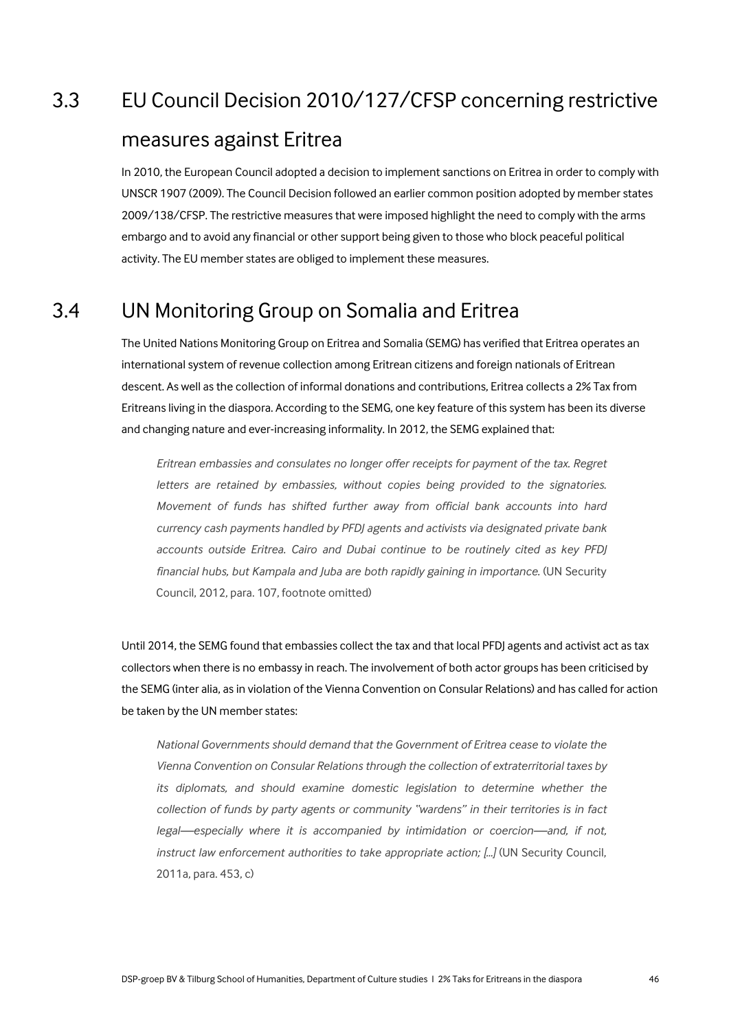## 3.3 EU Council Decision 2010/127/CFSP concerning restrictive measures against Eritrea

In 2010, the European Council adopted a decision to implement sanctions on Eritrea in order to comply with UNSCR 1907 (2009). The Council Decision followed an earlier common position adopted by member states 2009/138/CFSP. The restrictive measures that were imposed highlight the need to comply with the arms embargo and to avoid any financial or other support being given to those who block peaceful political activity. The EU member states are obliged to implement these measures.

## 3.4 UN Monitoring Group on Somalia and Eritrea

The United Nations Monitoring Group on Eritrea and Somalia (SEMG) has verified that Eritrea operates an international system of revenue collection among Eritrean citizens and foreign nationals of Eritrean descent. As well as the collection of informal donations and contributions, Eritrea collects a 2% Tax from Eritreans living in the diaspora. According to the SEMG, one key feature of this system has been its diverse and changing nature and ever-increasing informality. In 2012, the SEMG explained that:

> *Eritrean embassies and consulates no longer offer receipts for payment of the tax. Regret letters are retained by embassies, without copies being provided to the signatories. Movement of funds has shifted further away from official bank accounts into hard currency cash payments handled by PFDJ agents and activists via designated private bank accounts outside Eritrea. Cairo and Dubai continue to be routinely cited as key PFDJ financial hubs, but Kampala and Juba are both rapidly gaining in importance.* (UN Security Council, 2012, para. 107, footnote omitted)

Until 2014, the SEMG found that embassies collect the tax and that local PFDJ agents and activist act as tax collectors when there is no embassy in reach. The involvement of both actor groups has been criticised by the SEMG (inter alia, as in violation of the Vienna Convention on Consular Relations) and has called for action be taken by the UN member states:

> *National Governments should demand that the Government of Eritrea cease to violate the Vienna Convention on Consular Relations through the collection of extraterritorial taxes by its diplomats, and should examine domestic legislation to determine whether the collection of funds by party agents or community "wardens" in their territories is in fact legal—especially where it is accompanied by intimidation or coercion—and, if not, instruct law enforcement authorities to take appropriate action; [...]* (UN Security Council, 2011a, para. 453, c)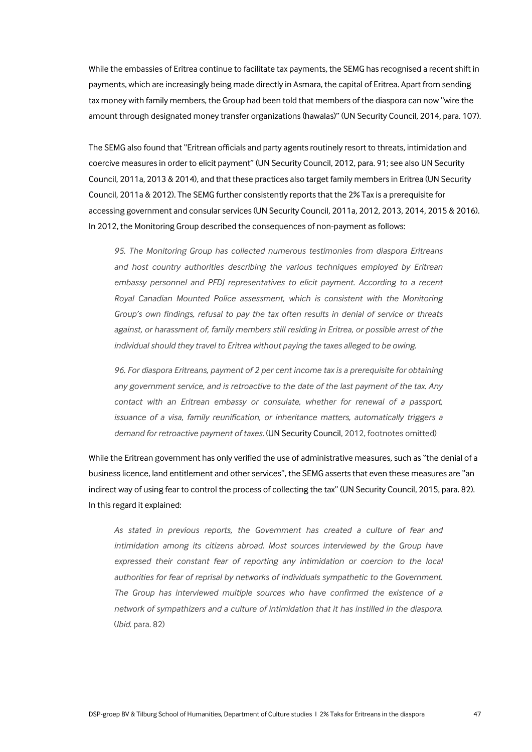While the embassies of Eritrea continue to facilitate tax payments, the SEMG has recognised a recent shift in payments, which are increasingly being made directly in Asmara, the capital of Eritrea. Apart from sending tax money with family members, the Group had been told that members of the diaspora can now "wire the amount through designated money transfer organizations (hawalas)" (UN Security Council, 2014, para. 107).

The SEMG also found that "Eritrean officials and party agents routinely resort to threats, intimidation and coercive measures in order to elicit payment" (UN Security Council, 2012, para. 91; see also UN Security Council, 2011a, 2013 & 2014), and that these practices also target family members in Eritrea (UN Security Council, 2011a & 2012). The SEMG further consistently reports that the 2% Tax is a prerequisite for accessing government and consular services (UN Security Council, 2011a, 2012, 2013, 2014, 2015 & 2016). In 2012, the Monitoring Group described the consequences of non-payment as follows:

> *95. The Monitoring Group has collected numerous testimonies from diaspora Eritreans and host country authorities describing the various techniques employed by Eritrean embassy personnel and PFDJ representatives to elicit payment. According to a recent Royal Canadian Mounted Police assessment, which is consistent with the Monitoring Group's own findings, refusal to pay the tax often results in denial of service or threats against, or harassment of, family members still residing in Eritrea, or possible arrest of the individual should they travel to Eritrea without paying the taxes alleged to be owing.*
>
> *96. For diaspora Eritreans, payment of 2 per cent income tax is a prerequisite for obtaining any government service, and is retroactive to the date of the last payment of the tax. Any contact with an Eritrean embassy or consulate, whether for renewal of a passport, issuance of a visa, family reunification, or inheritance matters, automatically triggers a demand for retroactive payment of taxes.* (UN Security Council, 2012, footnotes omitted)

While the Eritrean government has only verified the use of administrative measures, such as "the denial of a business licence, land entitlement and other services", the SEMG asserts that even these measures are "an indirect way of using fear to control the process of collecting the tax" (UN Security Council, 2015, para. 82). In this regard it explained:

> *As stated in previous reports, the Government has created a culture of fear and intimidation among its citizens abroad. Most sources interviewed by the Group have expressed their constant fear of reporting any intimidation or coercion to the local authorities for fear of reprisal by networks of individuals sympathetic to the Government. The Group has interviewed multiple sources who have confirmed the existence of a network of sympathizers and a culture of intimidation that it has instilled in the diaspora.* (*Ibid.* para. 82)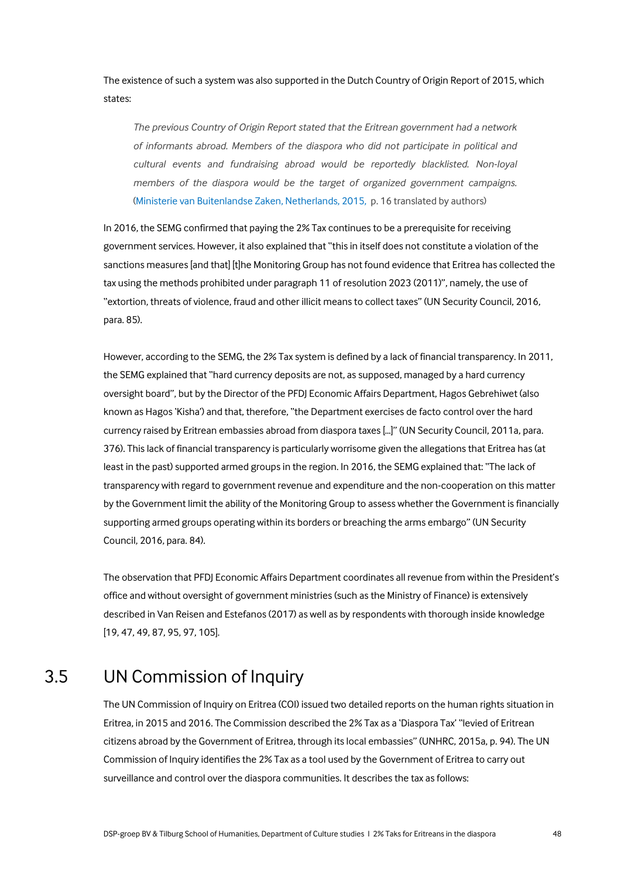The existence of such a system was also supported in the Dutch Country of Origin Report of 2015, which states:

> *The previous Country of Origin Report stated that the Eritrean government had a network of informants abroad. Members of the diaspora who did not participate in political and cultural events and fundraising abroad would be reportedly blacklisted. Non-loyal members of the diaspora would be the target of organized government campaigns.* (Ministerie van Buitenlandse Zaken, Netherlands, 2015, p. 16 translated by authors)

In 2016, the SEMG confirmed that paying the 2% Tax continues to be a prerequisite for receiving government services. However, it also explained that "this in itself does not constitute a violation of the sanctions measures [and that] [t]he Monitoring Group has not found evidence that Eritrea has collected the tax using the methods prohibited under paragraph 11 of resolution 2023 (2011)", namely, the use of "extortion, threats of violence, fraud and other illicit means to collect taxes" (UN Security Council, 2016, para. 85).

However, according to the SEMG, the 2% Tax system is defined by a lack of financial transparency. In 2011, the SEMG explained that "hard currency deposits are not, as supposed, managed by a hard currency oversight board", but by the Director of the PFDJ Economic Affairs Department, Hagos Gebrehiwet (also known as Hagos 'Kisha') and that, therefore, "the Department exercises de facto control over the hard currency raised by Eritrean embassies abroad from diaspora taxes [...]" (UN Security Council, 2011a, para. 376). This lack of financial transparency is particularly worrisome given the allegations that Eritrea has (at least in the past) supported armed groups in the region. In 2016, the SEMG explained that: "The lack of transparency with regard to government revenue and expenditure and the non-cooperation on this matter by the Government limit the ability of the Monitoring Group to assess whether the Government is financially supporting armed groups operating within its borders or breaching the arms embargo" (UN Security Council, 2016, para. 84).

The observation that PFDJ Economic Affairs Department coordinates all revenue from within the President's office and without oversight of government ministries (such as the Ministry of Finance) is extensively described in Van Reisen and Estefanos (2017) as well as by respondents with thorough inside knowledge [19, 47, 49, 87, 95, 97, 105].

## 3.5 UN Commission of Inquiry

The UN Commission of Inquiry on Eritrea (COI) issued two detailed reports on the human rights situation in Eritrea, in 2015 and 2016. The Commission described the 2% Tax as a 'Diaspora Tax' "levied of Eritrean citizens abroad by the Government of Eritrea, through its local embassies" (UNHRC, 2015a, p. 94). The UN Commission of Inquiry identifies the 2% Tax as a tool used by the Government of Eritrea to carry out surveillance and control over the diaspora communities. It describes the tax as follows: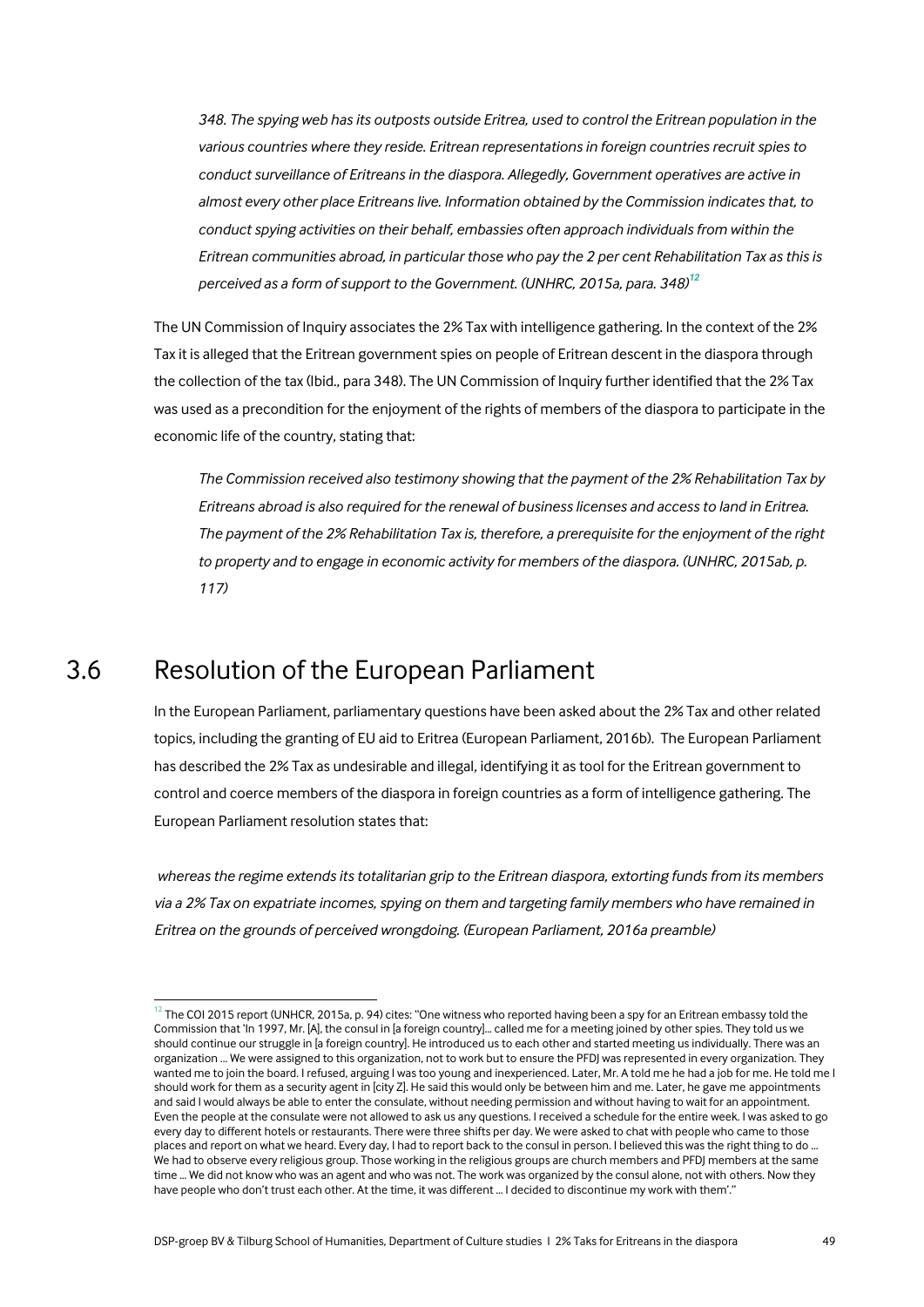*348. The spying web has its outposts outside Eritrea, used to control the Eritrean population in the various countries where they reside. Eritrean representations in foreign countries recruit spies to conduct surveillance of Eritreans in the diaspora. Allegedly, Government operatives are active in almost every other place Eritreans live. Information obtained by the Commission indicates that, to conduct spying activities on their behalf, embassies often approach individuals from within the Eritrean communities abroad, in particular those who pay the 2 per cent Rehabilitation Tax as this is perceived as a form of support to the Government. (UNHRC, 2015a, para. 348)*[12]

The UN Commission of Inquiry associates the 2% Tax with intelligence gathering. In the context of the 2% Tax it is alleged that the Eritrean government spies on people of Eritrean descent in the diaspora through the collection of the tax (Ibid., para 348). The UN Commission of Inquiry further identified that the 2% Tax was used as a precondition for the enjoyment of the rights of members of the diaspora to participate in the economic life of the country, stating that:

*The Commission received also testimony showing that the payment of the 2% Rehabilitation Tax by Eritreans abroad is also required for the renewal of business licenses and access to land in Eritrea. The payment of the 2% Rehabilitation Tax is, therefore, a prerequisite for the enjoyment of the right to property and to engage in economic activity for members of the diaspora. (UNHRC, 2015ab, p. 117)*

## 3.6 Resolution of the European Parliament

In the European Parliament, parliamentary questions have been asked about the 2% Tax and other related topics, including the granting of EU aid to Eritrea (European Parliament, 2016b). The European Parliament has described the 2% Tax as undesirable and illegal, identifying it as tool for the Eritrean government to control and coerce members of the diaspora in foreign countries as a form of intelligence gathering. The European Parliament resolution states that:

*whereas the regime extends its totalitarian grip to the Eritrean diaspora, extorting funds from its members via a 2% Tax on expatriate incomes, spying on them and targeting family members who have remained in Eritrea on the grounds of perceived wrongdoing. (European Parliament, 2016a preamble)*

[12] The COI 2015 report (UNHCR, 2015a, p. 94) cites: "One witness who reported having been a spy for an Eritrean embassy told the Commission that 'In 1997, Mr. [A], the consul in [a foreign country]… called me for a meeting joined by other spies. They told us we should continue our struggle in [a foreign country]. He introduced us to each other and started meeting us individually. There was an organization … We were assigned to this organization, not to work but to ensure the PFDJ was represented in every organization. They wanted me to join the board. I refused, arguing I was too young and inexperienced. Later, Mr. A told me he had a job for me. He told me I should work for them as a security agent in [city Z]. He said this would only be between him and me. Later, he gave me appointments and said I would always be able to enter the consulate, without needing permission and without having to wait for an appointment. Even the people at the consulate were not allowed to ask us any questions. I received a schedule for the entire week. I was asked to go every day to different hotels or restaurants. There were three shifts per day. We were asked to chat with people who came to those places and report on what we heard. Every day, I had to report back to the consul in person. I believed this was the right thing to do … We had to observe every religious group. Those working in the religious groups are church members and PFDJ members at the same time … We did not know who was an agent and who was not. The work was organized by the consul alone, not with others. Now they have people who don't trust each other. At the time, it was different … I decided to discontinue my work with them'."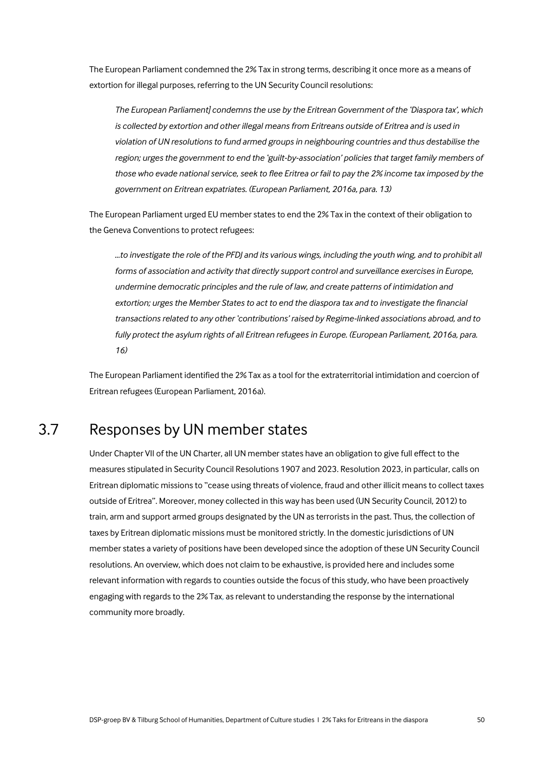The European Parliament condemned the 2% Tax in strong terms, describing it once more as a means of extortion for illegal purposes, referring to the UN Security Council resolutions:

> *The European Parliament] condemns the use by the Eritrean Government of the 'Diaspora tax', which is collected by extortion and other illegal means from Eritreans outside of Eritrea and is used in violation of UN resolutions to fund armed groups in neighbouring countries and thus destabilise the region; urges the government to end the 'guilt-by-association' policies that target family members of those who evade national service, seek to flee Eritrea or fail to pay the 2% income tax imposed by the government on Eritrean expatriates. (European Parliament, 2016a, para. 13)*

The European Parliament urged EU member states to end the 2% Tax in the context of their obligation to the Geneva Conventions to protect refugees:

> *...to investigate the role of the PFDJ and its various wings, including the youth wing, and to prohibit all forms of association and activity that directly support control and surveillance exercises in Europe, undermine democratic principles and the rule of law, and create patterns of intimidation and extortion; urges the Member States to act to end the diaspora tax and to investigate the financial transactions related to any other 'contributions' raised by Regime-linked associations abroad, and to fully protect the asylum rights of all Eritrean refugees in Europe. (European Parliament, 2016a, para. 16)*

The European Parliament identified the 2% Tax as a tool for the extraterritorial intimidation and coercion of Eritrean refugees (European Parliament, 2016a).

## 3.7 Responses by UN member states

Under Chapter VII of the UN Charter, all UN member states have an obligation to give full effect to the measures stipulated in Security Council Resolutions 1907 and 2023. Resolution 2023, in particular, calls on Eritrean diplomatic missions to "cease using threats of violence, fraud and other illicit means to collect taxes outside of Eritrea". Moreover, money collected in this way has been used (UN Security Council, 2012) to train, arm and support armed groups designated by the UN as terrorists in the past. Thus, the collection of taxes by Eritrean diplomatic missions must be monitored strictly. In the domestic jurisdictions of UN member states a variety of positions have been developed since the adoption of these UN Security Council resolutions. An overview, which does not claim to be exhaustive, is provided here and includes some relevant information with regards to counties outside the focus of this study, who have been proactively engaging with regards to the 2% Tax, as relevant to understanding the response by the international community more broadly.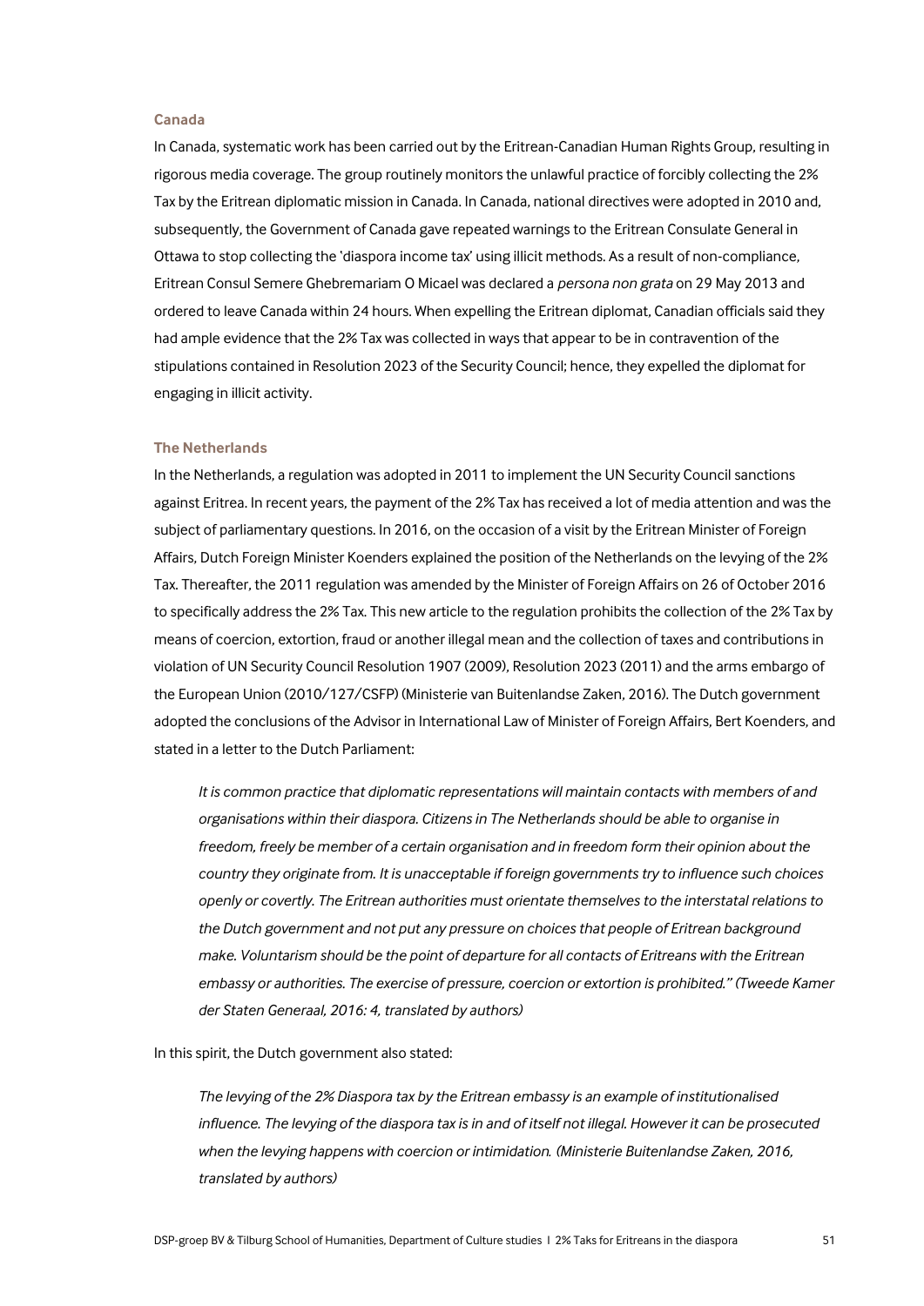### Canada

In Canada, systematic work has been carried out by the Eritrean-Canadian Human Rights Group, resulting in rigorous media coverage. The group routinely monitors the unlawful practice of forcibly collecting the 2% Tax by the Eritrean diplomatic mission in Canada. In Canada, national directives were adopted in 2010 and, subsequently, the Government of Canada gave repeated warnings to the Eritrean Consulate General in Ottawa to stop collecting the 'diaspora income tax' using illicit methods. As a result of non-compliance, Eritrean Consul Semere Ghebremariam O Micael was declared a *persona non grata* on 29 May 2013 and ordered to leave Canada within 24 hours. When expelling the Eritrean diplomat, Canadian officials said they had ample evidence that the 2% Tax was collected in ways that appear to be in contravention of the stipulations contained in Resolution 2023 of the Security Council; hence, they expelled the diplomat for engaging in illicit activity.

### The Netherlands

In the Netherlands, a regulation was adopted in 2011 to implement the UN Security Council sanctions against Eritrea. In recent years, the payment of the 2% Tax has received a lot of media attention and was the subject of parliamentary questions. In 2016, on the occasion of a visit by the Eritrean Minister of Foreign Affairs, Dutch Foreign Minister Koenders explained the position of the Netherlands on the levying of the 2% Tax. Thereafter, the 2011 regulation was amended by the Minister of Foreign Affairs on 26 of October 2016 to specifically address the 2% Tax. This new article to the regulation prohibits the collection of the 2% Tax by means of coercion, extortion, fraud or another illegal mean and the collection of taxes and contributions in violation of UN Security Council Resolution 1907 (2009), Resolution 2023 (2011) and the arms embargo of the European Union (2010/127/CSFP) (Ministerie van Buitenlandse Zaken, 2016). The Dutch government adopted the conclusions of the Advisor in International Law of Minister of Foreign Affairs, Bert Koenders, and stated in a letter to the Dutch Parliament:

> *It is common practice that diplomatic representations will maintain contacts with members of and organisations within their diaspora. Citizens in The Netherlands should be able to organise in freedom, freely be member of a certain organisation and in freedom form their opinion about the country they originate from. It is unacceptable if foreign governments try to influence such choices openly or covertly. The Eritrean authorities must orientate themselves to the interstatal relations to the Dutch government and not put any pressure on choices that people of Eritrean background make. Voluntarism should be the point of departure for all contacts of Eritreans with the Eritrean embassy or authorities. The exercise of pressure, coercion or extortion is prohibited." (Tweede Kamer der Staten Generaal, 2016: 4, translated by authors)*

In this spirit, the Dutch government also stated:

> *The levying of the 2% Diaspora tax by the Eritrean embassy is an example of institutionalised influence. The levying of the diaspora tax is in and of itself not illegal. However it can be prosecuted when the levying happens with coercion or intimidation. (Ministerie Buitenlandse Zaken, 2016, translated by authors)*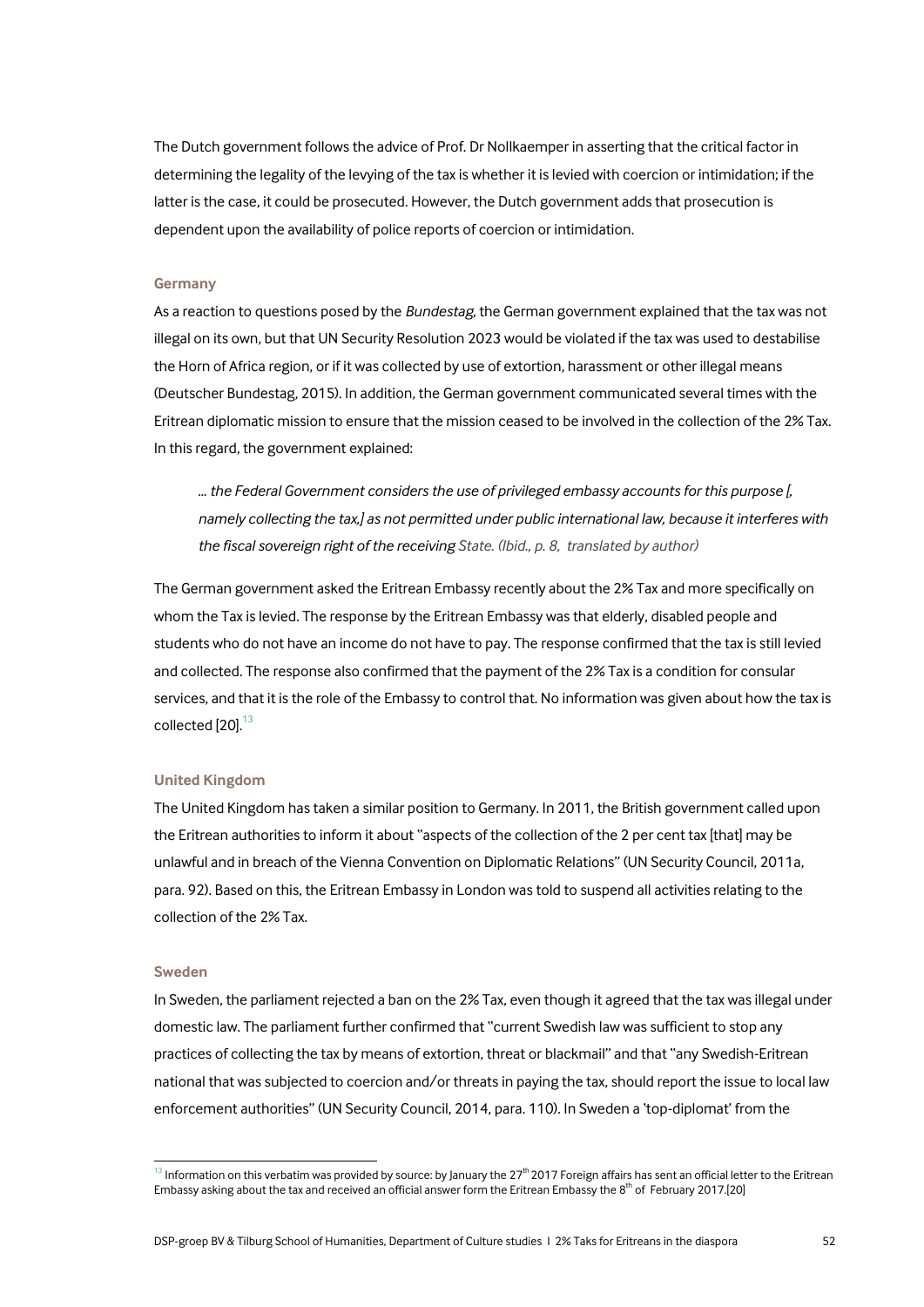The Dutch government follows the advice of Prof. Dr Nollkaemper in asserting that the critical factor in determining the legality of the levying of the tax is whether it is levied with coercion or intimidation; if the latter is the case, it could be prosecuted. However, the Dutch government adds that prosecution is dependent upon the availability of police reports of coercion or intimidation.

### Germany

As a reaction to questions posed by the *Bundestag*, the German government explained that the tax was not illegal on its own, but that UN Security Resolution 2023 would be violated if the tax was used to destabilise the Horn of Africa region, or if it was collected by use of extortion, harassment or other illegal means (Deutscher Bundestag, 2015). In addition, the German government communicated several times with the Eritrean diplomatic mission to ensure that the mission ceased to be involved in the collection of the 2% Tax. In this regard, the government explained:

> *... the Federal Government considers the use of privileged embassy accounts for this purpose [, namely collecting the tax,] as not permitted under public international law, because it interferes with the fiscal sovereign right of the receiving* State. (Ibid., p. 8, translated by author)

The German government asked the Eritrean Embassy recently about the 2% Tax and more specifically on whom the Tax is levied. The response by the Eritrean Embassy was that elderly, disabled people and students who do not have an income do not have to pay. The response confirmed that the tax is still levied and collected. The response also confirmed that the payment of the 2% Tax is a condition for consular services, and that it is the role of the Embassy to control that. No information was given about how the tax is collected [20].[13]

### United Kingdom

The United Kingdom has taken a similar position to Germany. In 2011, the British government called upon the Eritrean authorities to inform it about "aspects of the collection of the 2 per cent tax [that] may be unlawful and in breach of the Vienna Convention on Diplomatic Relations" (UN Security Council, 2011a, para. 92). Based on this, the Eritrean Embassy in London was told to suspend all activities relating to the collection of the 2% Tax.

### Sweden

In Sweden, the parliament rejected a ban on the 2% Tax, even though it agreed that the tax was illegal under domestic law. The parliament further confirmed that "current Swedish law was sufficient to stop any practices of collecting the tax by means of extortion, threat or blackmail" and that "any Swedish-Eritrean national that was subjected to coercion and/or threats in paying the tax, should report the issue to local law enforcement authorities" (UN Security Council, 2014, para. 110). In Sweden a 'top-diplomat' from the

[13] Information on this verbatim was provided by source: by January the 27th 2017 Foreign affairs has sent an official letter to the Eritrean Embassy asking about the tax and received an official answer form the Eritrean Embassy the 8th of February 2017.[20]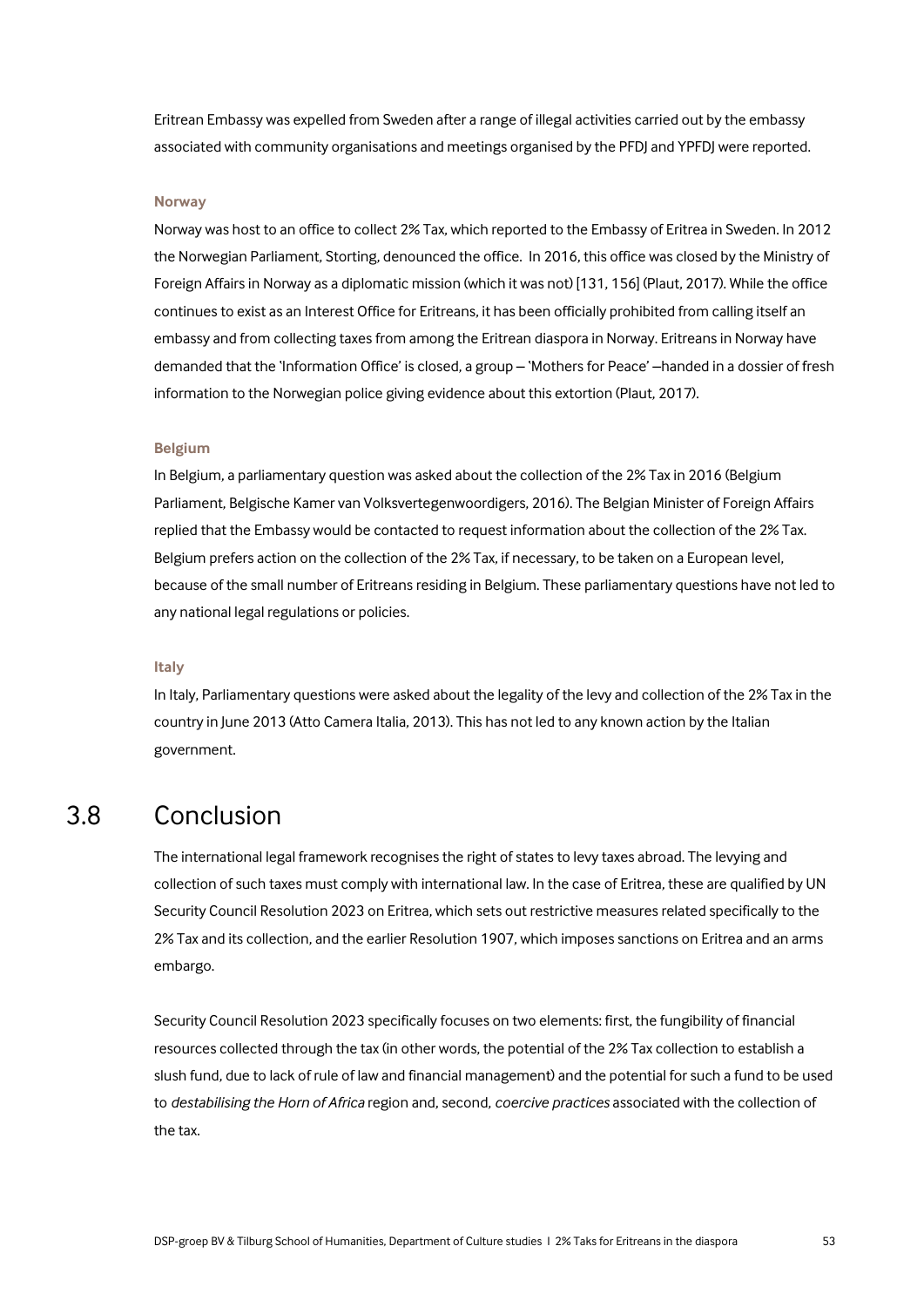Eritrean Embassy was expelled from Sweden after a range of illegal activities carried out by the embassy associated with community organisations and meetings organised by the PFDJ and YPFDJ were reported.

#### Norway

Norway was host to an office to collect 2% Tax, which reported to the Embassy of Eritrea in Sweden. In 2012 the Norwegian Parliament, Storting, denounced the office. In 2016, this office was closed by the Ministry of Foreign Affairs in Norway as a diplomatic mission (which it was not) [131, 156] (Plaut, 2017). While the office continues to exist as an Interest Office for Eritreans, it has been officially prohibited from calling itself an embassy and from collecting taxes from among the Eritrean diaspora in Norway. Eritreans in Norway have demanded that the 'Information Office' is closed, a group – 'Mothers for Peace' –handed in a dossier of fresh information to the Norwegian police giving evidence about this extortion (Plaut, 2017).

#### Belgium

In Belgium, a parliamentary question was asked about the collection of the 2% Tax in 2016 (Belgium Parliament, Belgische Kamer van Volksvertegenwoordigers, 2016). The Belgian Minister of Foreign Affairs replied that the Embassy would be contacted to request information about the collection of the 2% Tax. Belgium prefers action on the collection of the 2% Tax, if necessary, to be taken on a European level, because of the small number of Eritreans residing in Belgium. These parliamentary questions have not led to any national legal regulations or policies.

#### Italy

In Italy, Parliamentary questions were asked about the legality of the levy and collection of the 2% Tax in the country in June 2013 (Atto Camera Italia, 2013). This has not led to any known action by the Italian government.

## 3.8 Conclusion

The international legal framework recognises the right of states to levy taxes abroad. The levying and collection of such taxes must comply with international law. In the case of Eritrea, these are qualified by UN Security Council Resolution 2023 on Eritrea, which sets out restrictive measures related specifically to the 2% Tax and its collection, and the earlier Resolution 1907, which imposes sanctions on Eritrea and an arms embargo.

Security Council Resolution 2023 specifically focuses on two elements: first, the fungibility of financial resources collected through the tax (in other words, the potential of the 2% Tax collection to establish a slush fund, due to lack of rule of law and financial management) and the potential for such a fund to be used to *destabilising the Horn of Africa* region and, second, *coercive practices* associated with the collection of the tax.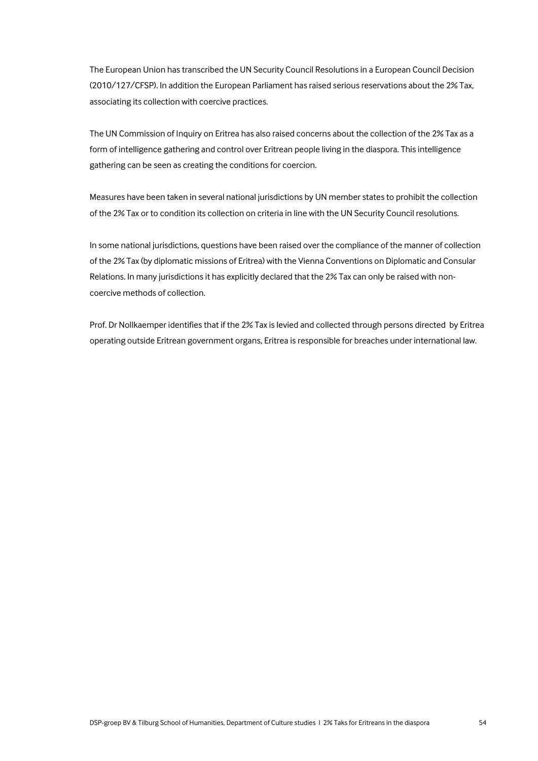The European Union has transcribed the UN Security Council Resolutions in a European Council Decision (2010/127/CFSP). In addition the European Parliament has raised serious reservations about the 2% Tax, associating its collection with coercive practices.

The UN Commission of Inquiry on Eritrea has also raised concerns about the collection of the 2% Tax as a form of intelligence gathering and control over Eritrean people living in the diaspora. This intelligence gathering can be seen as creating the conditions for coercion.

Measures have been taken in several national jurisdictions by UN member states to prohibit the collection of the 2% Tax or to condition its collection on criteria in line with the UN Security Council resolutions.

In some national jurisdictions, questions have been raised over the compliance of the manner of collection of the 2% Tax (by diplomatic missions of Eritrea) with the Vienna Conventions on Diplomatic and Consular Relations. In many jurisdictions it has explicitly declared that the 2% Tax can only be raised with non-coercive methods of collection.

Prof. Dr Nollkaemper identifies that if the 2% Tax is levied and collected through persons directed by Eritrea operating outside Eritrean government organs, Eritrea is responsible for breaches under international law.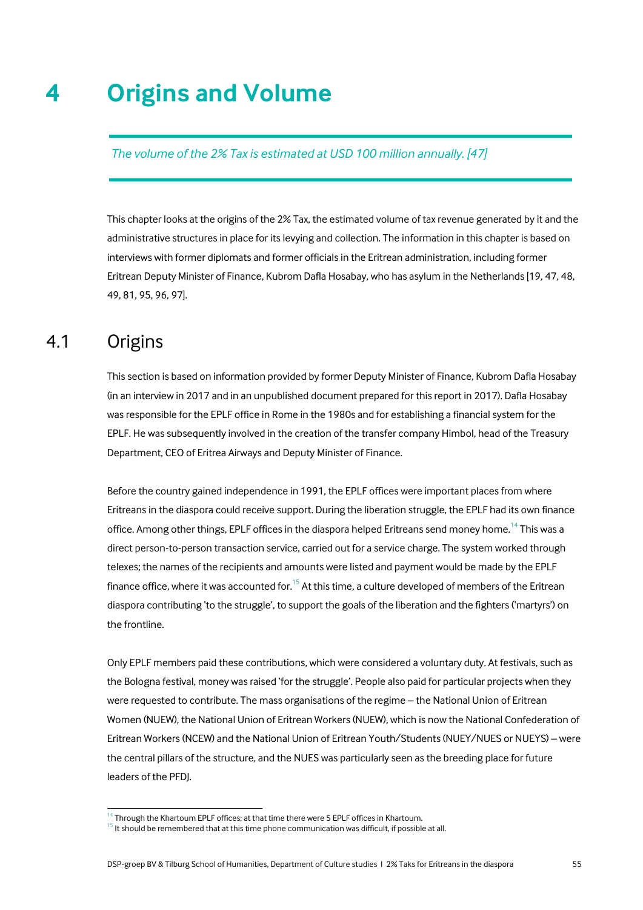# 4 Origins and Volume

*The volume of the 2% Tax is estimated at USD 100 million annually. [47]*

This chapter looks at the origins of the 2% Tax, the estimated volume of tax revenue generated by it and the administrative structures in place for its levying and collection. The information in this chapter is based on interviews with former diplomats and former officials in the Eritrean administration, including former Eritrean Deputy Minister of Finance, Kubrom Dafla Hosabay, who has asylum in the Netherlands [19, 47, 48, 49, 81, 95, 96, 97].

## 4.1 Origins

This section is based on information provided by former Deputy Minister of Finance, Kubrom Dafla Hosabay (in an interview in 2017 and in an unpublished document prepared for this report in 2017). Dafla Hosabay was responsible for the EPLF office in Rome in the 1980s and for establishing a financial system for the EPLF. He was subsequently involved in the creation of the transfer company Himbol, head of the Treasury Department, CEO of Eritrea Airways and Deputy Minister of Finance.

Before the country gained independence in 1991, the EPLF offices were important places from where Eritreans in the diaspora could receive support. During the liberation struggle, the EPLF had its own finance office. Among other things, EPLF offices in the diaspora helped Eritreans send money home.[14] This was a direct person-to-person transaction service, carried out for a service charge. The system worked through telexes; the names of the recipients and amounts were listed and payment would be made by the EPLF finance office, where it was accounted for.[15] At this time, a culture developed of members of the Eritrean diaspora contributing 'to the struggle', to support the goals of the liberation and the fighters ('martyrs') on the frontline.

Only EPLF members paid these contributions, which were considered a voluntary duty. At festivals, such as the Bologna festival, money was raised 'for the struggle'. People also paid for particular projects when they were requested to contribute. The mass organisations of the regime – the National Union of Eritrean Women (NUEW), the National Union of Eritrean Workers (NUEW), which is now the National Confederation of Eritrean Workers (NCEW) and the National Union of Eritrean Youth/Students (NUEY/NUES or NUEYS) – were the central pillars of the structure, and the NUES was particularly seen as the breeding place for future leaders of the PFDJ.

[14] Through the Khartoum EPLF offices; at that time there were 5 EPLF offices in Khartoum.

[15] It should be remembered that at this time phone communication was difficult, if possible at all.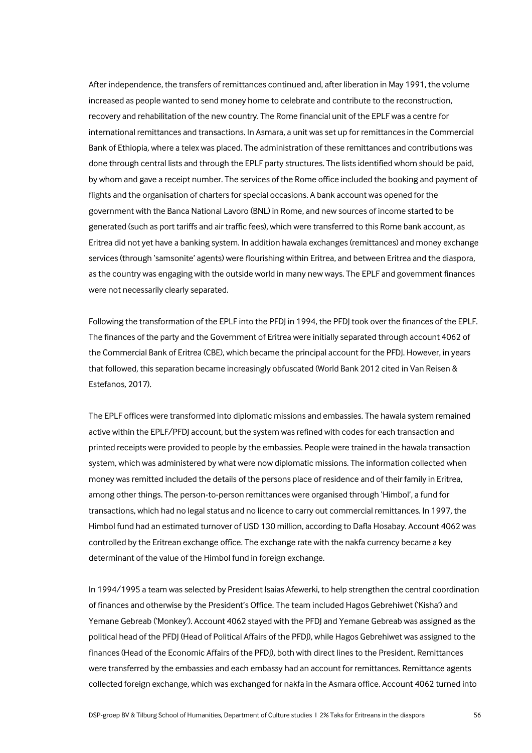After independence, the transfers of remittances continued and, after liberation in May 1991, the volume increased as people wanted to send money home to celebrate and contribute to the reconstruction, recovery and rehabilitation of the new country. The Rome financial unit of the EPLF was a centre for international remittances and transactions. In Asmara, a unit was set up for remittances in the Commercial Bank of Ethiopia, where a telex was placed. The administration of these remittances and contributions was done through central lists and through the EPLF party structures. The lists identified whom should be paid, by whom and gave a receipt number. The services of the Rome office included the booking and payment of flights and the organisation of charters for special occasions. A bank account was opened for the government with the Banca National Lavoro (BNL) in Rome, and new sources of income started to be generated (such as port tariffs and air traffic fees), which were transferred to this Rome bank account, as Eritrea did not yet have a banking system. In addition hawala exchanges (remittances) and money exchange services (through 'samsonite' agents) were flourishing within Eritrea, and between Eritrea and the diaspora, as the country was engaging with the outside world in many new ways. The EPLF and government finances were not necessarily clearly separated.

Following the transformation of the EPLF into the PFDJ in 1994, the PFDJ took over the finances of the EPLF. The finances of the party and the Government of Eritrea were initially separated through account 4062 of the Commercial Bank of Eritrea (CBE), which became the principal account for the PFDJ. However, in years that followed, this separation became increasingly obfuscated (World Bank 2012 cited in Van Reisen & Estefanos, 2017).

The EPLF offices were transformed into diplomatic missions and embassies. The hawala system remained active within the EPLF/PFDJ account, but the system was refined with codes for each transaction and printed receipts were provided to people by the embassies. People were trained in the hawala transaction system, which was administered by what were now diplomatic missions. The information collected when money was remitted included the details of the persons place of residence and of their family in Eritrea, among other things. The person-to-person remittances were organised through 'Himbol', a fund for transactions, which had no legal status and no licence to carry out commercial remittances. In 1997, the Himbol fund had an estimated turnover of USD 130 million, according to Dafla Hosabay. Account 4062 was controlled by the Eritrean exchange office. The exchange rate with the nakfa currency became a key determinant of the value of the Himbol fund in foreign exchange.

In 1994/1995 a team was selected by President Isaias Afewerki, to help strengthen the central coordination of finances and otherwise by the President's Office. The team included Hagos Gebrehiwet ('Kisha') and Yemane Gebreab ('Monkey'). Account 4062 stayed with the PFDJ and Yemane Gebreab was assigned as the political head of the PFDJ (Head of Political Affairs of the PFDJ), while Hagos Gebrehiwet was assigned to the finances (Head of the Economic Affairs of the PFDJ), both with direct lines to the President. Remittances were transferred by the embassies and each embassy had an account for remittances. Remittance agents collected foreign exchange, which was exchanged for nakfa in the Asmara office. Account 4062 turned into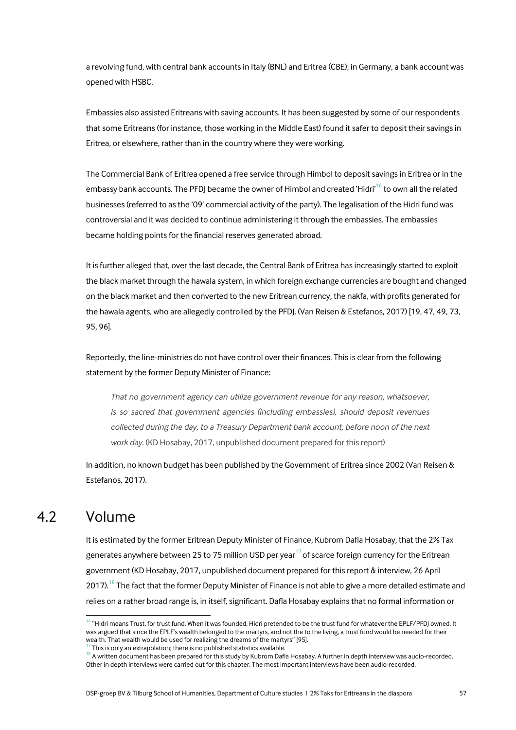a revolving fund, with central bank accounts in Italy (BNL) and Eritrea (CBE); in Germany, a bank account was opened with HSBC.

Embassies also assisted Eritreans with saving accounts. It has been suggested by some of our respondents that some Eritreans (for instance, those working in the Middle East) found it safer to deposit their savings in Eritrea, or elsewhere, rather than in the country where they were working.

The Commercial Bank of Eritrea opened a free service through Himbol to deposit savings in Eritrea or in the embassy bank accounts. The PFDJ became the owner of Himbol and created 'Hidri'[16] to own all the related businesses (referred to as the '09' commercial activity of the party). The legalisation of the Hidri fund was controversial and it was decided to continue administering it through the embassies. The embassies became holding points for the financial reserves generated abroad.

It is further alleged that, over the last decade, the Central Bank of Eritrea has increasingly started to exploit the black market through the hawala system, in which foreign exchange currencies are bought and changed on the black market and then converted to the new Eritrean currency, the nakfa, with profits generated for the hawala agents, who are allegedly controlled by the PFDJ. (Van Reisen & Estefanos, 2017) [19, 47, 49, 73, 95, 96].

Reportedly, the line-ministries do not have control over their finances. This is clear from the following statement by the former Deputy Minister of Finance:

> *That no government agency can utilize government revenue for any reason, whatsoever, is so sacred that government agencies (including embassies), should deposit revenues collected during the day, to a Treasury Department bank account, before noon of the next work day.* (KD Hosabay, 2017, unpublished document prepared for this report)

In addition, no known budget has been published by the Government of Eritrea since 2002 (Van Reisen & Estefanos, 2017).

## 4.2 Volume

It is estimated by the former Eritrean Deputy Minister of Finance, Kubrom Dafla Hosabay, that the 2% Tax generates anywhere between 25 to 75 million USD per year[17] of scarce foreign currency for the Eritrean government (KD Hosabay, 2017, unpublished document prepared for this report & interview, 26 April 2017).[18] The fact that the former Deputy Minister of Finance is not able to give a more detailed estimate and relies on a rather broad range is, in itself, significant. Dafla Hosabay explains that no formal information or

---

[16] "Hidri means Trust, for trust fund. When it was founded, Hidri pretended to be the trust fund for whatever the EPLF/PFDJ owned. It was argued that since the EPLF's wealth belonged to the martyrs, and not the to the living, a trust fund would be needed for their wealth. That wealth would be used for realizing the dreams of the martyrs" [95].

[17] This is only an extrapolation; there is no published statistics available.

[18] A written document has been prepared for this study by Kubrom Dafla Hosabay. A further in depth interview was audio-recorded. Other in depth interviews were carried out for this chapter. The most important interviews have been audio-recorded.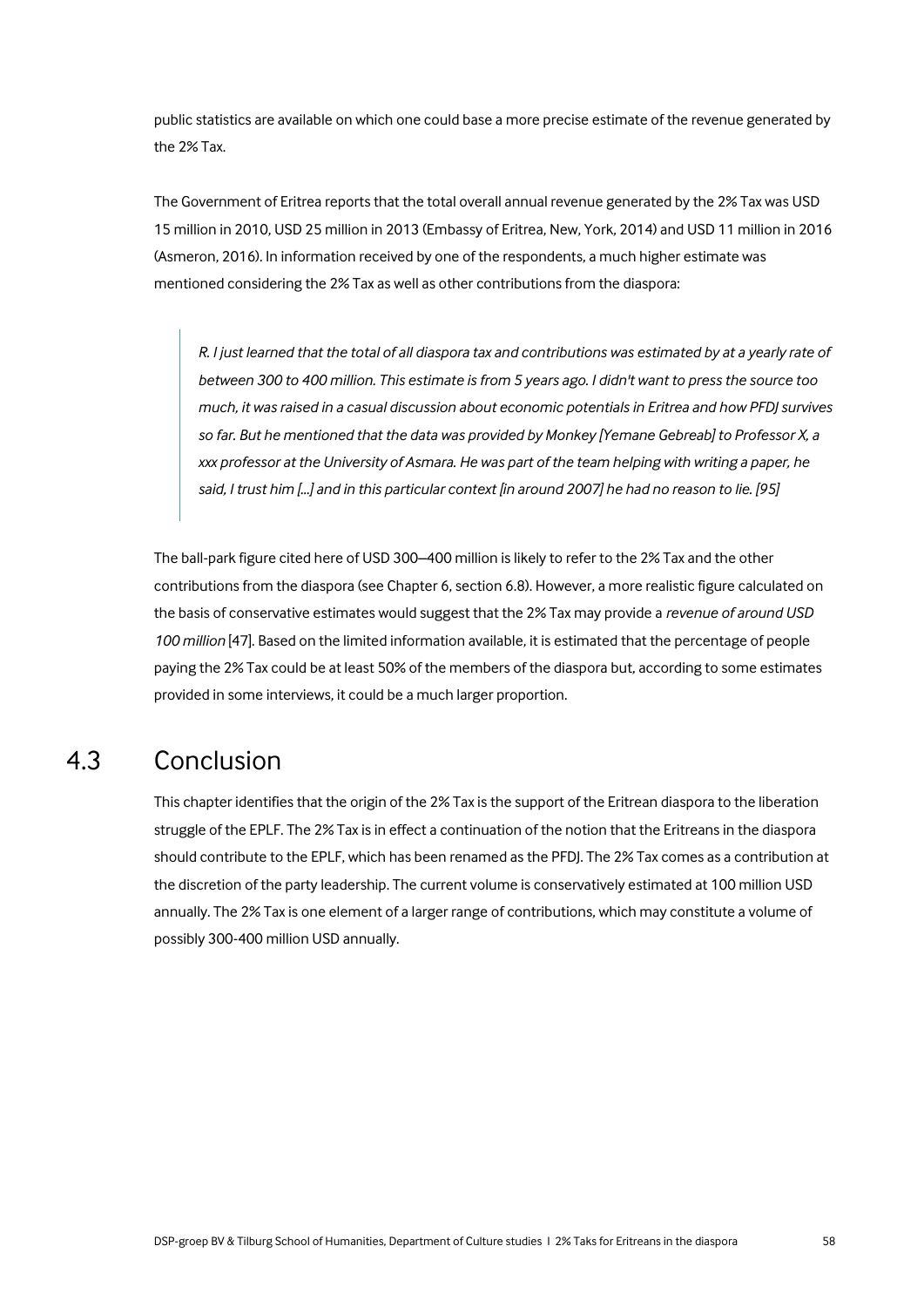public statistics are available on which one could base a more precise estimate of the revenue generated by the 2% Tax.

The Government of Eritrea reports that the total overall annual revenue generated by the 2% Tax was USD 15 million in 2010, USD 25 million in 2013 (Embassy of Eritrea, New, York, 2014) and USD 11 million in 2016 (Asmeron, 2016). In information received by one of the respondents, a much higher estimate was mentioned considering the 2% Tax as well as other contributions from the diaspora:

> *R. I just learned that the total of all diaspora tax and contributions was estimated by at a yearly rate of between 300 to 400 million. This estimate is from 5 years ago. I didn't want to press the source too much, it was raised in a casual discussion about economic potentials in Eritrea and how PFDJ survives so far. But he mentioned that the data was provided by Monkey [Yemane Gebreab] to Professor X, a xxx professor at the University of Asmara. He was part of the team helping with writing a paper, he said, I trust him [...] and in this particular context [in around 2007] he had no reason to lie. [95]*

The ball-park figure cited here of USD 300–400 million is likely to refer to the 2% Tax and the other contributions from the diaspora (see Chapter 6, section 6.8). However, a more realistic figure calculated on the basis of conservative estimates would suggest that the 2% Tax may provide a *revenue of around USD 100 million* [47]. Based on the limited information available, it is estimated that the percentage of people paying the 2% Tax could be at least 50% of the members of the diaspora but, according to some estimates provided in some interviews, it could be a much larger proportion.

## 4.3 Conclusion

This chapter identifies that the origin of the 2% Tax is the support of the Eritrean diaspora to the liberation struggle of the EPLF. The 2% Tax is in effect a continuation of the notion that the Eritreans in the diaspora should contribute to the EPLF, which has been renamed as the PFDJ. The 2% Tax comes as a contribution at the discretion of the party leadership. The current volume is conservatively estimated at 100 million USD annually. The 2% Tax is one element of a larger range of contributions, which may constitute a volume of possibly 300-400 million USD annually.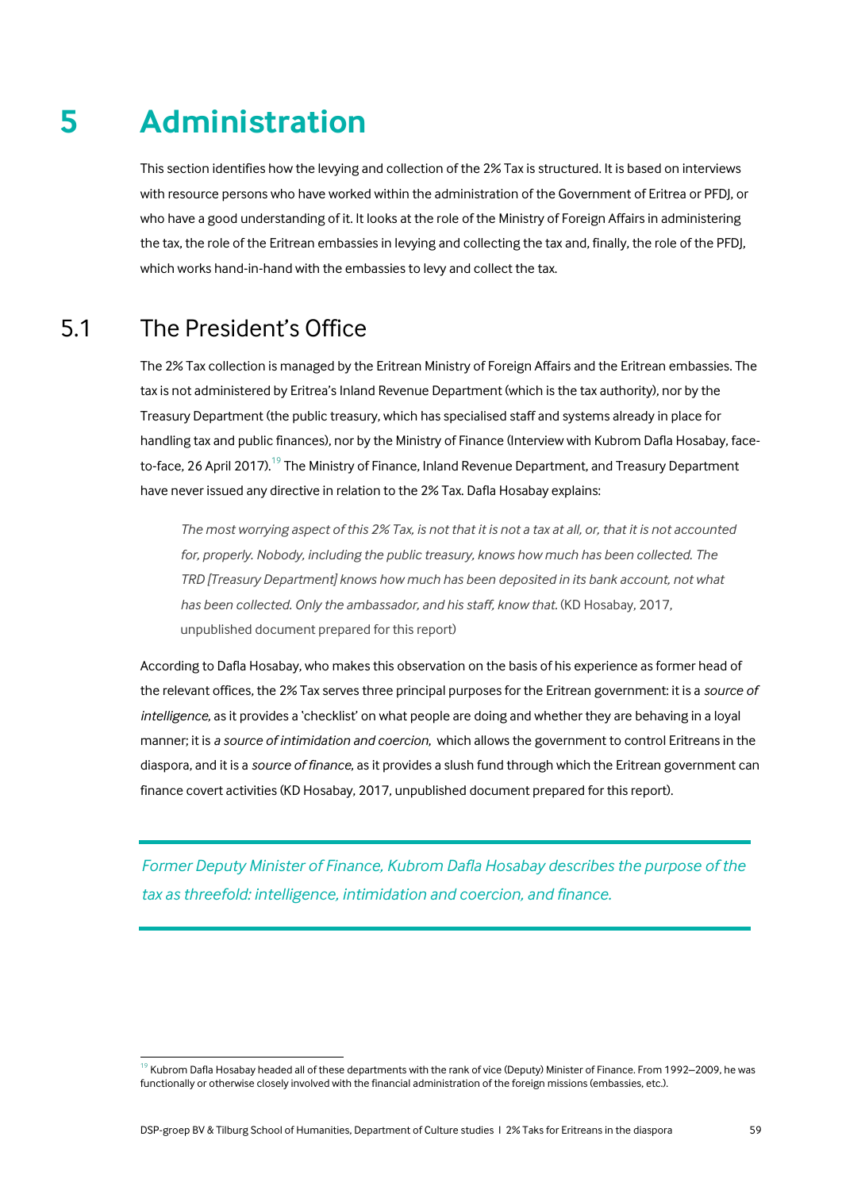# 5 Administration

This section identifies how the levying and collection of the 2% Tax is structured. It is based on interviews with resource persons who have worked within the administration of the Government of Eritrea or PFDJ, or who have a good understanding of it. It looks at the role of the Ministry of Foreign Affairs in administering the tax, the role of the Eritrean embassies in levying and collecting the tax and, finally, the role of the PFDJ, which works hand-in-hand with the embassies to levy and collect the tax.

## 5.1 The President's Office

The 2% Tax collection is managed by the Eritrean Ministry of Foreign Affairs and the Eritrean embassies. The tax is not administered by Eritrea's Inland Revenue Department (which is the tax authority), nor by the Treasury Department (the public treasury, which has specialised staff and systems already in place for handling tax and public finances), nor by the Ministry of Finance (Interview with Kubrom Dafla Hosabay, face-to-face, 26 April 2017).[19] The Ministry of Finance, Inland Revenue Department, and Treasury Department have never issued any directive in relation to the 2% Tax. Dafla Hosabay explains:

> *The most worrying aspect of this 2% Tax, is not that it is not a tax at all, or, that it is not accounted for, properly. Nobody, including the public treasury, knows how much has been collected. The TRD [Treasury Department] knows how much has been deposited in its bank account, not what has been collected. Only the ambassador, and his staff, know that.* (KD Hosabay, 2017, unpublished document prepared for this report)

According to Dafla Hosabay, who makes this observation on the basis of his experience as former head of the relevant offices, the 2% Tax serves three principal purposes for the Eritrean government: it is a *source of intelligence*, as it provides a 'checklist' on what people are doing and whether they are behaving in a loyal manner; it is *a source of intimidation and coercion*, which allows the government to control Eritreans in the diaspora, and it is a *source of finance*, as it provides a slush fund through which the Eritrean government can finance covert activities (KD Hosabay, 2017, unpublished document prepared for this report).

> *Former Deputy Minister of Finance, Kubrom Dafla Hosabay describes the purpose of the tax as threefold: intelligence, intimidation and coercion, and finance.*

[19] Kubrom Dafla Hosabay headed all of these departments with the rank of vice (Deputy) Minister of Finance. From 1992–2009, he was functionally or otherwise closely involved with the financial administration of the foreign missions (embassies, etc.).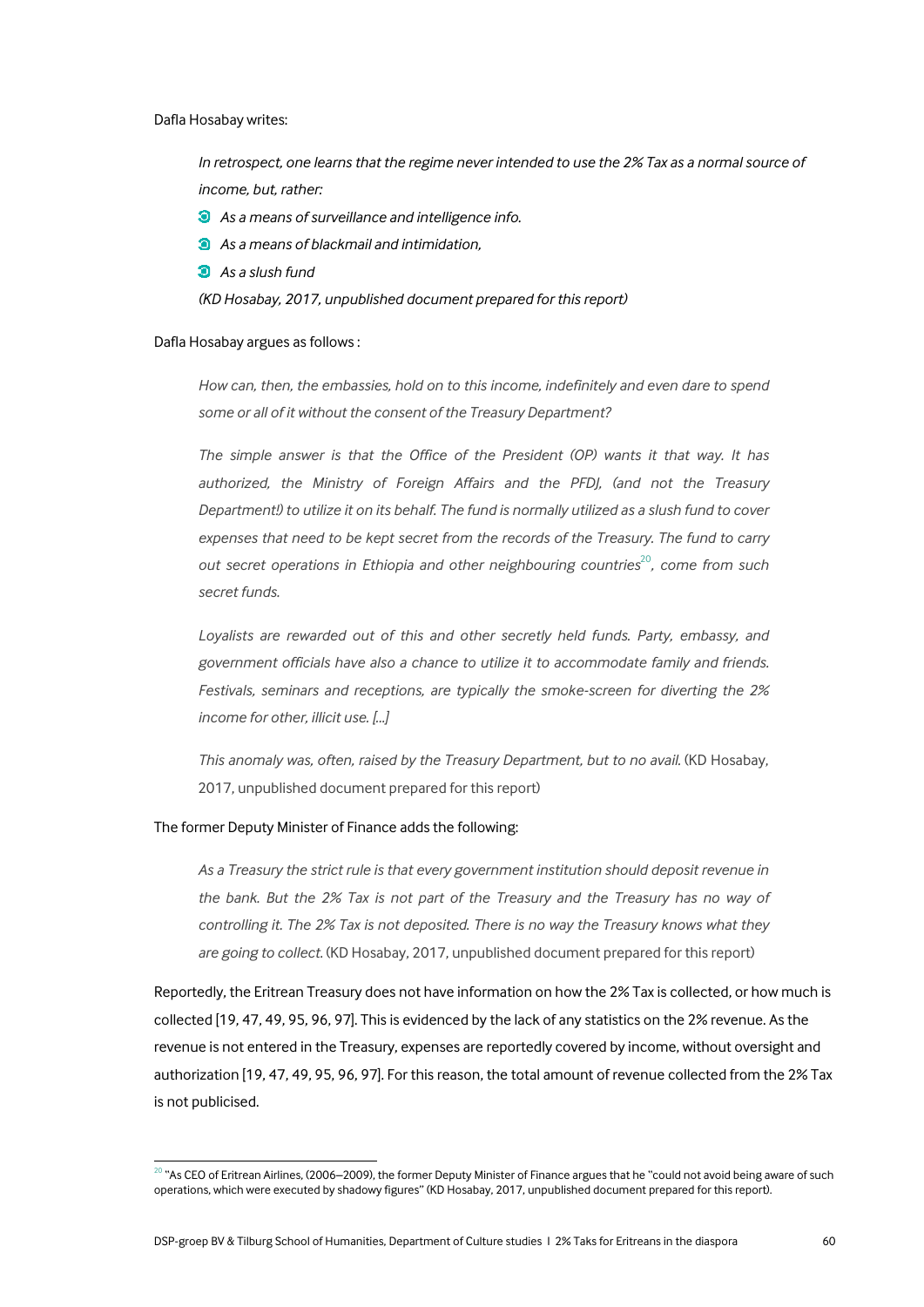Dafla Hosabay writes:

> *In retrospect, one learns that the regime never intended to use the 2% Tax as a normal source of income, but, rather:*
>
> - *As a means of surveillance and intelligence info.*
> - *As a means of blackmail and intimidation,*
> - *As a slush fund*
>
> *(KD Hosabay, 2017, unpublished document prepared for this report)*

Dafla Hosabay argues as follows :

> *How can, then, the embassies, hold on to this income, indefinitely and even dare to spend some or all of it without the consent of the Treasury Department?*
>
> *The simple answer is that the Office of the President (OP) wants it that way. It has authorized, the Ministry of Foreign Affairs and the PFDJ, (and not the Treasury Department!) to utilize it on its behalf. The fund is normally utilized as a slush fund to cover expenses that need to be kept secret from the records of the Treasury. The fund to carry out secret operations in Ethiopia and other neighbouring countries*[20]*, come from such secret funds.*
>
> *Loyalists are rewarded out of this and other secretly held funds. Party, embassy, and government officials have also a chance to utilize it to accommodate family and friends. Festivals, seminars and receptions, are typically the smoke-screen for diverting the 2% income for other, illicit use. [...]*
>
> *This anomaly was, often, raised by the Treasury Department, but to no avail.* (KD Hosabay, 2017, unpublished document prepared for this report)

The former Deputy Minister of Finance adds the following:

> *As a Treasury the strict rule is that every government institution should deposit revenue in the bank. But the 2% Tax is not part of the Treasury and the Treasury has no way of controlling it. The 2% Tax is not deposited. There is no way the Treasury knows what they are going to collect.* (KD Hosabay, 2017, unpublished document prepared for this report)

Reportedly, the Eritrean Treasury does not have information on how the 2% Tax is collected, or how much is collected [19, 47, 49, 95, 96, 97]. This is evidenced by the lack of any statistics on the 2% revenue. As the revenue is not entered in the Treasury, expenses are reportedly covered by income, without oversight and authorization [19, 47, 49, 95, 96, 97]. For this reason, the total amount of revenue collected from the 2% Tax is not publicised.

[20] "As CEO of Eritrean Airlines, (2006–2009), the former Deputy Minister of Finance argues that he "could not avoid being aware of such operations, which were executed by shadowy figures" (KD Hosabay, 2017, unpublished document prepared for this report).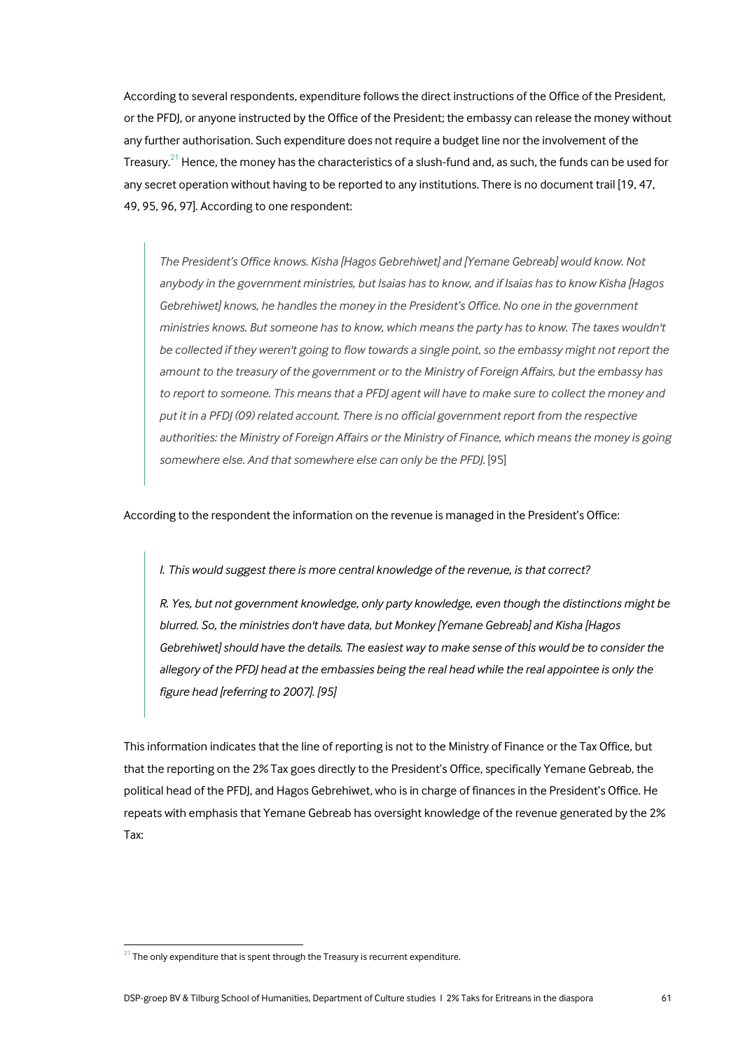According to several respondents, expenditure follows the direct instructions of the Office of the President, or the PFDJ, or anyone instructed by the Office of the President; the embassy can release the money without any further authorisation. Such expenditure does not require a budget line nor the involvement of the Treasury.[21] Hence, the money has the characteristics of a slush-fund and, as such, the funds can be used for any secret operation without having to be reported to any institutions. There is no document trail [19, 47, 49, 95, 96, 97]. According to one respondent:

> *The President's Office knows. Kisha [Hagos Gebrehiwet] and [Yemane Gebreab] would know. Not anybody in the government ministries, but Isaias has to know, and if Isaias has to know Kisha [Hagos Gebrehiwet] knows, he handles the money in the President's Office. No one in the government ministries knows. But someone has to know, which means the party has to know. The taxes wouldn't be collected if they weren't going to flow towards a single point, so the embassy might not report the amount to the treasury of the government or to the Ministry of Foreign Affairs, but the embassy has to report to someone. This means that a PFDJ agent will have to make sure to collect the money and put it in a PFDJ (09) related account. There is no official government report from the respective authorities: the Ministry of Foreign Affairs or the Ministry of Finance, which means the money is going somewhere else. And that somewhere else can only be the PFDJ.* [95]

According to the respondent the information on the revenue is managed in the President's Office:

> *I. This would suggest there is more central knowledge of the revenue, is that correct?*
>
> *R. Yes, but not government knowledge, only party knowledge, even though the distinctions might be blurred. So, the ministries don't have data, but Monkey [Yemane Gebreab] and Kisha [Hagos Gebrehiwet] should have the details. The easiest way to make sense of this would be to consider the allegory of the PFDJ head at the embassies being the real head while the real appointee is only the figure head [referring to 2007]. [95]*

This information indicates that the line of reporting is not to the Ministry of Finance or the Tax Office, but that the reporting on the 2% Tax goes directly to the President's Office, specifically Yemane Gebreab, the political head of the PFDJ, and Hagos Gebrehiwet, who is in charge of finances in the President's Office. He repeats with emphasis that Yemane Gebreab has oversight knowledge of the revenue generated by the 2% Tax:

---

[21] The only expenditure that is spent through the Treasury is recurrent expenditure.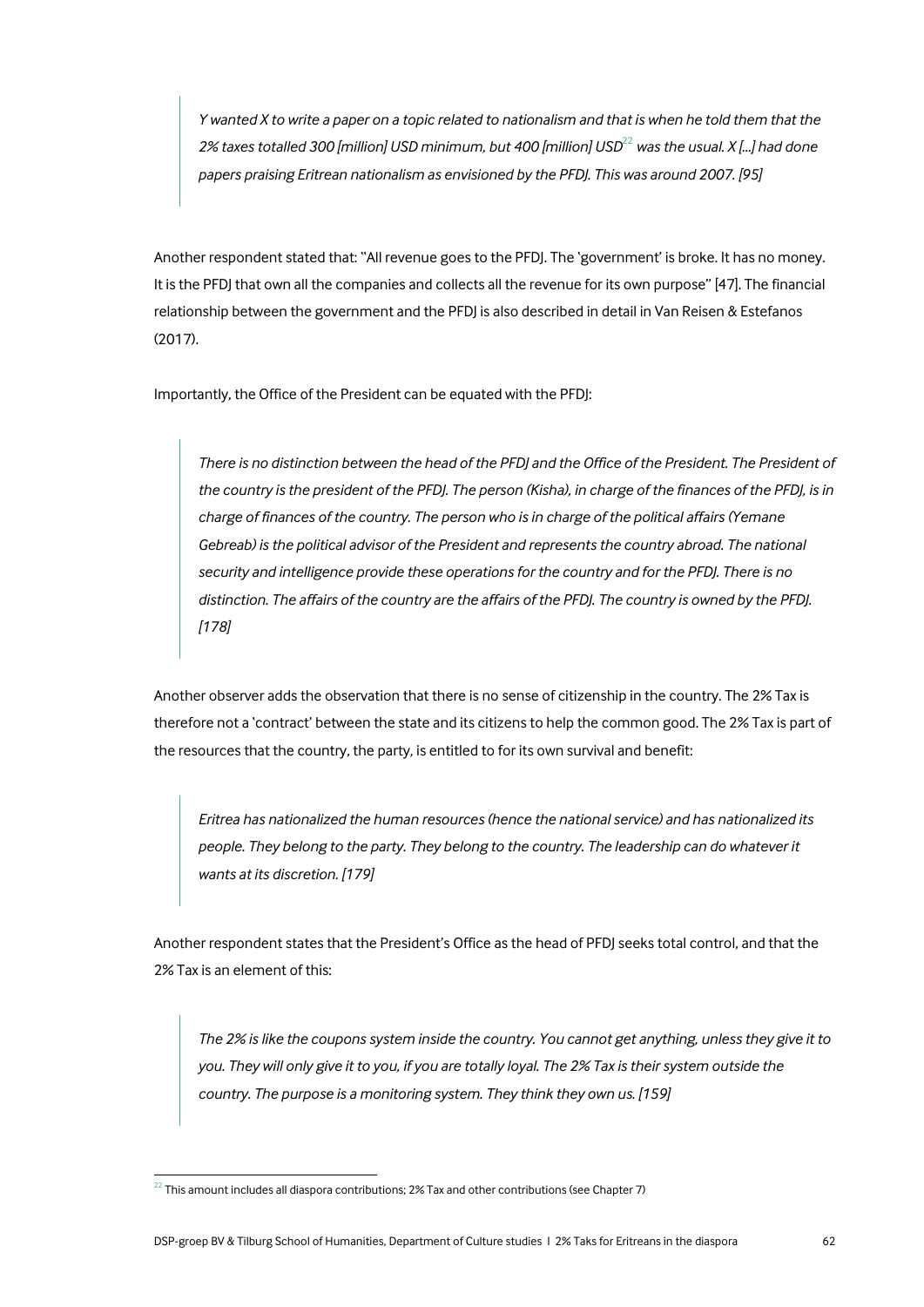> *Y wanted X to write a paper on a topic related to nationalism and that is when he told them that the 2% taxes totalled 300 [million] USD minimum, but 400 [million] USD*[22] *was the usual. X [...] had done papers praising Eritrean nationalism as envisioned by the PFDJ. This was around 2007. [95]*

Another respondent stated that: "All revenue goes to the PFDJ. The 'government' is broke. It has no money. It is the PFDJ that own all the companies and collects all the revenue for its own purpose" [47]. The financial relationship between the government and the PFDJ is also described in detail in Van Reisen & Estefanos (2017).

Importantly, the Office of the President can be equated with the PFDJ:

> *There is no distinction between the head of the PFDJ and the Office of the President. The President of the country is the president of the PFDJ. The person (Kisha), in charge of the finances of the PFDJ, is in charge of finances of the country. The person who is in charge of the political affairs (Yemane Gebreab) is the political advisor of the President and represents the country abroad. The national security and intelligence provide these operations for the country and for the PFDJ. There is no distinction. The affairs of the country are the affairs of the PFDJ. The country is owned by the PFDJ. [178]*

Another observer adds the observation that there is no sense of citizenship in the country. The 2% Tax is therefore not a 'contract' between the state and its citizens to help the common good. The 2% Tax is part of the resources that the country, the party, is entitled to for its own survival and benefit:

> *Eritrea has nationalized the human resources (hence the national service) and has nationalized its people. They belong to the party. They belong to the country. The leadership can do whatever it wants at its discretion. [179]*

Another respondent states that the President's Office as the head of PFDJ seeks total control, and that the 2% Tax is an element of this:

> *The 2% is like the coupons system inside the country. You cannot get anything, unless they give it to you. They will only give it to you, if you are totally loyal. The 2% Tax is their system outside the country. The purpose is a monitoring system. They think they own us. [159]*

[22] This amount includes all diaspora contributions; 2% Tax and other contributions (see Chapter 7)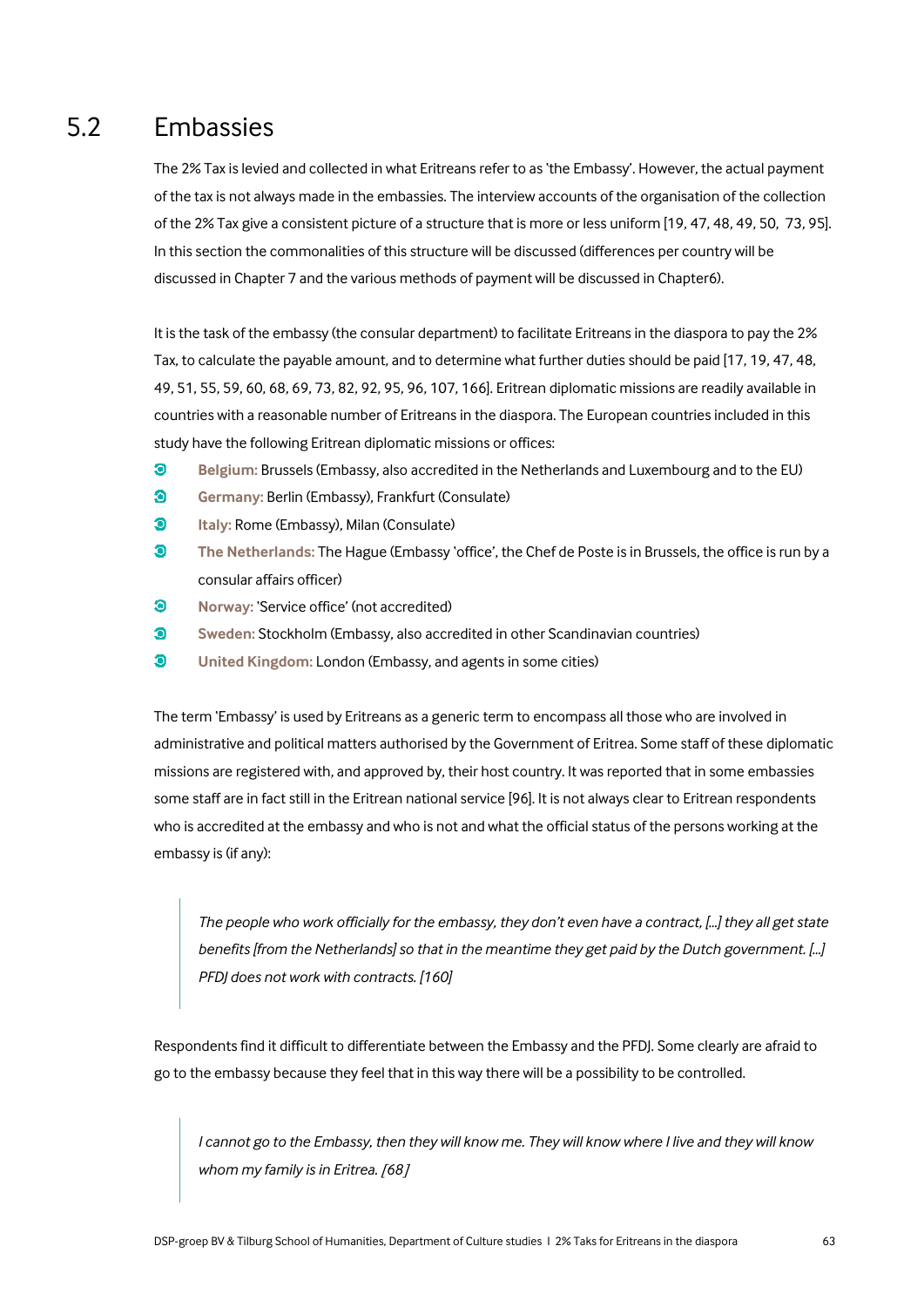## 5.2 Embassies

The 2% Tax is levied and collected in what Eritreans refer to as 'the Embassy'. However, the actual payment of the tax is not always made in the embassies. The interview accounts of the organisation of the collection of the 2% Tax give a consistent picture of a structure that is more or less uniform [19, 47, 48, 49, 50, 73, 95]. In this section the commonalities of this structure will be discussed (differences per country will be discussed in Chapter 7 and the various methods of payment will be discussed in Chapter6).

It is the task of the embassy (the consular department) to facilitate Eritreans in the diaspora to pay the 2% Tax, to calculate the payable amount, and to determine what further duties should be paid [17, 19, 47, 48, 49, 51, 55, 59, 60, 68, 69, 73, 82, 92, 95, 96, 107, 166]. Eritrean diplomatic missions are readily available in countries with a reasonable number of Eritreans in the diaspora. The European countries included in this study have the following Eritrean diplomatic missions or offices:

- **Belgium:** Brussels (Embassy, also accredited in the Netherlands and Luxembourg and to the EU)
- **Germany:** Berlin (Embassy), Frankfurt (Consulate)
- **Italy:** Rome (Embassy), Milan (Consulate)
- **The Netherlands:** The Hague (Embassy 'office', the Chef de Poste is in Brussels, the office is run by a consular affairs officer)
- **Norway:** 'Service office' (not accredited)
- **Sweden:** Stockholm (Embassy, also accredited in other Scandinavian countries)
- **United Kingdom:** London (Embassy, and agents in some cities)

The term 'Embassy' is used by Eritreans as a generic term to encompass all those who are involved in administrative and political matters authorised by the Government of Eritrea. Some staff of these diplomatic missions are registered with, and approved by, their host country. It was reported that in some embassies some staff are in fact still in the Eritrean national service [96]. It is not always clear to Eritrean respondents who is accredited at the embassy and who is not and what the official status of the persons working at the embassy is (if any):

> *The people who work officially for the embassy, they don't even have a contract, [...] they all get state benefits [from the Netherlands] so that in the meantime they get paid by the Dutch government. [...] PFDJ does not work with contracts. [160]*

Respondents find it difficult to differentiate between the Embassy and the PFDJ. Some clearly are afraid to go to the embassy because they feel that in this way there will be a possibility to be controlled.

> *I cannot go to the Embassy, then they will know me. They will know where I live and they will know whom my family is in Eritrea. [68]*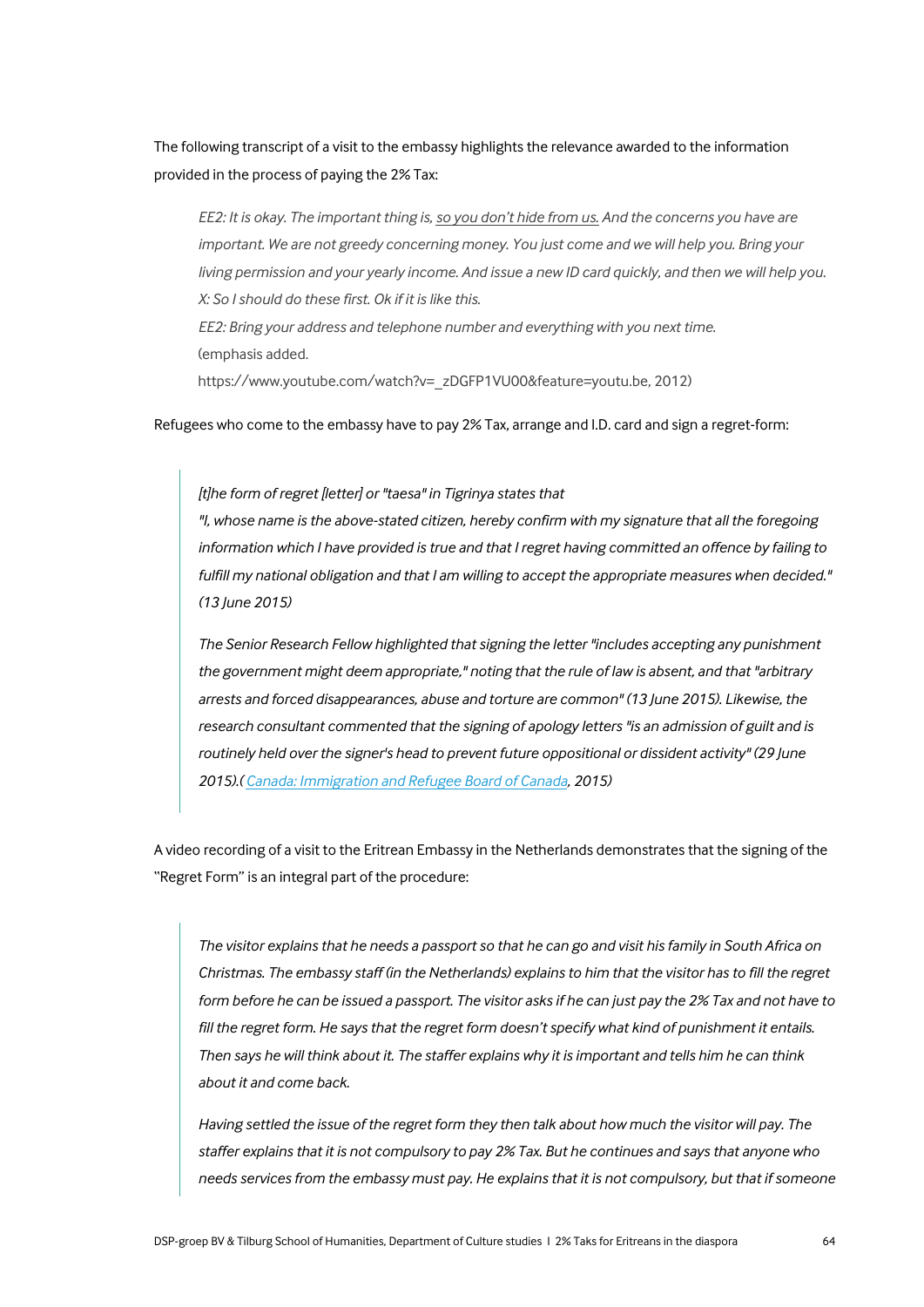The following transcript of a visit to the embassy highlights the relevance awarded to the information provided in the process of paying the 2% Tax:

> *EE2: It is okay. The important thing is, so you don't hide from us. And the concerns you have are important. We are not greedy concerning money. You just come and we will help you. Bring your living permission and your yearly income. And issue a new ID card quickly, and then we will help you.*
> *X: So I should do these first. Ok if it is like this.*
> *EE2: Bring your address and telephone number and everything with you next time.*
> (emphasis added.
> https://www.youtube.com/watch?v=_zDGFP1VU00&feature=youtu.be, 2012)

Refugees who come to the embassy have to pay 2% Tax, arrange and I.D. card and sign a regret-form:

> *[t]he form of regret [letter] or "taesa" in Tigrinya states that*
> *"I, whose name is the above-stated citizen, hereby confirm with my signature that all the foregoing information which I have provided is true and that I regret having committed an offence by failing to fulfill my national obligation and that I am willing to accept the appropriate measures when decided." (13 June 2015)*
>
> *The Senior Research Fellow highlighted that signing the letter "includes accepting any punishment the government might deem appropriate," noting that the rule of law is absent, and that "arbitrary arrests and forced disappearances, abuse and torture are common" (13 June 2015). Likewise, the research consultant commented that the signing of apology letters "is an admission of guilt and is routinely held over the signer's head to prevent future oppositional or dissident activity" (29 June 2015).(Canada: Immigration and Refugee Board of Canada, 2015)*

A video recording of a visit to the Eritrean Embassy in the Netherlands demonstrates that the signing of the "Regret Form" is an integral part of the procedure:

> *The visitor explains that he needs a passport so that he can go and visit his family in South Africa on Christmas. The embassy staff (in the Netherlands) explains to him that the visitor has to fill the regret form before he can be issued a passport. The visitor asks if he can just pay the 2% Tax and not have to fill the regret form. He says that the regret form doesn't specify what kind of punishment it entails. Then says he will think about it. The staffer explains why it is important and tells him he can think about it and come back.*
>
> *Having settled the issue of the regret form they then talk about how much the visitor will pay. The staffer explains that it is not compulsory to pay 2% Tax. But he continues and says that anyone who needs services from the embassy must pay. He explains that it is not compulsory, but that if someone*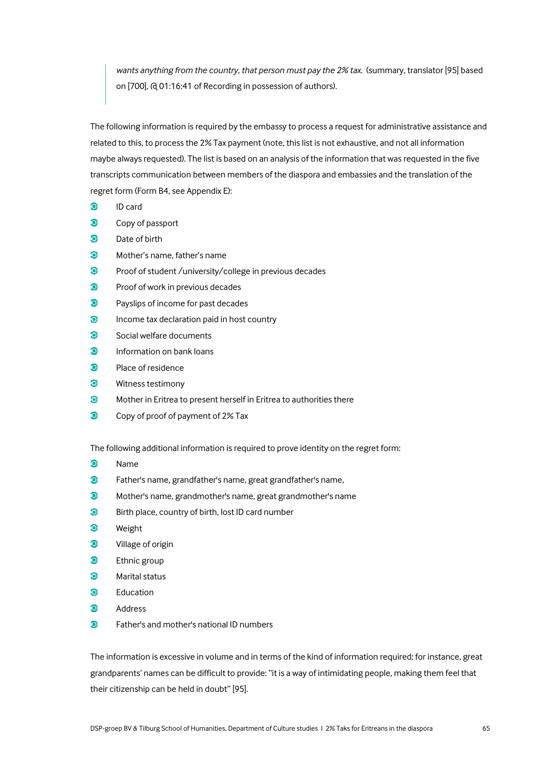> *wants anything from the country, that person must pay the 2% tax.* (summary, translator [95] based on [700], @ 01:16:41 of Recording in possession of authors).

The following information is required by the embassy to process a request for administrative assistance and related to this, to process the 2% Tax payment (note, this list is not exhaustive, and not all information maybe always requested). The list is based on an analysis of the information that was requested in the five transcripts communication between members of the diaspora and embassies and the translation of the regret form (Form B4, see Appendix E):

- ID card
- Copy of passport
- Date of birth
- Mother's name, father's name
- Proof of student /university/college in previous decades
- Proof of work in previous decades
- Payslips of income for past decades
- Income tax declaration paid in host country
- Social welfare documents
- Information on bank loans
- Place of residence
- Witness testimony
- Mother in Eritrea to present herself in Eritrea to authorities there
- Copy of proof of payment of 2% Tax

The following additional information is required to prove identity on the regret form:

- Name
- Father's name, grandfather's name, great grandfather's name,
- Mother's name, grandmother's name, great grandmother's name
- Birth place, country of birth, lost ID card number
- Weight
- Village of origin
- Ethnic group
- Marital status
- Education
- Address
- Father's and mother's national ID numbers

The information is excessive in volume and in terms of the kind of information required; for instance, great grandparents' names can be difficult to provide: "it is a way of intimidating people, making them feel that their citizenship can be held in doubt" [95].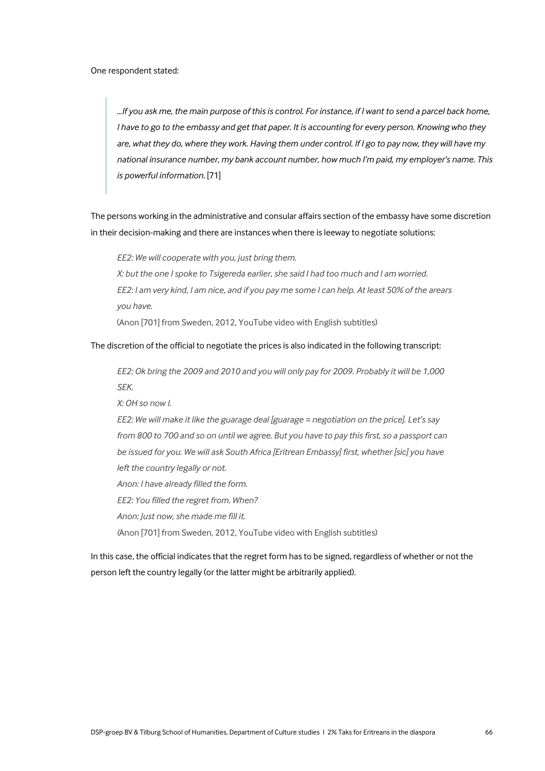One respondent stated:

> *...If you ask me, the main purpose of this is control. For instance, if I want to send a parcel back home, I have to go to the embassy and get that paper. It is accounting for every person. Knowing who they are, what they do, where they work. Having them under control. If I go to pay now, they will have my national insurance number, my bank account number, how much I'm paid, my employer's name. This is powerful information.* [71]

The persons working in the administrative and consular affairs section of the embassy have some discretion in their decision-making and there are instances when there is leeway to negotiate solutions:

> *EE2: We will cooperate with you, just bring them.*
> *X: but the one I spoke to Tsigereda earlier, she said I had too much and I am worried.*
> *EE2: I am very kind, I am nice, and if you pay me some I can help. At least 50% of the arears you have.*
> (Anon [701] from Sweden, 2012, YouTube video with English subtitles)

The discretion of the official to negotiate the prices is also indicated in the following transcript:

> *EE2: Ok bring the 2009 and 2010 and you will only pay for 2009. Probably it will be 1,000 SEK.*
> *X: OH so now I.*
> *EE2: We will make it like the guarage deal [guarage = negotiation on the price]. Let's say from 800 to 700 and so on until we agree. But you have to pay this first, so a passport can be issued for you. We will ask South Africa [Eritrean Embassy] first, whether [sic] you have left the country legally or not.*
> *Anon: I have already filled the form.*
> *EE2: You filled the regret from. When?*
> *Anon: Just now, she made me fill it.*
> (Anon [701] from Sweden, 2012, YouTube video with English subtitles)

In this case, the official indicates that the regret form has to be signed, regardless of whether or not the person left the country legally (or the latter might be arbitrarily applied).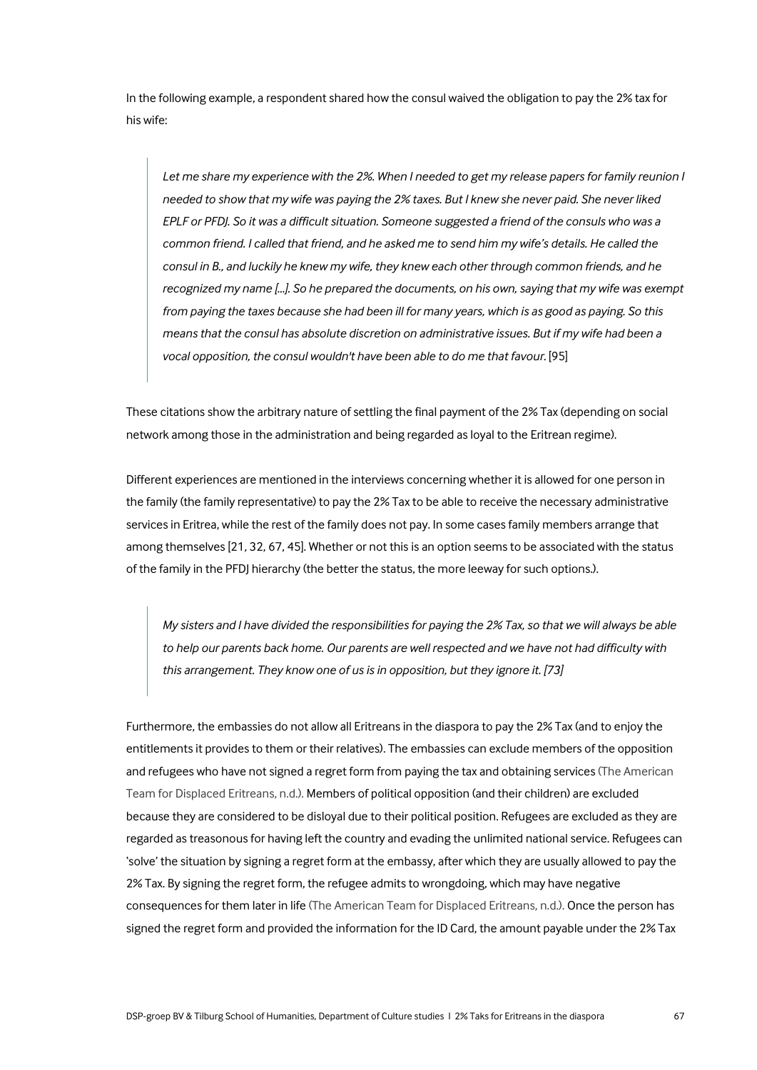In the following example, a respondent shared how the consul waived the obligation to pay the 2% tax for his wife:

> *Let me share my experience with the 2%. When I needed to get my release papers for family reunion I needed to show that my wife was paying the 2% taxes. But I knew she never paid. She never liked EPLF or PFDJ. So it was a difficult situation. Someone suggested a friend of the consuls who was a common friend. I called that friend, and he asked me to send him my wife's details. He called the consul in B., and luckily he knew my wife, they knew each other through common friends, and he recognized my name [...]. So he prepared the documents, on his own, saying that my wife was exempt from paying the taxes because she had been ill for many years, which is as good as paying. So this means that the consul has absolute discretion on administrative issues. But if my wife had been a vocal opposition, the consul wouldn't have been able to do me that favour.* [95]

These citations show the arbitrary nature of settling the final payment of the 2% Tax (depending on social network among those in the administration and being regarded as loyal to the Eritrean regime).

Different experiences are mentioned in the interviews concerning whether it is allowed for one person in the family (the family representative) to pay the 2% Tax to be able to receive the necessary administrative services in Eritrea, while the rest of the family does not pay. In some cases family members arrange that among themselves [21, 32, 67, 45]. Whether or not this is an option seems to be associated with the status of the family in the PFDJ hierarchy (the better the status, the more leeway for such options.).

> *My sisters and I have divided the responsibilities for paying the 2% Tax, so that we will always be able to help our parents back home. Our parents are well respected and we have not had difficulty with this arrangement. They know one of us is in opposition, but they ignore it. [73]*

Furthermore, the embassies do not allow all Eritreans in the diaspora to pay the 2% Tax (and to enjoy the entitlements it provides to them or their relatives). The embassies can exclude members of the opposition and refugees who have not signed a regret form from paying the tax and obtaining services (The American Team for Displaced Eritreans, n.d.). Members of political opposition (and their children) are excluded because they are considered to be disloyal due to their political position. Refugees are excluded as they are regarded as treasonous for having left the country and evading the unlimited national service. Refugees can 'solve' the situation by signing a regret form at the embassy, after which they are usually allowed to pay the 2% Tax. By signing the regret form, the refugee admits to wrongdoing, which may have negative consequences for them later in life (The American Team for Displaced Eritreans, n.d.). Once the person has signed the regret form and provided the information for the ID Card, the amount payable under the 2% Tax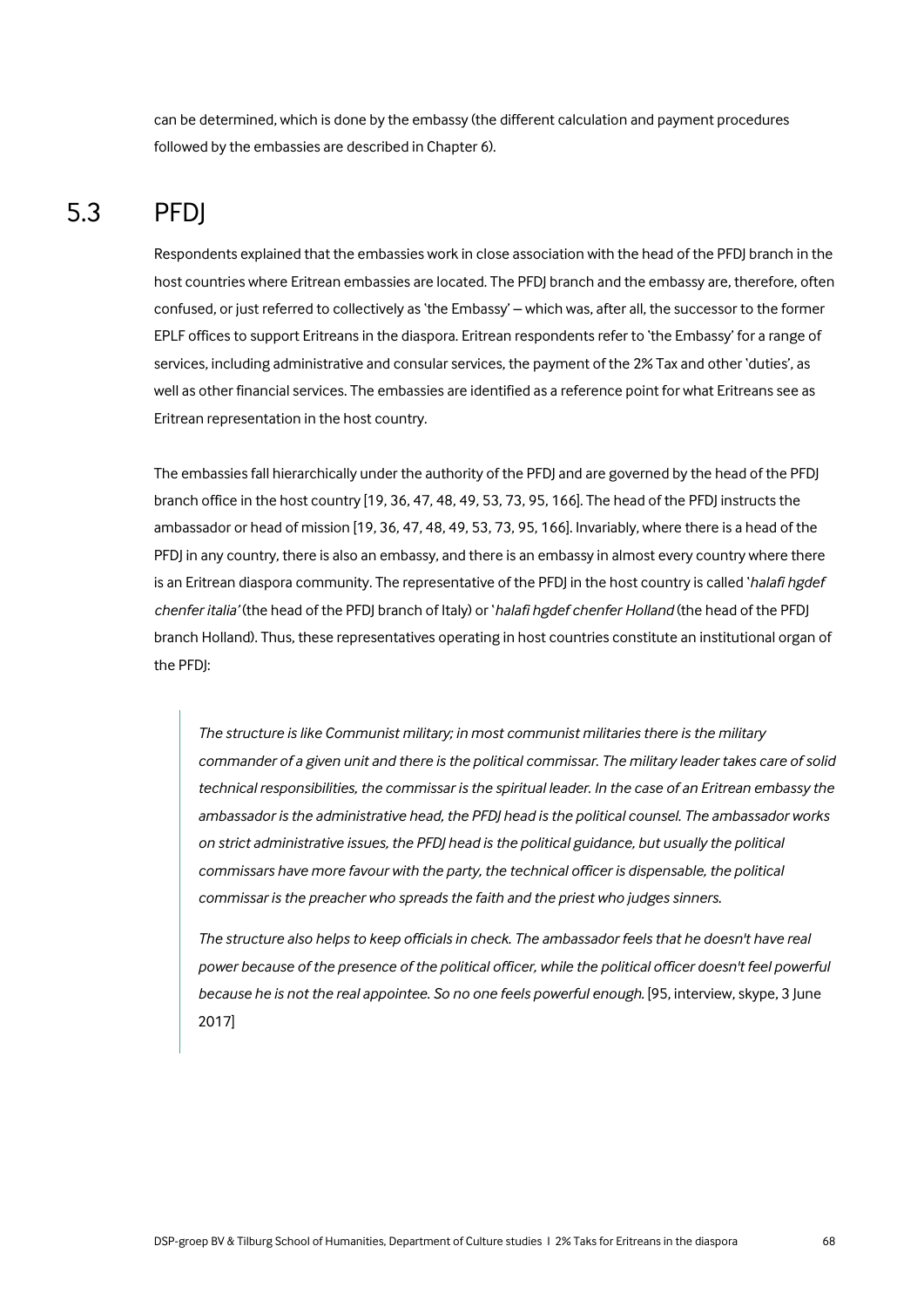can be determined, which is done by the embassy (the different calculation and payment procedures followed by the embassies are described in Chapter 6).

## 5.3 PFDJ

Respondents explained that the embassies work in close association with the head of the PFDJ branch in the host countries where Eritrean embassies are located. The PFDJ branch and the embassy are, therefore, often confused, or just referred to collectively as 'the Embassy' – which was, after all, the successor to the former EPLF offices to support Eritreans in the diaspora. Eritrean respondents refer to 'the Embassy' for a range of services, including administrative and consular services, the payment of the 2% Tax and other 'duties', as well as other financial services. The embassies are identified as a reference point for what Eritreans see as Eritrean representation in the host country.

The embassies fall hierarchically under the authority of the PFDJ and are governed by the head of the PFDJ branch office in the host country [19, 36, 47, 48, 49, 53, 73, 95, 166]. The head of the PFDJ instructs the ambassador or head of mission [19, 36, 47, 48, 49, 53, 73, 95, 166]. Invariably, where there is a head of the PFDJ in any country, there is also an embassy, and there is an embassy in almost every country where there is an Eritrean diaspora community. The representative of the PFDJ in the host country is called '*halafi hgdef chenfer italia'* (the head of the PFDJ branch of Italy) or '*halafi hgdef chenfer Holland* (the head of the PFDJ branch Holland). Thus, these representatives operating in host countries constitute an institutional organ of the PFDJ:

> *The structure is like Communist military; in most communist militaries there is the military commander of a given unit and there is the political commissar. The military leader takes care of solid technical responsibilities, the commissar is the spiritual leader. In the case of an Eritrean embassy the ambassador is the administrative head, the PFDJ head is the political counsel. The ambassador works on strict administrative issues, the PFDJ head is the political guidance, but usually the political commissars have more favour with the party, the technical officer is dispensable, the political commissar is the preacher who spreads the faith and the priest who judges sinners.*
>
> *The structure also helps to keep officials in check. The ambassador feels that he doesn't have real power because of the presence of the political officer, while the political officer doesn't feel powerful because he is not the real appointee. So no one feels powerful enough.* [95, interview, skype, 3 June 2017]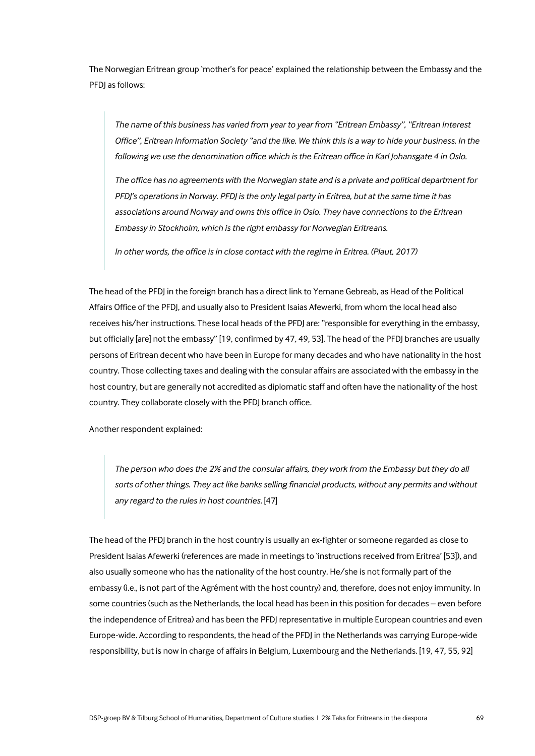The Norwegian Eritrean group 'mother's for peace' explained the relationship between the Embassy and the PFDJ as follows:

> *The name of this business has varied from year to year from "Eritrean Embassy", "Eritrean Interest Office", Eritrean Information Society "and the like. We think this is a way to hide your business. In the following we use the denomination office which is the Eritrean office in Karl Johansgate 4 in Oslo.*
>
> *The office has no agreements with the Norwegian state and is a private and political department for PFDJ's operations in Norway. PFDJ is the only legal party in Eritrea, but at the same time it has associations around Norway and owns this office in Oslo. They have connections to the Eritrean Embassy in Stockholm, which is the right embassy for Norwegian Eritreans.*
>
> *In other words, the office is in close contact with the regime in Eritrea. (Plaut, 2017)*

The head of the PFDJ in the foreign branch has a direct link to Yemane Gebreab, as Head of the Political Affairs Office of the PFDJ, and usually also to President Isaias Afewerki, from whom the local head also receives his/her instructions. These local heads of the PFDJ are: "responsible for everything in the embassy, but officially [are] not the embassy" [19, confirmed by 47, 49, 53]. The head of the PFDJ branches are usually persons of Eritrean decent who have been in Europe for many decades and who have nationality in the host country. Those collecting taxes and dealing with the consular affairs are associated with the embassy in the host country, but are generally not accredited as diplomatic staff and often have the nationality of the host country. They collaborate closely with the PFDJ branch office.

Another respondent explained:

> *The person who does the 2% and the consular affairs, they work from the Embassy but they do all sorts of other things. They act like banks selling financial products, without any permits and without any regard to the rules in host countries.* [47]

The head of the PFDJ branch in the host country is usually an ex-fighter or someone regarded as close to President Isaias Afewerki (references are made in meetings to 'instructions received from Eritrea' [53]), and also usually someone who has the nationality of the host country. He/she is not formally part of the embassy (i.e., is not part of the Agrément with the host country) and, therefore, does not enjoy immunity. In some countries (such as the Netherlands, the local head has been in this position for decades – even before the independence of Eritrea) and has been the PFDJ representative in multiple European countries and even Europe-wide. According to respondents, the head of the PFDJ in the Netherlands was carrying Europe-wide responsibility, but is now in charge of affairs in Belgium, Luxembourg and the Netherlands. [19, 47, 55, 92]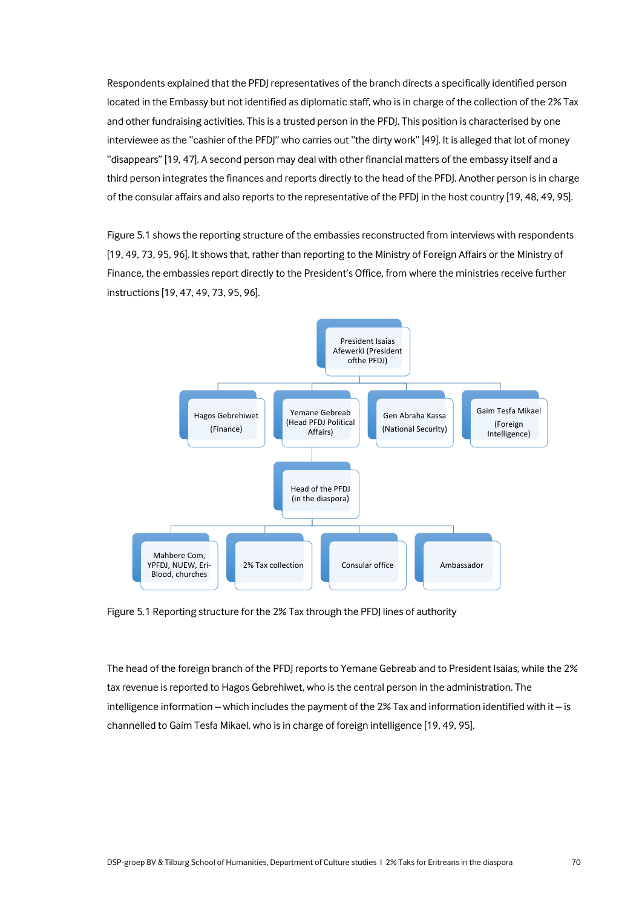Respondents explained that the PFDJ representatives of the branch directs a specifically identified person located in the Embassy but not identified as diplomatic staff, who is in charge of the collection of the 2% Tax and other fundraising activities. This is a trusted person in the PFDJ. This position is characterised by one interviewee as the "cashier of the PFDJ" who carries out "the dirty work" [49]. It is alleged that lot of money "disappears" [19, 47]. A second person may deal with other financial matters of the embassy itself and a third person integrates the finances and reports directly to the head of the PFDJ. Another person is in charge of the consular affairs and also reports to the representative of the PFDJ in the host country [19, 48, 49, 95].

Figure 5.1 shows the reporting structure of the embassies reconstructed from interviews with respondents [19, 49, 73, 95, 96]. It shows that, rather than reporting to the Ministry of Foreign Affairs or the Ministry of Finance, the embassies report directly to the President's Office, from where the ministries receive further instructions [19, 47, 49, 73, 95, 96].

- President Isaias Afewerki (President ofthe PFDJ)
  - Hagos Gebrehiwet (Finance)
  - Yemane Gebreab (Head PFDJ Political Affairs)
    - Head of the PFDJ (in the diaspora)
      - Mahbere Com, YPFDJ, NUEW, Eri-Blood, churches
      - 2% Tax collection
      - Consular office
      - Ambassador
  - Gen Abraha Kassa (National Security)
  - Gaim Tesfa Mikael (Foreign Intelligence)

Figure 5.1 Reporting structure for the 2% Tax through the PFDJ lines of authority

The head of the foreign branch of the PFDJ reports to Yemane Gebreab and to President Isaias, while the 2% tax revenue is reported to Hagos Gebrehiwet, who is the central person in the administration. The intelligence information – which includes the payment of the 2% Tax and information identified with it – is channelled to Gaim Tesfa Mikael, who is in charge of foreign intelligence [19, 49, 95].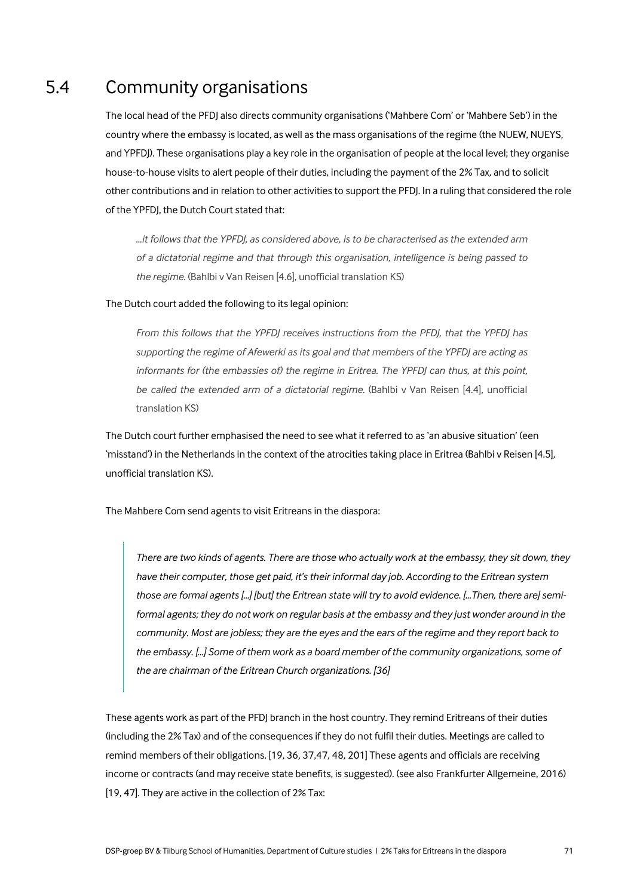## 5.4 Community organisations

The local head of the PFDJ also directs community organisations ('Mahbere Com' or 'Mahbere Seb') in the country where the embassy is located, as well as the mass organisations of the regime (the NUEW, NUEYS, and YPFDJ). These organisations play a key role in the organisation of people at the local level; they organise house-to-house visits to alert people of their duties, including the payment of the 2% Tax, and to solicit other contributions and in relation to other activities to support the PFDJ. In a ruling that considered the role of the YPFDJ, the Dutch Court stated that:

> *...it follows that the YPFDJ, as considered above, is to be characterised as the extended arm of a dictatorial regime and that through this organisation, intelligence is being passed to the regime.* (Bahlbi v Van Reisen [4.6], unofficial translation KS)

The Dutch court added the following to its legal opinion:

> *From this follows that the YPFDJ receives instructions from the PFDJ, that the YPFDJ has supporting the regime of Afewerki as its goal and that members of the YPFDJ are acting as informants for (the embassies of) the regime in Eritrea. The YPFDJ can thus, at this point, be called the extended arm of a dictatorial regime.* (Bahlbi v Van Reisen [4.4], unofficial translation KS)

The Dutch court further emphasised the need to see what it referred to as 'an abusive situation' (een 'misstand') in the Netherlands in the context of the atrocities taking place in Eritrea (Bahlbi v Reisen [4.5], unofficial translation KS).

The Mahbere Com send agents to visit Eritreans in the diaspora:

> *There are two kinds of agents. There are those who actually work at the embassy, they sit down, they have their computer, those get paid, it's their informal day job. According to the Eritrean system those are formal agents [...] [but] the Eritrean state will try to avoid evidence. [...Then, there are] semi-formal agents; they do not work on regular basis at the embassy and they just wonder around in the community. Most are jobless; they are the eyes and the ears of the regime and they report back to the embassy. [...] Some of them work as a board member of the community organizations, some of the are chairman of the Eritrean Church organizations. [36]*

These agents work as part of the PFDJ branch in the host country. They remind Eritreans of their duties (including the 2% Tax) and of the consequences if they do not fulfil their duties. Meetings are called to remind members of their obligations. [19, 36, 37,47, 48, 201] These agents and officials are receiving income or contracts (and may receive state benefits, is suggested). (see also Frankfurter Allgemeine, 2016) [19, 47]. They are active in the collection of 2% Tax: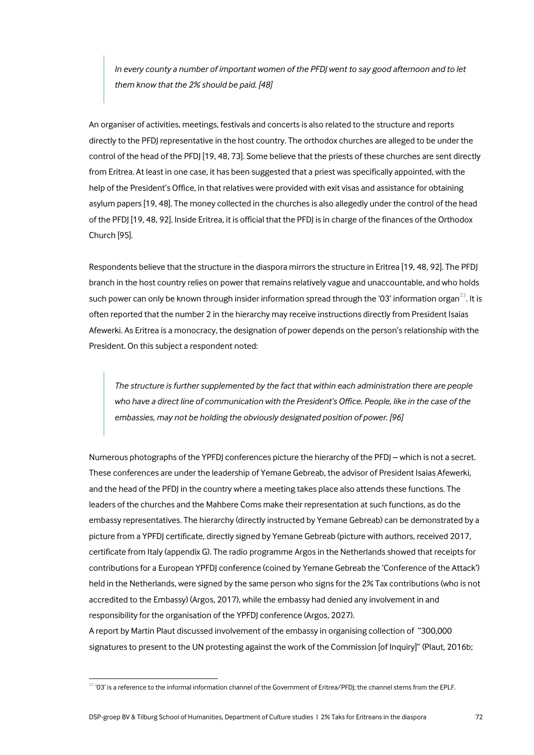> *In every county a number of important women of the PFDJ went to say good afternoon and to let them know that the 2% should be paid. [48]*

An organiser of activities, meetings, festivals and concerts is also related to the structure and reports directly to the PFDJ representative in the host country. The orthodox churches are alleged to be under the control of the head of the PFDJ [19, 48, 73]. Some believe that the priests of these churches are sent directly from Eritrea. At least in one case, it has been suggested that a priest was specifically appointed, with the help of the President's Office, in that relatives were provided with exit visas and assistance for obtaining asylum papers [19, 48]. The money collected in the churches is also allegedly under the control of the head of the PFDJ [19, 48, 92]. Inside Eritrea, it is official that the PFDJ is in charge of the finances of the Orthodox Church [95].

Respondents believe that the structure in the diaspora mirrors the structure in Eritrea [19, 48, 92]. The PFDJ branch in the host country relies on power that remains relatively vague and unaccountable, and who holds such power can only be known through insider information spread through the '03' information organ[23]. It is often reported that the number 2 in the hierarchy may receive instructions directly from President Isaias Afewerki. As Eritrea is a monocracy, the designation of power depends on the person's relationship with the President. On this subject a respondent noted:

> *The structure is further supplemented by the fact that within each administration there are people who have a direct line of communication with the President's Office. People, like in the case of the embassies, may not be holding the obviously designated position of power. [96]*

Numerous photographs of the YPFDJ conferences picture the hierarchy of the PFDJ – which is not a secret. These conferences are under the leadership of Yemane Gebreab, the advisor of President Isaias Afewerki, and the head of the PFDJ in the country where a meeting takes place also attends these functions. The leaders of the churches and the Mahbere Coms make their representation at such functions, as do the embassy representatives. The hierarchy (directly instructed by Yemane Gebreab) can be demonstrated by a picture from a YPFDJ certificate, directly signed by Yemane Gebreab (picture with authors, received 2017, certificate from Italy (appendix G). The radio programme Argos in the Netherlands showed that receipts for contributions for a European YPFDJ conference (coined by Yemane Gebreab the 'Conference of the Attack') held in the Netherlands, were signed by the same person who signs for the 2% Tax contributions (who is not accredited to the Embassy) (Argos, 2017), while the embassy had denied any involvement in and responsibility for the organisation of the YPFDJ conference (Argos, 2027).

A report by Martin Plaut discussed involvement of the embassy in organising collection of "300,000 signatures to present to the UN protesting against the work of the Commission [of Inquiry]" (Plaut, 2016b;

[23] '03' is a reference to the informal information channel of the Government of Eritrea/PFDJ; the channel stems from the EPLF.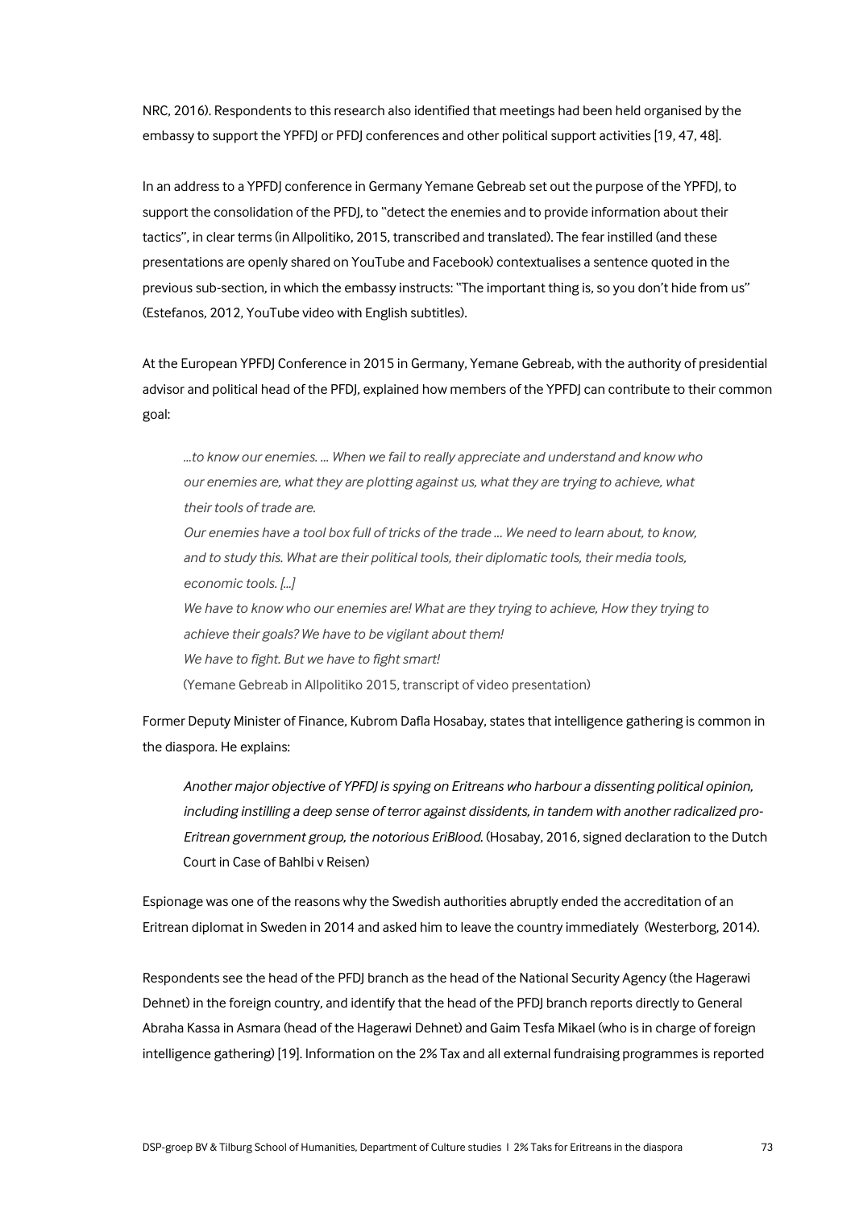NRC, 2016). Respondents to this research also identified that meetings had been held organised by the embassy to support the YPFDJ or PFDJ conferences and other political support activities [19, 47, 48].

In an address to a YPFDJ conference in Germany Yemane Gebreab set out the purpose of the YPFDJ, to support the consolidation of the PFDJ, to "detect the enemies and to provide information about their tactics", in clear terms (in Allpolitiko, 2015, transcribed and translated). The fear instilled (and these presentations are openly shared on YouTube and Facebook) contextualises a sentence quoted in the previous sub-section, in which the embassy instructs: "The important thing is, so you don't hide from us" (Estefanos, 2012, YouTube video with English subtitles).

At the European YPFDJ Conference in 2015 in Germany, Yemane Gebreab, with the authority of presidential advisor and political head of the PFDJ, explained how members of the YPFDJ can contribute to their common goal:

> *...to know our enemies. ... When we fail to really appreciate and understand and know who our enemies are, what they are plotting against us, what they are trying to achieve, what their tools of trade are.*
>
> *Our enemies have a tool box full of tricks of the trade ... We need to learn about, to know, and to study this. What are their political tools, their diplomatic tools, their media tools, economic tools. [...]*
>
> *We have to know who our enemies are! What are they trying to achieve, How they trying to achieve their goals? We have to be vigilant about them!*
>
> *We have to fight. But we have to fight smart!*
>
> (Yemane Gebreab in Allpolitiko 2015, transcript of video presentation)

Former Deputy Minister of Finance, Kubrom Dafla Hosabay, states that intelligence gathering is common in the diaspora. He explains:

> *Another major objective of YPFDJ is spying on Eritreans who harbour a dissenting political opinion, including instilling a deep sense of terror against dissidents, in tandem with another radicalized pro-Eritrean government group, the notorious EriBlood.* (Hosabay, 2016, signed declaration to the Dutch Court in Case of Bahlbi v Reisen)

Espionage was one of the reasons why the Swedish authorities abruptly ended the accreditation of an Eritrean diplomat in Sweden in 2014 and asked him to leave the country immediately (Westerborg, 2014).

Respondents see the head of the PFDJ branch as the head of the National Security Agency (the Hagerawi Dehnet) in the foreign country, and identify that the head of the PFDJ branch reports directly to General Abraha Kassa in Asmara (head of the Hagerawi Dehnet) and Gaim Tesfa Mikael (who is in charge of foreign intelligence gathering) [19]. Information on the 2% Tax and all external fundraising programmes is reported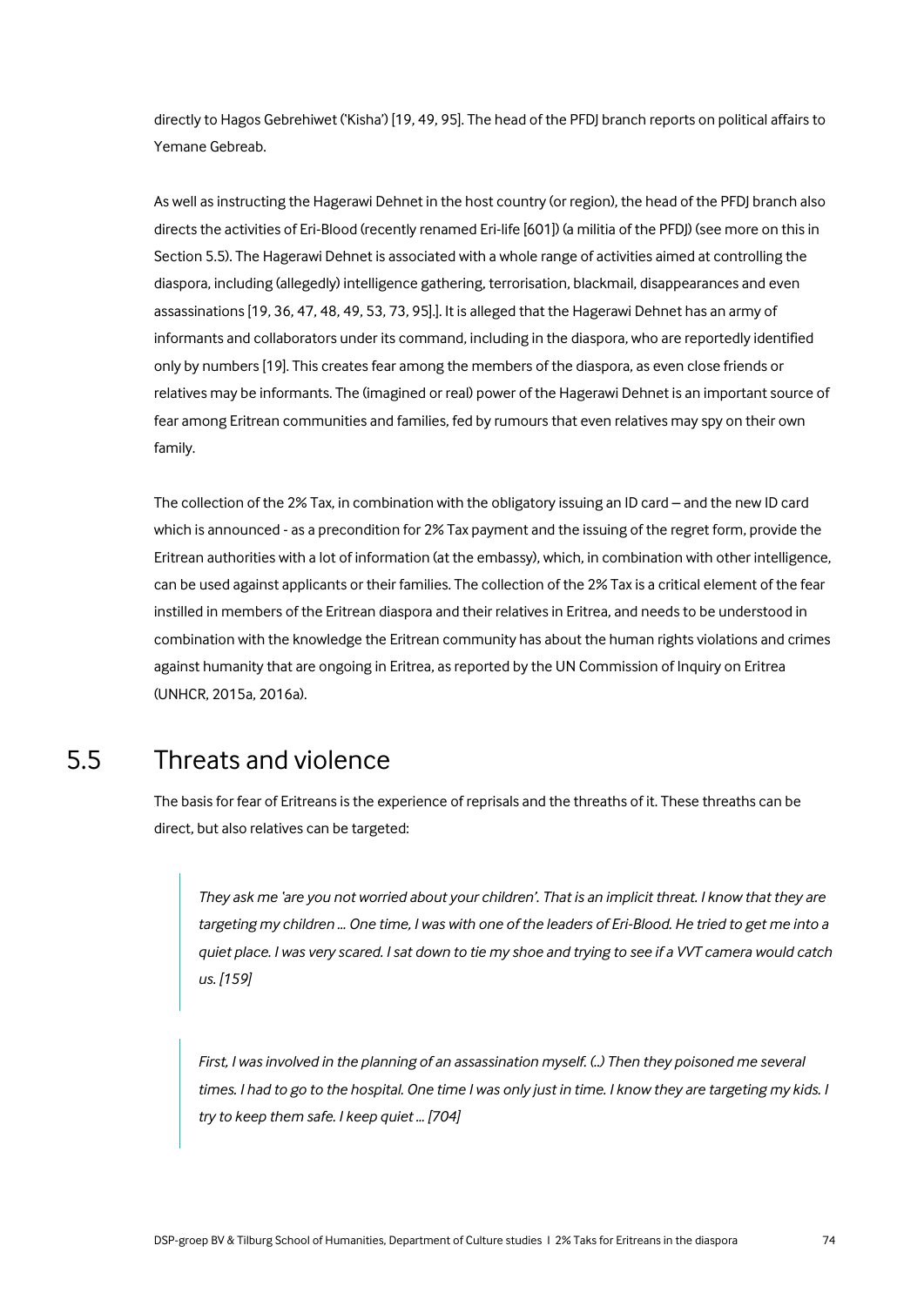directly to Hagos Gebrehiwet ('Kisha') [19, 49, 95]. The head of the PFDJ branch reports on political affairs to Yemane Gebreab.

As well as instructing the Hagerawi Dehnet in the host country (or region), the head of the PFDJ branch also directs the activities of Eri-Blood (recently renamed Eri-life [601]) (a militia of the PFDJ) (see more on this in Section 5.5). The Hagerawi Dehnet is associated with a whole range of activities aimed at controlling the diaspora, including (allegedly) intelligence gathering, terrorisation, blackmail, disappearances and even assassinations [19, 36, 47, 48, 49, 53, 73, 95].]. It is alleged that the Hagerawi Dehnet has an army of informants and collaborators under its command, including in the diaspora, who are reportedly identified only by numbers [19]. This creates fear among the members of the diaspora, as even close friends or relatives may be informants. The (imagined or real) power of the Hagerawi Dehnet is an important source of fear among Eritrean communities and families, fed by rumours that even relatives may spy on their own family.

The collection of the 2% Tax, in combination with the obligatory issuing an ID card – and the new ID card which is announced - as a precondition for 2% Tax payment and the issuing of the regret form, provide the Eritrean authorities with a lot of information (at the embassy), which, in combination with other intelligence, can be used against applicants or their families. The collection of the 2% Tax is a critical element of the fear instilled in members of the Eritrean diaspora and their relatives in Eritrea, and needs to be understood in combination with the knowledge the Eritrean community has about the human rights violations and crimes against humanity that are ongoing in Eritrea, as reported by the UN Commission of Inquiry on Eritrea (UNHCR, 2015a, 2016a).

## 5.5 Threats and violence

The basis for fear of Eritreans is the experience of reprisals and the threaths of it. These threaths can be direct, but also relatives can be targeted:

> *They ask me 'are you not worried about your children'. That is an implicit threat. I know that they are targeting my children ... One time, I was with one of the leaders of Eri-Blood. He tried to get me into a quiet place. I was very scared. I sat down to tie my shoe and trying to see if a VVT camera would catch us. [159]*

> *First, I was involved in the planning of an assassination myself. (..) Then they poisoned me several times. I had to go to the hospital. One time I was only just in time. I know they are targeting my kids. I try to keep them safe. I keep quiet ... [704]*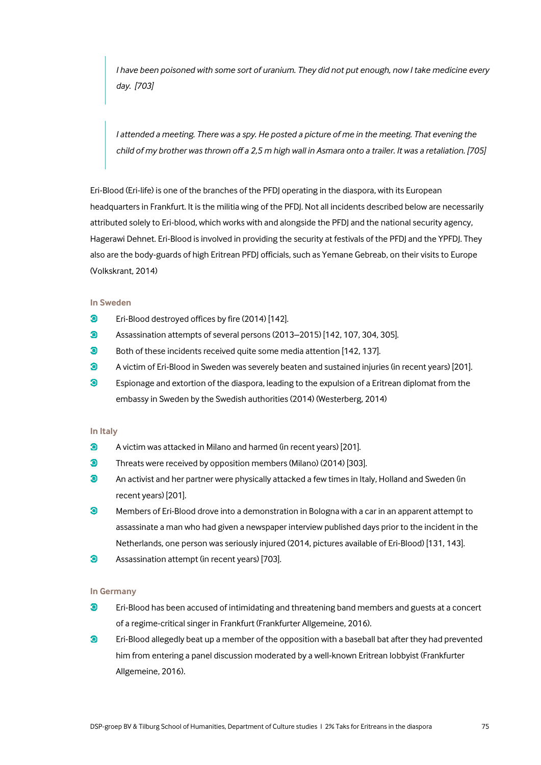> *I have been poisoned with some sort of uranium. They did not put enough, now I take medicine every day. [703]*

> *I attended a meeting. There was a spy. He posted a picture of me in the meeting. That evening the child of my brother was thrown off a 2,5 m high wall in Asmara onto a trailer. It was a retaliation. [705]*

Eri-Blood (Eri-life) is one of the branches of the PFDJ operating in the diaspora, with its European headquarters in Frankfurt. It is the militia wing of the PFDJ. Not all incidents described below are necessarily attributed solely to Eri-blood, which works with and alongside the PFDJ and the national security agency, Hagerawi Dehnet. Eri-Blood is involved in providing the security at festivals of the PFDJ and the YPFDJ. They also are the body-guards of high Eritrean PFDJ officials, such as Yemane Gebreab, on their visits to Europe (Volkskrant, 2014)

#### In Sweden

- Eri-Blood destroyed offices by fire (2014) [142].
- Assassination attempts of several persons (2013–2015) [142, 107, 304, 305].
- Both of these incidents received quite some media attention [142, 137].
- A victim of Eri-Blood in Sweden was severely beaten and sustained injuries (in recent years) [201].
- Espionage and extortion of the diaspora, leading to the expulsion of a Eritrean diplomat from the embassy in Sweden by the Swedish authorities (2014) (Westerberg, 2014)

#### In Italy

- A victim was attacked in Milano and harmed (in recent years) [201].
- Threats were received by opposition members (Milano) (2014) [303].
- An activist and her partner were physically attacked a few times in Italy, Holland and Sweden (in recent years) [201].
- Members of Eri-Blood drove into a demonstration in Bologna with a car in an apparent attempt to assassinate a man who had given a newspaper interview published days prior to the incident in the Netherlands, one person was seriously injured (2014, pictures available of Eri-Blood) [131, 143].
- Assassination attempt (in recent years) [703].

#### In Germany

- Eri-Blood has been accused of intimidating and threatening band members and guests at a concert of a regime-critical singer in Frankfurt (Frankfurter Allgemeine, 2016).
- Eri-Blood allegedly beat up a member of the opposition with a baseball bat after they had prevented him from entering a panel discussion moderated by a well-known Eritrean lobbyist (Frankfurter Allgemeine, 2016).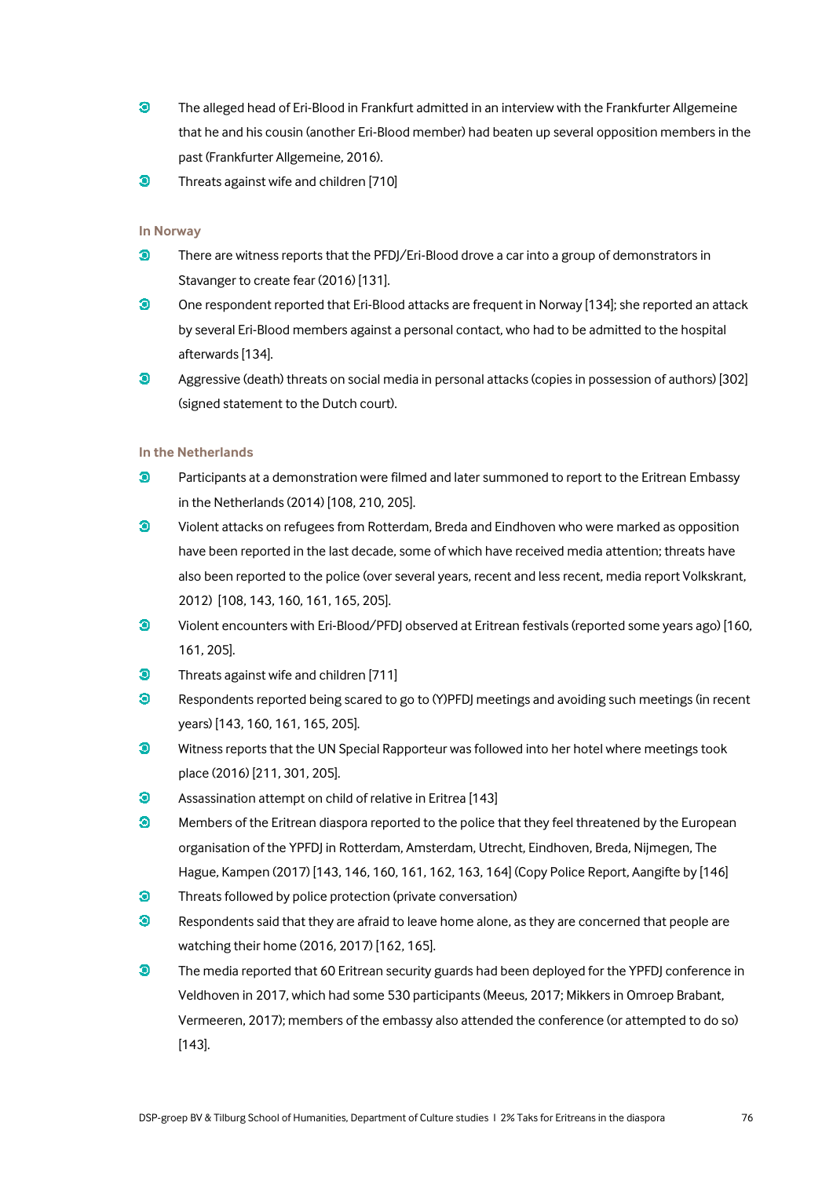- The alleged head of Eri-Blood in Frankfurt admitted in an interview with the Frankfurter Allgemeine that he and his cousin (another Eri-Blood member) had beaten up several opposition members in the past (Frankfurter Allgemeine, 2016).
- Threats against wife and children [710]

**In Norway**

- There are witness reports that the PFDJ/Eri-Blood drove a car into a group of demonstrators in Stavanger to create fear (2016) [131].
- One respondent reported that Eri-Blood attacks are frequent in Norway [134]; she reported an attack by several Eri-Blood members against a personal contact, who had to be admitted to the hospital afterwards [134].
- Aggressive (death) threats on social media in personal attacks (copies in possession of authors) [302] (signed statement to the Dutch court).

**In the Netherlands**

- Participants at a demonstration were filmed and later summoned to report to the Eritrean Embassy in the Netherlands (2014) [108, 210, 205].
- Violent attacks on refugees from Rotterdam, Breda and Eindhoven who were marked as opposition have been reported in the last decade, some of which have received media attention; threats have also been reported to the police (over several years, recent and less recent, media report Volkskrant, 2012) [108, 143, 160, 161, 165, 205].
- Violent encounters with Eri-Blood/PFDJ observed at Eritrean festivals (reported some years ago) [160, 161, 205].
- Threats against wife and children [711]
- Respondents reported being scared to go to (Y)PFDJ meetings and avoiding such meetings (in recent years) [143, 160, 161, 165, 205].
- Witness reports that the UN Special Rapporteur was followed into her hotel where meetings took place (2016) [211, 301, 205].
- Assassination attempt on child of relative in Eritrea [143]
- Members of the Eritrean diaspora reported to the police that they feel threatened by the European organisation of the YPFDJ in Rotterdam, Amsterdam, Utrecht, Eindhoven, Breda, Nijmegen, The Hague, Kampen (2017) [143, 146, 160, 161, 162, 163, 164] (Copy Police Report, Aangifte by [146]
- Threats followed by police protection (private conversation)
- Respondents said that they are afraid to leave home alone, as they are concerned that people are watching their home (2016, 2017) [162, 165].
- The media reported that 60 Eritrean security guards had been deployed for the YPFDJ conference in Veldhoven in 2017, which had some 530 participants (Meeus, 2017; Mikkers in Omroep Brabant, Vermeeren, 2017); members of the embassy also attended the conference (or attempted to do so) [143].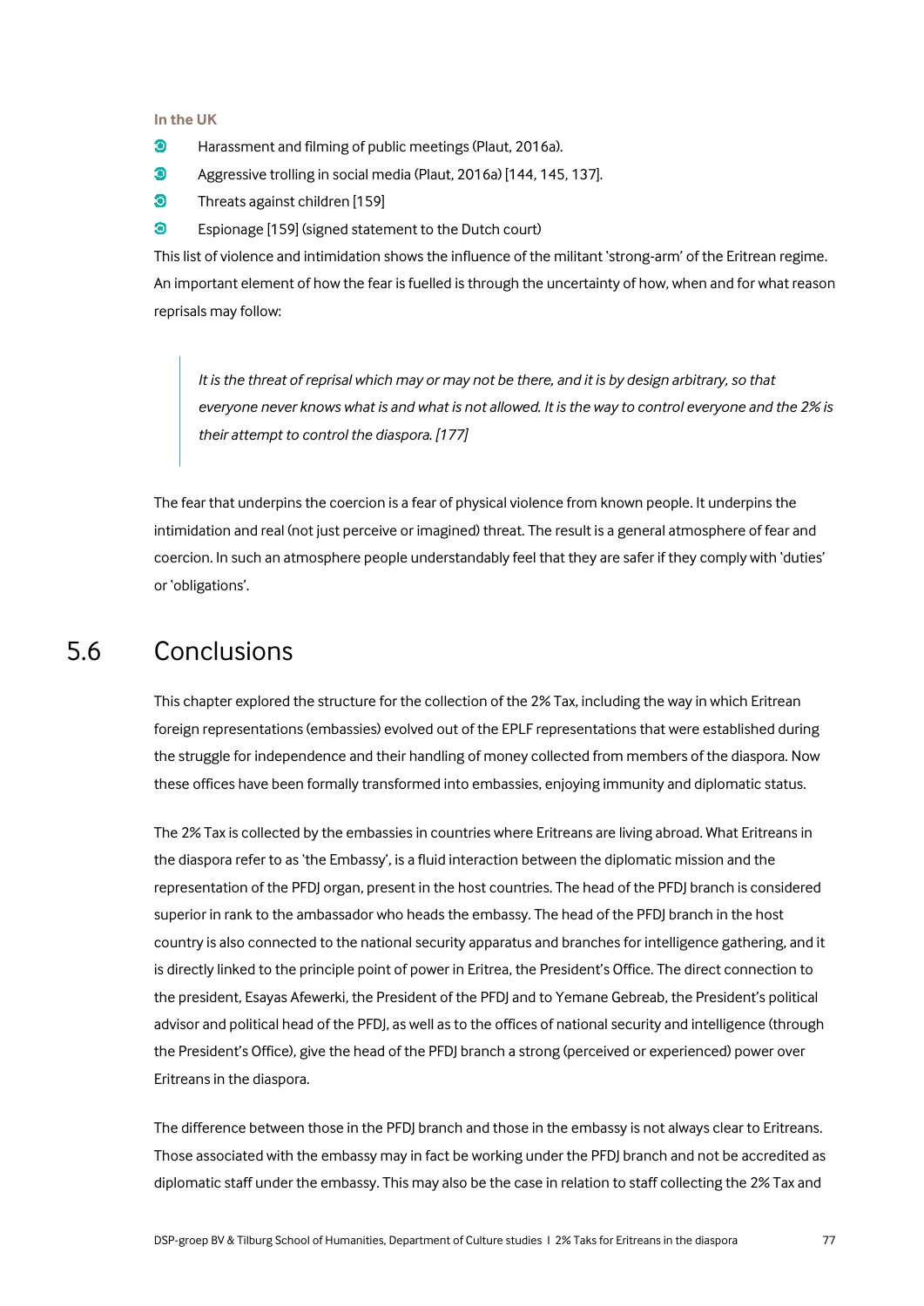**In the UK**

- Harassment and filming of public meetings (Plaut, 2016a).
- Aggressive trolling in social media (Plaut, 2016a) [144, 145, 137].
- Threats against children [159]
- Espionage [159] (signed statement to the Dutch court)

This list of violence and intimidation shows the influence of the militant 'strong-arm' of the Eritrean regime. An important element of how the fear is fuelled is through the uncertainty of how, when and for what reason reprisals may follow:

> *It is the threat of reprisal which may or may not be there, and it is by design arbitrary, so that everyone never knows what is and what is not allowed. It is the way to control everyone and the 2% is their attempt to control the diaspora. [177]*

The fear that underpins the coercion is a fear of physical violence from known people. It underpins the intimidation and real (not just perceive or imagined) threat. The result is a general atmosphere of fear and coercion. In such an atmosphere people understandably feel that they are safer if they comply with 'duties' or 'obligations'.

## 5.6 Conclusions

This chapter explored the structure for the collection of the 2% Tax, including the way in which Eritrean foreign representations (embassies) evolved out of the EPLF representations that were established during the struggle for independence and their handling of money collected from members of the diaspora. Now these offices have been formally transformed into embassies, enjoying immunity and diplomatic status.

The 2% Tax is collected by the embassies in countries where Eritreans are living abroad. What Eritreans in the diaspora refer to as 'the Embassy', is a fluid interaction between the diplomatic mission and the representation of the PFDJ organ, present in the host countries. The head of the PFDJ branch is considered superior in rank to the ambassador who heads the embassy. The head of the PFDJ branch in the host country is also connected to the national security apparatus and branches for intelligence gathering, and it is directly linked to the principle point of power in Eritrea, the President's Office. The direct connection to the president, Esayas Afewerki, the President of the PFDJ and to Yemane Gebreab, the President's political advisor and political head of the PFDJ, as well as to the offices of national security and intelligence (through the President's Office), give the head of the PFDJ branch a strong (perceived or experienced) power over Eritreans in the diaspora.

The difference between those in the PFDJ branch and those in the embassy is not always clear to Eritreans. Those associated with the embassy may in fact be working under the PFDJ branch and not be accredited as diplomatic staff under the embassy. This may also be the case in relation to staff collecting the 2% Tax and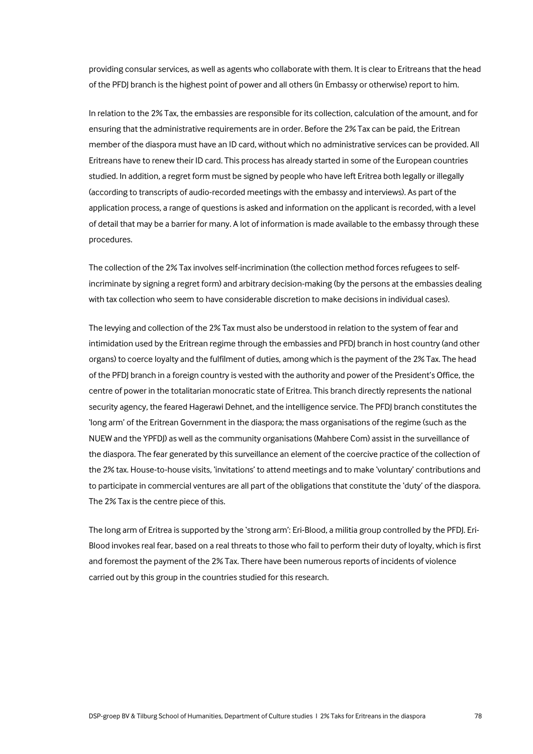providing consular services, as well as agents who collaborate with them. It is clear to Eritreans that the head of the PFDJ branch is the highest point of power and all others (in Embassy or otherwise) report to him.

In relation to the 2% Tax, the embassies are responsible for its collection, calculation of the amount, and for ensuring that the administrative requirements are in order. Before the 2% Tax can be paid, the Eritrean member of the diaspora must have an ID card, without which no administrative services can be provided. All Eritreans have to renew their ID card. This process has already started in some of the European countries studied. In addition, a regret form must be signed by people who have left Eritrea both legally or illegally (according to transcripts of audio-recorded meetings with the embassy and interviews). As part of the application process, a range of questions is asked and information on the applicant is recorded, with a level of detail that may be a barrier for many. A lot of information is made available to the embassy through these procedures.

The collection of the 2% Tax involves self-incrimination (the collection method forces refugees to self-incriminate by signing a regret form) and arbitrary decision-making (by the persons at the embassies dealing with tax collection who seem to have considerable discretion to make decisions in individual cases).

The levying and collection of the 2% Tax must also be understood in relation to the system of fear and intimidation used by the Eritrean regime through the embassies and PFDJ branch in host country (and other organs) to coerce loyalty and the fulfilment of duties, among which is the payment of the 2% Tax. The head of the PFDJ branch in a foreign country is vested with the authority and power of the President's Office, the centre of power in the totalitarian monocratic state of Eritrea. This branch directly represents the national security agency, the feared Hagerawi Dehnet, and the intelligence service. The PFDJ branch constitutes the 'long arm' of the Eritrean Government in the diaspora; the mass organisations of the regime (such as the NUEW and the YPFDJ) as well as the community organisations (Mahbere Com) assist in the surveillance of the diaspora. The fear generated by this surveillance an element of the coercive practice of the collection of the 2% tax. House-to-house visits, 'invitations' to attend meetings and to make 'voluntary' contributions and to participate in commercial ventures are all part of the obligations that constitute the 'duty' of the diaspora. The 2% Tax is the centre piece of this.

The long arm of Eritrea is supported by the 'strong arm': Eri-Blood, a militia group controlled by the PFDJ. Eri-Blood invokes real fear, based on a real threats to those who fail to perform their duty of loyalty, which is first and foremost the payment of the 2% Tax. There have been numerous reports of incidents of violence carried out by this group in the countries studied for this research.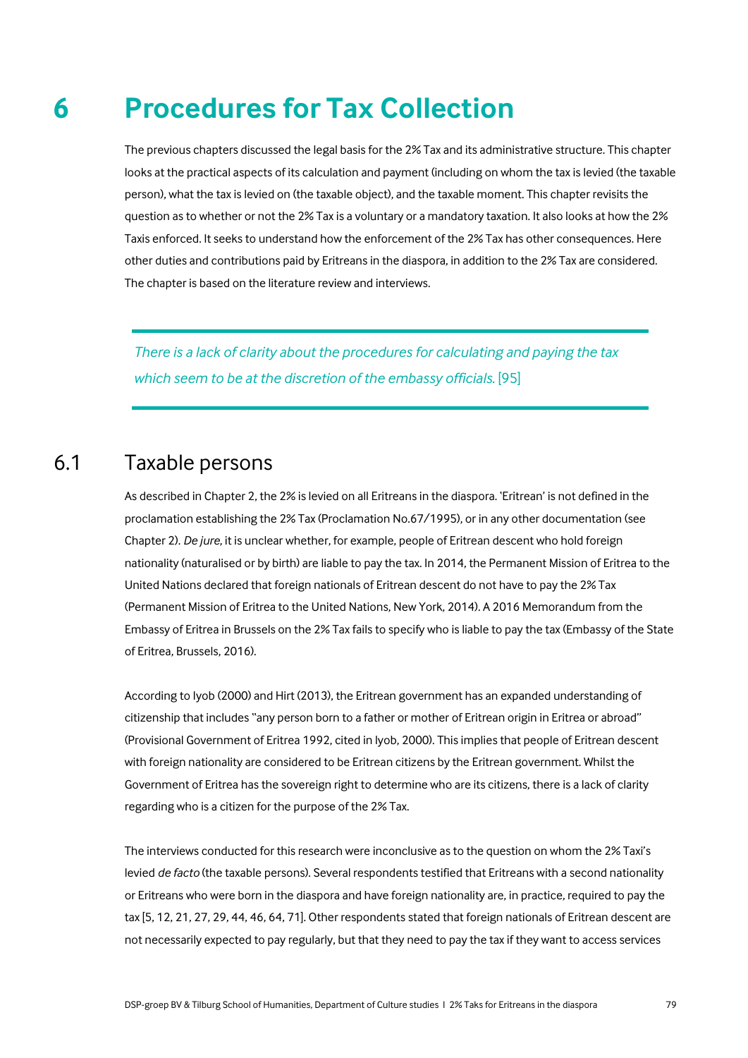# 6 Procedures for Tax Collection

The previous chapters discussed the legal basis for the 2% Tax and its administrative structure. This chapter looks at the practical aspects of its calculation and payment (including on whom the tax is levied (the taxable person), what the tax is levied on (the taxable object), and the taxable moment. This chapter revisits the question as to whether or not the 2% Tax is a voluntary or a mandatory taxation. It also looks at how the 2% Taxis enforced. It seeks to understand how the enforcement of the 2% Tax has other consequences. Here other duties and contributions paid by Eritreans in the diaspora, in addition to the 2% Tax are considered. The chapter is based on the literature review and interviews.

> *There is a lack of clarity about the procedures for calculating and paying the tax which seem to be at the discretion of the embassy officials.* [95]

## 6.1 Taxable persons

As described in Chapter 2, the 2% is levied on all Eritreans in the diaspora. 'Eritrean' is not defined in the proclamation establishing the 2% Tax (Proclamation No.67/1995), or in any other documentation (see Chapter 2). *De jure*, it is unclear whether, for example, people of Eritrean descent who hold foreign nationality (naturalised or by birth) are liable to pay the tax. In 2014, the Permanent Mission of Eritrea to the United Nations declared that foreign nationals of Eritrean descent do not have to pay the 2% Tax (Permanent Mission of Eritrea to the United Nations, New York, 2014). A 2016 Memorandum from the Embassy of Eritrea in Brussels on the 2% Tax fails to specify who is liable to pay the tax (Embassy of the State of Eritrea, Brussels, 2016).

According to Iyob (2000) and Hirt (2013), the Eritrean government has an expanded understanding of citizenship that includes "any person born to a father or mother of Eritrean origin in Eritrea or abroad" (Provisional Government of Eritrea 1992, cited in Iyob, 2000). This implies that people of Eritrean descent with foreign nationality are considered to be Eritrean citizens by the Eritrean government. Whilst the Government of Eritrea has the sovereign right to determine who are its citizens, there is a lack of clarity regarding who is a citizen for the purpose of the 2% Tax.

The interviews conducted for this research were inconclusive as to the question on whom the 2% Taxi's levied *de facto* (the taxable persons). Several respondents testified that Eritreans with a second nationality or Eritreans who were born in the diaspora and have foreign nationality are, in practice, required to pay the tax [5, 12, 21, 27, 29, 44, 46, 64, 71]. Other respondents stated that foreign nationals of Eritrean descent are not necessarily expected to pay regularly, but that they need to pay the tax if they want to access services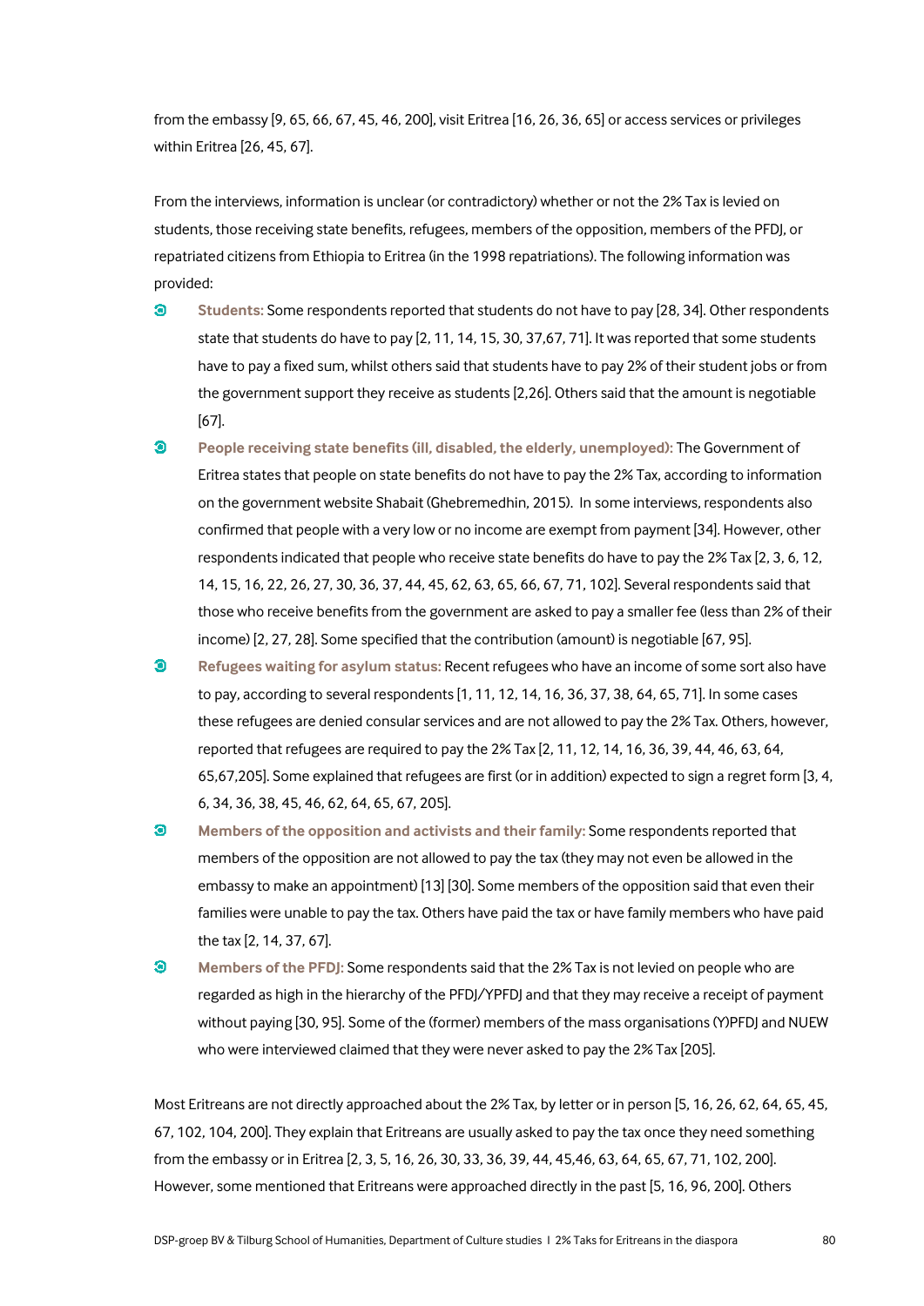from the embassy [9, 65, 66, 67, 45, 46, 200], visit Eritrea [16, 26, 36, 65] or access services or privileges within Eritrea [26, 45, 67].

From the interviews, information is unclear (or contradictory) whether or not the 2% Tax is levied on students, those receiving state benefits, refugees, members of the opposition, members of the PFDJ, or repatriated citizens from Ethiopia to Eritrea (in the 1998 repatriations). The following information was provided:

- **Students:** Some respondents reported that students do not have to pay [28, 34]. Other respondents state that students do have to pay [2, 11, 14, 15, 30, 37,67, 71]. It was reported that some students have to pay a fixed sum, whilst others said that students have to pay 2% of their student jobs or from the government support they receive as students [2,26]. Others said that the amount is negotiable [67].
- **People receiving state benefits (ill, disabled, the elderly, unemployed):** The Government of Eritrea states that people on state benefits do not have to pay the 2% Tax, according to information on the government website Shabait (Ghebremedhin, 2015). In some interviews, respondents also confirmed that people with a very low or no income are exempt from payment [34]. However, other respondents indicated that people who receive state benefits do have to pay the 2% Tax [2, 3, 6, 12, 14, 15, 16, 22, 26, 27, 30, 36, 37, 44, 45, 62, 63, 65, 66, 67, 71, 102]. Several respondents said that those who receive benefits from the government are asked to pay a smaller fee (less than 2% of their income) [2, 27, 28]. Some specified that the contribution (amount) is negotiable [67, 95].
- **Refugees waiting for asylum status:** Recent refugees who have an income of some sort also have to pay, according to several respondents [1, 11, 12, 14, 16, 36, 37, 38, 64, 65, 71]. In some cases these refugees are denied consular services and are not allowed to pay the 2% Tax. Others, however, reported that refugees are required to pay the 2% Tax [2, 11, 12, 14, 16, 36, 39, 44, 46, 63, 64, 65,67,205]. Some explained that refugees are first (or in addition) expected to sign a regret form [3, 4, 6, 34, 36, 38, 45, 46, 62, 64, 65, 67, 205].
- **Members of the opposition and activists and their family:** Some respondents reported that members of the opposition are not allowed to pay the tax (they may not even be allowed in the embassy to make an appointment) [13] [30]. Some members of the opposition said that even their families were unable to pay the tax. Others have paid the tax or have family members who have paid the tax [2, 14, 37, 67].
- **Members of the PFDJ:** Some respondents said that the 2% Tax is not levied on people who are regarded as high in the hierarchy of the PFDJ/YPFDJ and that they may receive a receipt of payment without paying [30, 95]. Some of the (former) members of the mass organisations (Y)PFDJ and NUEW who were interviewed claimed that they were never asked to pay the 2% Tax [205].

Most Eritreans are not directly approached about the 2% Tax, by letter or in person [5, 16, 26, 62, 64, 65, 45, 67, 102, 104, 200]. They explain that Eritreans are usually asked to pay the tax once they need something from the embassy or in Eritrea [2, 3, 5, 16, 26, 30, 33, 36, 39, 44, 45,46, 63, 64, 65, 67, 71, 102, 200]. However, some mentioned that Eritreans were approached directly in the past [5, 16, 96, 200]. Others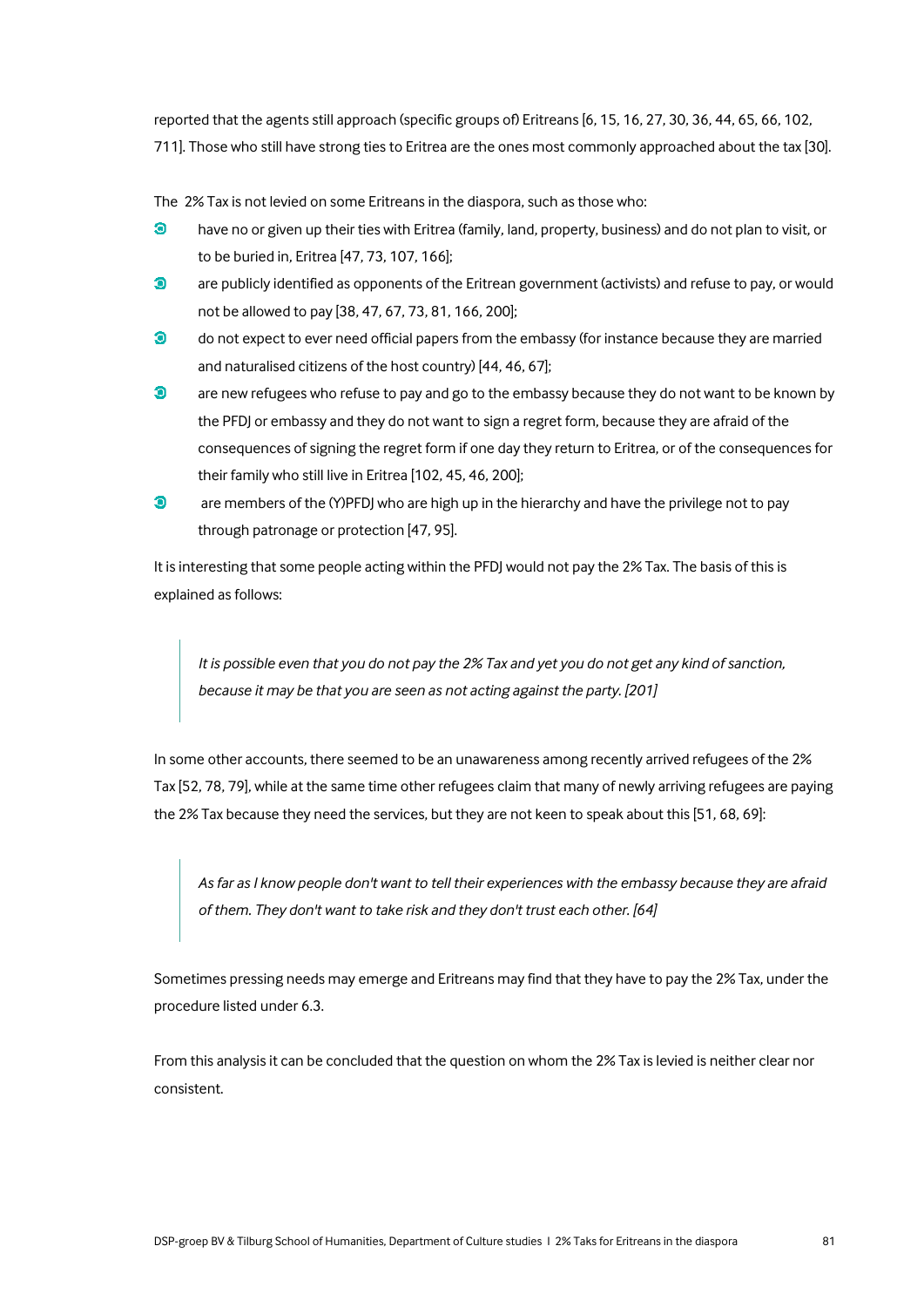reported that the agents still approach (specific groups of) Eritreans [6, 15, 16, 27, 30, 36, 44, 65, 66, 102, 711]. Those who still have strong ties to Eritrea are the ones most commonly approached about the tax [30].

The 2% Tax is not levied on some Eritreans in the diaspora, such as those who:

- have no or given up their ties with Eritrea (family, land, property, business) and do not plan to visit, or to be buried in, Eritrea [47, 73, 107, 166];
- are publicly identified as opponents of the Eritrean government (activists) and refuse to pay, or would not be allowed to pay [38, 47, 67, 73, 81, 166, 200];
- do not expect to ever need official papers from the embassy (for instance because they are married and naturalised citizens of the host country) [44, 46, 67];
- are new refugees who refuse to pay and go to the embassy because they do not want to be known by the PFDJ or embassy and they do not want to sign a regret form, because they are afraid of the consequences of signing the regret form if one day they return to Eritrea, or of the consequences for their family who still live in Eritrea [102, 45, 46, 200];
- are members of the (Y)PFDJ who are high up in the hierarchy and have the privilege not to pay through patronage or protection [47, 95].

It is interesting that some people acting within the PFDJ would not pay the 2% Tax. The basis of this is explained as follows:

> *It is possible even that you do not pay the 2% Tax and yet you do not get any kind of sanction, because it may be that you are seen as not acting against the party. [201]*

In some other accounts, there seemed to be an unawareness among recently arrived refugees of the 2% Tax [52, 78, 79], while at the same time other refugees claim that many of newly arriving refugees are paying the 2% Tax because they need the services, but they are not keen to speak about this [51, 68, 69]:

> *As far as I know people don't want to tell their experiences with the embassy because they are afraid of them. They don't want to take risk and they don't trust each other. [64]*

Sometimes pressing needs may emerge and Eritreans may find that they have to pay the 2% Tax, under the procedure listed under 6.3.

From this analysis it can be concluded that the question on whom the 2% Tax is levied is neither clear nor consistent.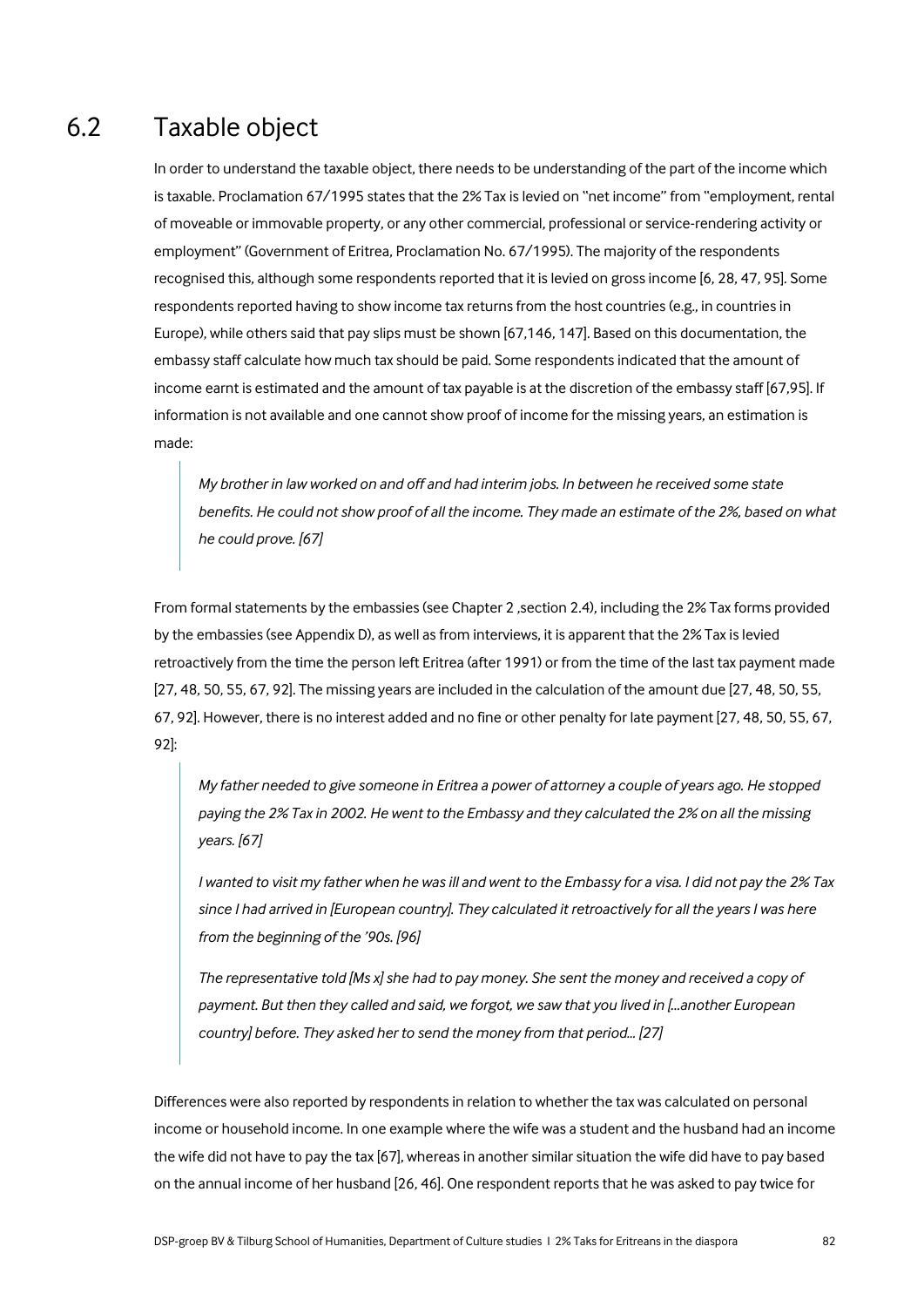## 6.2 Taxable object

In order to understand the taxable object, there needs to be understanding of the part of the income which is taxable. Proclamation 67/1995 states that the 2% Tax is levied on "net income" from "employment, rental of moveable or immovable property, or any other commercial, professional or service-rendering activity or employment" (Government of Eritrea, Proclamation No. 67/1995). The majority of the respondents recognised this, although some respondents reported that it is levied on gross income [6, 28, 47, 95]. Some respondents reported having to show income tax returns from the host countries (e.g., in countries in Europe), while others said that pay slips must be shown [67,146, 147]. Based on this documentation, the embassy staff calculate how much tax should be paid. Some respondents indicated that the amount of income earnt is estimated and the amount of tax payable is at the discretion of the embassy staff [67,95]. If information is not available and one cannot show proof of income for the missing years, an estimation is made:

> *My brother in law worked on and off and had interim jobs. In between he received some state benefits. He could not show proof of all the income. They made an estimate of the 2%, based on what he could prove. [67]*

From formal statements by the embassies (see Chapter 2 ,section 2.4), including the 2% Tax forms provided by the embassies (see Appendix D), as well as from interviews, it is apparent that the 2% Tax is levied retroactively from the time the person left Eritrea (after 1991) or from the time of the last tax payment made [27, 48, 50, 55, 67, 92]. The missing years are included in the calculation of the amount due [27, 48, 50, 55, 67, 92]. However, there is no interest added and no fine or other penalty for late payment [27, 48, 50, 55, 67, 92]:

> *My father needed to give someone in Eritrea a power of attorney a couple of years ago. He stopped paying the 2% Tax in 2002. He went to the Embassy and they calculated the 2% on all the missing years. [67]*
>
> *I wanted to visit my father when he was ill and went to the Embassy for a visa. I did not pay the 2% Tax since I had arrived in [European country]. They calculated it retroactively for all the years I was here from the beginning of the '90s. [96]*
>
> *The representative told [Ms x] she had to pay money. She sent the money and received a copy of payment. But then they called and said, we forgot, we saw that you lived in [...another European country] before. They asked her to send the money from that period... [27]*

Differences were also reported by respondents in relation to whether the tax was calculated on personal income or household income. In one example where the wife was a student and the husband had an income the wife did not have to pay the tax [67], whereas in another similar situation the wife did have to pay based on the annual income of her husband [26, 46]. One respondent reports that he was asked to pay twice for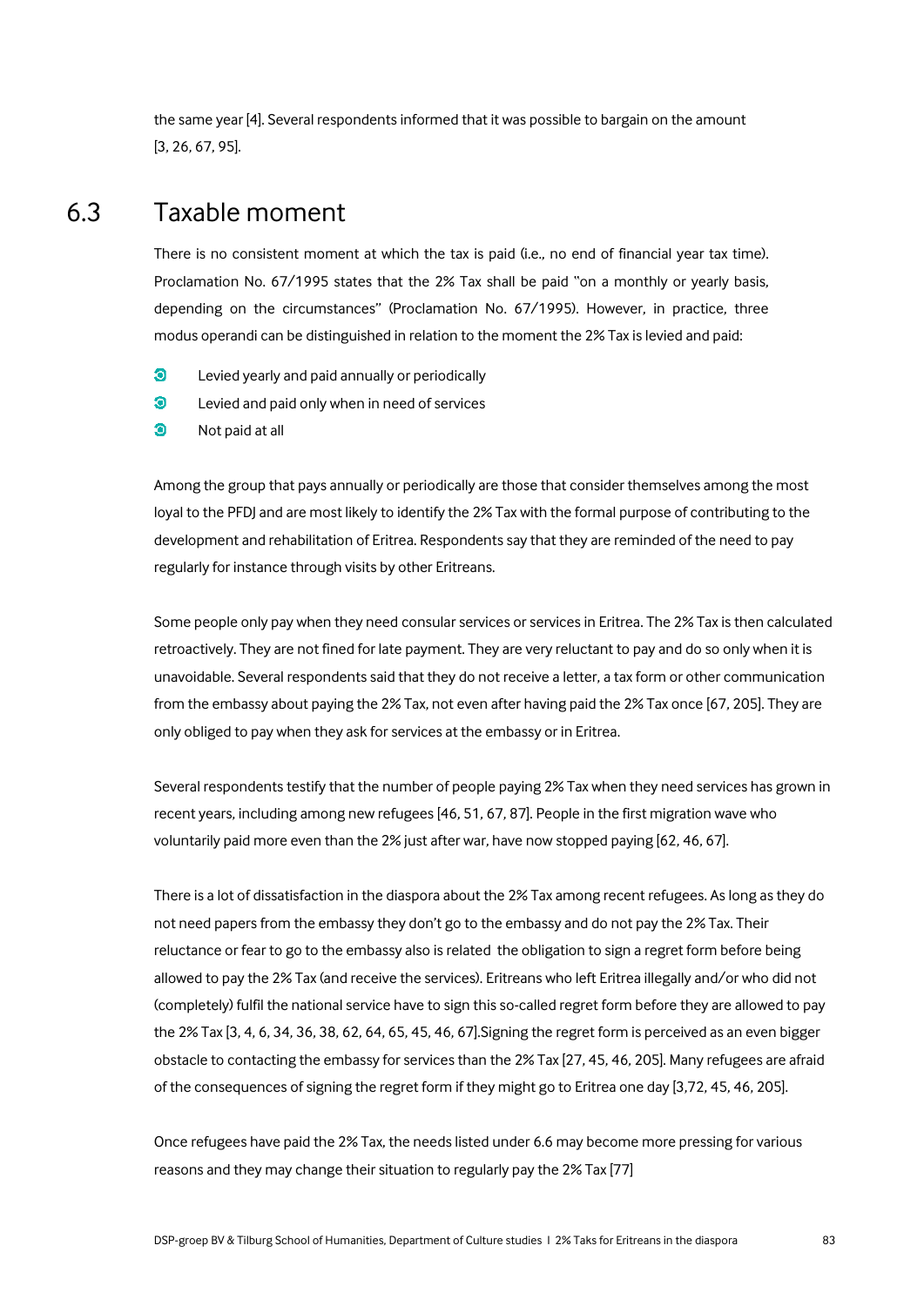the same year [4]. Several respondents informed that it was possible to bargain on the amount [3, 26, 67, 95].

## 6.3 Taxable moment

There is no consistent moment at which the tax is paid (i.e., no end of financial year tax time). Proclamation No. 67/1995 states that the 2% Tax shall be paid "on a monthly or yearly basis, depending on the circumstances" (Proclamation No. 67/1995). However, in practice, three modus operandi can be distinguished in relation to the moment the 2% Tax is levied and paid:

- Levied yearly and paid annually or periodically
- Levied and paid only when in need of services
- Not paid at all

Among the group that pays annually or periodically are those that consider themselves among the most loyal to the PFDJ and are most likely to identify the 2% Tax with the formal purpose of contributing to the development and rehabilitation of Eritrea. Respondents say that they are reminded of the need to pay regularly for instance through visits by other Eritreans.

Some people only pay when they need consular services or services in Eritrea. The 2% Tax is then calculated retroactively. They are not fined for late payment. They are very reluctant to pay and do so only when it is unavoidable. Several respondents said that they do not receive a letter, a tax form or other communication from the embassy about paying the 2% Tax, not even after having paid the 2% Tax once [67, 205]. They are only obliged to pay when they ask for services at the embassy or in Eritrea.

Several respondents testify that the number of people paying 2% Tax when they need services has grown in recent years, including among new refugees [46, 51, 67, 87]. People in the first migration wave who voluntarily paid more even than the 2% just after war, have now stopped paying [62, 46, 67].

There is a lot of dissatisfaction in the diaspora about the 2% Tax among recent refugees. As long as they do not need papers from the embassy they don't go to the embassy and do not pay the 2% Tax. Their reluctance or fear to go to the embassy also is related the obligation to sign a regret form before being allowed to pay the 2% Tax (and receive the services). Eritreans who left Eritrea illegally and/or who did not (completely) fulfil the national service have to sign this so-called regret form before they are allowed to pay the 2% Tax [3, 4, 6, 34, 36, 38, 62, 64, 65, 45, 46, 67].Signing the regret form is perceived as an even bigger obstacle to contacting the embassy for services than the 2% Tax [27, 45, 46, 205]. Many refugees are afraid of the consequences of signing the regret form if they might go to Eritrea one day [3,72, 45, 46, 205].

Once refugees have paid the 2% Tax, the needs listed under 6.6 may become more pressing for various reasons and they may change their situation to regularly pay the 2% Tax [77]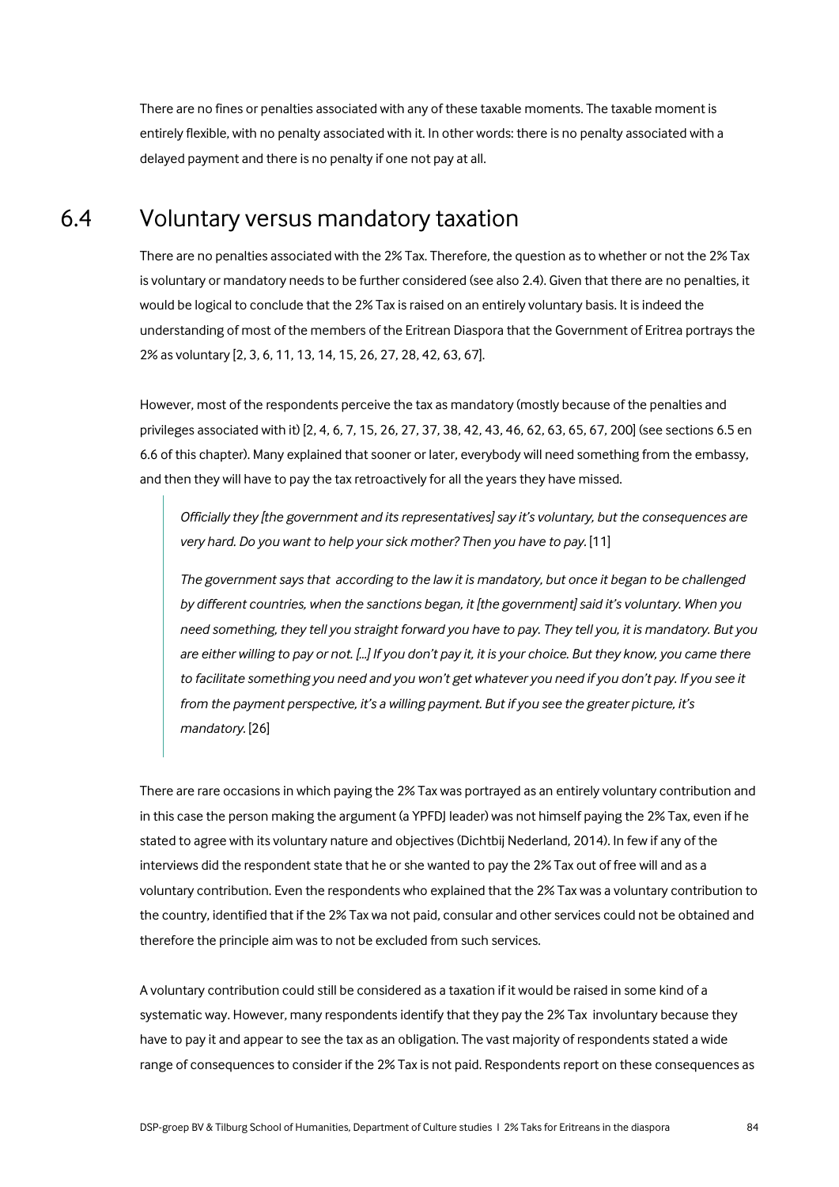There are no fines or penalties associated with any of these taxable moments. The taxable moment is entirely flexible, with no penalty associated with it. In other words: there is no penalty associated with a delayed payment and there is no penalty if one not pay at all.

## 6.4 Voluntary versus mandatory taxation

There are no penalties associated with the 2% Tax. Therefore, the question as to whether or not the 2% Tax is voluntary or mandatory needs to be further considered (see also 2.4). Given that there are no penalties, it would be logical to conclude that the 2% Tax is raised on an entirely voluntary basis. It is indeed the understanding of most of the members of the Eritrean Diaspora that the Government of Eritrea portrays the 2% as voluntary [2, 3, 6, 11, 13, 14, 15, 26, 27, 28, 42, 63, 67].

However, most of the respondents perceive the tax as mandatory (mostly because of the penalties and privileges associated with it) [2, 4, 6, 7, 15, 26, 27, 37, 38, 42, 43, 46, 62, 63, 65, 67, 200] (see sections 6.5 en 6.6 of this chapter). Many explained that sooner or later, everybody will need something from the embassy, and then they will have to pay the tax retroactively for all the years they have missed.

> *Officially they [the government and its representatives] say it's voluntary, but the consequences are very hard. Do you want to help your sick mother? Then you have to pay.* [11]
>
> *The government says that according to the law it is mandatory, but once it began to be challenged by different countries, when the sanctions began, it [the government] said it's voluntary. When you need something, they tell you straight forward you have to pay. They tell you, it is mandatory. But you are either willing to pay or not. [...] If you don't pay it, it is your choice. But they know, you came there to facilitate something you need and you won't get whatever you need if you don't pay. If you see it from the payment perspective, it's a willing payment. But if you see the greater picture, it's mandatory.* [26]

There are rare occasions in which paying the 2% Tax was portrayed as an entirely voluntary contribution and in this case the person making the argument (a YPFDJ leader) was not himself paying the 2% Tax, even if he stated to agree with its voluntary nature and objectives (Dichtbij Nederland, 2014). In few if any of the interviews did the respondent state that he or she wanted to pay the 2% Tax out of free will and as a voluntary contribution. Even the respondents who explained that the 2% Tax was a voluntary contribution to the country, identified that if the 2% Tax wa not paid, consular and other services could not be obtained and therefore the principle aim was to not be excluded from such services.

A voluntary contribution could still be considered as a taxation if it would be raised in some kind of a systematic way. However, many respondents identify that they pay the 2% Tax involuntary because they have to pay it and appear to see the tax as an obligation. The vast majority of respondents stated a wide range of consequences to consider if the 2% Tax is not paid. Respondents report on these consequences as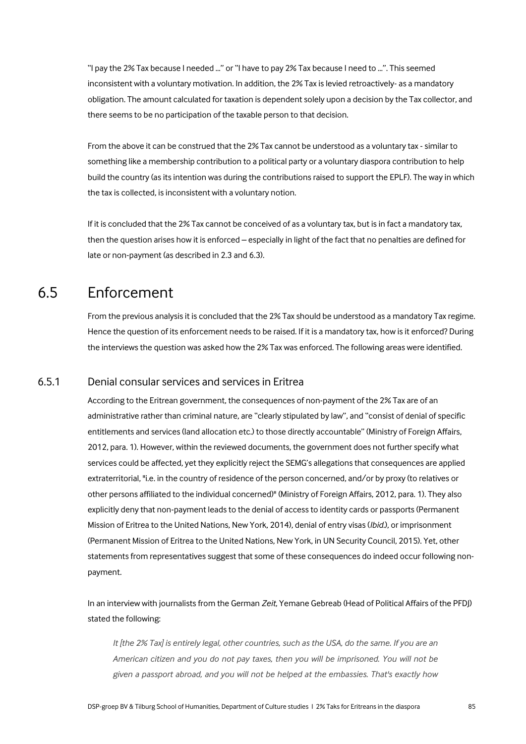"I pay the 2% Tax because I needed ..." or "I have to pay 2% Tax because I need to ...". This seemed inconsistent with a voluntary motivation. In addition, the 2% Tax is levied retroactively- as a mandatory obligation. The amount calculated for taxation is dependent solely upon a decision by the Tax collector, and there seems to be no participation of the taxable person to that decision.

From the above it can be construed that the 2% Tax cannot be understood as a voluntary tax - similar to something like a membership contribution to a political party or a voluntary diaspora contribution to help build the country (as its intention was during the contributions raised to support the EPLF). The way in which the tax is collected, is inconsistent with a voluntary notion.

If it is concluded that the 2% Tax cannot be conceived of as a voluntary tax, but is in fact a mandatory tax, then the question arises how it is enforced – especially in light of the fact that no penalties are defined for late or non-payment (as described in 2.3 and 6.3).

## 6.5 Enforcement

From the previous analysis it is concluded that the 2% Tax should be understood as a mandatory Tax regime. Hence the question of its enforcement needs to be raised. If it is a mandatory tax, how is it enforced? During the interviews the question was asked how the 2% Tax was enforced. The following areas were identified.

### 6.5.1 Denial consular services and services in Eritrea

According to the Eritrean government, the consequences of non-payment of the 2% Tax are of an administrative rather than criminal nature, are "clearly stipulated by law", and "consist of denial of specific entitlements and services (land allocation etc.) to those directly accountable" (Ministry of Foreign Affairs, 2012, para. 1). However, within the reviewed documents, the government does not further specify what services could be affected, yet they explicitly reject the SEMG's allegations that consequences are applied extraterritorial, "i.e. in the country of residence of the person concerned, and/or by proxy (to relatives or other persons affiliated to the individual concerned)" (Ministry of Foreign Affairs, 2012, para. 1). They also explicitly deny that non-payment leads to the denial of access to identity cards or passports (Permanent Mission of Eritrea to the United Nations, New York, 2014), denial of entry visas (*Ibid.*), or imprisonment (Permanent Mission of Eritrea to the United Nations, New York, in UN Security Council, 2015). Yet, other statements from representatives suggest that some of these consequences do indeed occur following non-payment.

In an interview with journalists from the German *Zeit*, Yemane Gebreab (Head of Political Affairs of the PFDJ) stated the following:

> *It [the 2% Tax] is entirely legal, other countries, such as the USA, do the same. If you are an American citizen and you do not pay taxes, then you will be imprisoned. You will not be given a passport abroad, and you will not be helped at the embassies. That's exactly how*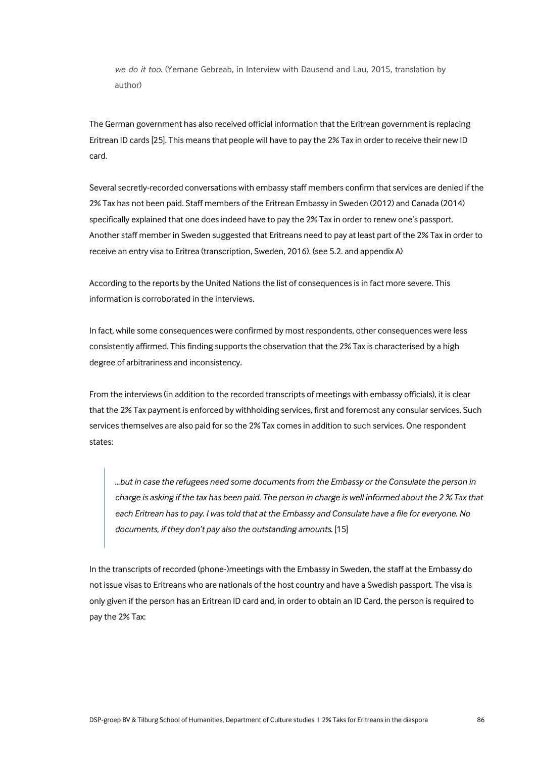> *we do it too.* (Yemane Gebreab, in Interview with Dausend and Lau, 2015, translation by author)

The German government has also received official information that the Eritrean government is replacing Eritrean ID cards [25]. This means that people will have to pay the 2% Tax in order to receive their new ID card.

Several secretly-recorded conversations with embassy staff members confirm that services are denied if the 2% Tax has not been paid. Staff members of the Eritrean Embassy in Sweden (2012) and Canada (2014) specifically explained that one does indeed have to pay the 2% Tax in order to renew one's passport. Another staff member in Sweden suggested that Eritreans need to pay at least part of the 2% Tax in order to receive an entry visa to Eritrea (transcription, Sweden, 2016). (see 5.2. and appendix A)

According to the reports by the United Nations the list of consequences is in fact more severe. This information is corroborated in the interviews.

In fact, while some consequences were confirmed by most respondents, other consequences were less consistently affirmed. This finding supports the observation that the 2% Tax is characterised by a high degree of arbitrariness and inconsistency.

From the interviews (in addition to the recorded transcripts of meetings with embassy officials), it is clear that the 2% Tax payment is enforced by withholding services, first and foremost any consular services. Such services themselves are also paid for so the 2% Tax comes in addition to such services. One respondent states:

> *...but in case the refugees need some documents from the Embassy or the Consulate the person in charge is asking if the tax has been paid. The person in charge is well informed about the 2 % Tax that each Eritrean has to pay. I was told that at the Embassy and Consulate have a file for everyone. No documents, if they don't pay also the outstanding amounts.* [15]

In the transcripts of recorded (phone-)meetings with the Embassy in Sweden, the staff at the Embassy do not issue visas to Eritreans who are nationals of the host country and have a Swedish passport. The visa is only given if the person has an Eritrean ID card and, in order to obtain an ID Card, the person is required to pay the 2% Tax: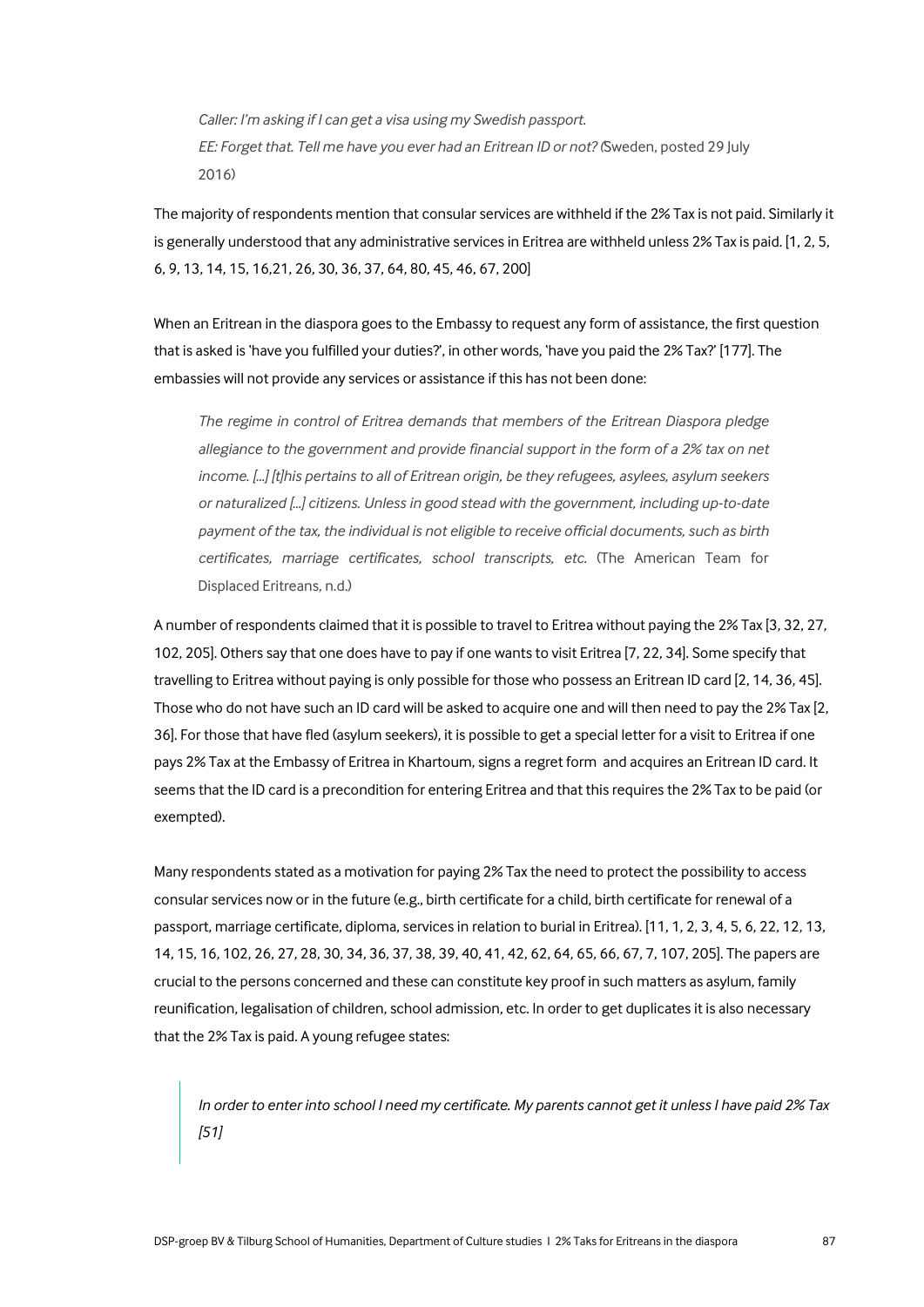*Caller: I'm asking if I can get a visa using my Swedish passport.*

*EE: Forget that. Tell me have you ever had an Eritrean ID or not?* (Sweden, posted 29 July 2016)

The majority of respondents mention that consular services are withheld if the 2% Tax is not paid. Similarly it is generally understood that any administrative services in Eritrea are withheld unless 2% Tax is paid. [1, 2, 5, 6, 9, 13, 14, 15, 16,21, 26, 30, 36, 37, 64, 80, 45, 46, 67, 200]

When an Eritrean in the diaspora goes to the Embassy to request any form of assistance, the first question that is asked is 'have you fulfilled your duties?', in other words, 'have you paid the 2% Tax?' [177]. The embassies will not provide any services or assistance if this has not been done:

> *The regime in control of Eritrea demands that members of the Eritrean Diaspora pledge allegiance to the government and provide financial support in the form of a 2% tax on net income. [...] [t]his pertains to all of Eritrean origin, be they refugees, asylees, asylum seekers or naturalized [...] citizens. Unless in good stead with the government, including up-to-date payment of the tax, the individual is not eligible to receive official documents, such as birth certificates, marriage certificates, school transcripts, etc.* (The American Team for Displaced Eritreans, n.d.)

A number of respondents claimed that it is possible to travel to Eritrea without paying the 2% Tax [3, 32, 27, 102, 205]. Others say that one does have to pay if one wants to visit Eritrea [7, 22, 34]. Some specify that travelling to Eritrea without paying is only possible for those who possess an Eritrean ID card [2, 14, 36, 45]. Those who do not have such an ID card will be asked to acquire one and will then need to pay the 2% Tax [2, 36]. For those that have fled (asylum seekers), it is possible to get a special letter for a visit to Eritrea if one pays 2% Tax at the Embassy of Eritrea in Khartoum, signs a regret form and acquires an Eritrean ID card. It seems that the ID card is a precondition for entering Eritrea and that this requires the 2% Tax to be paid (or exempted).

Many respondents stated as a motivation for paying 2% Tax the need to protect the possibility to access consular services now or in the future (e.g., birth certificate for a child, birth certificate for renewal of a passport, marriage certificate, diploma, services in relation to burial in Eritrea). [11, 1, 2, 3, 4, 5, 6, 22, 12, 13, 14, 15, 16, 102, 26, 27, 28, 30, 34, 36, 37, 38, 39, 40, 41, 42, 62, 64, 65, 66, 67, 7, 107, 205]. The papers are crucial to the persons concerned and these can constitute key proof in such matters as asylum, family reunification, legalisation of children, school admission, etc. In order to get duplicates it is also necessary that the 2% Tax is paid. A young refugee states:

> *In order to enter into school I need my certificate. My parents cannot get it unless I have paid 2% Tax [51]*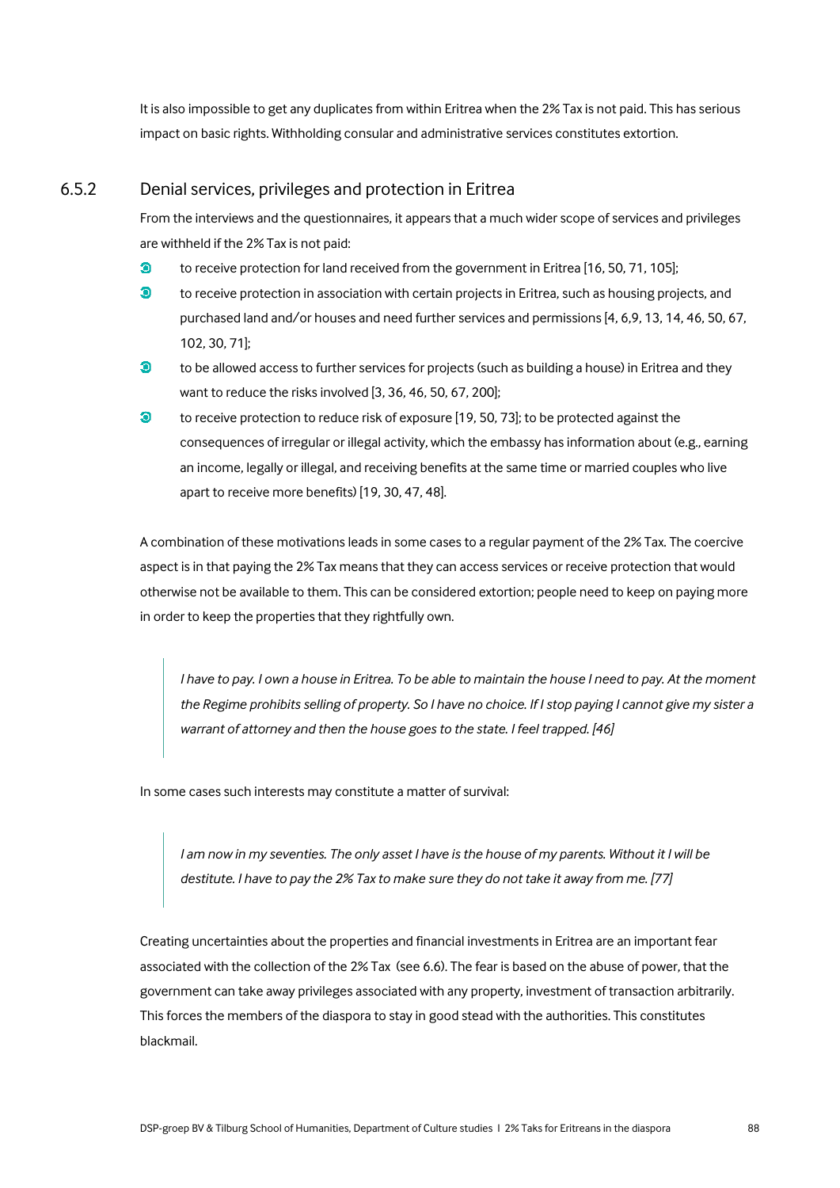It is also impossible to get any duplicates from within Eritrea when the 2% Tax is not paid. This has serious impact on basic rights. Withholding consular and administrative services constitutes extortion.

### 6.5.2 Denial services, privileges and protection in Eritrea

From the interviews and the questionnaires, it appears that a much wider scope of services and privileges are withheld if the 2% Tax is not paid:

- to receive protection for land received from the government in Eritrea [16, 50, 71, 105];
- to receive protection in association with certain projects in Eritrea, such as housing projects, and purchased land and/or houses and need further services and permissions [4, 6,9, 13, 14, 46, 50, 67, 102, 30, 71];
- to be allowed access to further services for projects (such as building a house) in Eritrea and they want to reduce the risks involved [3, 36, 46, 50, 67, 200];
- to receive protection to reduce risk of exposure [19, 50, 73]; to be protected against the consequences of irregular or illegal activity, which the embassy has information about (e.g., earning an income, legally or illegal, and receiving benefits at the same time or married couples who live apart to receive more benefits) [19, 30, 47, 48].

A combination of these motivations leads in some cases to a regular payment of the 2% Tax. The coercive aspect is in that paying the 2% Tax means that they can access services or receive protection that would otherwise not be available to them. This can be considered extortion; people need to keep on paying more in order to keep the properties that they rightfully own.

> *I have to pay. I own a house in Eritrea. To be able to maintain the house I need to pay. At the moment the Regime prohibits selling of property. So I have no choice. If I stop paying I cannot give my sister a warrant of attorney and then the house goes to the state. I feel trapped. [46]*

In some cases such interests may constitute a matter of survival:

> *I am now in my seventies. The only asset I have is the house of my parents. Without it I will be destitute. I have to pay the 2% Tax to make sure they do not take it away from me. [77]*

Creating uncertainties about the properties and financial investments in Eritrea are an important fear associated with the collection of the 2% Tax (see 6.6). The fear is based on the abuse of power, that the government can take away privileges associated with any property, investment of transaction arbitrarily. This forces the members of the diaspora to stay in good stead with the authorities. This constitutes blackmail.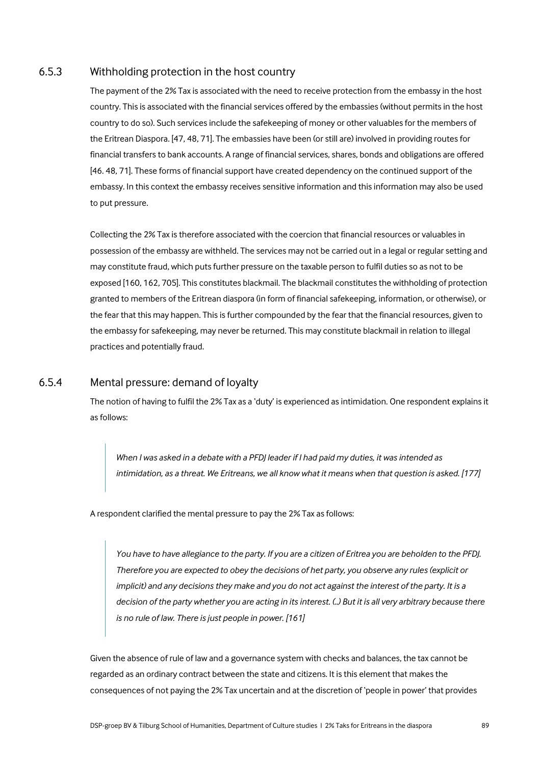### 6.5.3 Withholding protection in the host country

The payment of the 2% Tax is associated with the need to receive protection from the embassy in the host country. This is associated with the financial services offered by the embassies (without permits in the host country to do so). Such services include the safekeeping of money or other valuables for the members of the Eritrean Diaspora. [47, 48, 71]. The embassies have been (or still are) involved in providing routes for financial transfers to bank accounts. A range of financial services, shares, bonds and obligations are offered [46. 48, 71]. These forms of financial support have created dependency on the continued support of the embassy. In this context the embassy receives sensitive information and this information may also be used to put pressure.

Collecting the 2% Tax is therefore associated with the coercion that financial resources or valuables in possession of the embassy are withheld. The services may not be carried out in a legal or regular setting and may constitute fraud, which puts further pressure on the taxable person to fulfil duties so as not to be exposed [160, 162, 705]. This constitutes blackmail. The blackmail constitutes the withholding of protection granted to members of the Eritrean diaspora (in form of financial safekeeping, information, or otherwise), or the fear that this may happen. This is further compounded by the fear that the financial resources, given to the embassy for safekeeping, may never be returned. This may constitute blackmail in relation to illegal practices and potentially fraud.

### 6.5.4 Mental pressure: demand of loyalty

The notion of having to fulfil the 2% Tax as a 'duty' is experienced as intimidation. One respondent explains it as follows:

> *When I was asked in a debate with a PFDJ leader if I had paid my duties, it was intended as intimidation, as a threat. We Eritreans, we all know what it means when that question is asked. [177]*

A respondent clarified the mental pressure to pay the 2% Tax as follows:

> *You have to have allegiance to the party. If you are a citizen of Eritrea you are beholden to the PFDJ. Therefore you are expected to obey the decisions of het party, you observe any rules (explicit or implicit) and any decisions they make and you do not act against the interest of the party. It is a decision of the party whether you are acting in its interest. (..) But it is all very arbitrary because there is no rule of law. There is just people in power. [161]*

Given the absence of rule of law and a governance system with checks and balances, the tax cannot be regarded as an ordinary contract between the state and citizens. It is this element that makes the consequences of not paying the 2% Tax uncertain and at the discretion of 'people in power' that provides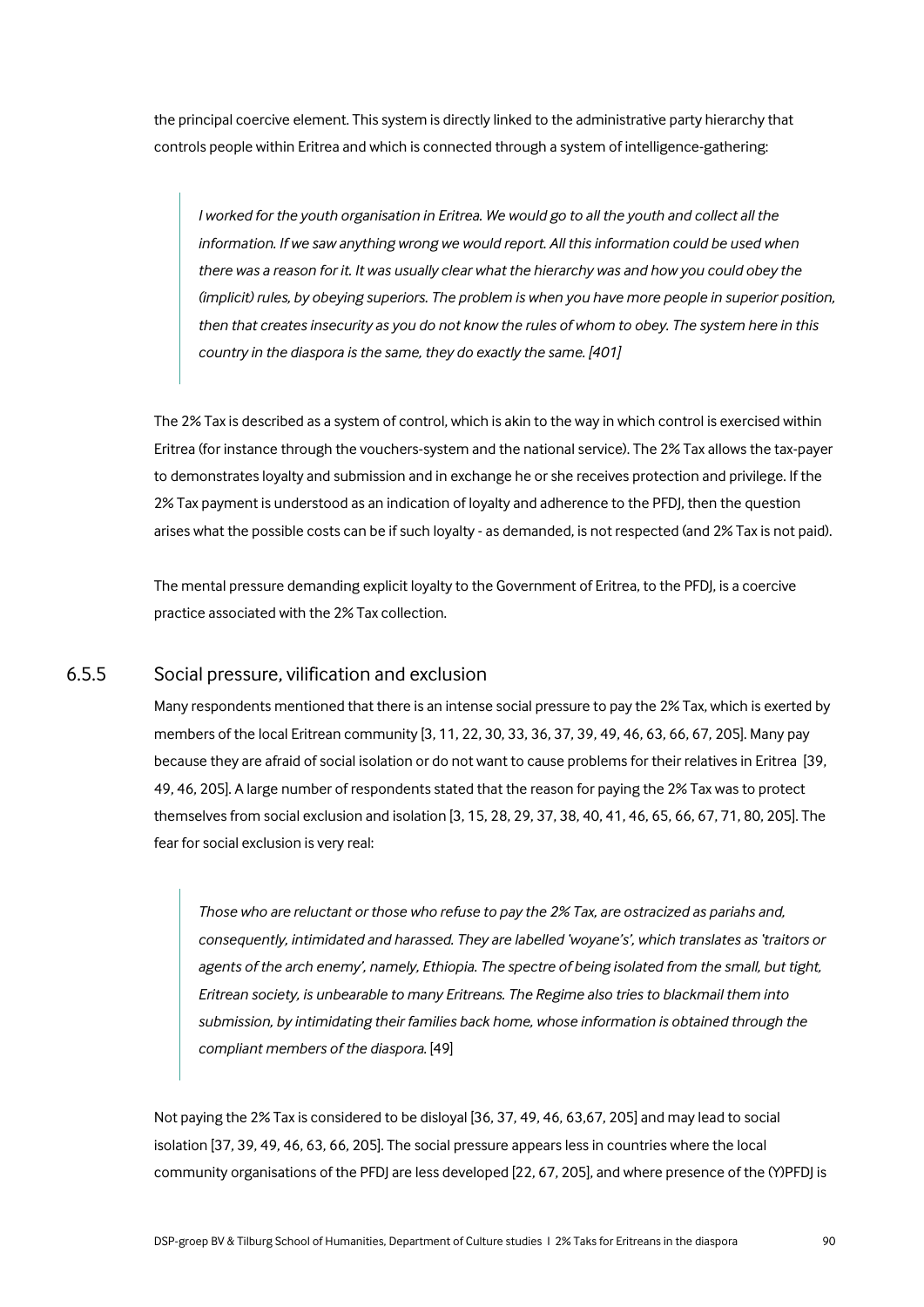the principal coercive element. This system is directly linked to the administrative party hierarchy that controls people within Eritrea and which is connected through a system of intelligence-gathering:

> *I worked for the youth organisation in Eritrea. We would go to all the youth and collect all the information. If we saw anything wrong we would report. All this information could be used when there was a reason for it. It was usually clear what the hierarchy was and how you could obey the (implicit) rules, by obeying superiors. The problem is when you have more people in superior position, then that creates insecurity as you do not know the rules of whom to obey. The system here in this country in the diaspora is the same, they do exactly the same. [401]*

The 2% Tax is described as a system of control, which is akin to the way in which control is exercised within Eritrea (for instance through the vouchers-system and the national service). The 2% Tax allows the tax-payer to demonstrates loyalty and submission and in exchange he or she receives protection and privilege. If the 2% Tax payment is understood as an indication of loyalty and adherence to the PFDJ, then the question arises what the possible costs can be if such loyalty - as demanded, is not respected (and 2% Tax is not paid).

The mental pressure demanding explicit loyalty to the Government of Eritrea, to the PFDJ, is a coercive practice associated with the 2% Tax collection.

### 6.5.5 Social pressure, vilification and exclusion

Many respondents mentioned that there is an intense social pressure to pay the 2% Tax, which is exerted by members of the local Eritrean community [3, 11, 22, 30, 33, 36, 37, 39, 49, 46, 63, 66, 67, 205]. Many pay because they are afraid of social isolation or do not want to cause problems for their relatives in Eritrea [39, 49, 46, 205]. A large number of respondents stated that the reason for paying the 2% Tax was to protect themselves from social exclusion and isolation [3, 15, 28, 29, 37, 38, 40, 41, 46, 65, 66, 67, 71, 80, 205]. The fear for social exclusion is very real:

> *Those who are reluctant or those who refuse to pay the 2% Tax, are ostracized as pariahs and, consequently, intimidated and harassed. They are labelled 'woyane's', which translates as 'traitors or agents of the arch enemy', namely, Ethiopia. The spectre of being isolated from the small, but tight, Eritrean society, is unbearable to many Eritreans. The Regime also tries to blackmail them into submission, by intimidating their families back home, whose information is obtained through the compliant members of the diaspora.* [49]

Not paying the 2% Tax is considered to be disloyal [36, 37, 49, 46, 63,67, 205] and may lead to social isolation [37, 39, 49, 46, 63, 66, 205]. The social pressure appears less in countries where the local community organisations of the PFDJ are less developed [22, 67, 205], and where presence of the (Y)PFDJ is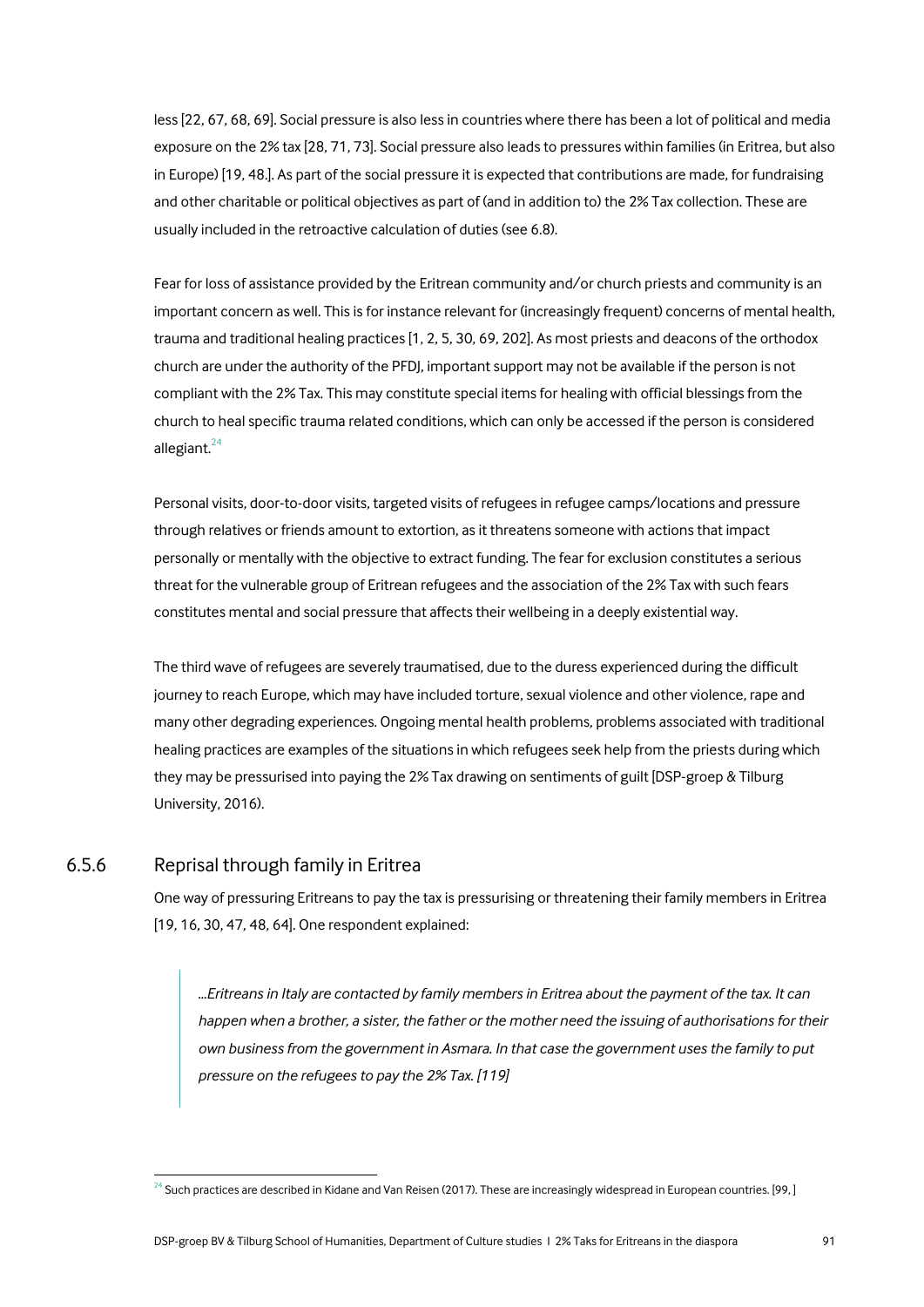less [22, 67, 68, 69]. Social pressure is also less in countries where there has been a lot of political and media exposure on the 2% tax [28, 71, 73]. Social pressure also leads to pressures within families (in Eritrea, but also in Europe) [19, 48.]. As part of the social pressure it is expected that contributions are made, for fundraising and other charitable or political objectives as part of (and in addition to) the 2% Tax collection. These are usually included in the retroactive calculation of duties (see 6.8).

Fear for loss of assistance provided by the Eritrean community and/or church priests and community is an important concern as well. This is for instance relevant for (increasingly frequent) concerns of mental health, trauma and traditional healing practices [1, 2, 5, 30, 69, 202]. As most priests and deacons of the orthodox church are under the authority of the PFDJ, important support may not be available if the person is not compliant with the 2% Tax. This may constitute special items for healing with official blessings from the church to heal specific trauma related conditions, which can only be accessed if the person is considered allegiant.[24]

Personal visits, door-to-door visits, targeted visits of refugees in refugee camps/locations and pressure through relatives or friends amount to extortion, as it threatens someone with actions that impact personally or mentally with the objective to extract funding. The fear for exclusion constitutes a serious threat for the vulnerable group of Eritrean refugees and the association of the 2% Tax with such fears constitutes mental and social pressure that affects their wellbeing in a deeply existential way.

The third wave of refugees are severely traumatised, due to the duress experienced during the difficult journey to reach Europe, which may have included torture, sexual violence and other violence, rape and many other degrading experiences. Ongoing mental health problems, problems associated with traditional healing practices are examples of the situations in which refugees seek help from the priests during which they may be pressurised into paying the 2% Tax drawing on sentiments of guilt [DSP-groep & Tilburg University, 2016).

### 6.5.6 Reprisal through family in Eritrea

One way of pressuring Eritreans to pay the tax is pressurising or threatening their family members in Eritrea [19, 16, 30, 47, 48, 64]. One respondent explained:

> *...Eritreans in Italy are contacted by family members in Eritrea about the payment of the tax. It can happen when a brother, a sister, the father or the mother need the issuing of authorisations for their own business from the government in Asmara. In that case the government uses the family to put pressure on the refugees to pay the 2% Tax. [119]*

[24] Such practices are described in Kidane and Van Reisen (2017). These are increasingly widespread in European countries. [99, ]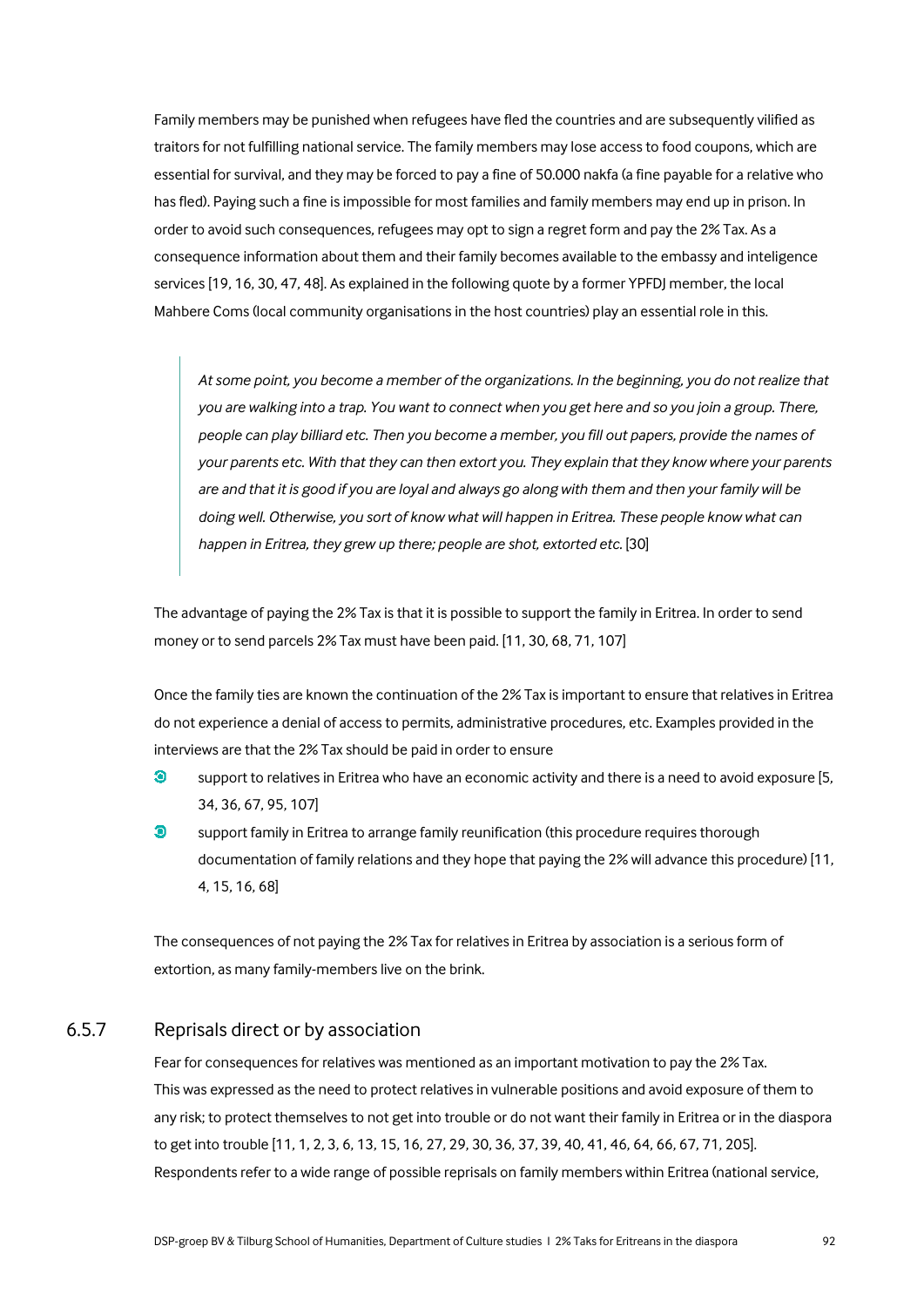Family members may be punished when refugees have fled the countries and are subsequently vilified as traitors for not fulfilling national service. The family members may lose access to food coupons, which are essential for survival, and they may be forced to pay a fine of 50.000 nakfa (a fine payable for a relative who has fled). Paying such a fine is impossible for most families and family members may end up in prison. In order to avoid such consequences, refugees may opt to sign a regret form and pay the 2% Tax. As a consequence information about them and their family becomes available to the embassy and inteligence services [19, 16, 30, 47, 48]. As explained in the following quote by a former YPFDJ member, the local Mahbere Coms (local community organisations in the host countries) play an essential role in this.

> *At some point, you become a member of the organizations. In the beginning, you do not realize that you are walking into a trap. You want to connect when you get here and so you join a group. There, people can play billiard etc. Then you become a member, you fill out papers, provide the names of your parents etc. With that they can then extort you. They explain that they know where your parents are and that it is good if you are loyal and always go along with them and then your family will be doing well. Otherwise, you sort of know what will happen in Eritrea. These people know what can happen in Eritrea, they grew up there; people are shot, extorted etc.* [30]

The advantage of paying the 2% Tax is that it is possible to support the family in Eritrea. In order to send money or to send parcels 2% Tax must have been paid. [11, 30, 68, 71, 107]

Once the family ties are known the continuation of the 2% Tax is important to ensure that relatives in Eritrea do not experience a denial of access to permits, administrative procedures, etc. Examples provided in the interviews are that the 2% Tax should be paid in order to ensure

- support to relatives in Eritrea who have an economic activity and there is a need to avoid exposure [5, 34, 36, 67, 95, 107]
- support family in Eritrea to arrange family reunification (this procedure requires thorough documentation of family relations and they hope that paying the 2% will advance this procedure) [11, 4, 15, 16, 68]

The consequences of not paying the 2% Tax for relatives in Eritrea by association is a serious form of extortion, as many family-members live on the brink.

### 6.5.7 Reprisals direct or by association

Fear for consequences for relatives was mentioned as an important motivation to pay the 2% Tax. This was expressed as the need to protect relatives in vulnerable positions and avoid exposure of them to any risk; to protect themselves to not get into trouble or do not want their family in Eritrea or in the diaspora to get into trouble [11, 1, 2, 3, 6, 13, 15, 16, 27, 29, 30, 36, 37, 39, 40, 41, 46, 64, 66, 67, 71, 205]. Respondents refer to a wide range of possible reprisals on family members within Eritrea (national service,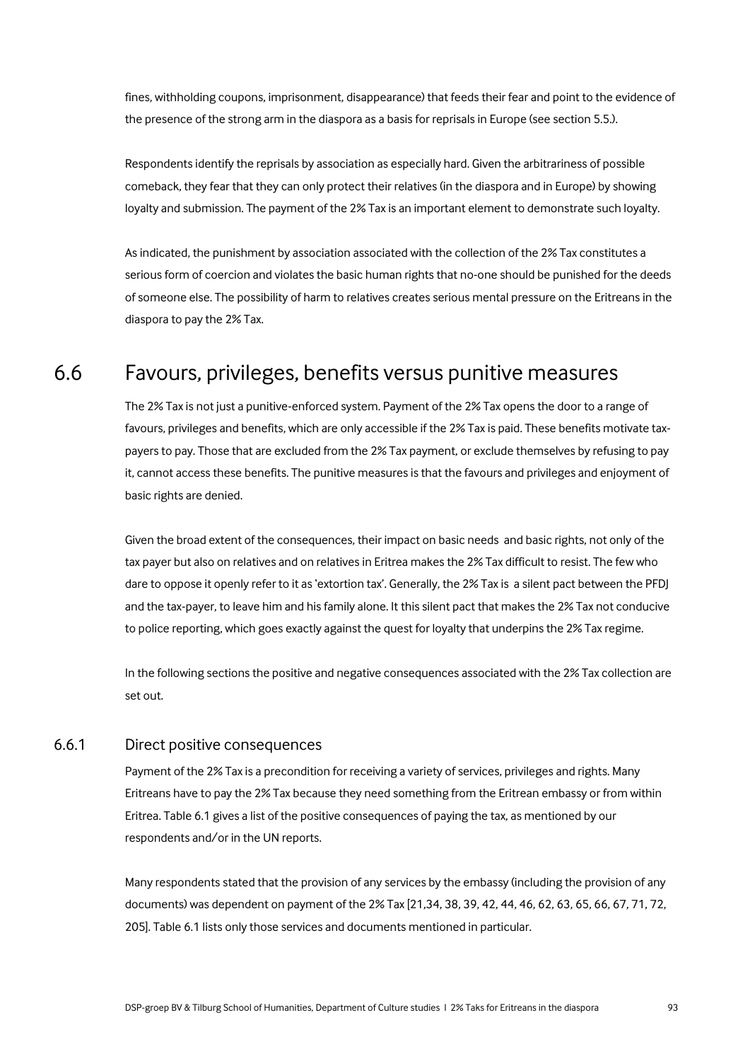fines, withholding coupons, imprisonment, disappearance) that feeds their fear and point to the evidence of the presence of the strong arm in the diaspora as a basis for reprisals in Europe (see section 5.5.).

Respondents identify the reprisals by association as especially hard. Given the arbitrariness of possible comeback, they fear that they can only protect their relatives (in the diaspora and in Europe) by showing loyalty and submission. The payment of the 2% Tax is an important element to demonstrate such loyalty.

As indicated, the punishment by association associated with the collection of the 2% Tax constitutes a serious form of coercion and violates the basic human rights that no-one should be punished for the deeds of someone else. The possibility of harm to relatives creates serious mental pressure on the Eritreans in the diaspora to pay the 2% Tax.

## 6.6 Favours, privileges, benefits versus punitive measures

The 2% Tax is not just a punitive-enforced system. Payment of the 2% Tax opens the door to a range of favours, privileges and benefits, which are only accessible if the 2% Tax is paid. These benefits motivate tax-payers to pay. Those that are excluded from the 2% Tax payment, or exclude themselves by refusing to pay it, cannot access these benefits. The punitive measures is that the favours and privileges and enjoyment of basic rights are denied.

Given the broad extent of the consequences, their impact on basic needs and basic rights, not only of the tax payer but also on relatives and on relatives in Eritrea makes the 2% Tax difficult to resist. The few who dare to oppose it openly refer to it as 'extortion tax'. Generally, the 2% Tax is a silent pact between the PFDJ and the tax-payer, to leave him and his family alone. It this silent pact that makes the 2% Tax not conducive to police reporting, which goes exactly against the quest for loyalty that underpins the 2% Tax regime.

In the following sections the positive and negative consequences associated with the 2% Tax collection are set out.

### 6.6.1 Direct positive consequences

Payment of the 2% Tax is a precondition for receiving a variety of services, privileges and rights. Many Eritreans have to pay the 2% Tax because they need something from the Eritrean embassy or from within Eritrea. Table 6.1 gives a list of the positive consequences of paying the tax, as mentioned by our respondents and/or in the UN reports.

Many respondents stated that the provision of any services by the embassy (including the provision of any documents) was dependent on payment of the 2% Tax [21,34, 38, 39, 42, 44, 46, 62, 63, 65, 66, 67, 71, 72, 205]. Table 6.1 lists only those services and documents mentioned in particular.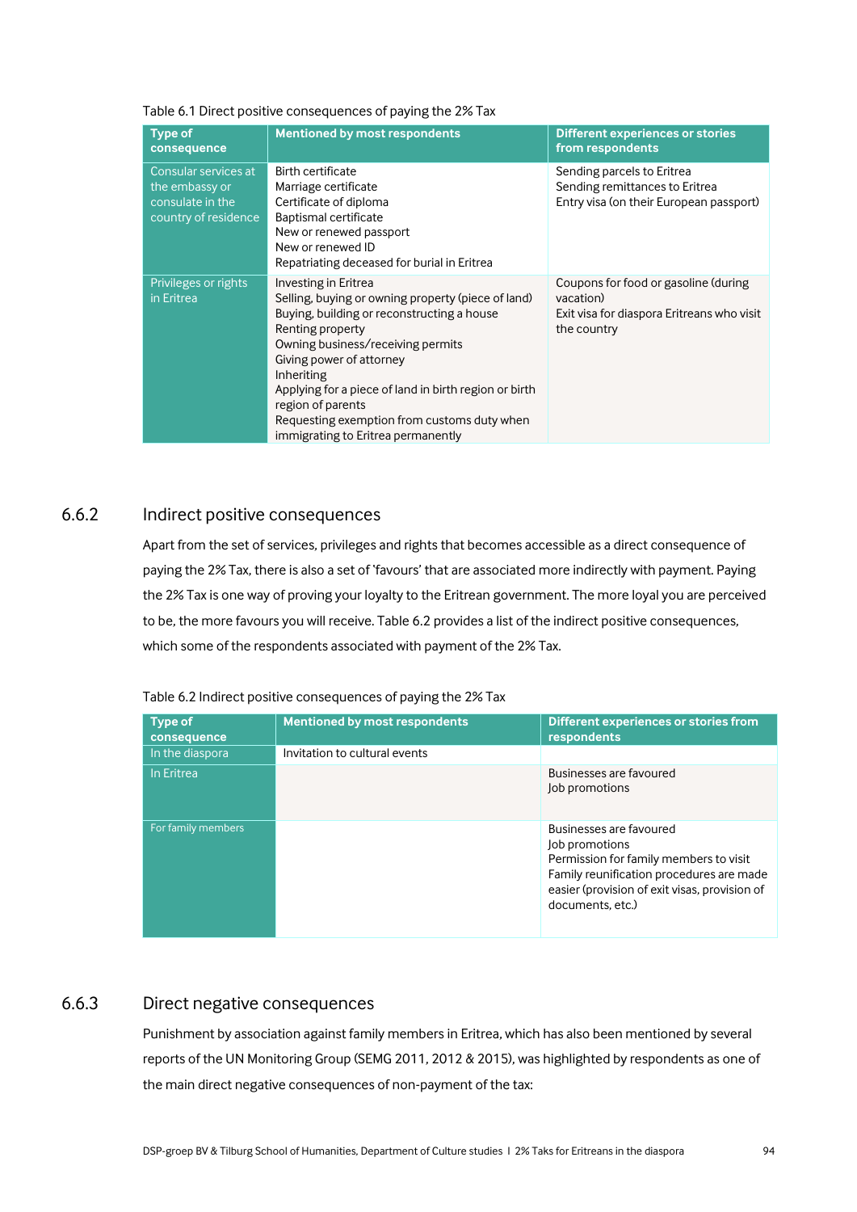Table 6.1 Direct positive consequences of paying the 2% Tax

| Type of consequence | Mentioned by most respondents | Different experiences or stories from respondents |
|---|---|---|
| Consular services at the embassy or consulate in the country of residence | Birth certificate<br>Marriage certificate<br>Certificate of diploma<br>Baptismal certificate<br>New or renewed passport<br>New or renewed ID<br>Repatriating deceased for burial in Eritrea | Sending parcels to Eritrea<br>Sending remittances to Eritrea<br>Entry visa (on their European passport) |
| Privileges or rights in Eritrea | Investing in Eritrea<br>Selling, buying or owning property (piece of land)<br>Buying, building or reconstructing a house<br>Renting property<br>Owning business/receiving permits<br>Giving power of attorney<br>Inheriting<br>Applying for a piece of land in birth region or birth region of parents<br>Requesting exemption from customs duty when immigrating to Eritrea permanently | Coupons for food or gasoline (during vacation)<br>Exit visa for diaspora Eritreans who visit the country |

## 6.6.2 Indirect positive consequences

Apart from the set of services, privileges and rights that becomes accessible as a direct consequence of paying the 2% Tax, there is also a set of 'favours' that are associated more indirectly with payment. Paying the 2% Tax is one way of proving your loyalty to the Eritrean government. The more loyal you are perceived to be, the more favours you will receive. Table 6.2 provides a list of the indirect positive consequences, which some of the respondents associated with payment of the 2% Tax.

Table 6.2 Indirect positive consequences of paying the 2% Tax

| Type of consequence | Mentioned by most respondents | Different experiences or stories from respondents |
|---|---|---|
| In the diaspora | Invitation to cultural events | |
| In Eritrea | | Businesses are favoured<br>Job promotions |
| For family members | | Businesses are favoured<br>Job promotions<br>Permission for family members to visit<br>Family reunification procedures are made easier (provision of exit visas, provision of documents, etc.) |

## 6.6.3 Direct negative consequences

Punishment by association against family members in Eritrea, which has also been mentioned by several reports of the UN Monitoring Group (SEMG 2011, 2012 & 2015), was highlighted by respondents as one of the main direct negative consequences of non-payment of the tax: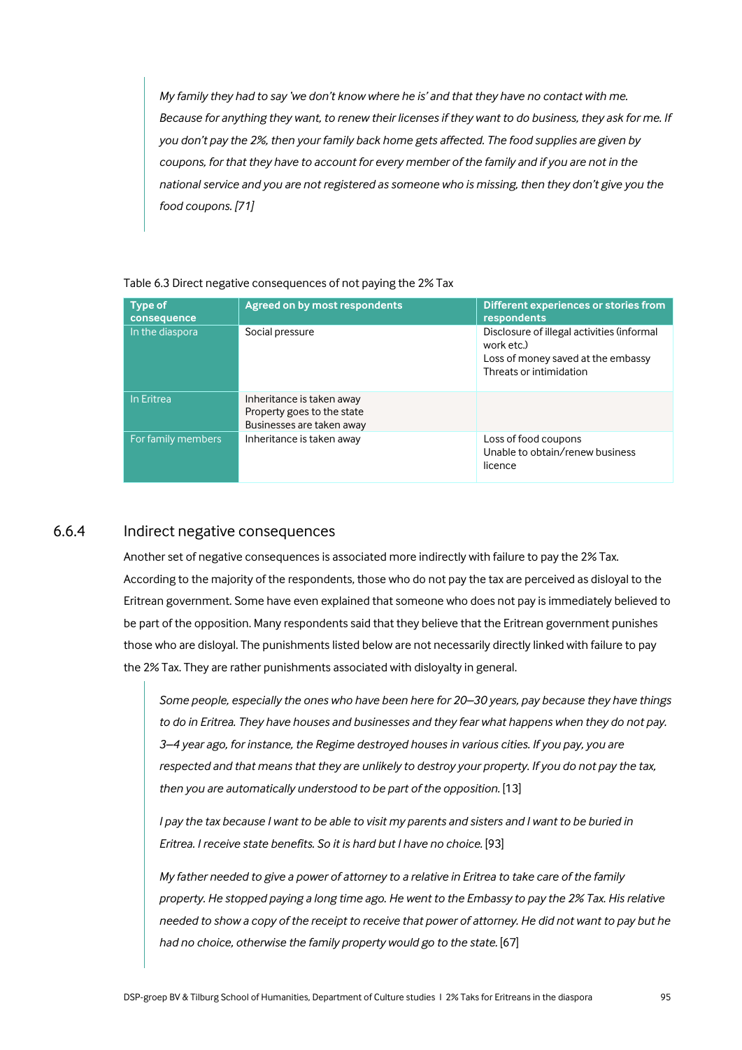> *My family they had to say 'we don't know where he is' and that they have no contact with me. Because for anything they want, to renew their licenses if they want to do business, they ask for me. If you don't pay the 2%, then your family back home gets affected. The food supplies are given by coupons, for that they have to account for every member of the family and if you are not in the national service and you are not registered as someone who is missing, then they don't give you the food coupons. [71]*

Table 6.3 Direct negative consequences of not paying the 2% Tax

| Type of consequence | Agreed on by most respondents | Different experiences or stories from respondents |
|---|---|---|
| In the diaspora | Social pressure | Disclosure of illegal activities (informal work etc.)<br>Loss of money saved at the embassy<br>Threats or intimidation |
| In Eritrea | Inheritance is taken away<br>Property goes to the state<br>Businesses are taken away | |
| For family members | Inheritance is taken away | Loss of food coupons<br>Unable to obtain/renew business licence |

### 6.6.4 Indirect negative consequences

Another set of negative consequences is associated more indirectly with failure to pay the 2% Tax. According to the majority of the respondents, those who do not pay the tax are perceived as disloyal to the Eritrean government. Some have even explained that someone who does not pay is immediately believed to be part of the opposition. Many respondents said that they believe that the Eritrean government punishes those who are disloyal. The punishments listed below are not necessarily directly linked with failure to pay the 2% Tax. They are rather punishments associated with disloyalty in general.

> *Some people, especially the ones who have been here for 20–30 years, pay because they have things to do in Eritrea. They have houses and businesses and they fear what happens when they do not pay. 3–4 year ago, for instance, the Regime destroyed houses in various cities. If you pay, you are respected and that means that they are unlikely to destroy your property. If you do not pay the tax, then you are automatically understood to be part of the opposition.* [13]
>
> *I pay the tax because I want to be able to visit my parents and sisters and I want to be buried in Eritrea. I receive state benefits. So it is hard but I have no choice.* [93]
>
> *My father needed to give a power of attorney to a relative in Eritrea to take care of the family property. He stopped paying a long time ago. He went to the Embassy to pay the 2% Tax. His relative needed to show a copy of the receipt to receive that power of attorney. He did not want to pay but he had no choice, otherwise the family property would go to the state.* [67]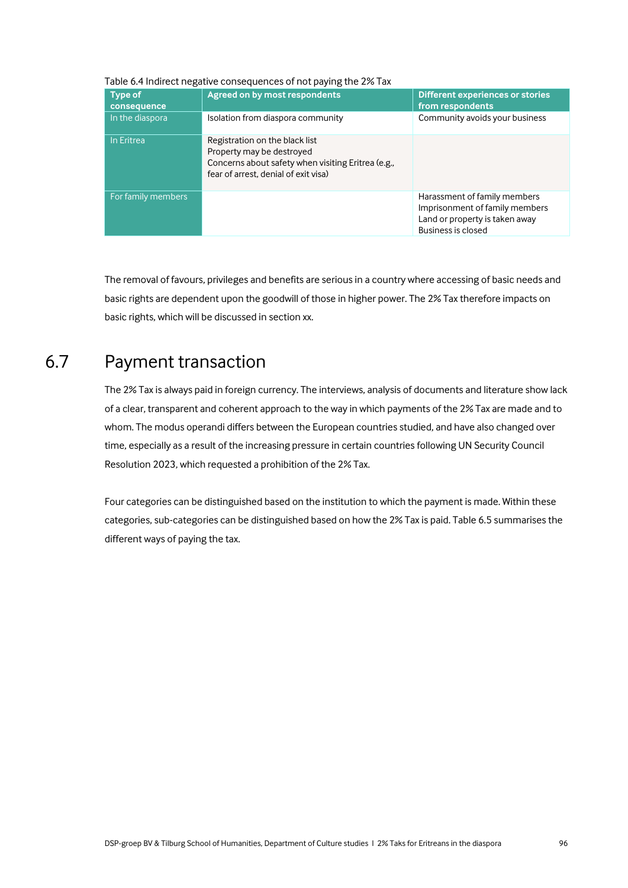Table 6.4 Indirect negative consequences of not paying the 2% Tax

| Type of consequence | Agreed on by most respondents | Different experiences or stories from respondents |
|---|---|---|
| In the diaspora | Isolation from diaspora community | Community avoids your business |
| In Eritrea | Registration on the black list<br>Property may be destroyed<br>Concerns about safety when visiting Eritrea (e.g., fear of arrest, denial of exit visa) | |
| For family members | | Harassment of family members<br>Imprisonment of family members<br>Land or property is taken away<br>Business is closed |

The removal of favours, privileges and benefits are serious in a country where accessing of basic needs and basic rights are dependent upon the goodwill of those in higher power. The 2% Tax therefore impacts on basic rights, which will be discussed in section xx.

## 6.7 Payment transaction

The 2% Tax is always paid in foreign currency. The interviews, analysis of documents and literature show lack of a clear, transparent and coherent approach to the way in which payments of the 2% Tax are made and to whom. The modus operandi differs between the European countries studied, and have also changed over time, especially as a result of the increasing pressure in certain countries following UN Security Council Resolution 2023, which requested a prohibition of the 2% Tax.

Four categories can be distinguished based on the institution to which the payment is made. Within these categories, sub-categories can be distinguished based on how the 2% Tax is paid. Table 6.5 summarises the different ways of paying the tax.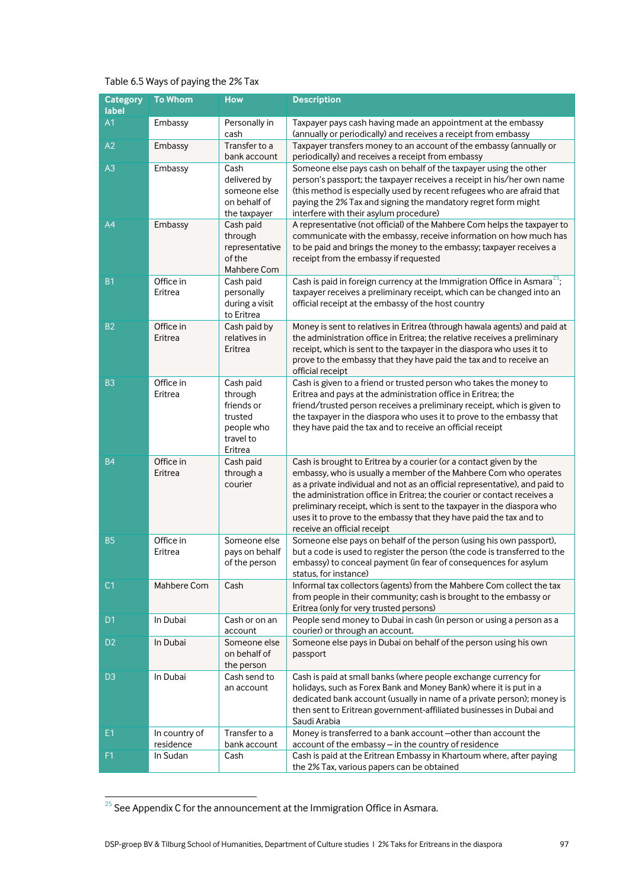Table 6.5 Ways of paying the 2% Tax

| Category label | To Whom | How | Description |
|---|---|---|---|
| A1 | Embassy | Personally in cash | Taxpayer pays cash having made an appointment at the embassy (annually or periodically) and receives a receipt from embassy |
| A2 | Embassy | Transfer to a bank account | Taxpayer transfers money to an account of the embassy (annually or periodically) and receives a receipt from embassy |
| A3 | Embassy | Cash delivered by someone else on behalf of the taxpayer | Someone else pays cash on behalf of the taxpayer using the other person's passport; the taxpayer receives a receipt in his/her own name (this method is especially used by recent refugees who are afraid that paying the 2% Tax and signing the mandatory regret form might interfere with their asylum procedure) |
| A4 | Embassy | Cash paid through representative of the Mahbere Com | A representative (not official) of the Mahbere Com helps the taxpayer to communicate with the embassy, receive information on how much has to be paid and brings the money to the embassy; taxpayer receives a receipt from the embassy if requested |
| B1 | Office in Eritrea | Cash paid personally during a visit to Eritrea | Cash is paid in foreign currency at the Immigration Office in Asmara[25]; taxpayer receives a preliminary receipt, which can be changed into an official receipt at the embassy of the host country |
| B2 | Office in Eritrea | Cash paid by relatives in Eritrea | Money is sent to relatives in Eritrea (through hawala agents) and paid at the administration office in Eritrea; the relative receives a preliminary receipt, which is sent to the taxpayer in the diaspora who uses it to prove to the embassy that they have paid the tax and to receive an official receipt |
| B3 | Office in Eritrea | Cash paid through friends or trusted people who travel to Eritrea | Cash is given to a friend or trusted person who takes the money to Eritrea and pays at the administration office in Eritrea; the friend/trusted person receives a preliminary receipt, which is given to the taxpayer in the diaspora who uses it to prove to the embassy that they have paid the tax and to receive an official receipt |
| B4 | Office in Eritrea | Cash paid through a courier | Cash is brought to Eritrea by a courier (or a contact given by the embassy, who is usually a member of the Mahbere Com who operates as a private individual and not as an official representative), and paid to the administration office in Eritrea; the courier or contact receives a preliminary receipt, which is sent to the taxpayer in the diaspora who uses it to prove to the embassy that they have paid the tax and to receive an official receipt |
| B5 | Office in Eritrea | Someone else pays on behalf of the person | Someone else pays on behalf of the person (using his own passport), but a code is used to register the person (the code is transferred to the embassy) to conceal payment (in fear of consequences for asylum status, for instance) |
| C1 | Mahbere Com | Cash | Informal tax collectors (agents) from the Mahbere Com collect the tax from people in their community; cash is brought to the embassy or Eritrea (only for very trusted persons) |
| D1 | In Dubai | Cash or on an account | People send money to Dubai in cash (in person or using a person as a courier) or through an account. |
| D2 | In Dubai | Someone else on behalf of the person | Someone else pays in Dubai on behalf of the person using his own passport |
| D3 | In Dubai | Cash send to an account | Cash is paid at small banks (where people exchange currency for holidays, such as Forex Bank and Money Bank) where it is put in a dedicated bank account (usually in name of a private person); money is then sent to Eritrean government-affiliated businesses in Dubai and Saudi Arabia |
| E1 | In country of residence | Transfer to a bank account | Money is transferred to a bank account –other than account the account of the embassy – in the country of residence |
| F1 | In Sudan | Cash | Cash is paid at the Eritrean Embassy in Khartoum where, after paying the 2% Tax, various papers can be obtained |

[25] See Appendix C for the announcement at the Immigration Office in Asmara.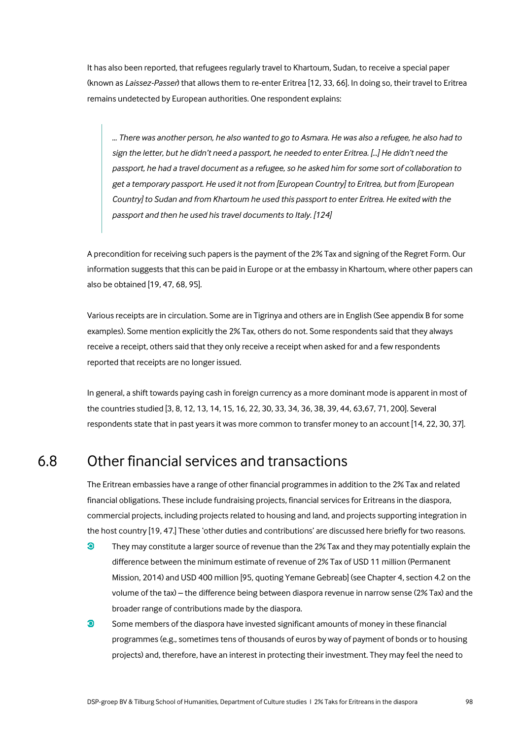It has also been reported, that refugees regularly travel to Khartoum, Sudan, to receive a special paper (known as *Laissez-Passer*) that allows them to re-enter Eritrea [12, 33, 66]. In doing so, their travel to Eritrea remains undetected by European authorities. One respondent explains:

> *... There was another person, he also wanted to go to Asmara. He was also a refugee, he also had to sign the letter, but he didn't need a passport, he needed to enter Eritrea. [...] He didn't need the passport, he had a travel document as a refugee, so he asked him for some sort of collaboration to get a temporary passport. He used it not from [European Country] to Eritrea, but from [European Country] to Sudan and from Khartoum he used this passport to enter Eritrea. He exited with the passport and then he used his travel documents to Italy. [124]*

A precondition for receiving such papers is the payment of the 2% Tax and signing of the Regret Form. Our information suggests that this can be paid in Europe or at the embassy in Khartoum, where other papers can also be obtained [19, 47, 68, 95].

Various receipts are in circulation. Some are in Tigrinya and others are in English (See appendix B for some examples). Some mention explicitly the 2% Tax, others do not. Some respondents said that they always receive a receipt, others said that they only receive a receipt when asked for and a few respondents reported that receipts are no longer issued.

In general, a shift towards paying cash in foreign currency as a more dominant mode is apparent in most of the countries studied [3, 8, 12, 13, 14, 15, 16, 22, 30, 33, 34, 36, 38, 39, 44, 63,67, 71, 200]. Several respondents state that in past years it was more common to transfer money to an account [14, 22, 30, 37].

## 6.8 Other financial services and transactions

The Eritrean embassies have a range of other financial programmes in addition to the 2% Tax and related financial obligations. These include fundraising projects, financial services for Eritreans in the diaspora, commercial projects, including projects related to housing and land, and projects supporting integration in the host country [19, 47.] These 'other duties and contributions' are discussed here briefly for two reasons.

- They may constitute a larger source of revenue than the 2% Tax and they may potentially explain the difference between the minimum estimate of revenue of 2% Tax of USD 11 million (Permanent Mission, 2014) and USD 400 million [95, quoting Yemane Gebreab] (see Chapter 4, section 4.2 on the volume of the tax) – the difference being between diaspora revenue in narrow sense (2% Tax) and the broader range of contributions made by the diaspora.
- Some members of the diaspora have invested significant amounts of money in these financial programmes (e.g., sometimes tens of thousands of euros by way of payment of bonds or to housing projects) and, therefore, have an interest in protecting their investment. They may feel the need to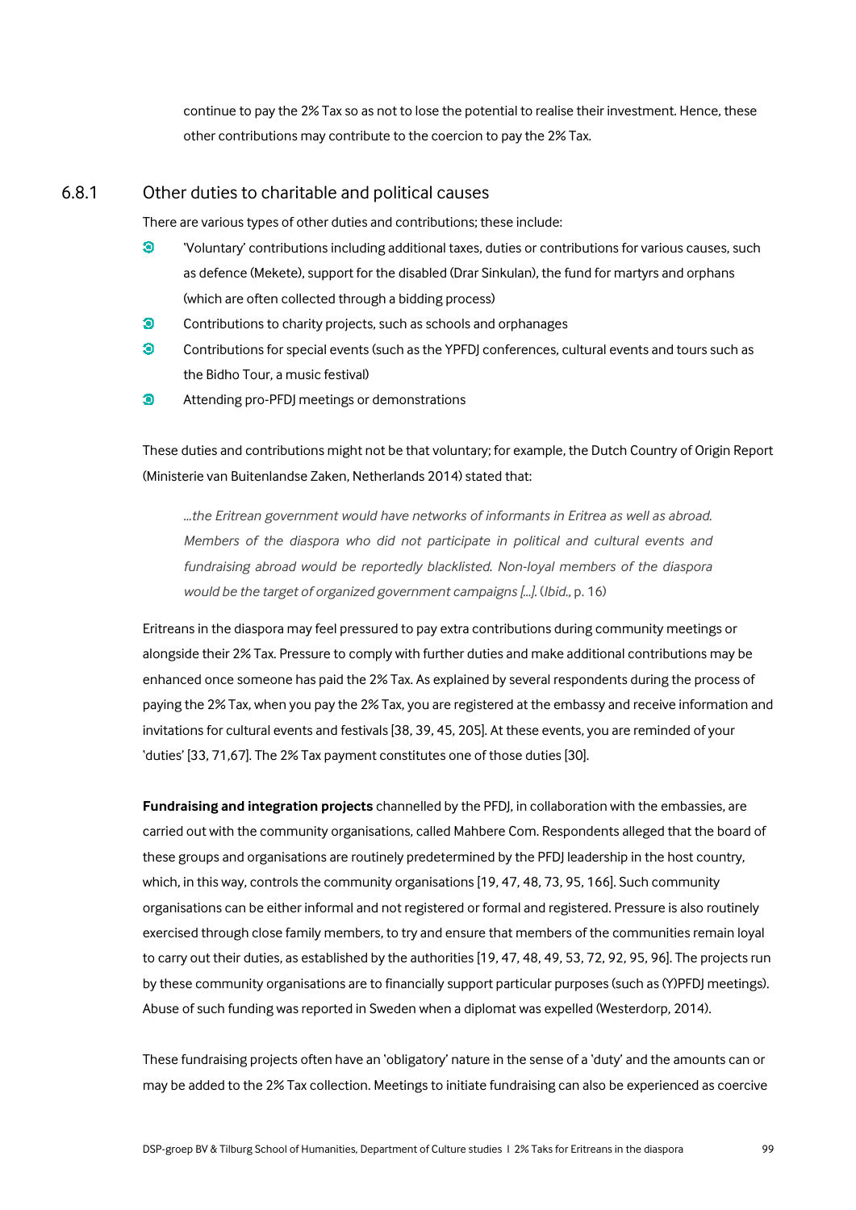continue to pay the 2% Tax so as not to lose the potential to realise their investment. Hence, these other contributions may contribute to the coercion to pay the 2% Tax.

### 6.8.1 Other duties to charitable and political causes

There are various types of other duties and contributions; these include:

- 'Voluntary' contributions including additional taxes, duties or contributions for various causes, such as defence (Mekete), support for the disabled (Drar Sinkulan), the fund for martyrs and orphans (which are often collected through a bidding process)
- Contributions to charity projects, such as schools and orphanages
- Contributions for special events (such as the YPFDJ conferences, cultural events and tours such as the Bidho Tour, a music festival)
- Attending pro-PFDJ meetings or demonstrations

These duties and contributions might not be that voluntary; for example, the Dutch Country of Origin Report (Ministerie van Buitenlandse Zaken, Netherlands 2014) stated that:

> *...the Eritrean government would have networks of informants in Eritrea as well as abroad. Members of the diaspora who did not participate in political and cultural events and fundraising abroad would be reportedly blacklisted. Non-loyal members of the diaspora would be the target of organized government campaigns [...].* (*Ibid.*, p. 16)

Eritreans in the diaspora may feel pressured to pay extra contributions during community meetings or alongside their 2% Tax. Pressure to comply with further duties and make additional contributions may be enhanced once someone has paid the 2% Tax. As explained by several respondents during the process of paying the 2% Tax, when you pay the 2% Tax, you are registered at the embassy and receive information and invitations for cultural events and festivals [38, 39, 45, 205]. At these events, you are reminded of your 'duties' [33, 71,67]. The 2% Tax payment constitutes one of those duties [30].

**Fundraising and integration projects** channelled by the PFDJ, in collaboration with the embassies, are carried out with the community organisations, called Mahbere Com. Respondents alleged that the board of these groups and organisations are routinely predetermined by the PFDJ leadership in the host country, which, in this way, controls the community organisations [19, 47, 48, 73, 95, 166]. Such community organisations can be either informal and not registered or formal and registered. Pressure is also routinely exercised through close family members, to try and ensure that members of the communities remain loyal to carry out their duties, as established by the authorities [19, 47, 48, 49, 53, 72, 92, 95, 96]. The projects run by these community organisations are to financially support particular purposes (such as (Y)PFDJ meetings). Abuse of such funding was reported in Sweden when a diplomat was expelled (Westerdorp, 2014).

These fundraising projects often have an 'obligatory' nature in the sense of a 'duty' and the amounts can or may be added to the 2% Tax collection. Meetings to initiate fundraising can also be experienced as coercive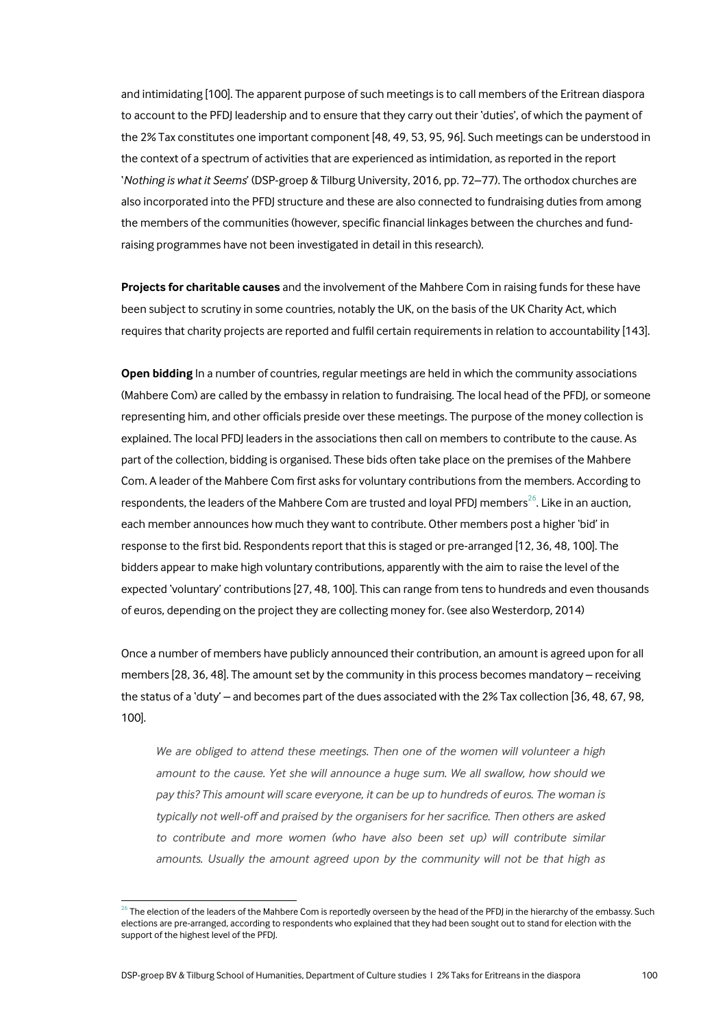and intimidating [100]. The apparent purpose of such meetings is to call members of the Eritrean diaspora to account to the PFDJ leadership and to ensure that they carry out their 'duties', of which the payment of the 2% Tax constitutes one important component [48, 49, 53, 95, 96]. Such meetings can be understood in the context of a spectrum of activities that are experienced as intimidation, as reported in the report '*Nothing is what it Seems*' (DSP-groep & Tilburg University, 2016, pp. 72–77). The orthodox churches are also incorporated into the PFDJ structure and these are also connected to fundraising duties from among the members of the communities (however, specific financial linkages between the churches and fund-raising programmes have not been investigated in detail in this research).

**Projects for charitable causes** and the involvement of the Mahbere Com in raising funds for these have been subject to scrutiny in some countries, notably the UK, on the basis of the UK Charity Act, which requires that charity projects are reported and fulfil certain requirements in relation to accountability [143].

**Open bidding** In a number of countries, regular meetings are held in which the community associations (Mahbere Com) are called by the embassy in relation to fundraising. The local head of the PFDJ, or someone representing him, and other officials preside over these meetings. The purpose of the money collection is explained. The local PFDJ leaders in the associations then call on members to contribute to the cause. As part of the collection, bidding is organised. These bids often take place on the premises of the Mahbere Com. A leader of the Mahbere Com first asks for voluntary contributions from the members. According to respondents, the leaders of the Mahbere Com are trusted and loyal PFDJ members[26]. Like in an auction, each member announces how much they want to contribute. Other members post a higher 'bid' in response to the first bid. Respondents report that this is staged or pre-arranged [12, 36, 48, 100]. The bidders appear to make high voluntary contributions, apparently with the aim to raise the level of the expected 'voluntary' contributions [27, 48, 100]. This can range from tens to hundreds and even thousands of euros, depending on the project they are collecting money for. (see also Westerdorp, 2014)

Once a number of members have publicly announced their contribution, an amount is agreed upon for all members [28, 36, 48]. The amount set by the community in this process becomes mandatory – receiving the status of a 'duty' – and becomes part of the dues associated with the 2% Tax collection [36, 48, 67, 98, 100].

> *We are obliged to attend these meetings. Then one of the women will volunteer a high amount to the cause. Yet she will announce a huge sum. We all swallow, how should we pay this? This amount will scare everyone, it can be up to hundreds of euros. The woman is typically not well-off and praised by the organisers for her sacrifice. Then others are asked to contribute and more women (who have also been set up) will contribute similar amounts. Usually the amount agreed upon by the community will not be that high as*

[26] The election of the leaders of the Mahbere Com is reportedly overseen by the head of the PFDJ in the hierarchy of the embassy. Such elections are pre-arranged, according to respondents who explained that they had been sought out to stand for election with the support of the highest level of the PFDJ.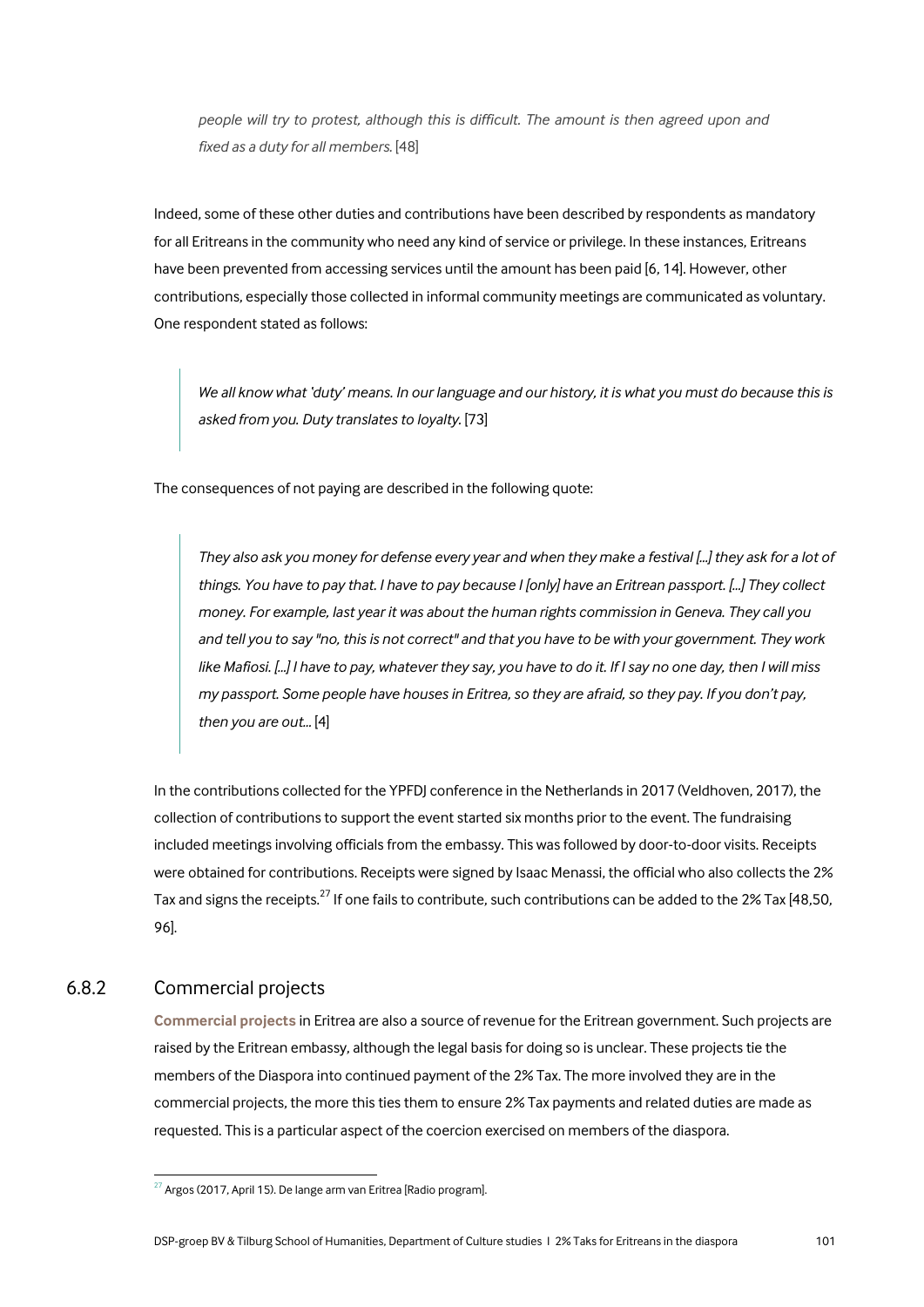> *people will try to protest, although this is difficult. The amount is then agreed upon and fixed as a duty for all members.* [48]

Indeed, some of these other duties and contributions have been described by respondents as mandatory for all Eritreans in the community who need any kind of service or privilege. In these instances, Eritreans have been prevented from accessing services until the amount has been paid [6, 14]. However, other contributions, especially those collected in informal community meetings are communicated as voluntary. One respondent stated as follows:

> *We all know what 'duty' means. In our language and our history, it is what you must do because this is asked from you. Duty translates to loyalty.* [73]

The consequences of not paying are described in the following quote:

> *They also ask you money for defense every year and when they make a festival [...] they ask for a lot of things. You have to pay that. I have to pay because I [only] have an Eritrean passport. [...] They collect money. For example, last year it was about the human rights commission in Geneva. They call you and tell you to say "no, this is not correct" and that you have to be with your government. They work like Mafiosi. [...] I have to pay, whatever they say, you have to do it. If I say no one day, then I will miss my passport. Some people have houses in Eritrea, so they are afraid, so they pay. If you don't pay, then you are out...* [4]

In the contributions collected for the YPFDJ conference in the Netherlands in 2017 (Veldhoven, 2017), the collection of contributions to support the event started six months prior to the event. The fundraising included meetings involving officials from the embassy. This was followed by door-to-door visits. Receipts were obtained for contributions. Receipts were signed by Isaac Menassi, the official who also collects the 2% Tax and signs the receipts.[27] If one fails to contribute, such contributions can be added to the 2% Tax [48,50, 96].

### 6.8.2 Commercial projects

**Commercial projects** in Eritrea are also a source of revenue for the Eritrean government. Such projects are raised by the Eritrean embassy, although the legal basis for doing so is unclear. These projects tie the members of the Diaspora into continued payment of the 2% Tax. The more involved they are in the commercial projects, the more this ties them to ensure 2% Tax payments and related duties are made as requested. This is a particular aspect of the coercion exercised on members of the diaspora.

[27] Argos (2017, April 15). De lange arm van Eritrea [Radio program].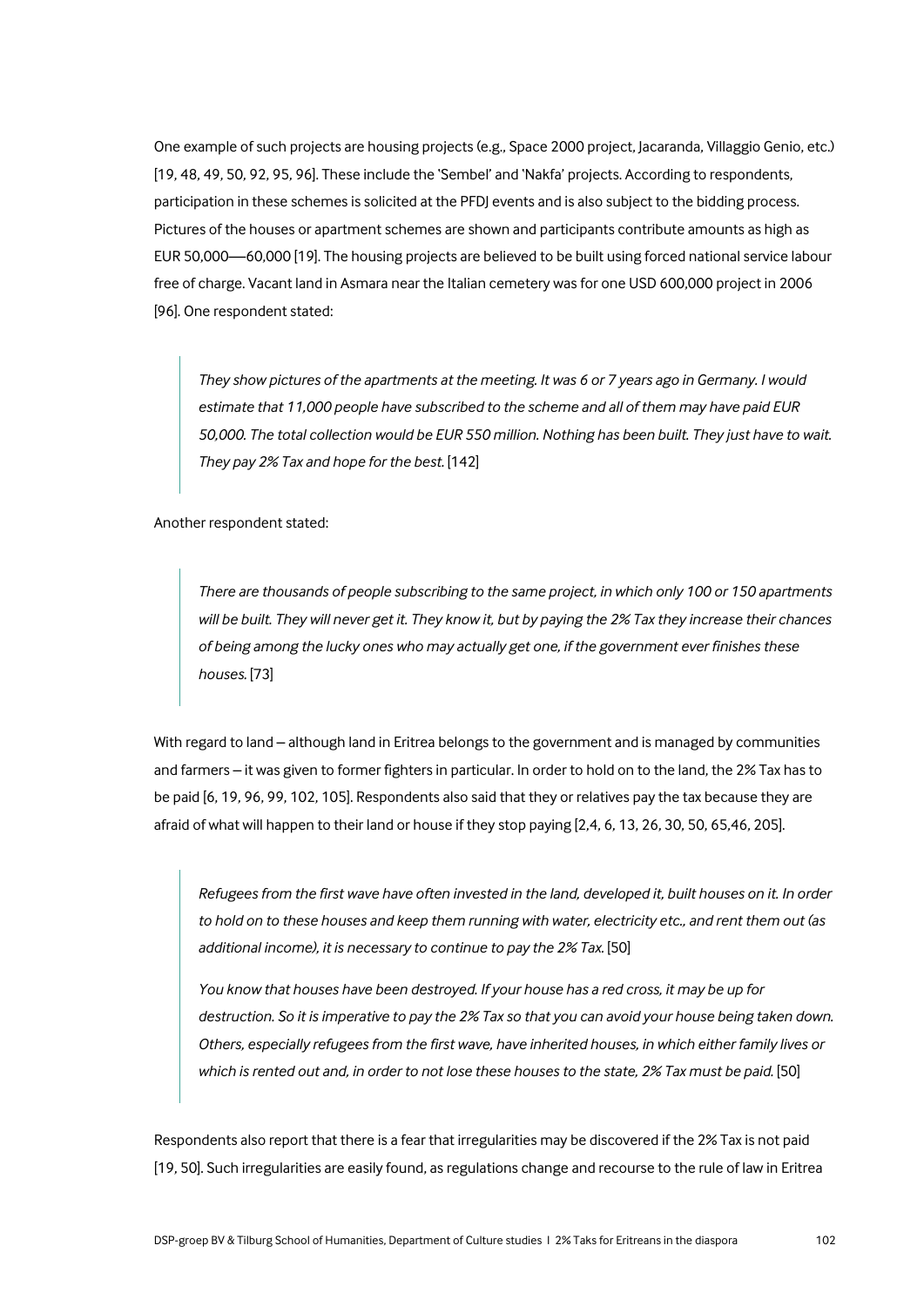One example of such projects are housing projects (e.g., Space 2000 project, Jacaranda, Villaggio Genio, etc.) [19, 48, 49, 50, 92, 95, 96]. These include the 'Sembel' and 'Nakfa' projects. According to respondents, participation in these schemes is solicited at the PFDJ events and is also subject to the bidding process. Pictures of the houses or apartment schemes are shown and participants contribute amounts as high as EUR 50,000—60,000 [19]. The housing projects are believed to be built using forced national service labour free of charge. Vacant land in Asmara near the Italian cemetery was for one USD 600,000 project in 2006 [96]. One respondent stated:

> *They show pictures of the apartments at the meeting. It was 6 or 7 years ago in Germany. I would estimate that 11,000 people have subscribed to the scheme and all of them may have paid EUR 50,000. The total collection would be EUR 550 million. Nothing has been built. They just have to wait. They pay 2% Tax and hope for the best.* [142]

Another respondent stated:

> *There are thousands of people subscribing to the same project, in which only 100 or 150 apartments will be built. They will never get it. They know it, but by paying the 2% Tax they increase their chances of being among the lucky ones who may actually get one, if the government ever finishes these houses.* [73]

With regard to land – although land in Eritrea belongs to the government and is managed by communities and farmers – it was given to former fighters in particular. In order to hold on to the land, the 2% Tax has to be paid [6, 19, 96, 99, 102, 105]. Respondents also said that they or relatives pay the tax because they are afraid of what will happen to their land or house if they stop paying [2,4, 6, 13, 26, 30, 50, 65,46, 205].

> *Refugees from the first wave have often invested in the land, developed it, built houses on it. In order to hold on to these houses and keep them running with water, electricity etc., and rent them out (as additional income), it is necessary to continue to pay the 2% Tax.* [50]
>
> *You know that houses have been destroyed. If your house has a red cross, it may be up for destruction. So it is imperative to pay the 2% Tax so that you can avoid your house being taken down. Others, especially refugees from the first wave, have inherited houses, in which either family lives or which is rented out and, in order to not lose these houses to the state, 2% Tax must be paid.* [50]

Respondents also report that there is a fear that irregularities may be discovered if the 2% Tax is not paid [19, 50]. Such irregularities are easily found, as regulations change and recourse to the rule of law in Eritrea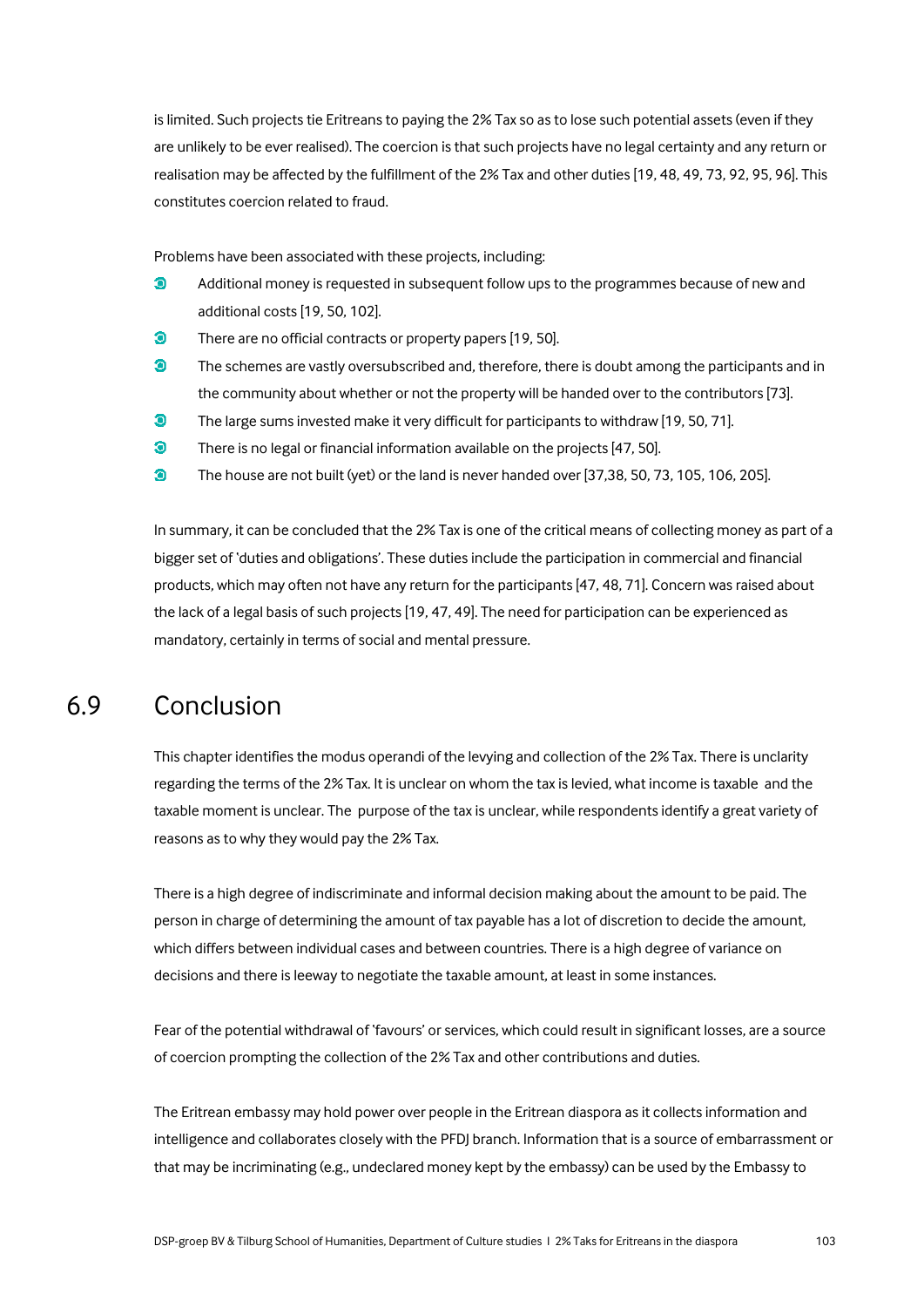is limited. Such projects tie Eritreans to paying the 2% Tax so as to lose such potential assets (even if they are unlikely to be ever realised). The coercion is that such projects have no legal certainty and any return or realisation may be affected by the fulfillment of the 2% Tax and other duties [19, 48, 49, 73, 92, 95, 96]. This constitutes coercion related to fraud.

Problems have been associated with these projects, including:

- Additional money is requested in subsequent follow ups to the programmes because of new and additional costs [19, 50, 102].
- There are no official contracts or property papers [19, 50].
- The schemes are vastly oversubscribed and, therefore, there is doubt among the participants and in the community about whether or not the property will be handed over to the contributors [73].
- The large sums invested make it very difficult for participants to withdraw [19, 50, 71].
- There is no legal or financial information available on the projects [47, 50].
- The house are not built (yet) or the land is never handed over [37,38, 50, 73, 105, 106, 205].

In summary, it can be concluded that the 2% Tax is one of the critical means of collecting money as part of a bigger set of 'duties and obligations'. These duties include the participation in commercial and financial products, which may often not have any return for the participants [47, 48, 71]. Concern was raised about the lack of a legal basis of such projects [19, 47, 49]. The need for participation can be experienced as mandatory, certainly in terms of social and mental pressure.

## 6.9 Conclusion

This chapter identifies the modus operandi of the levying and collection of the 2% Tax. There is unclarity regarding the terms of the 2% Tax. It is unclear on whom the tax is levied, what income is taxable and the taxable moment is unclear. The purpose of the tax is unclear, while respondents identify a great variety of reasons as to why they would pay the 2% Tax.

There is a high degree of indiscriminate and informal decision making about the amount to be paid. The person in charge of determining the amount of tax payable has a lot of discretion to decide the amount, which differs between individual cases and between countries. There is a high degree of variance on decisions and there is leeway to negotiate the taxable amount, at least in some instances.

Fear of the potential withdrawal of 'favours' or services, which could result in significant losses, are a source of coercion prompting the collection of the 2% Tax and other contributions and duties.

The Eritrean embassy may hold power over people in the Eritrean diaspora as it collects information and intelligence and collaborates closely with the PFDJ branch. Information that is a source of embarrassment or that may be incriminating (e.g., undeclared money kept by the embassy) can be used by the Embassy to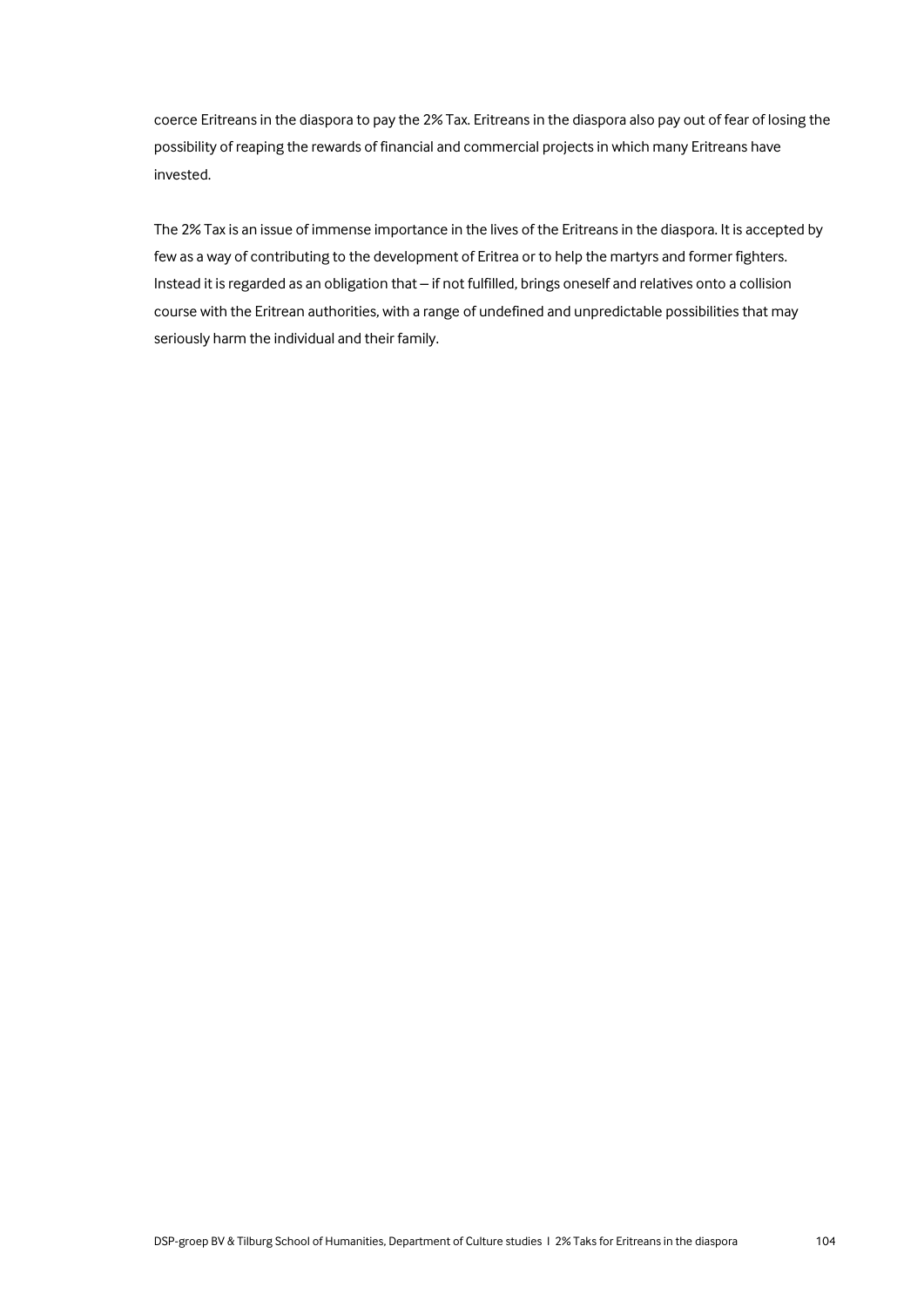coerce Eritreans in the diaspora to pay the 2% Tax. Eritreans in the diaspora also pay out of fear of losing the possibility of reaping the rewards of financial and commercial projects in which many Eritreans have invested.

The 2% Tax is an issue of immense importance in the lives of the Eritreans in the diaspora. It is accepted by few as a way of contributing to the development of Eritrea or to help the martyrs and former fighters. Instead it is regarded as an obligation that – if not fulfilled, brings oneself and relatives onto a collision course with the Eritrean authorities, with a range of undefined and unpredictable possibilities that may seriously harm the individual and their family.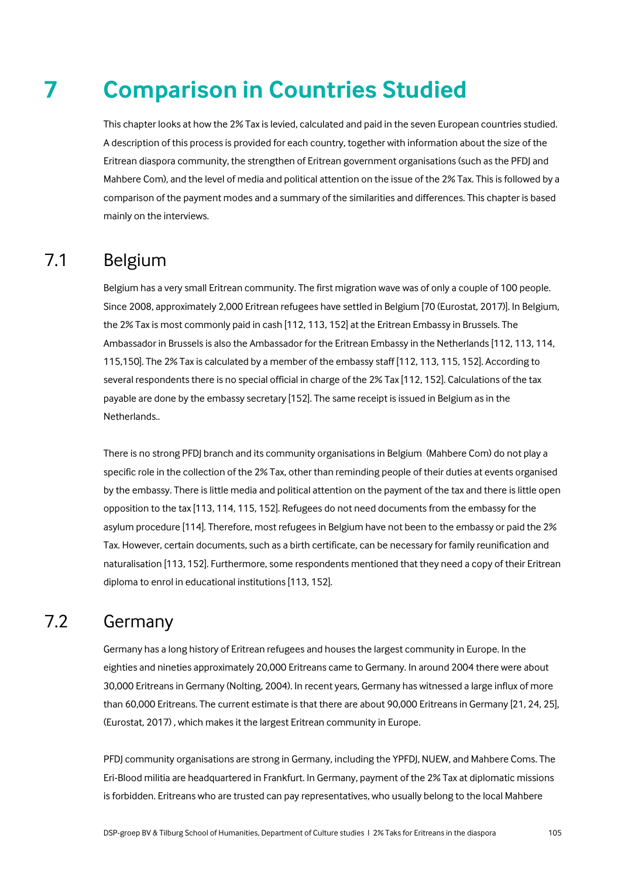# 7 Comparison in Countries Studied

This chapter looks at how the 2% Tax is levied, calculated and paid in the seven European countries studied. A description of this process is provided for each country, together with information about the size of the Eritrean diaspora community, the strengthen of Eritrean government organisations (such as the PFDJ and Mahbere Com), and the level of media and political attention on the issue of the 2% Tax. This is followed by a comparison of the payment modes and a summary of the similarities and differences. This chapter is based mainly on the interviews.

## 7.1 Belgium

Belgium has a very small Eritrean community. The first migration wave was of only a couple of 100 people. Since 2008, approximately 2,000 Eritrean refugees have settled in Belgium [70 (Eurostat, 2017)]. In Belgium, the 2% Tax is most commonly paid in cash [112, 113, 152] at the Eritrean Embassy in Brussels. The Ambassador in Brussels is also the Ambassador for the Eritrean Embassy in the Netherlands [112, 113, 114, 115,150]. The 2% Tax is calculated by a member of the embassy staff [112, 113, 115, 152]. According to several respondents there is no special official in charge of the 2% Tax [112, 152]. Calculations of the tax payable are done by the embassy secretary [152]. The same receipt is issued in Belgium as in the Netherlands..

There is no strong PFDJ branch and its community organisations in Belgium (Mahbere Com) do not play a specific role in the collection of the 2% Tax, other than reminding people of their duties at events organised by the embassy. There is little media and political attention on the payment of the tax and there is little open opposition to the tax [113, 114, 115, 152]. Refugees do not need documents from the embassy for the asylum procedure [114]. Therefore, most refugees in Belgium have not been to the embassy or paid the 2% Tax. However, certain documents, such as a birth certificate, can be necessary for family reunification and naturalisation [113, 152]. Furthermore, some respondents mentioned that they need a copy of their Eritrean diploma to enrol in educational institutions [113, 152].

## 7.2 Germany

Germany has a long history of Eritrean refugees and houses the largest community in Europe. In the eighties and nineties approximately 20,000 Eritreans came to Germany. In around 2004 there were about 30,000 Eritreans in Germany (Nolting, 2004). In recent years, Germany has witnessed a large influx of more than 60,000 Eritreans. The current estimate is that there are about 90,000 Eritreans in Germany [21, 24, 25], (Eurostat, 2017) , which makes it the largest Eritrean community in Europe.

PFDJ community organisations are strong in Germany, including the YPFDJ, NUEW, and Mahbere Coms. The Eri-Blood militia are headquartered in Frankfurt. In Germany, payment of the 2% Tax at diplomatic missions is forbidden. Eritreans who are trusted can pay representatives, who usually belong to the local Mahbere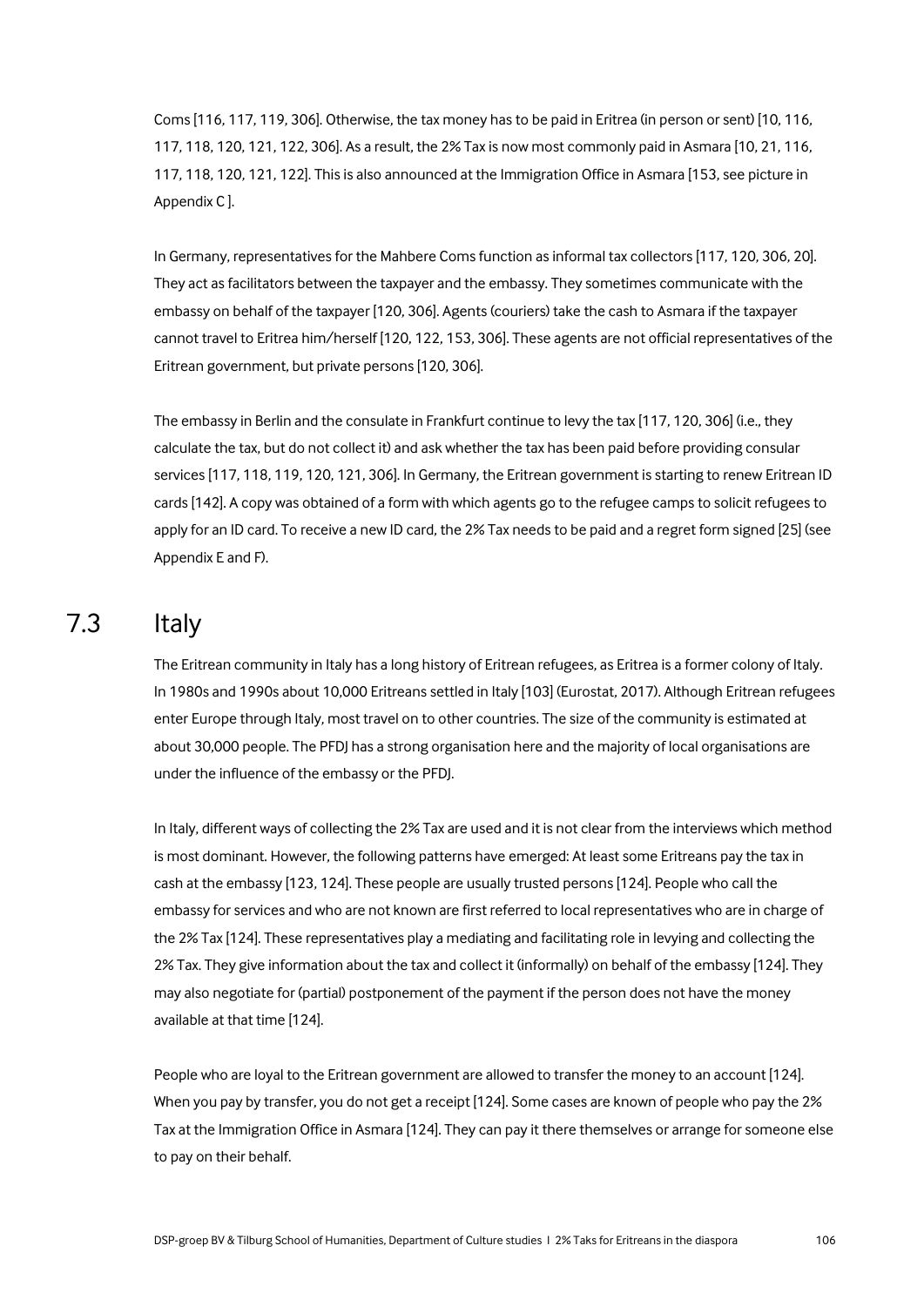Coms [116, 117, 119, 306]. Otherwise, the tax money has to be paid in Eritrea (in person or sent) [10, 116, 117, 118, 120, 121, 122, 306]. As a result, the 2% Tax is now most commonly paid in Asmara [10, 21, 116, 117, 118, 120, 121, 122]. This is also announced at the Immigration Office in Asmara [153, see picture in Appendix C ].

In Germany, representatives for the Mahbere Coms function as informal tax collectors [117, 120, 306, 20]. They act as facilitators between the taxpayer and the embassy. They sometimes communicate with the embassy on behalf of the taxpayer [120, 306]. Agents (couriers) take the cash to Asmara if the taxpayer cannot travel to Eritrea him/herself [120, 122, 153, 306]. These agents are not official representatives of the Eritrean government, but private persons [120, 306].

The embassy in Berlin and the consulate in Frankfurt continue to levy the tax [117, 120, 306] (i.e., they calculate the tax, but do not collect it) and ask whether the tax has been paid before providing consular services [117, 118, 119, 120, 121, 306]. In Germany, the Eritrean government is starting to renew Eritrean ID cards [142]. A copy was obtained of a form with which agents go to the refugee camps to solicit refugees to apply for an ID card. To receive a new ID card, the 2% Tax needs to be paid and a regret form signed [25] (see Appendix E and F).

## 7.3 Italy

The Eritrean community in Italy has a long history of Eritrean refugees, as Eritrea is a former colony of Italy. In 1980s and 1990s about 10,000 Eritreans settled in Italy [103] (Eurostat, 2017). Although Eritrean refugees enter Europe through Italy, most travel on to other countries. The size of the community is estimated at about 30,000 people. The PFDJ has a strong organisation here and the majority of local organisations are under the influence of the embassy or the PFDJ.

In Italy, different ways of collecting the 2% Tax are used and it is not clear from the interviews which method is most dominant. However, the following patterns have emerged: At least some Eritreans pay the tax in cash at the embassy [123, 124]. These people are usually trusted persons [124]. People who call the embassy for services and who are not known are first referred to local representatives who are in charge of the 2% Tax [124]. These representatives play a mediating and facilitating role in levying and collecting the 2% Tax. They give information about the tax and collect it (informally) on behalf of the embassy [124]. They may also negotiate for (partial) postponement of the payment if the person does not have the money available at that time [124].

People who are loyal to the Eritrean government are allowed to transfer the money to an account [124]. When you pay by transfer, you do not get a receipt [124]. Some cases are known of people who pay the 2% Tax at the Immigration Office in Asmara [124]. They can pay it there themselves or arrange for someone else to pay on their behalf.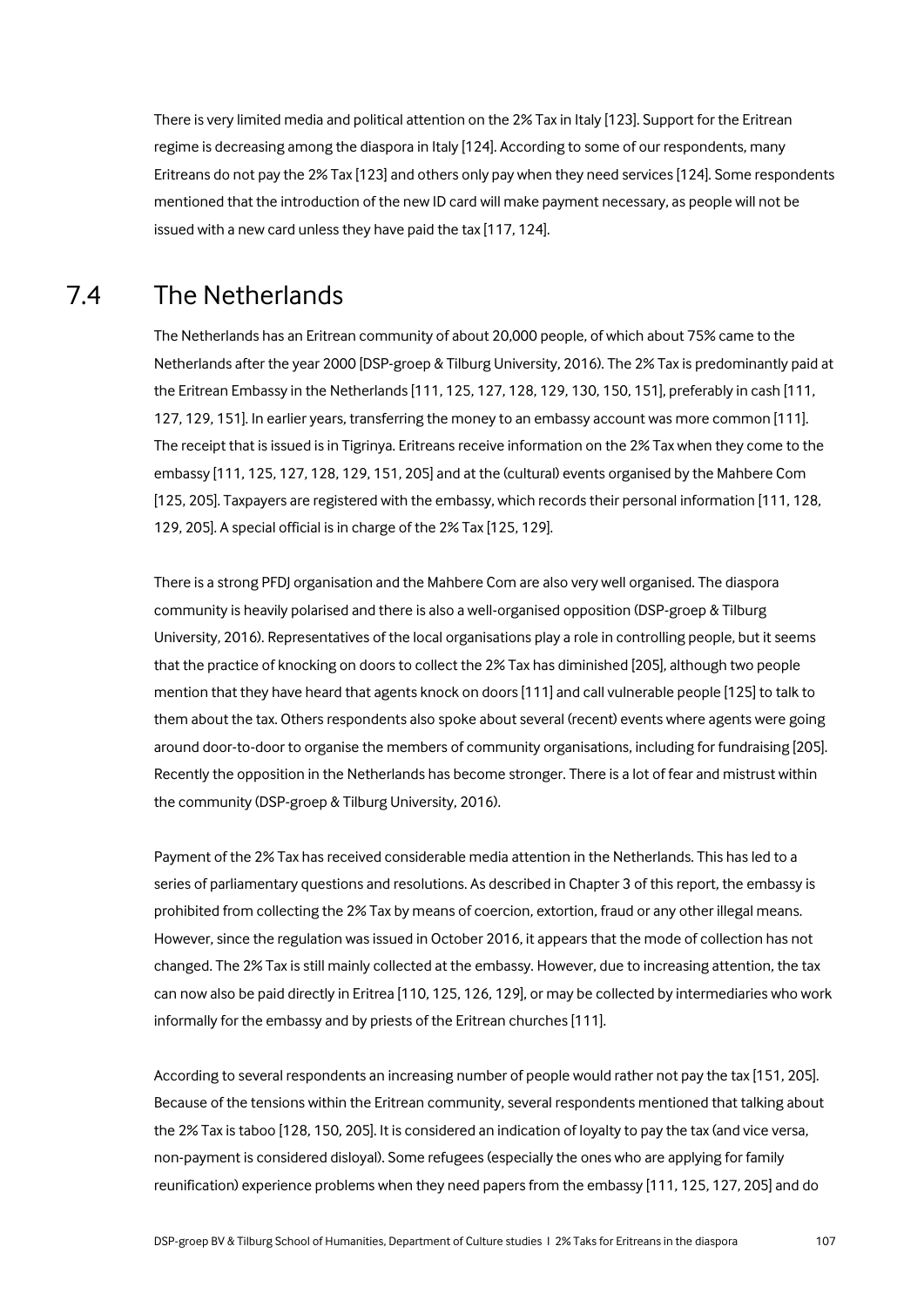There is very limited media and political attention on the 2% Tax in Italy [123]. Support for the Eritrean regime is decreasing among the diaspora in Italy [124]. According to some of our respondents, many Eritreans do not pay the 2% Tax [123] and others only pay when they need services [124]. Some respondents mentioned that the introduction of the new ID card will make payment necessary, as people will not be issued with a new card unless they have paid the tax [117, 124].

## 7.4 The Netherlands

The Netherlands has an Eritrean community of about 20,000 people, of which about 75% came to the Netherlands after the year 2000 (DSP-groep & Tilburg University, 2016). The 2% Tax is predominantly paid at the Eritrean Embassy in the Netherlands [111, 125, 127, 128, 129, 130, 150, 151], preferably in cash [111, 127, 129, 151]. In earlier years, transferring the money to an embassy account was more common [111]. The receipt that is issued is in Tigrinya. Eritreans receive information on the 2% Tax when they come to the embassy [111, 125, 127, 128, 129, 151, 205] and at the (cultural) events organised by the Mahbere Com [125, 205]. Taxpayers are registered with the embassy, which records their personal information [111, 128, 129, 205]. A special official is in charge of the 2% Tax [125, 129].

There is a strong PFDJ organisation and the Mahbere Com are also very well organised. The diaspora community is heavily polarised and there is also a well-organised opposition (DSP-groep & Tilburg University, 2016). Representatives of the local organisations play a role in controlling people, but it seems that the practice of knocking on doors to collect the 2% Tax has diminished [205], although two people mention that they have heard that agents knock on doors [111] and call vulnerable people [125] to talk to them about the tax. Others respondents also spoke about several (recent) events where agents were going around door-to-door to organise the members of community organisations, including for fundraising [205]. Recently the opposition in the Netherlands has become stronger. There is a lot of fear and mistrust within the community (DSP-groep & Tilburg University, 2016).

Payment of the 2% Tax has received considerable media attention in the Netherlands. This has led to a series of parliamentary questions and resolutions. As described in Chapter 3 of this report, the embassy is prohibited from collecting the 2% Tax by means of coercion, extortion, fraud or any other illegal means. However, since the regulation was issued in October 2016, it appears that the mode of collection has not changed. The 2% Tax is still mainly collected at the embassy. However, due to increasing attention, the tax can now also be paid directly in Eritrea [110, 125, 126, 129], or may be collected by intermediaries who work informally for the embassy and by priests of the Eritrean churches [111].

According to several respondents an increasing number of people would rather not pay the tax [151, 205]. Because of the tensions within the Eritrean community, several respondents mentioned that talking about the 2% Tax is taboo [128, 150, 205]. It is considered an indication of loyalty to pay the tax (and vice versa, non-payment is considered disloyal). Some refugees (especially the ones who are applying for family reunification) experience problems when they need papers from the embassy [111, 125, 127, 205] and do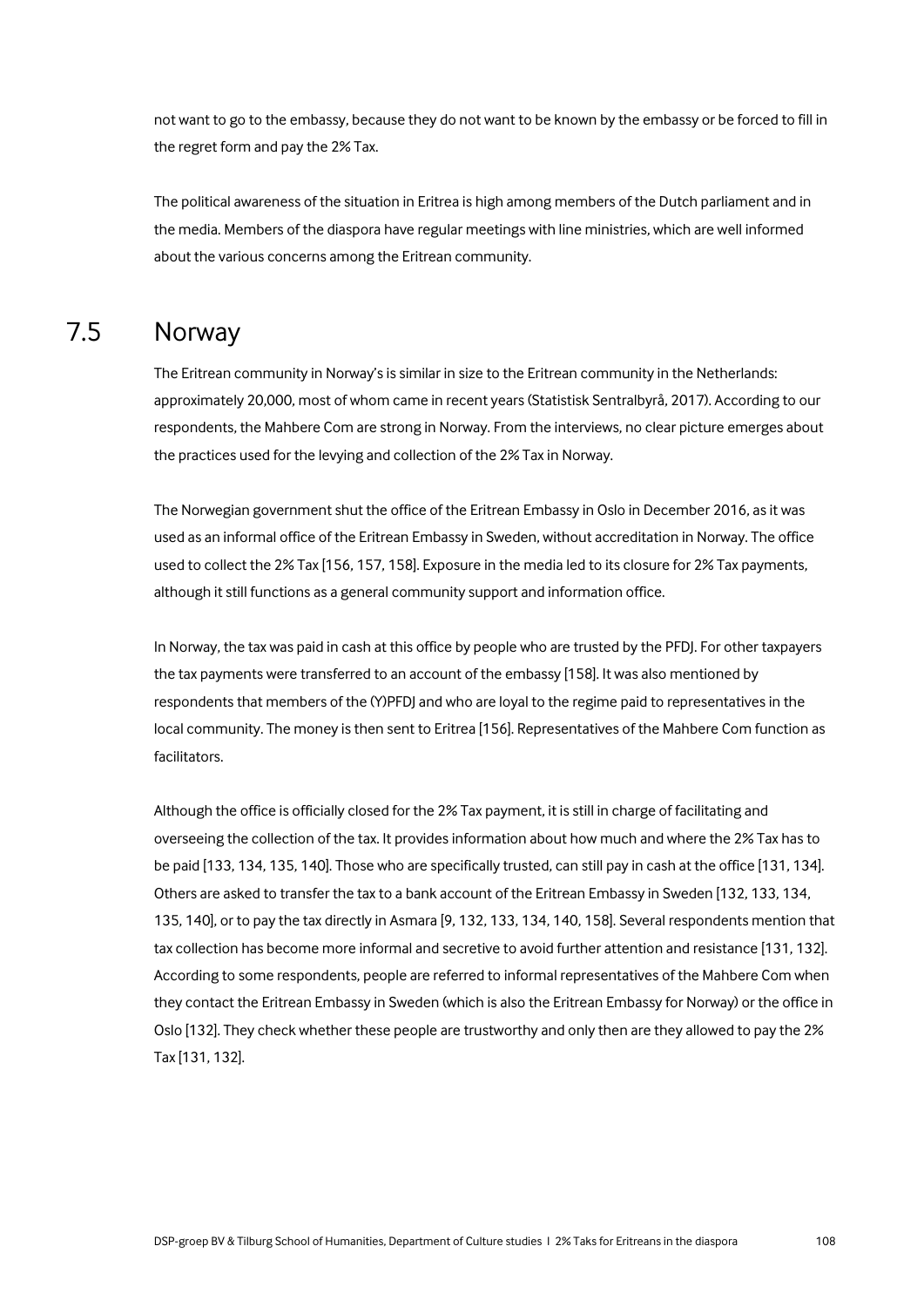not want to go to the embassy, because they do not want to be known by the embassy or be forced to fill in the regret form and pay the 2% Tax.

The political awareness of the situation in Eritrea is high among members of the Dutch parliament and in the media. Members of the diaspora have regular meetings with line ministries, which are well informed about the various concerns among the Eritrean community.

## 7.5 Norway

The Eritrean community in Norway's is similar in size to the Eritrean community in the Netherlands: approximately 20,000, most of whom came in recent years (Statistisk Sentralbyrå, 2017). According to our respondents, the Mahbere Com are strong in Norway. From the interviews, no clear picture emerges about the practices used for the levying and collection of the 2% Tax in Norway.

The Norwegian government shut the office of the Eritrean Embassy in Oslo in December 2016, as it was used as an informal office of the Eritrean Embassy in Sweden, without accreditation in Norway. The office used to collect the 2% Tax [156, 157, 158]. Exposure in the media led to its closure for 2% Tax payments, although it still functions as a general community support and information office.

In Norway, the tax was paid in cash at this office by people who are trusted by the PFDJ. For other taxpayers the tax payments were transferred to an account of the embassy [158]. It was also mentioned by respondents that members of the (Y)PFDJ and who are loyal to the regime paid to representatives in the local community. The money is then sent to Eritrea [156]. Representatives of the Mahbere Com function as facilitators.

Although the office is officially closed for the 2% Tax payment, it is still in charge of facilitating and overseeing the collection of the tax. It provides information about how much and where the 2% Tax has to be paid [133, 134, 135, 140]. Those who are specifically trusted, can still pay in cash at the office [131, 134]. Others are asked to transfer the tax to a bank account of the Eritrean Embassy in Sweden [132, 133, 134, 135, 140], or to pay the tax directly in Asmara [9, 132, 133, 134, 140, 158]. Several respondents mention that tax collection has become more informal and secretive to avoid further attention and resistance [131, 132]. According to some respondents, people are referred to informal representatives of the Mahbere Com when they contact the Eritrean Embassy in Sweden (which is also the Eritrean Embassy for Norway) or the office in Oslo [132]. They check whether these people are trustworthy and only then are they allowed to pay the 2% Tax [131, 132].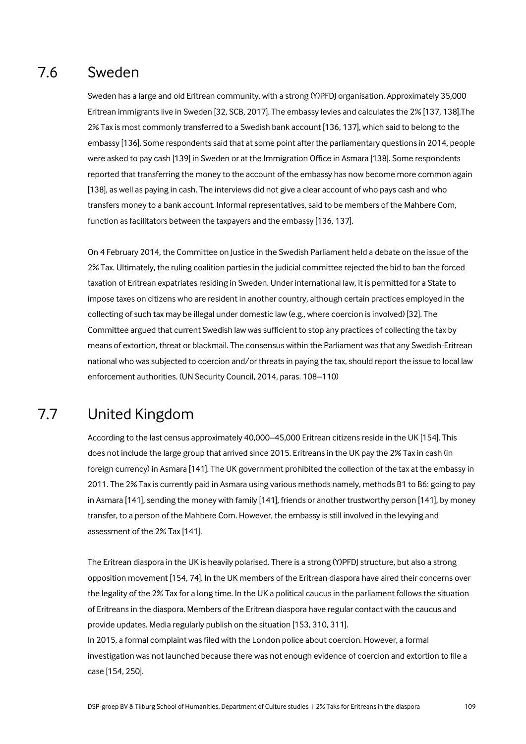## 7.6 Sweden

Sweden has a large and old Eritrean community, with a strong (Y)PFDJ organisation. Approximately 35,000 Eritrean immigrants live in Sweden [32, SCB, 2017]. The embassy levies and calculates the 2% [137, 138].The 2% Tax is most commonly transferred to a Swedish bank account [136, 137], which said to belong to the embassy [136]. Some respondents said that at some point after the parliamentary questions in 2014, people were asked to pay cash [139] in Sweden or at the Immigration Office in Asmara [138]. Some respondents reported that transferring the money to the account of the embassy has now become more common again [138], as well as paying in cash. The interviews did not give a clear account of who pays cash and who transfers money to a bank account. Informal representatives, said to be members of the Mahbere Com, function as facilitators between the taxpayers and the embassy [136, 137].

On 4 February 2014, the Committee on Justice in the Swedish Parliament held a debate on the issue of the 2% Tax. Ultimately, the ruling coalition parties in the judicial committee rejected the bid to ban the forced taxation of Eritrean expatriates residing in Sweden. Under international law, it is permitted for a State to impose taxes on citizens who are resident in another country, although certain practices employed in the collecting of such tax may be illegal under domestic law (e.g., where coercion is involved) [32]. The Committee argued that current Swedish law was sufficient to stop any practices of collecting the tax by means of extortion, threat or blackmail. The consensus within the Parliament was that any Swedish-Eritrean national who was subjected to coercion and/or threats in paying the tax, should report the issue to local law enforcement authorities. (UN Security Council, 2014, paras. 108–110)

## 7.7 United Kingdom

According to the last census approximately 40,000–45,000 Eritrean citizens reside in the UK [154]. This does not include the large group that arrived since 2015. Eritreans in the UK pay the 2% Tax in cash (in foreign currency) in Asmara [141]. The UK government prohibited the collection of the tax at the embassy in 2011. The 2% Tax is currently paid in Asmara using various methods namely, methods B1 to B6: going to pay in Asmara [141], sending the money with family [141], friends or another trustworthy person [141], by money transfer, to a person of the Mahbere Com. However, the embassy is still involved in the levying and assessment of the 2% Tax [141].

The Eritrean diaspora in the UK is heavily polarised. There is a strong (Y)PFDJ structure, but also a strong opposition movement [154, 74]. In the UK members of the Eritrean diaspora have aired their concerns over the legality of the 2% Tax for a long time. In the UK a political caucus in the parliament follows the situation of Eritreans in the diaspora. Members of the Eritrean diaspora have regular contact with the caucus and provide updates. Media regularly publish on the situation [153, 310, 311].
In 2015, a formal complaint was filed with the London police about coercion. However, a formal investigation was not launched because there was not enough evidence of coercion and extortion to file a case [154, 250].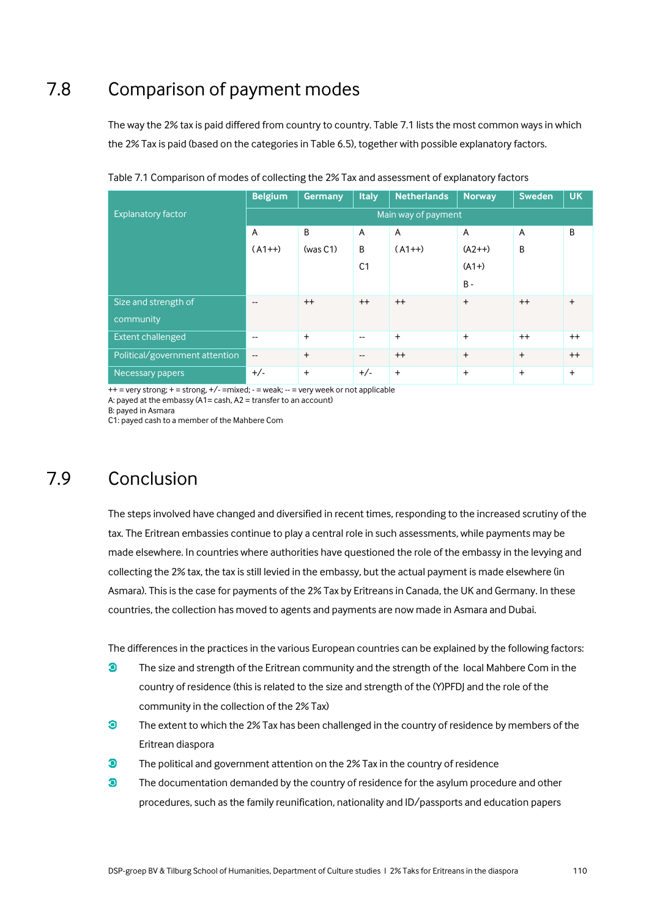## 7.8 Comparison of payment modes

The way the 2% tax is paid differed from country to country. Table 7.1 lists the most common ways in which the 2% Tax is paid (based on the categories in Table 6.5), together with possible explanatory factors.

Table 7.1 Comparison of modes of collecting the 2% Tax and assessment of explanatory factors

| Explanatory factor | Belgium | Germany | Italy | Netherlands | Norway | Sweden | UK |
|---|---|---|---|---|---|---|---|
| | Main way of payment | | | | | | |
| | A (A1++) | B (was C1) | A B C1 | A (A1++) | A (A2++) (A1+) B - | A B | B |
| Size and strength of community | -- | ++ | ++ | ++ | + | ++ | + |
| Extent challenged | -- | + | -- | + | + | ++ | ++ |
| Political/government attention | -- | + | -- | ++ | + | + | ++ |
| Necessary papers | +/- | + | +/- | + | + | + | + |

++ = very strong; + = strong, +/- =mixed; - = weak; -- = very week or not applicable
A: payed at the embassy (A1= cash, A2 = transfer to an account)
B: payed in Asmara
C1: payed cash to a member of the Mahbere Com

## 7.9 Conclusion

The steps involved have changed and diversified in recent times, responding to the increased scrutiny of the tax. The Eritrean embassies continue to play a central role in such assessments, while payments may be made elsewhere. In countries where authorities have questioned the role of the embassy in the levying and collecting the 2% tax, the tax is still levied in the embassy, but the actual payment is made elsewhere (in Asmara). This is the case for payments of the 2% Tax by Eritreans in Canada, the UK and Germany. In these countries, the collection has moved to agents and payments are now made in Asmara and Dubai.

The differences in the practices in the various European countries can be explained by the following factors:

- The size and strength of the Eritrean community and the strength of the local Mahbere Com in the country of residence (this is related to the size and strength of the (Y)PFDJ and the role of the community in the collection of the 2% Tax)
- The extent to which the 2% Tax has been challenged in the country of residence by members of the Eritrean diaspora
- The political and government attention on the 2% Tax in the country of residence
- The documentation demanded by the country of residence for the asylum procedure and other procedures, such as the family reunification, nationality and ID/passports and education papers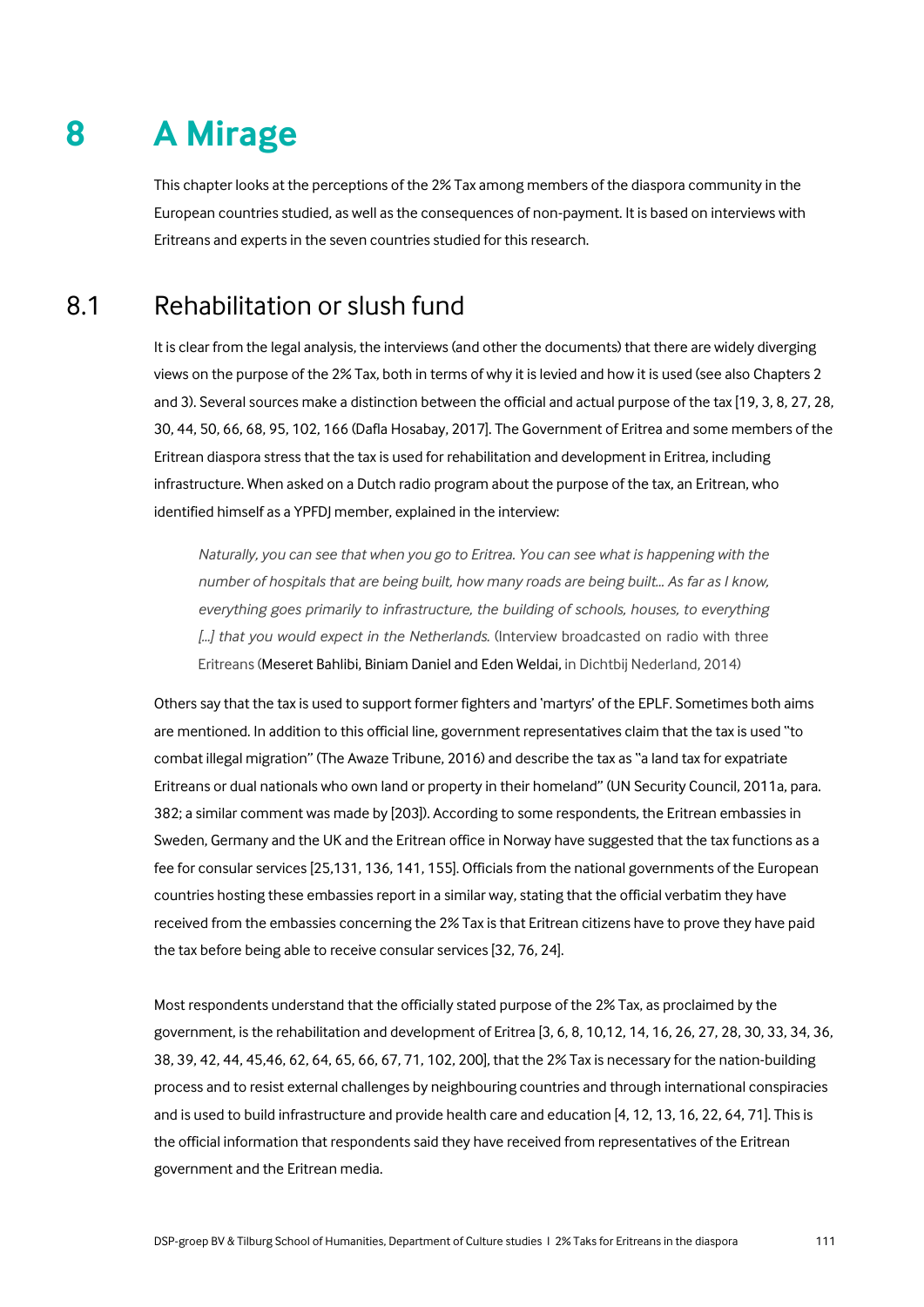# 8 A Mirage

This chapter looks at the perceptions of the 2% Tax among members of the diaspora community in the European countries studied, as well as the consequences of non-payment. It is based on interviews with Eritreans and experts in the seven countries studied for this research.

## 8.1 Rehabilitation or slush fund

It is clear from the legal analysis, the interviews (and other the documents) that there are widely diverging views on the purpose of the 2% Tax, both in terms of why it is levied and how it is used (see also Chapters 2 and 3). Several sources make a distinction between the official and actual purpose of the tax [19, 3, 8, 27, 28, 30, 44, 50, 66, 68, 95, 102, 166 (Dafla Hosabay, 2017]. The Government of Eritrea and some members of the Eritrean diaspora stress that the tax is used for rehabilitation and development in Eritrea, including infrastructure. When asked on a Dutch radio program about the purpose of the tax, an Eritrean, who identified himself as a YPFDJ member, explained in the interview:

> *Naturally, you can see that when you go to Eritrea. You can see what is happening with the number of hospitals that are being built, how many roads are being built... As far as I know, everything goes primarily to infrastructure, the building of schools, houses, to everything [...] that you would expect in the Netherlands.* (Interview broadcasted on radio with three Eritreans (Meseret Bahlibi, Biniam Daniel and Eden Weldai, in Dichtbij Nederland, 2014)

Others say that the tax is used to support former fighters and 'martyrs' of the EPLF. Sometimes both aims are mentioned. In addition to this official line, government representatives claim that the tax is used "to combat illegal migration" (The Awaze Tribune, 2016) and describe the tax as "a land tax for expatriate Eritreans or dual nationals who own land or property in their homeland" (UN Security Council, 2011a, para. 382; a similar comment was made by [203]). According to some respondents, the Eritrean embassies in Sweden, Germany and the UK and the Eritrean office in Norway have suggested that the tax functions as a fee for consular services [25,131, 136, 141, 155]. Officials from the national governments of the European countries hosting these embassies report in a similar way, stating that the official verbatim they have received from the embassies concerning the 2% Tax is that Eritrean citizens have to prove they have paid the tax before being able to receive consular services [32, 76, 24].

Most respondents understand that the officially stated purpose of the 2% Tax, as proclaimed by the government, is the rehabilitation and development of Eritrea [3, 6, 8, 10,12, 14, 16, 26, 27, 28, 30, 33, 34, 36, 38, 39, 42, 44, 45,46, 62, 64, 65, 66, 67, 71, 102, 200], that the 2% Tax is necessary for the nation-building process and to resist external challenges by neighbouring countries and through international conspiracies and is used to build infrastructure and provide health care and education [4, 12, 13, 16, 22, 64, 71]. This is the official information that respondents said they have received from representatives of the Eritrean government and the Eritrean media.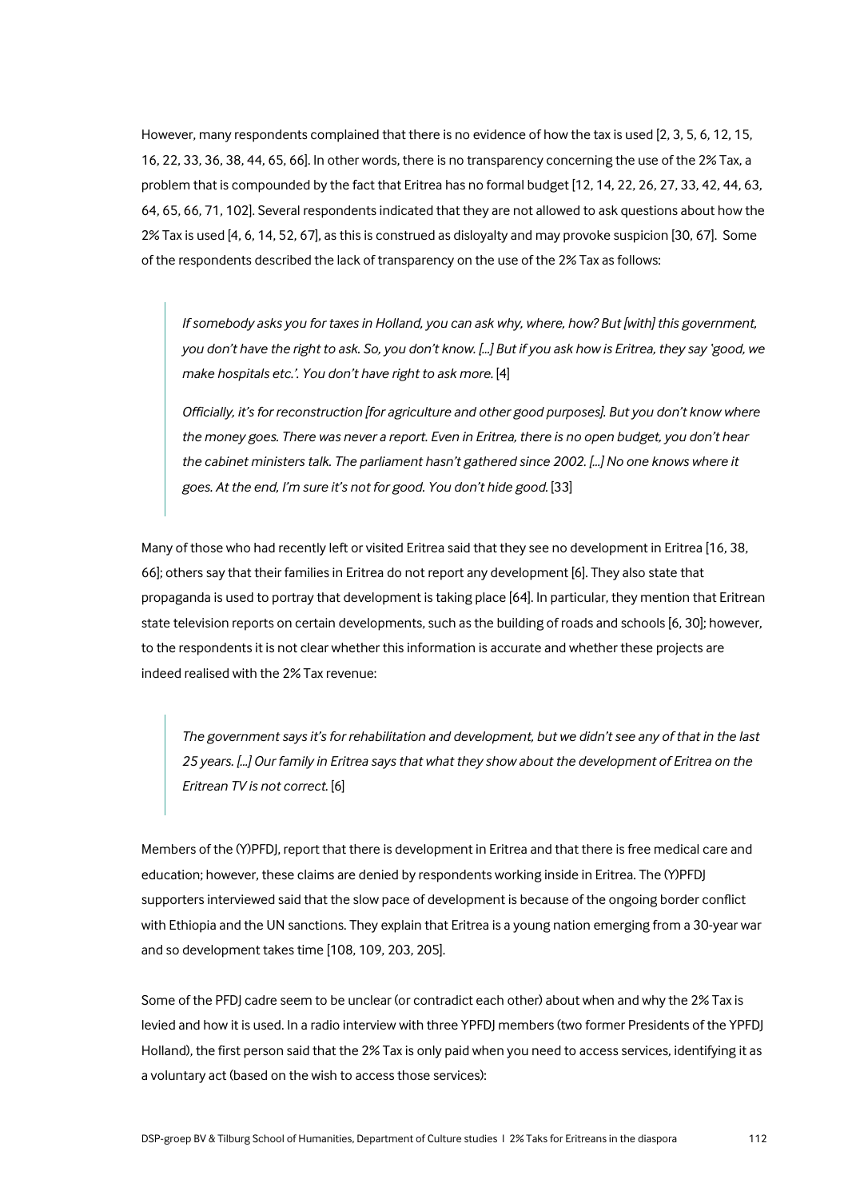However, many respondents complained that there is no evidence of how the tax is used [2, 3, 5, 6, 12, 15, 16, 22, 33, 36, 38, 44, 65, 66]. In other words, there is no transparency concerning the use of the 2% Tax, a problem that is compounded by the fact that Eritrea has no formal budget [12, 14, 22, 26, 27, 33, 42, 44, 63, 64, 65, 66, 71, 102]. Several respondents indicated that they are not allowed to ask questions about how the 2% Tax is used [4, 6, 14, 52, 67], as this is construed as disloyalty and may provoke suspicion [30, 67]. Some of the respondents described the lack of transparency on the use of the 2% Tax as follows:

> *If somebody asks you for taxes in Holland, you can ask why, where, how? But [with] this government, you don't have the right to ask. So, you don't know. [...] But if you ask how is Eritrea, they say 'good, we make hospitals etc.'. You don't have right to ask more.* [4]
>
> *Officially, it's for reconstruction [for agriculture and other good purposes]. But you don't know where the money goes. There was never a report. Even in Eritrea, there is no open budget, you don't hear the cabinet ministers talk. The parliament hasn't gathered since 2002. [...] No one knows where it goes. At the end, I'm sure it's not for good. You don't hide good.* [33]

Many of those who had recently left or visited Eritrea said that they see no development in Eritrea [16, 38, 66]; others say that their families in Eritrea do not report any development [6]. They also state that propaganda is used to portray that development is taking place [64]. In particular, they mention that Eritrean state television reports on certain developments, such as the building of roads and schools [6, 30]; however, to the respondents it is not clear whether this information is accurate and whether these projects are indeed realised with the 2% Tax revenue:

> *The government says it's for rehabilitation and development, but we didn't see any of that in the last 25 years. [...] Our family in Eritrea says that what they show about the development of Eritrea on the Eritrean TV is not correct.* [6]

Members of the (Y)PFDJ, report that there is development in Eritrea and that there is free medical care and education; however, these claims are denied by respondents working inside in Eritrea. The (Y)PFDJ supporters interviewed said that the slow pace of development is because of the ongoing border conflict with Ethiopia and the UN sanctions. They explain that Eritrea is a young nation emerging from a 30-year war and so development takes time [108, 109, 203, 205].

Some of the PFDJ cadre seem to be unclear (or contradict each other) about when and why the 2% Tax is levied and how it is used. In a radio interview with three YPFDJ members (two former Presidents of the YPFDJ Holland), the first person said that the 2% Tax is only paid when you need to access services, identifying it as a voluntary act (based on the wish to access those services):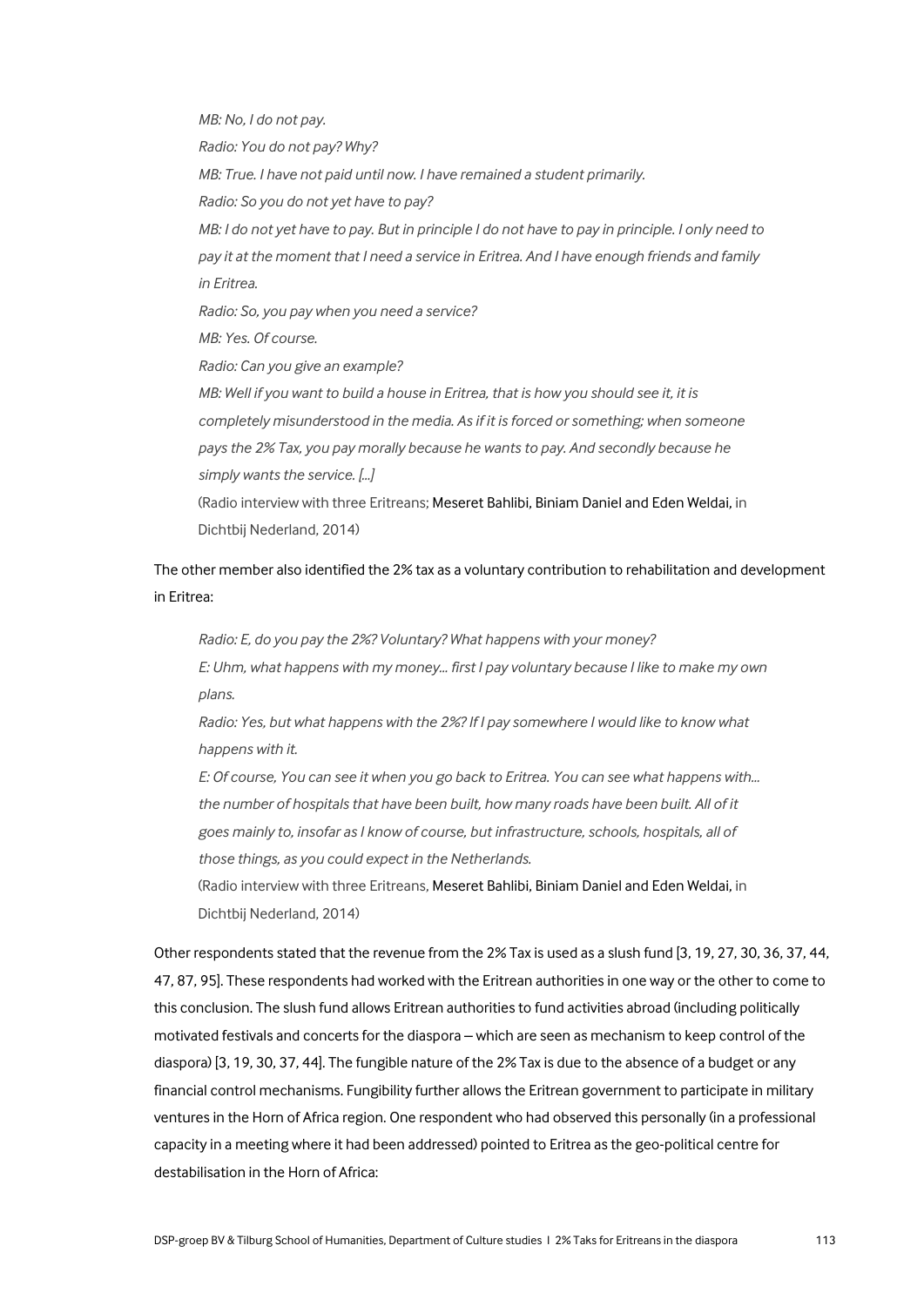*MB: No, I do not pay.*

*Radio: You do not pay? Why?*

*MB: True. I have not paid until now. I have remained a student primarily.*

*Radio: So you do not yet have to pay?*

*MB: I do not yet have to pay. But in principle I do not have to pay in principle. I only need to pay it at the moment that I need a service in Eritrea. And I have enough friends and family in Eritrea.*

*Radio: So, you pay when you need a service?*

*MB: Yes. Of course.*

*Radio: Can you give an example?*

*MB: Well if you want to build a house in Eritrea, that is how you should see it, it is completely misunderstood in the media. As if it is forced or something; when someone pays the 2% Tax, you pay morally because he wants to pay. And secondly because he simply wants the service. [...]*

(Radio interview with three Eritreans; Meseret Bahlibi, Biniam Daniel and Eden Weldai, in Dichtbij Nederland, 2014)

The other member also identified the 2% tax as a voluntary contribution to rehabilitation and development in Eritrea:

*Radio: E, do you pay the 2%? Voluntary? What happens with your money?*

*E: Uhm, what happens with my money... first I pay voluntary because I like to make my own plans.*

*Radio: Yes, but what happens with the 2%? If I pay somewhere I would like to know what happens with it.*

*E: Of course, You can see it when you go back to Eritrea. You can see what happens with... the number of hospitals that have been built, how many roads have been built. All of it goes mainly to, insofar as I know of course, but infrastructure, schools, hospitals, all of those things, as you could expect in the Netherlands.*

(Radio interview with three Eritreans, Meseret Bahlibi, Biniam Daniel and Eden Weldai, in Dichtbij Nederland, 2014)

Other respondents stated that the revenue from the 2% Tax is used as a slush fund [3, 19, 27, 30, 36, 37, 44, 47, 87, 95]. These respondents had worked with the Eritrean authorities in one way or the other to come to this conclusion. The slush fund allows Eritrean authorities to fund activities abroad (including politically motivated festivals and concerts for the diaspora – which are seen as mechanism to keep control of the diaspora) [3, 19, 30, 37, 44]. The fungible nature of the 2% Tax is due to the absence of a budget or any financial control mechanisms. Fungibility further allows the Eritrean government to participate in military ventures in the Horn of Africa region. One respondent who had observed this personally (in a professional capacity in a meeting where it had been addressed) pointed to Eritrea as the geo-political centre for destabilisation in the Horn of Africa: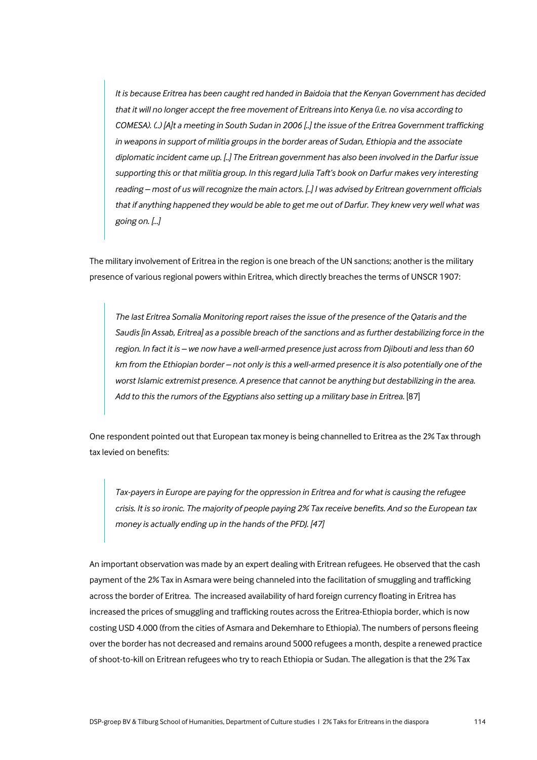> *It is because Eritrea has been caught red handed in Baidoia that the Kenyan Government has decided that it will no longer accept the free movement of Eritreans into Kenya (i.e. no visa according to COMESA). (..) [A]t a meeting in South Sudan in 2006 [..] the issue of the Eritrea Government trafficking in weapons in support of militia groups in the border areas of Sudan, Ethiopia and the associate diplomatic incident came up. [..] The Eritrean government has also been involved in the Darfur issue supporting this or that militia group. In this regard Julia Taft's book on Darfur makes very interesting reading – most of us will recognize the main actors. [..] I was advised by Eritrean government officials that if anything happened they would be able to get me out of Darfur. They knew very well what was going on. [...]*

The military involvement of Eritrea in the region is one breach of the UN sanctions; another is the military presence of various regional powers within Eritrea, which directly breaches the terms of UNSCR 1907:

> *The last Eritrea Somalia Monitoring report raises the issue of the presence of the Qataris and the Saudis [in Assab, Eritrea] as a possible breach of the sanctions and as further destabilizing force in the region. In fact it is – we now have a well-armed presence just across from Djibouti and less than 60 km from the Ethiopian border – not only is this a well-armed presence it is also potentially one of the worst Islamic extremist presence. A presence that cannot be anything but destabilizing in the area. Add to this the rumors of the Egyptians also setting up a military base in Eritrea.* [87]

One respondent pointed out that European tax money is being channelled to Eritrea as the 2% Tax through tax levied on benefits:

> *Tax-payers in Europe are paying for the oppression in Eritrea and for what is causing the refugee crisis. It is so ironic. The majority of people paying 2% Tax receive benefits. And so the European tax money is actually ending up in the hands of the PFDJ. [47]*

An important observation was made by an expert dealing with Eritrean refugees. He observed that the cash payment of the 2% Tax in Asmara were being channeled into the facilitation of smuggling and trafficking across the border of Eritrea. The increased availability of hard foreign currency floating in Eritrea has increased the prices of smuggling and trafficking routes across the Eritrea-Ethiopia border, which is now costing USD 4.000 (from the cities of Asmara and Dekemhare to Ethiopia). The numbers of persons fleeing over the border has not decreased and remains around 5000 refugees a month, despite a renewed practice of shoot-to-kill on Eritrean refugees who try to reach Ethiopia or Sudan. The allegation is that the 2% Tax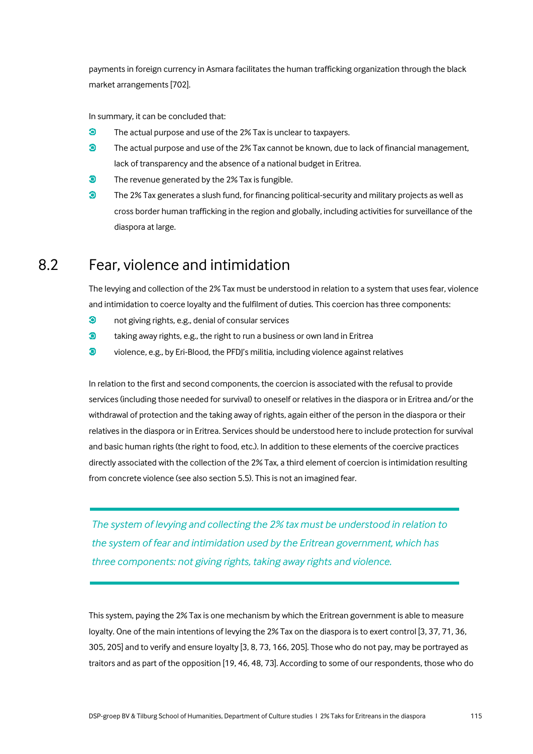payments in foreign currency in Asmara facilitates the human trafficking organization through the black market arrangements [702].

In summary, it can be concluded that:

- The actual purpose and use of the 2% Tax is unclear to taxpayers.
- The actual purpose and use of the 2% Tax cannot be known, due to lack of financial management, lack of transparency and the absence of a national budget in Eritrea.
- The revenue generated by the 2% Tax is fungible.
- The 2% Tax generates a slush fund, for financing political-security and military projects as well as cross border human trafficking in the region and globally, including activities for surveillance of the diaspora at large.

## 8.2 Fear, violence and intimidation

The levying and collection of the 2% Tax must be understood in relation to a system that uses fear, violence and intimidation to coerce loyalty and the fulfilment of duties. This coercion has three components:

- not giving rights, e.g., denial of consular services
- taking away rights, e.g., the right to run a business or own land in Eritrea
- violence, e.g., by Eri-Blood, the PFDJ's militia, including violence against relatives

In relation to the first and second components, the coercion is associated with the refusal to provide services (including those needed for survival) to oneself or relatives in the diaspora or in Eritrea and/or the withdrawal of protection and the taking away of rights, again either of the person in the diaspora or their relatives in the diaspora or in Eritrea. Services should be understood here to include protection for survival and basic human rights (the right to food, etc.). In addition to these elements of the coercive practices directly associated with the collection of the 2% Tax, a third element of coercion is intimidation resulting from concrete violence (see also section 5.5). This is not an imagined fear.

> *The system of levying and collecting the 2% tax must be understood in relation to the system of fear and intimidation used by the Eritrean government, which has three components: not giving rights, taking away rights and violence.*

This system, paying the 2% Tax is one mechanism by which the Eritrean government is able to measure loyalty. One of the main intentions of levying the 2% Tax on the diaspora is to exert control [3, 37, 71, 36, 305, 205] and to verify and ensure loyalty [3, 8, 73, 166, 205]. Those who do not pay, may be portrayed as traitors and as part of the opposition [19, 46, 48, 73]. According to some of our respondents, those who do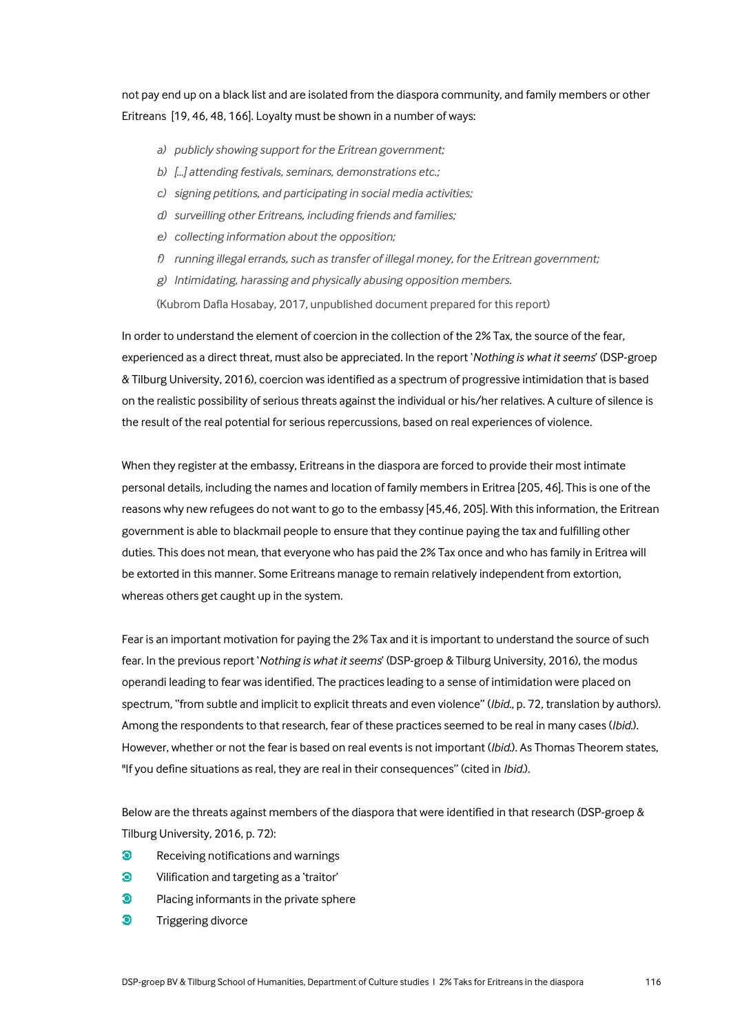not pay end up on a black list and are isolated from the diaspora community, and family members or other Eritreans  [19, 46, 48, 166]. Loyalty must be shown in a number of ways:

> a) *publicly showing support for the Eritrean government;*
> b) *[...] attending festivals, seminars, demonstrations etc.;*
> c) *signing petitions, and participating in social media activities;*
> d) *surveilling other Eritreans, including friends and families;*
> e) *collecting information about the opposition;*
> f) *running illegal errands, such as transfer of illegal money, for the Eritrean government;*
> g) *Intimidating, harassing and physically abusing opposition members.*
>
> (Kubrom Dafla Hosabay, 2017, unpublished document prepared for this report)

In order to understand the element of coercion in the collection of the 2% Tax, the source of the fear, experienced as a direct threat, must also be appreciated. In the report '*Nothing is what it seems*' (DSP-groep & Tilburg University, 2016), coercion was identified as a spectrum of progressive intimidation that is based on the realistic possibility of serious threats against the individual or his/her relatives. A culture of silence is the result of the real potential for serious repercussions, based on real experiences of violence.

When they register at the embassy, Eritreans in the diaspora are forced to provide their most intimate personal details, including the names and location of family members in Eritrea [205, 46]. This is one of the reasons why new refugees do not want to go to the embassy [45,46, 205]. With this information, the Eritrean government is able to blackmail people to ensure that they continue paying the tax and fulfilling other duties. This does not mean, that everyone who has paid the 2% Tax once and who has family in Eritrea will be extorted in this manner. Some Eritreans manage to remain relatively independent from extortion, whereas others get caught up in the system.

Fear is an important motivation for paying the 2% Tax and it is important to understand the source of such fear. In the previous report '*Nothing is what it seems*' (DSP-groep & Tilburg University, 2016), the modus operandi leading to fear was identified. The practices leading to a sense of intimidation were placed on spectrum, "from subtle and implicit to explicit threats and even violence" (*Ibid.*, p. 72, translation by authors). Among the respondents to that research, fear of these practices seemed to be real in many cases (*Ibid.*). However, whether or not the fear is based on real events is not important (*Ibid.*). As Thomas Theorem states, "If you define situations as real, they are real in their consequences" (cited in *Ibid.*).

Below are the threats against members of the diaspora that were identified in that research (DSP-groep & Tilburg University, 2016, p. 72):

- Receiving notifications and warnings
- Vilification and targeting as a 'traitor'
- Placing informants in the private sphere
- Triggering divorce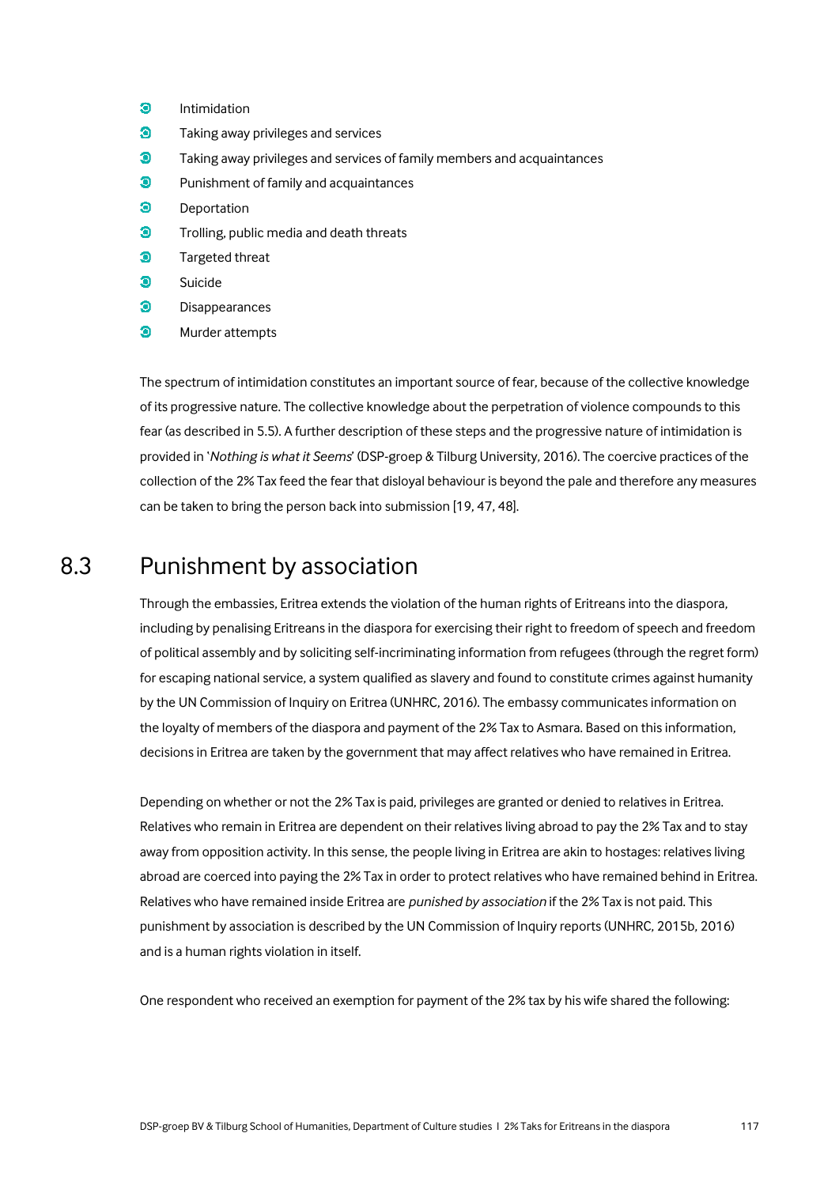- Intimidation
- Taking away privileges and services
- Taking away privileges and services of family members and acquaintances
- Punishment of family and acquaintances
- Deportation
- Trolling, public media and death threats
- Targeted threat
- Suicide
- Disappearances
- Murder attempts

The spectrum of intimidation constitutes an important source of fear, because of the collective knowledge of its progressive nature. The collective knowledge about the perpetration of violence compounds to this fear (as described in 5.5). A further description of these steps and the progressive nature of intimidation is provided in '*Nothing is what it Seems*' (DSP-groep & Tilburg University, 2016). The coercive practices of the collection of the 2% Tax feed the fear that disloyal behaviour is beyond the pale and therefore any measures can be taken to bring the person back into submission [19, 47, 48].

## 8.3 Punishment by association

Through the embassies, Eritrea extends the violation of the human rights of Eritreans into the diaspora, including by penalising Eritreans in the diaspora for exercising their right to freedom of speech and freedom of political assembly and by soliciting self-incriminating information from refugees (through the regret form) for escaping national service, a system qualified as slavery and found to constitute crimes against humanity by the UN Commission of Inquiry on Eritrea (UNHRC, 2016). The embassy communicates information on the loyalty of members of the diaspora and payment of the 2% Tax to Asmara. Based on this information, decisions in Eritrea are taken by the government that may affect relatives who have remained in Eritrea.

Depending on whether or not the 2% Tax is paid, privileges are granted or denied to relatives in Eritrea. Relatives who remain in Eritrea are dependent on their relatives living abroad to pay the 2% Tax and to stay away from opposition activity. In this sense, the people living in Eritrea are akin to hostages: relatives living abroad are coerced into paying the 2% Tax in order to protect relatives who have remained behind in Eritrea. Relatives who have remained inside Eritrea are *punished by association* if the 2% Tax is not paid. This punishment by association is described by the UN Commission of Inquiry reports (UNHRC, 2015b, 2016) and is a human rights violation in itself.

One respondent who received an exemption for payment of the 2% tax by his wife shared the following: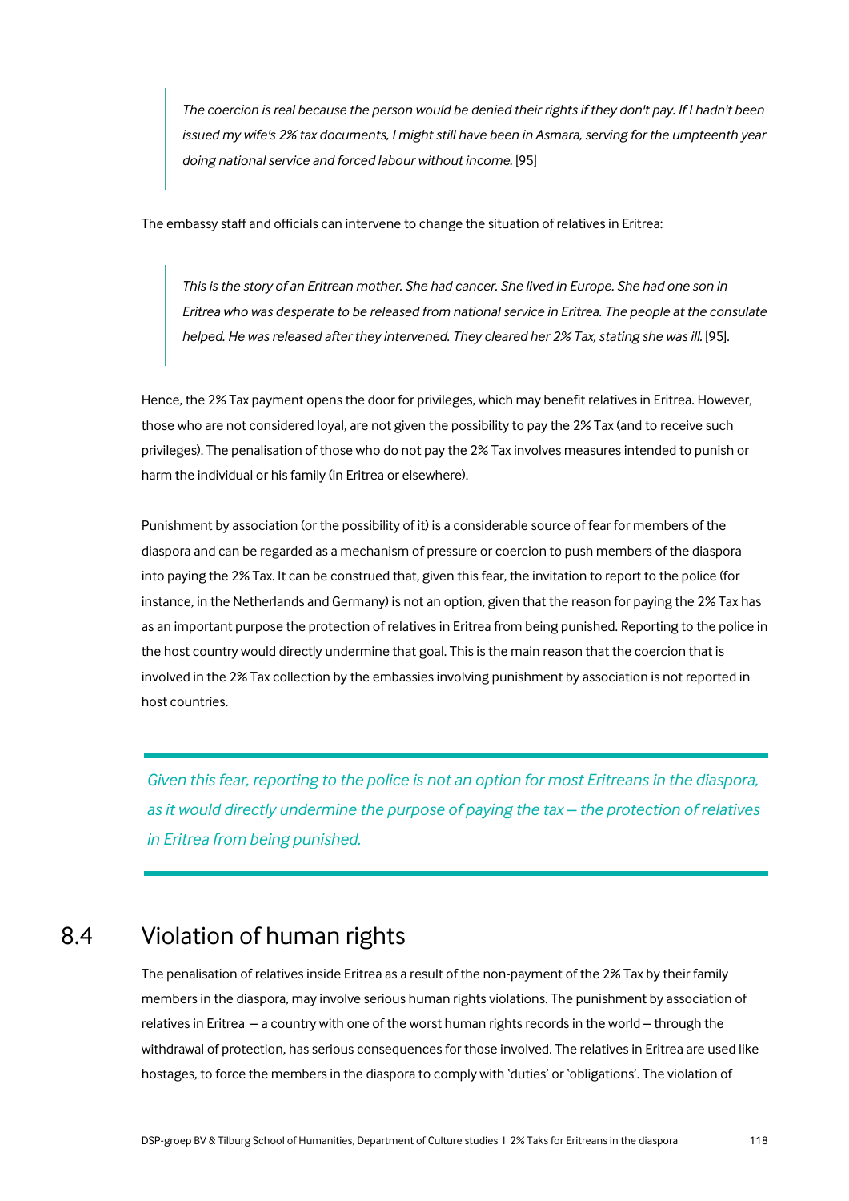> *The coercion is real because the person would be denied their rights if they don't pay. If I hadn't been issued my wife's 2% tax documents, I might still have been in Asmara, serving for the umpteenth year doing national service and forced labour without income.* [95]

The embassy staff and officials can intervene to change the situation of relatives in Eritrea:

> *This is the story of an Eritrean mother. She had cancer. She lived in Europe. She had one son in Eritrea who was desperate to be released from national service in Eritrea. The people at the consulate helped. He was released after they intervened. They cleared her 2% Tax, stating she was ill.* [95].

Hence, the 2% Tax payment opens the door for privileges, which may benefit relatives in Eritrea. However, those who are not considered loyal, are not given the possibility to pay the 2% Tax (and to receive such privileges). The penalisation of those who do not pay the 2% Tax involves measures intended to punish or harm the individual or his family (in Eritrea or elsewhere).

Punishment by association (or the possibility of it) is a considerable source of fear for members of the diaspora and can be regarded as a mechanism of pressure or coercion to push members of the diaspora into paying the 2% Tax. It can be construed that, given this fear, the invitation to report to the police (for instance, in the Netherlands and Germany) is not an option, given that the reason for paying the 2% Tax has as an important purpose the protection of relatives in Eritrea from being punished. Reporting to the police in the host country would directly undermine that goal. This is the main reason that the coercion that is involved in the 2% Tax collection by the embassies involving punishment by association is not reported in host countries.

> *Given this fear, reporting to the police is not an option for most Eritreans in the diaspora, as it would directly undermine the purpose of paying the tax – the protection of relatives in Eritrea from being punished.*

## 8.4 Violation of human rights

The penalisation of relatives inside Eritrea as a result of the non-payment of the 2% Tax by their family members in the diaspora, may involve serious human rights violations. The punishment by association of relatives in Eritrea – a country with one of the worst human rights records in the world – through the withdrawal of protection, has serious consequences for those involved. The relatives in Eritrea are used like hostages, to force the members in the diaspora to comply with 'duties' or 'obligations'. The violation of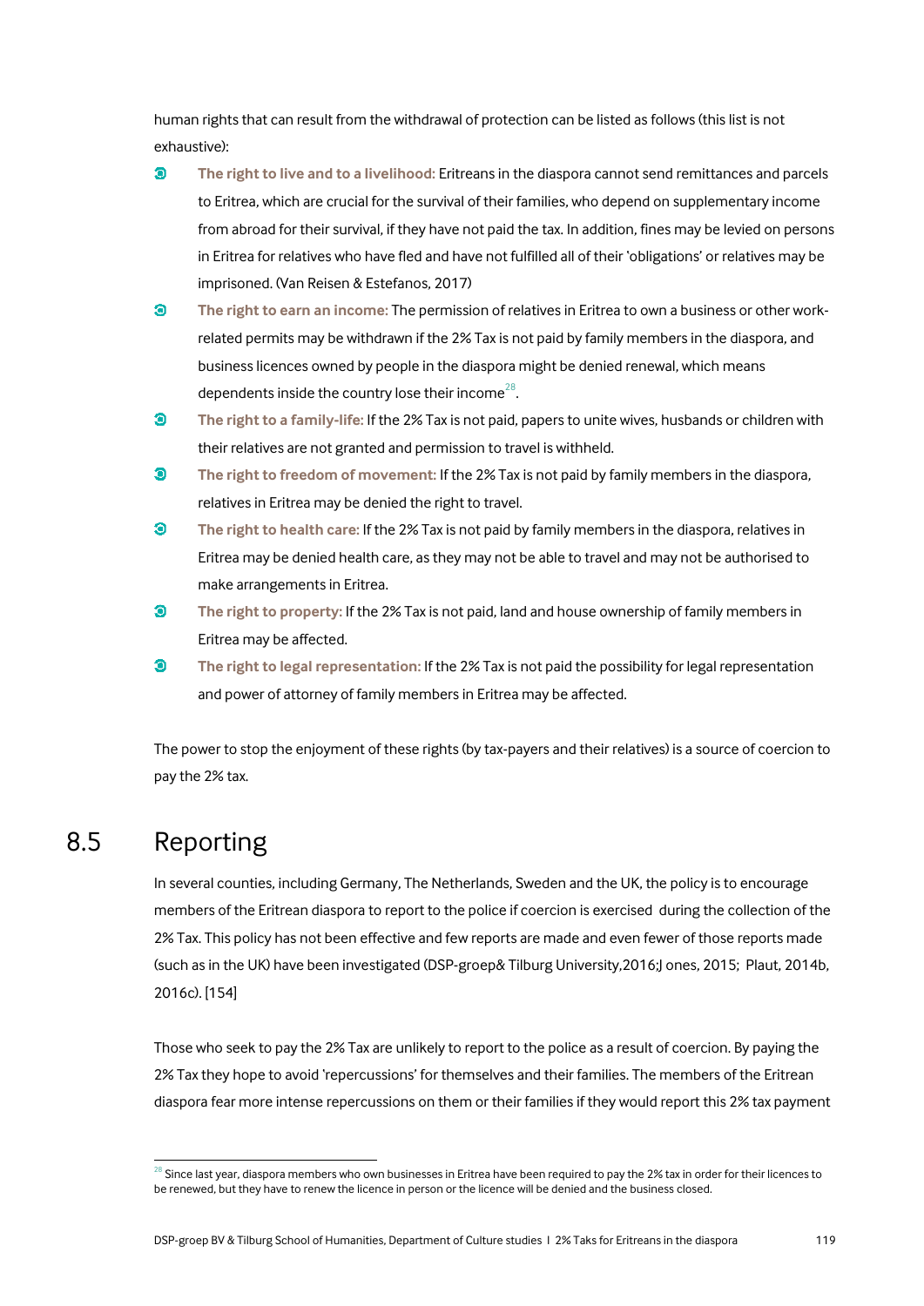human rights that can result from the withdrawal of protection can be listed as follows (this list is not exhaustive):

- **The right to live and to a livelihood:** Eritreans in the diaspora cannot send remittances and parcels to Eritrea, which are crucial for the survival of their families, who depend on supplementary income from abroad for their survival, if they have not paid the tax. In addition, fines may be levied on persons in Eritrea for relatives who have fled and have not fulfilled all of their 'obligations' or relatives may be imprisoned. (Van Reisen & Estefanos, 2017)
- **The right to earn an income:** The permission of relatives in Eritrea to own a business or other work-related permits may be withdrawn if the 2% Tax is not paid by family members in the diaspora, and business licences owned by people in the diaspora might be denied renewal, which means dependents inside the country lose their income[28].
- **The right to a family-life:** If the 2% Tax is not paid, papers to unite wives, husbands or children with their relatives are not granted and permission to travel is withheld.
- **The right to freedom of movement:** If the 2% Tax is not paid by family members in the diaspora, relatives in Eritrea may be denied the right to travel.
- **The right to health care:** If the 2% Tax is not paid by family members in the diaspora, relatives in Eritrea may be denied health care, as they may not be able to travel and may not be authorised to make arrangements in Eritrea.
- **The right to property:** If the 2% Tax is not paid, land and house ownership of family members in Eritrea may be affected.
- **The right to legal representation:** If the 2% Tax is not paid the possibility for legal representation and power of attorney of family members in Eritrea may be affected.

The power to stop the enjoyment of these rights (by tax-payers and their relatives) is a source of coercion to pay the 2% tax.

## 8.5 Reporting

In several counties, including Germany, The Netherlands, Sweden and the UK, the policy is to encourage members of the Eritrean diaspora to report to the police if coercion is exercised during the collection of the 2% Tax. This policy has not been effective and few reports are made and even fewer of those reports made (such as in the UK) have been investigated (DSP-groep& Tilburg University,2016;J ones, 2015; Plaut, 2014b, 2016c). [154]

Those who seek to pay the 2% Tax are unlikely to report to the police as a result of coercion. By paying the 2% Tax they hope to avoid 'repercussions' for themselves and their families. The members of the Eritrean diaspora fear more intense repercussions on them or their families if they would report this 2% tax payment

[28] Since last year, diaspora members who own businesses in Eritrea have been required to pay the 2% tax in order for their licences to be renewed, but they have to renew the licence in person or the licence will be denied and the business closed.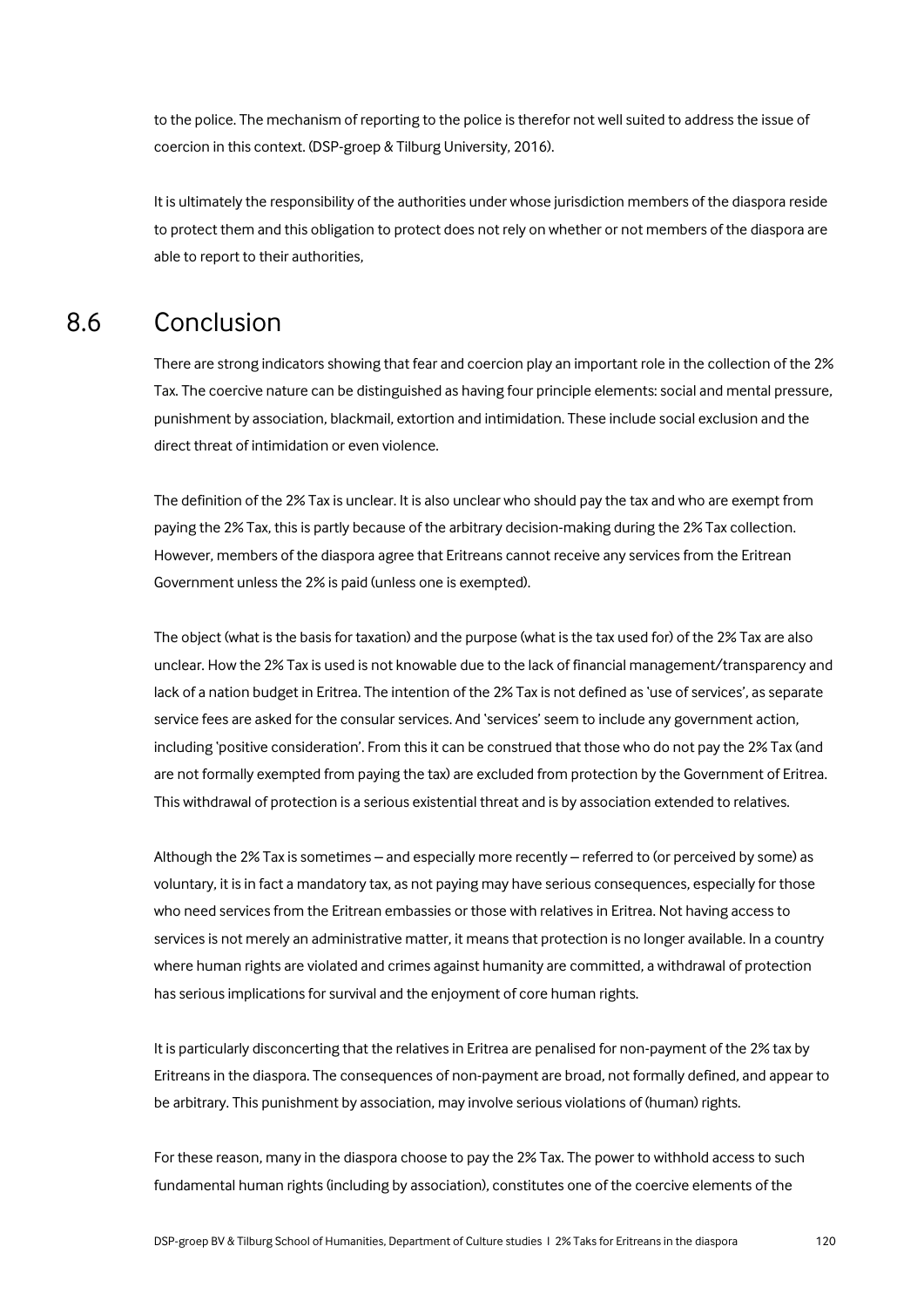to the police. The mechanism of reporting to the police is therefor not well suited to address the issue of coercion in this context. (DSP-groep & Tilburg University, 2016).

It is ultimately the responsibility of the authorities under whose jurisdiction members of the diaspora reside to protect them and this obligation to protect does not rely on whether or not members of the diaspora are able to report to their authorities,

## 8.6 Conclusion

There are strong indicators showing that fear and coercion play an important role in the collection of the 2% Tax. The coercive nature can be distinguished as having four principle elements: social and mental pressure, punishment by association, blackmail, extortion and intimidation. These include social exclusion and the direct threat of intimidation or even violence.

The definition of the 2% Tax is unclear. It is also unclear who should pay the tax and who are exempt from paying the 2% Tax, this is partly because of the arbitrary decision-making during the 2% Tax collection. However, members of the diaspora agree that Eritreans cannot receive any services from the Eritrean Government unless the 2% is paid (unless one is exempted).

The object (what is the basis for taxation) and the purpose (what is the tax used for) of the 2% Tax are also unclear. How the 2% Tax is used is not knowable due to the lack of financial management/transparency and lack of a nation budget in Eritrea. The intention of the 2% Tax is not defined as 'use of services', as separate service fees are asked for the consular services. And 'services' seem to include any government action, including 'positive consideration'. From this it can be construed that those who do not pay the 2% Tax (and are not formally exempted from paying the tax) are excluded from protection by the Government of Eritrea. This withdrawal of protection is a serious existential threat and is by association extended to relatives.

Although the 2% Tax is sometimes – and especially more recently – referred to (or perceived by some) as voluntary, it is in fact a mandatory tax, as not paying may have serious consequences, especially for those who need services from the Eritrean embassies or those with relatives in Eritrea. Not having access to services is not merely an administrative matter, it means that protection is no longer available. In a country where human rights are violated and crimes against humanity are committed, a withdrawal of protection has serious implications for survival and the enjoyment of core human rights.

It is particularly disconcerting that the relatives in Eritrea are penalised for non-payment of the 2% tax by Eritreans in the diaspora. The consequences of non-payment are broad, not formally defined, and appear to be arbitrary. This punishment by association, may involve serious violations of (human) rights.

For these reason, many in the diaspora choose to pay the 2% Tax. The power to withhold access to such fundamental human rights (including by association), constitutes one of the coercive elements of the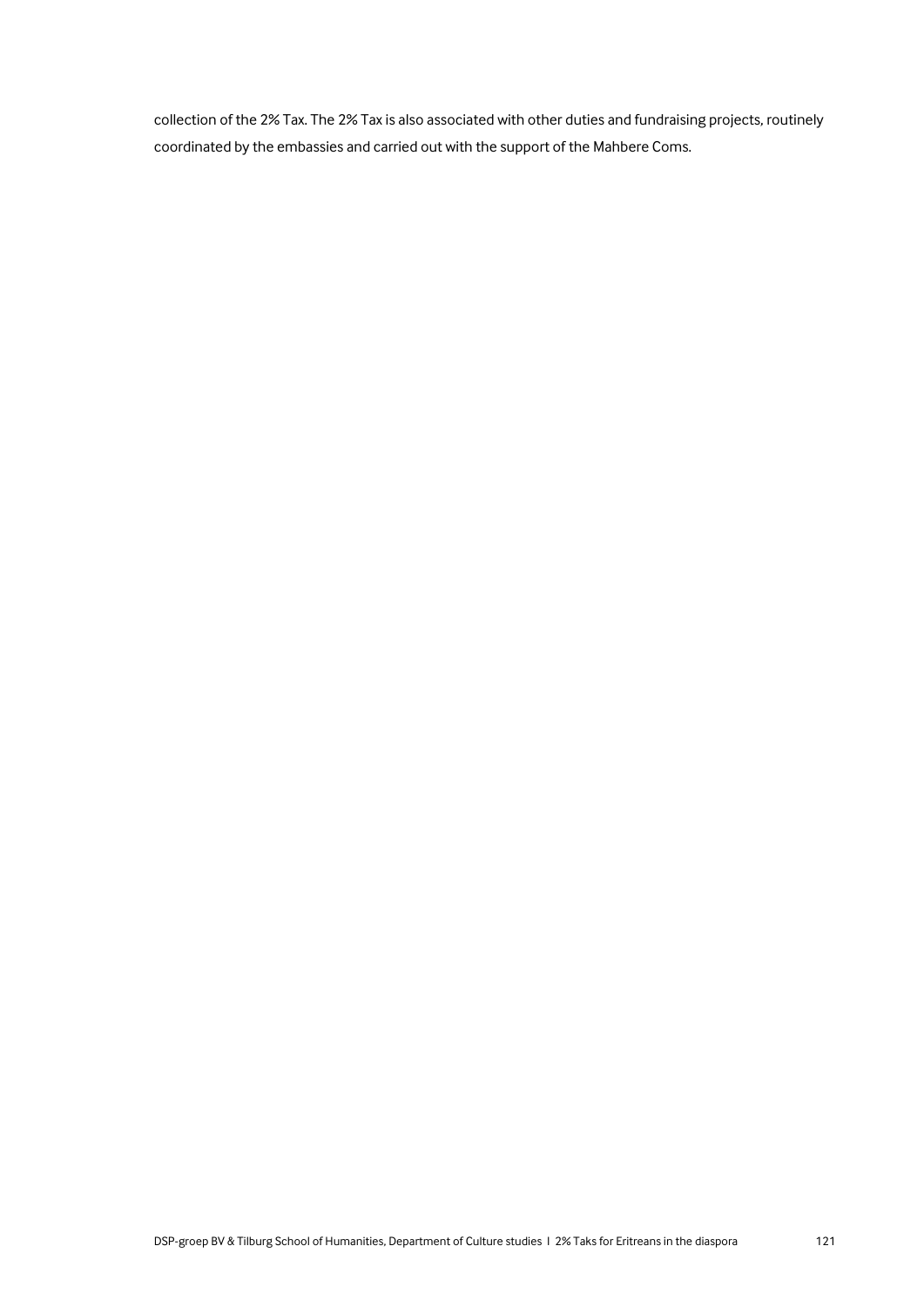collection of the 2% Tax. The 2% Tax is also associated with other duties and fundraising projects, routinely coordinated by the embassies and carried out with the support of the Mahbere Coms.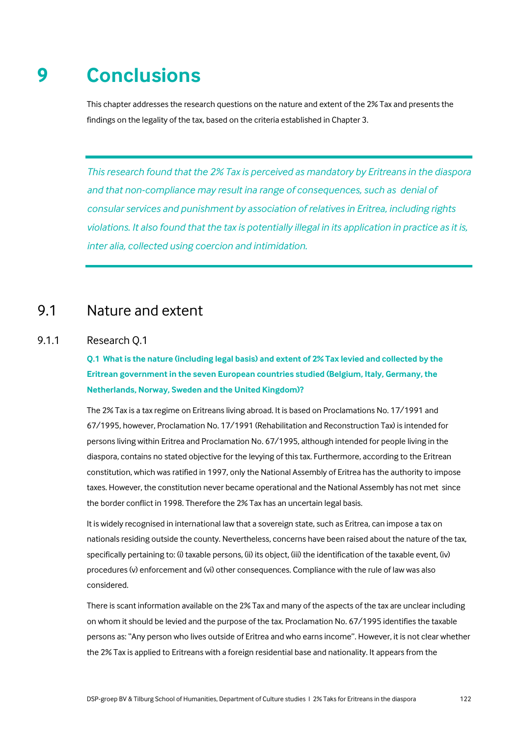# 9 Conclusions

This chapter addresses the research questions on the nature and extent of the 2% Tax and presents the findings on the legality of the tax, based on the criteria established in Chapter 3.

*This research found that the 2% Tax is perceived as mandatory by Eritreans in the diaspora and that non-compliance may result ina range of consequences, such as denial of consular services and punishment by association of relatives in Eritrea, including rights violations. It also found that the tax is potentially illegal in its application in practice as it is, inter alia, collected using coercion and intimidation.*

## 9.1 Nature and extent

### 9.1.1 Research Q.1

**Q.1 What is the nature (including legal basis) and extent of 2% Tax levied and collected by the Eritrean government in the seven European countries studied (Belgium, Italy, Germany, the Netherlands, Norway, Sweden and the United Kingdom)?**

The 2% Tax is a tax regime on Eritreans living abroad. It is based on Proclamations No. 17/1991 and 67/1995, however, Proclamation No. 17/1991 (Rehabilitation and Reconstruction Tax) is intended for persons living within Eritrea and Proclamation No. 67/1995, although intended for people living in the diaspora, contains no stated objective for the levying of this tax. Furthermore, according to the Eritrean constitution, which was ratified in 1997, only the National Assembly of Eritrea has the authority to impose taxes. However, the constitution never became operational and the National Assembly has not met since the border conflict in 1998. Therefore the 2% Tax has an uncertain legal basis.

It is widely recognised in international law that a sovereign state, such as Eritrea, can impose a tax on nationals residing outside the county. Nevertheless, concerns have been raised about the nature of the tax, specifically pertaining to: (i) taxable persons, (ii) its object, (iii) the identification of the taxable event, (iv) procedures (v) enforcement and (vi) other consequences. Compliance with the rule of law was also considered.

There is scant information available on the 2% Tax and many of the aspects of the tax are unclear including on whom it should be levied and the purpose of the tax. Proclamation No. 67/1995 identifies the taxable persons as: "Any person who lives outside of Eritrea and who earns income". However, it is not clear whether the 2% Tax is applied to Eritreans with a foreign residential base and nationality. It appears from the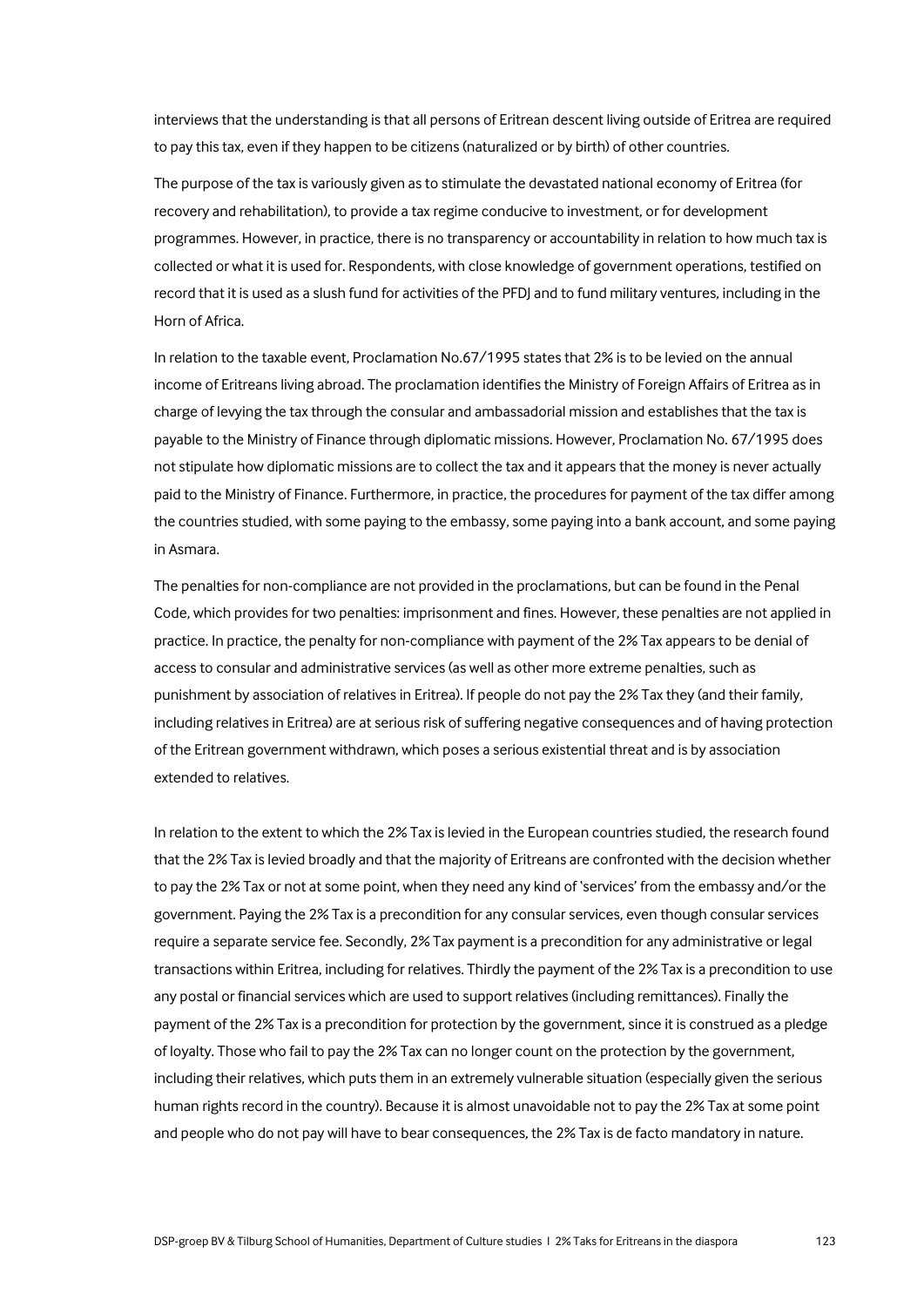interviews that the understanding is that all persons of Eritrean descent living outside of Eritrea are required to pay this tax, even if they happen to be citizens (naturalized or by birth) of other countries.

The purpose of the tax is variously given as to stimulate the devastated national economy of Eritrea (for recovery and rehabilitation), to provide a tax regime conducive to investment, or for development programmes. However, in practice, there is no transparency or accountability in relation to how much tax is collected or what it is used for. Respondents, with close knowledge of government operations, testified on record that it is used as a slush fund for activities of the PFDJ and to fund military ventures, including in the Horn of Africa.

In relation to the taxable event, Proclamation No.67/1995 states that 2% is to be levied on the annual income of Eritreans living abroad. The proclamation identifies the Ministry of Foreign Affairs of Eritrea as in charge of levying the tax through the consular and ambassadorial mission and establishes that the tax is payable to the Ministry of Finance through diplomatic missions. However, Proclamation No. 67/1995 does not stipulate how diplomatic missions are to collect the tax and it appears that the money is never actually paid to the Ministry of Finance. Furthermore, in practice, the procedures for payment of the tax differ among the countries studied, with some paying to the embassy, some paying into a bank account, and some paying in Asmara.

The penalties for non-compliance are not provided in the proclamations, but can be found in the Penal Code, which provides for two penalties: imprisonment and fines. However, these penalties are not applied in practice. In practice, the penalty for non-compliance with payment of the 2% Tax appears to be denial of access to consular and administrative services (as well as other more extreme penalties, such as punishment by association of relatives in Eritrea). If people do not pay the 2% Tax they (and their family, including relatives in Eritrea) are at serious risk of suffering negative consequences and of having protection of the Eritrean government withdrawn, which poses a serious existential threat and is by association extended to relatives.

In relation to the extent to which the 2% Tax is levied in the European countries studied, the research found that the 2% Tax is levied broadly and that the majority of Eritreans are confronted with the decision whether to pay the 2% Tax or not at some point, when they need any kind of 'services' from the embassy and/or the government. Paying the 2% Tax is a precondition for any consular services, even though consular services require a separate service fee. Secondly, 2% Tax payment is a precondition for any administrative or legal transactions within Eritrea, including for relatives. Thirdly the payment of the 2% Tax is a precondition to use any postal or financial services which are used to support relatives (including remittances). Finally the payment of the 2% Tax is a precondition for protection by the government, since it is construed as a pledge of loyalty. Those who fail to pay the 2% Tax can no longer count on the protection by the government, including their relatives, which puts them in an extremely vulnerable situation (especially given the serious human rights record in the country). Because it is almost unavoidable not to pay the 2% Tax at some point and people who do not pay will have to bear consequences, the 2% Tax is de facto mandatory in nature.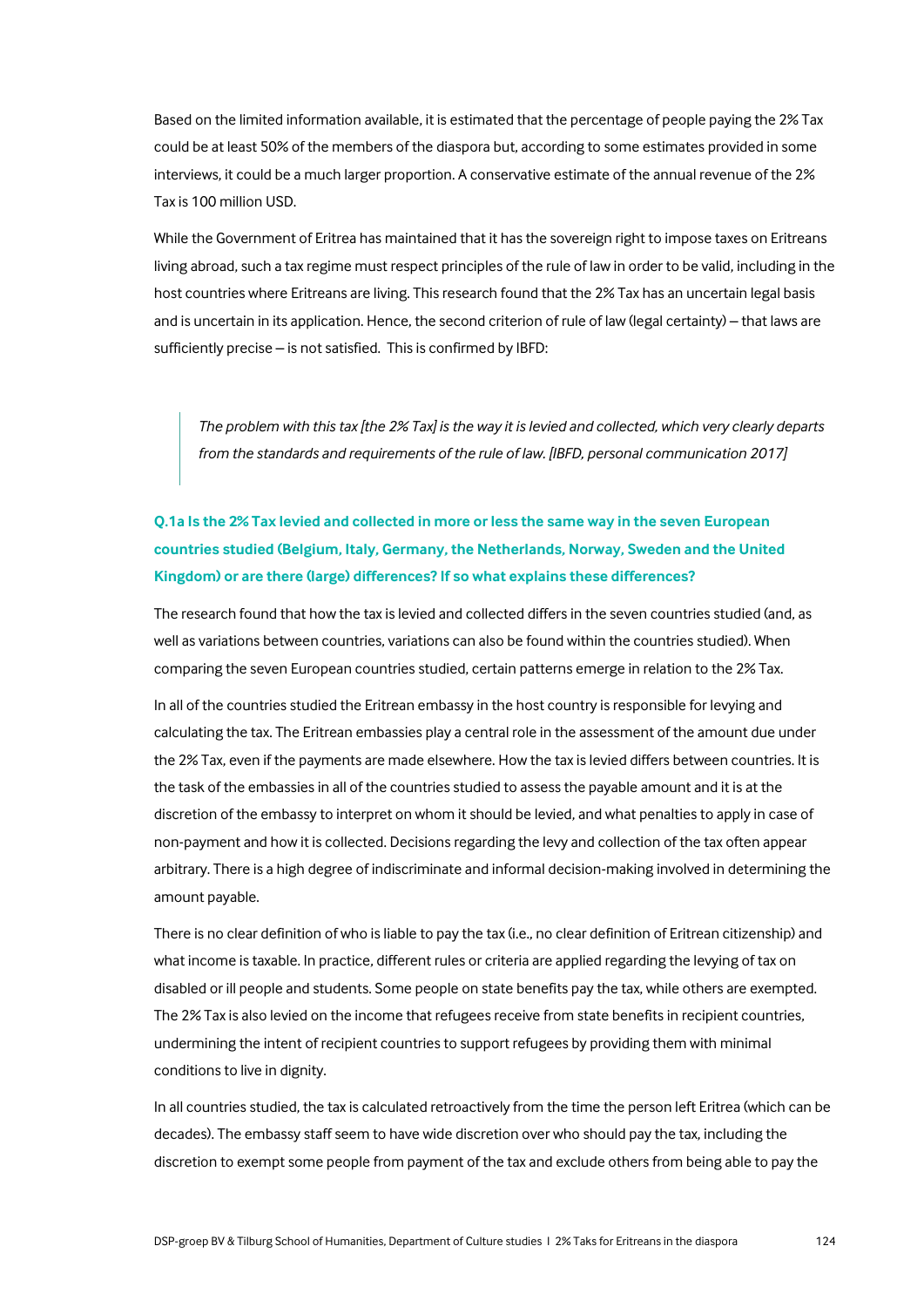Based on the limited information available, it is estimated that the percentage of people paying the 2% Tax could be at least 50% of the members of the diaspora but, according to some estimates provided in some interviews, it could be a much larger proportion. A conservative estimate of the annual revenue of the 2% Tax is 100 million USD.

While the Government of Eritrea has maintained that it has the sovereign right to impose taxes on Eritreans living abroad, such a tax regime must respect principles of the rule of law in order to be valid, including in the host countries where Eritreans are living. This research found that the 2% Tax has an uncertain legal basis and is uncertain in its application. Hence, the second criterion of rule of law (legal certainty) – that laws are sufficiently precise – is not satisfied. This is confirmed by IBFD:

> *The problem with this tax [the 2% Tax] is the way it is levied and collected, which very clearly departs from the standards and requirements of the rule of law. [IBFD, personal communication 2017]*

### Q.1a Is the 2% Tax levied and collected in more or less the same way in the seven European countries studied (Belgium, Italy, Germany, the Netherlands, Norway, Sweden and the United Kingdom) or are there (large) differences? If so what explains these differences?

The research found that how the tax is levied and collected differs in the seven countries studied (and, as well as variations between countries, variations can also be found within the countries studied). When comparing the seven European countries studied, certain patterns emerge in relation to the 2% Tax.

In all of the countries studied the Eritrean embassy in the host country is responsible for levying and calculating the tax. The Eritrean embassies play a central role in the assessment of the amount due under the 2% Tax, even if the payments are made elsewhere. How the tax is levied differs between countries. It is the task of the embassies in all of the countries studied to assess the payable amount and it is at the discretion of the embassy to interpret on whom it should be levied, and what penalties to apply in case of non-payment and how it is collected. Decisions regarding the levy and collection of the tax often appear arbitrary. There is a high degree of indiscriminate and informal decision-making involved in determining the amount payable.

There is no clear definition of who is liable to pay the tax (i.e., no clear definition of Eritrean citizenship) and what income is taxable. In practice, different rules or criteria are applied regarding the levying of tax on disabled or ill people and students. Some people on state benefits pay the tax, while others are exempted. The 2% Tax is also levied on the income that refugees receive from state benefits in recipient countries, undermining the intent of recipient countries to support refugees by providing them with minimal conditions to live in dignity.

In all countries studied, the tax is calculated retroactively from the time the person left Eritrea (which can be decades). The embassy staff seem to have wide discretion over who should pay the tax, including the discretion to exempt some people from payment of the tax and exclude others from being able to pay the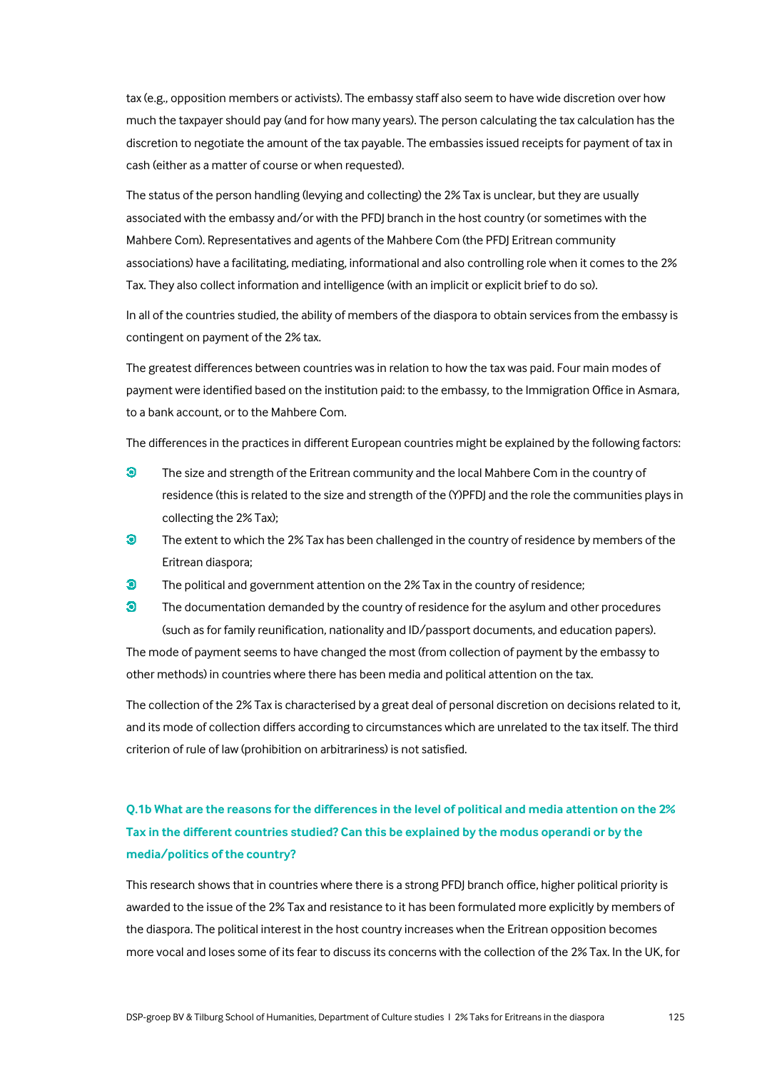tax (e.g., opposition members or activists). The embassy staff also seem to have wide discretion over how much the taxpayer should pay (and for how many years). The person calculating the tax calculation has the discretion to negotiate the amount of the tax payable. The embassies issued receipts for payment of tax in cash (either as a matter of course or when requested).

The status of the person handling (levying and collecting) the 2% Tax is unclear, but they are usually associated with the embassy and/or with the PFDJ branch in the host country (or sometimes with the Mahbere Com). Representatives and agents of the Mahbere Com (the PFDJ Eritrean community associations) have a facilitating, mediating, informational and also controlling role when it comes to the 2% Tax. They also collect information and intelligence (with an implicit or explicit brief to do so).

In all of the countries studied, the ability of members of the diaspora to obtain services from the embassy is contingent on payment of the 2% tax.

The greatest differences between countries was in relation to how the tax was paid. Four main modes of payment were identified based on the institution paid: to the embassy, to the Immigration Office in Asmara, to a bank account, or to the Mahbere Com.

The differences in the practices in different European countries might be explained by the following factors:

- The size and strength of the Eritrean community and the local Mahbere Com in the country of residence (this is related to the size and strength of the (Y)PFDJ and the role the communities plays in collecting the 2% Tax);
- The extent to which the 2% Tax has been challenged in the country of residence by members of the Eritrean diaspora;
- The political and government attention on the 2% Tax in the country of residence;
- The documentation demanded by the country of residence for the asylum and other procedures (such as for family reunification, nationality and ID/passport documents, and education papers).

The mode of payment seems to have changed the most (from collection of payment by the embassy to other methods) in countries where there has been media and political attention on the tax.

The collection of the 2% Tax is characterised by a great deal of personal discretion on decisions related to it, and its mode of collection differs according to circumstances which are unrelated to the tax itself. The third criterion of rule of law (prohibition on arbitrariness) is not satisfied.

### Q.1b What are the reasons for the differences in the level of political and media attention on the 2% Tax in the different countries studied? Can this be explained by the modus operandi or by the media/politics of the country?

This research shows that in countries where there is a strong PFDJ branch office, higher political priority is awarded to the issue of the 2% Tax and resistance to it has been formulated more explicitly by members of the diaspora. The political interest in the host country increases when the Eritrean opposition becomes more vocal and loses some of its fear to discuss its concerns with the collection of the 2% Tax. In the UK, for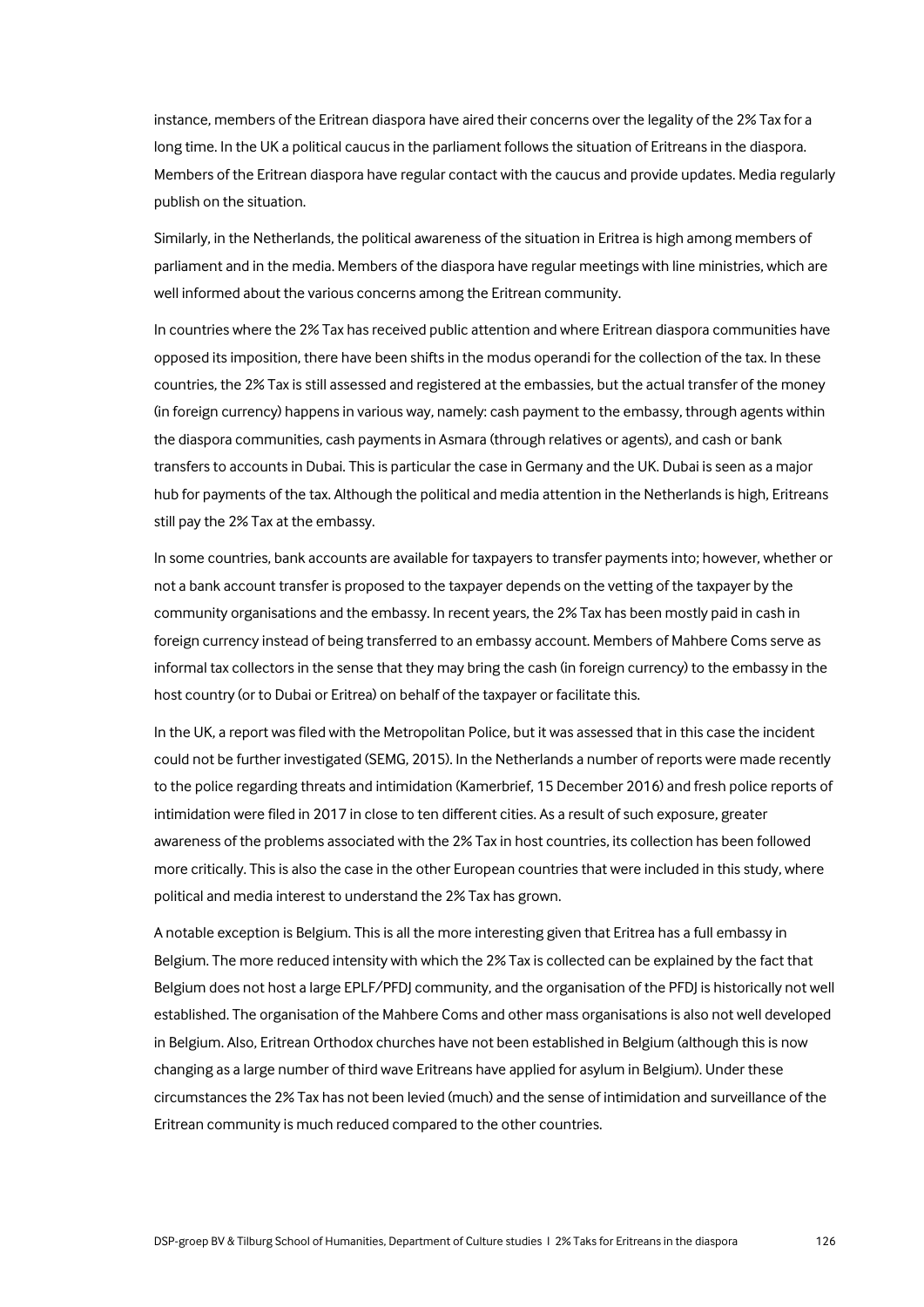instance, members of the Eritrean diaspora have aired their concerns over the legality of the 2% Tax for a long time. In the UK a political caucus in the parliament follows the situation of Eritreans in the diaspora. Members of the Eritrean diaspora have regular contact with the caucus and provide updates. Media regularly publish on the situation.

Similarly, in the Netherlands, the political awareness of the situation in Eritrea is high among members of parliament and in the media. Members of the diaspora have regular meetings with line ministries, which are well informed about the various concerns among the Eritrean community.

In countries where the 2% Tax has received public attention and where Eritrean diaspora communities have opposed its imposition, there have been shifts in the modus operandi for the collection of the tax. In these countries, the 2% Tax is still assessed and registered at the embassies, but the actual transfer of the money (in foreign currency) happens in various way, namely: cash payment to the embassy, through agents within the diaspora communities, cash payments in Asmara (through relatives or agents), and cash or bank transfers to accounts in Dubai. This is particular the case in Germany and the UK. Dubai is seen as a major hub for payments of the tax. Although the political and media attention in the Netherlands is high, Eritreans still pay the 2% Tax at the embassy.

In some countries, bank accounts are available for taxpayers to transfer payments into; however, whether or not a bank account transfer is proposed to the taxpayer depends on the vetting of the taxpayer by the community organisations and the embassy. In recent years, the 2% Tax has been mostly paid in cash in foreign currency instead of being transferred to an embassy account. Members of Mahbere Coms serve as informal tax collectors in the sense that they may bring the cash (in foreign currency) to the embassy in the host country (or to Dubai or Eritrea) on behalf of the taxpayer or facilitate this.

In the UK, a report was filed with the Metropolitan Police, but it was assessed that in this case the incident could not be further investigated (SEMG, 2015). In the Netherlands a number of reports were made recently to the police regarding threats and intimidation (Kamerbrief, 15 December 2016) and fresh police reports of intimidation were filed in 2017 in close to ten different cities. As a result of such exposure, greater awareness of the problems associated with the 2% Tax in host countries, its collection has been followed more critically. This is also the case in the other European countries that were included in this study, where political and media interest to understand the 2% Tax has grown.

A notable exception is Belgium. This is all the more interesting given that Eritrea has a full embassy in Belgium. The more reduced intensity with which the 2% Tax is collected can be explained by the fact that Belgium does not host a large EPLF/PFDJ community, and the organisation of the PFDJ is historically not well established. The organisation of the Mahbere Coms and other mass organisations is also not well developed in Belgium. Also, Eritrean Orthodox churches have not been established in Belgium (although this is now changing as a large number of third wave Eritreans have applied for asylum in Belgium). Under these circumstances the 2% Tax has not been levied (much) and the sense of intimidation and surveillance of the Eritrean community is much reduced compared to the other countries.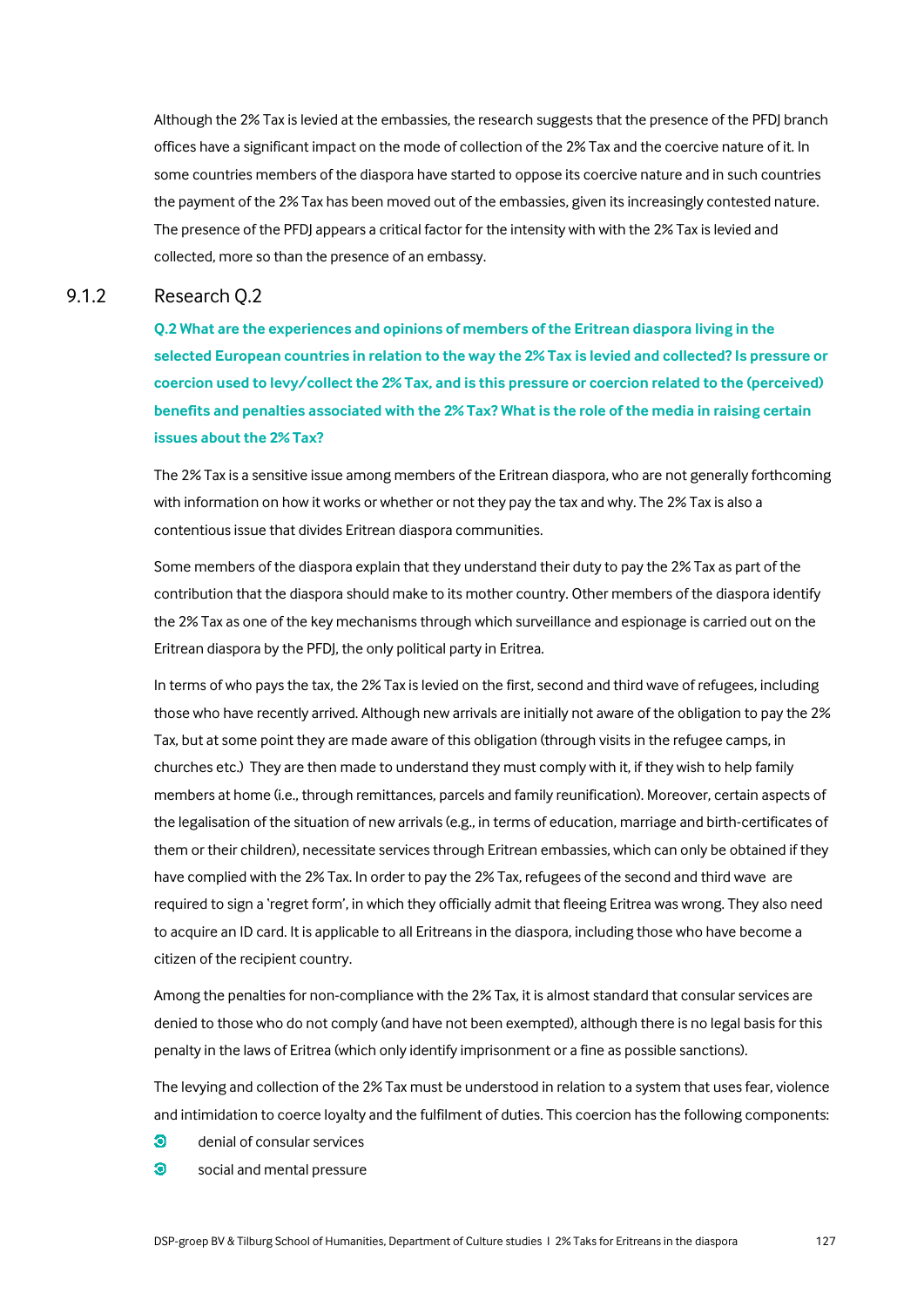Although the 2% Tax is levied at the embassies, the research suggests that the presence of the PFDJ branch offices have a significant impact on the mode of collection of the 2% Tax and the coercive nature of it. In some countries members of the diaspora have started to oppose its coercive nature and in such countries the payment of the 2% Tax has been moved out of the embassies, given its increasingly contested nature. The presence of the PFDJ appears a critical factor for the intensity with with the 2% Tax is levied and collected, more so than the presence of an embassy.

### 9.1.2 Research Q.2

**Q.2 What are the experiences and opinions of members of the Eritrean diaspora living in the selected European countries in relation to the way the 2% Tax is levied and collected? Is pressure or coercion used to levy/collect the 2% Tax, and is this pressure or coercion related to the (perceived) benefits and penalties associated with the 2% Tax? What is the role of the media in raising certain issues about the 2% Tax?**

The 2% Tax is a sensitive issue among members of the Eritrean diaspora, who are not generally forthcoming with information on how it works or whether or not they pay the tax and why. The 2% Tax is also a contentious issue that divides Eritrean diaspora communities.

Some members of the diaspora explain that they understand their duty to pay the 2% Tax as part of the contribution that the diaspora should make to its mother country. Other members of the diaspora identify the 2% Tax as one of the key mechanisms through which surveillance and espionage is carried out on the Eritrean diaspora by the PFDJ, the only political party in Eritrea.

In terms of who pays the tax, the 2% Tax is levied on the first, second and third wave of refugees, including those who have recently arrived. Although new arrivals are initially not aware of the obligation to pay the 2% Tax, but at some point they are made aware of this obligation (through visits in the refugee camps, in churches etc.) They are then made to understand they must comply with it, if they wish to help family members at home (i.e., through remittances, parcels and family reunification). Moreover, certain aspects of the legalisation of the situation of new arrivals (e.g., in terms of education, marriage and birth-certificates of them or their children), necessitate services through Eritrean embassies, which can only be obtained if they have complied with the 2% Tax. In order to pay the 2% Tax, refugees of the second and third wave are required to sign a 'regret form', in which they officially admit that fleeing Eritrea was wrong. They also need to acquire an ID card. It is applicable to all Eritreans in the diaspora, including those who have become a citizen of the recipient country.

Among the penalties for non-compliance with the 2% Tax, it is almost standard that consular services are denied to those who do not comply (and have not been exempted), although there is no legal basis for this penalty in the laws of Eritrea (which only identify imprisonment or a fine as possible sanctions).

The levying and collection of the 2% Tax must be understood in relation to a system that uses fear, violence and intimidation to coerce loyalty and the fulfilment of duties. This coercion has the following components:

- denial of consular services
- social and mental pressure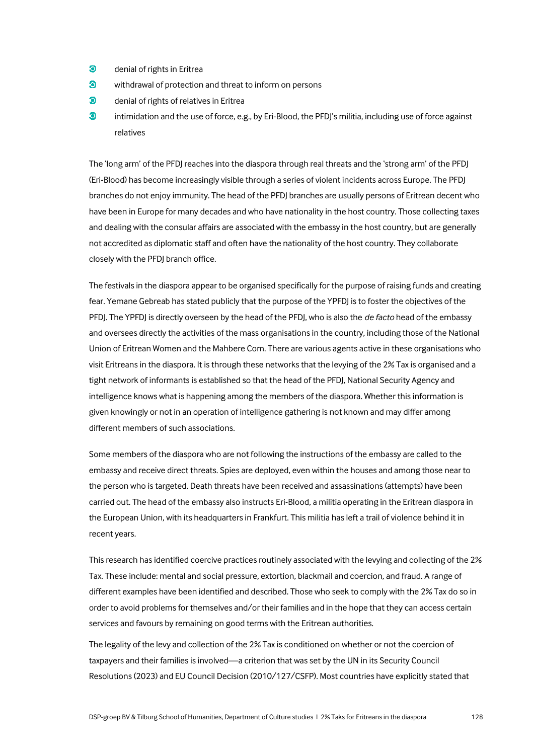- denial of rights in Eritrea
- withdrawal of protection and threat to inform on persons
- denial of rights of relatives in Eritrea
- intimidation and the use of force, e.g., by Eri-Blood, the PFDJ's militia, including use of force against relatives

The 'long arm' of the PFDJ reaches into the diaspora through real threats and the 'strong arm' of the PFDJ (Eri-Blood) has become increasingly visible through a series of violent incidents across Europe. The PFDJ branches do not enjoy immunity. The head of the PFDJ branches are usually persons of Eritrean decent who have been in Europe for many decades and who have nationality in the host country. Those collecting taxes and dealing with the consular affairs are associated with the embassy in the host country, but are generally not accredited as diplomatic staff and often have the nationality of the host country. They collaborate closely with the PFDJ branch office.

The festivals in the diaspora appear to be organised specifically for the purpose of raising funds and creating fear. Yemane Gebreab has stated publicly that the purpose of the YPFDJ is to foster the objectives of the PFDJ. The YPFDJ is directly overseen by the head of the PFDJ, who is also the *de facto* head of the embassy and oversees directly the activities of the mass organisations in the country, including those of the National Union of Eritrean Women and the Mahbere Com. There are various agents active in these organisations who visit Eritreans in the diaspora. It is through these networks that the levying of the 2% Tax is organised and a tight network of informants is established so that the head of the PFDJ, National Security Agency and intelligence knows what is happening among the members of the diaspora. Whether this information is given knowingly or not in an operation of intelligence gathering is not known and may differ among different members of such associations.

Some members of the diaspora who are not following the instructions of the embassy are called to the embassy and receive direct threats. Spies are deployed, even within the houses and among those near to the person who is targeted. Death threats have been received and assassinations (attempts) have been carried out. The head of the embassy also instructs Eri-Blood, a militia operating in the Eritrean diaspora in the European Union, with its headquarters in Frankfurt. This militia has left a trail of violence behind it in recent years.

This research has identified coercive practices routinely associated with the levying and collecting of the 2% Tax. These include: mental and social pressure, extortion, blackmail and coercion, and fraud. A range of different examples have been identified and described. Those who seek to comply with the 2% Tax do so in order to avoid problems for themselves and/or their families and in the hope that they can access certain services and favours by remaining on good terms with the Eritrean authorities.

The legality of the levy and collection of the 2% Tax is conditioned on whether or not the coercion of taxpayers and their families is involved—a criterion that was set by the UN in its Security Council Resolutions (2023) and EU Council Decision (2010/127/CSFP). Most countries have explicitly stated that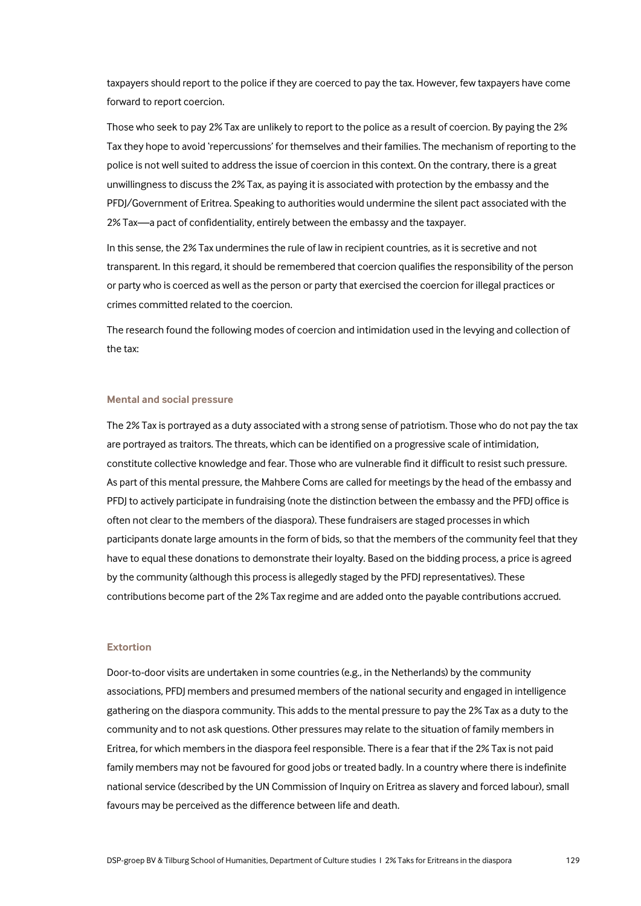taxpayers should report to the police if they are coerced to pay the tax. However, few taxpayers have come forward to report coercion.

Those who seek to pay 2% Tax are unlikely to report to the police as a result of coercion. By paying the 2% Tax they hope to avoid 'repercussions' for themselves and their families. The mechanism of reporting to the police is not well suited to address the issue of coercion in this context. On the contrary, there is a great unwillingness to discuss the 2% Tax, as paying it is associated with protection by the embassy and the PFDJ/Government of Eritrea. Speaking to authorities would undermine the silent pact associated with the 2% Tax—a pact of confidentiality, entirely between the embassy and the taxpayer.

In this sense, the 2% Tax undermines the rule of law in recipient countries, as it is secretive and not transparent. In this regard, it should be remembered that coercion qualifies the responsibility of the person or party who is coerced as well as the person or party that exercised the coercion for illegal practices or crimes committed related to the coercion.

The research found the following modes of coercion and intimidation used in the levying and collection of the tax:

#### Mental and social pressure

The 2% Tax is portrayed as a duty associated with a strong sense of patriotism. Those who do not pay the tax are portrayed as traitors. The threats, which can be identified on a progressive scale of intimidation, constitute collective knowledge and fear. Those who are vulnerable find it difficult to resist such pressure. As part of this mental pressure, the Mahbere Coms are called for meetings by the head of the embassy and PFDJ to actively participate in fundraising (note the distinction between the embassy and the PFDJ office is often not clear to the members of the diaspora). These fundraisers are staged processes in which participants donate large amounts in the form of bids, so that the members of the community feel that they have to equal these donations to demonstrate their loyalty. Based on the bidding process, a price is agreed by the community (although this process is allegedly staged by the PFDJ representatives). These contributions become part of the 2% Tax regime and are added onto the payable contributions accrued.

#### Extortion

Door-to-door visits are undertaken in some countries (e.g., in the Netherlands) by the community associations, PFDJ members and presumed members of the national security and engaged in intelligence gathering on the diaspora community. This adds to the mental pressure to pay the 2% Tax as a duty to the community and to not ask questions. Other pressures may relate to the situation of family members in Eritrea, for which members in the diaspora feel responsible. There is a fear that if the 2% Tax is not paid family members may not be favoured for good jobs or treated badly. In a country where there is indefinite national service (described by the UN Commission of Inquiry on Eritrea as slavery and forced labour), small favours may be perceived as the difference between life and death.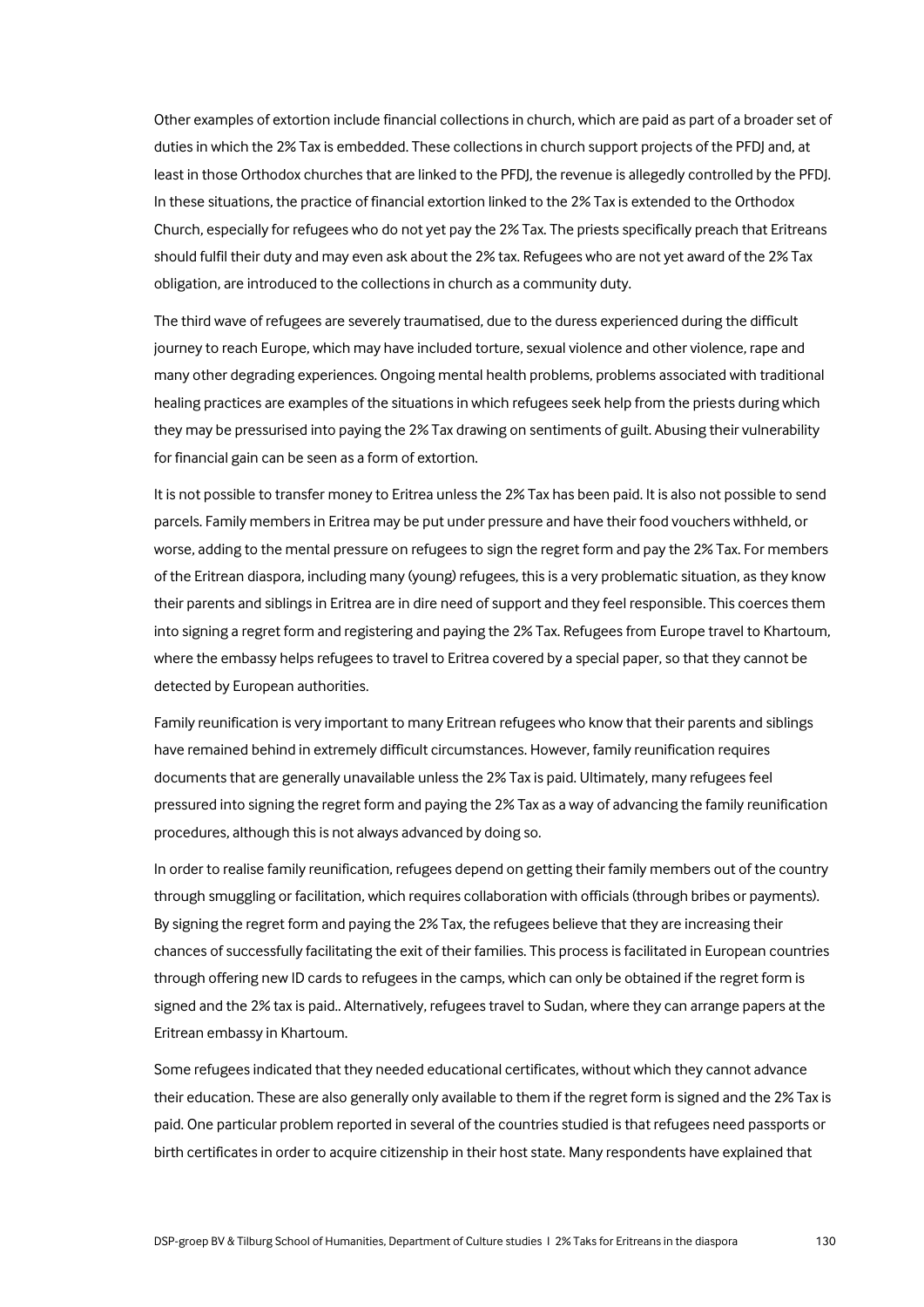Other examples of extortion include financial collections in church, which are paid as part of a broader set of duties in which the 2% Tax is embedded. These collections in church support projects of the PFDJ and, at least in those Orthodox churches that are linked to the PFDJ, the revenue is allegedly controlled by the PFDJ. In these situations, the practice of financial extortion linked to the 2% Tax is extended to the Orthodox Church, especially for refugees who do not yet pay the 2% Tax. The priests specifically preach that Eritreans should fulfil their duty and may even ask about the 2% tax. Refugees who are not yet award of the 2% Tax obligation, are introduced to the collections in church as a community duty.

The third wave of refugees are severely traumatised, due to the duress experienced during the difficult journey to reach Europe, which may have included torture, sexual violence and other violence, rape and many other degrading experiences. Ongoing mental health problems, problems associated with traditional healing practices are examples of the situations in which refugees seek help from the priests during which they may be pressurised into paying the 2% Tax drawing on sentiments of guilt. Abusing their vulnerability for financial gain can be seen as a form of extortion.

It is not possible to transfer money to Eritrea unless the 2% Tax has been paid. It is also not possible to send parcels. Family members in Eritrea may be put under pressure and have their food vouchers withheld, or worse, adding to the mental pressure on refugees to sign the regret form and pay the 2% Tax. For members of the Eritrean diaspora, including many (young) refugees, this is a very problematic situation, as they know their parents and siblings in Eritrea are in dire need of support and they feel responsible. This coerces them into signing a regret form and registering and paying the 2% Tax. Refugees from Europe travel to Khartoum, where the embassy helps refugees to travel to Eritrea covered by a special paper, so that they cannot be detected by European authorities.

Family reunification is very important to many Eritrean refugees who know that their parents and siblings have remained behind in extremely difficult circumstances. However, family reunification requires documents that are generally unavailable unless the 2% Tax is paid. Ultimately, many refugees feel pressured into signing the regret form and paying the 2% Tax as a way of advancing the family reunification procedures, although this is not always advanced by doing so.

In order to realise family reunification, refugees depend on getting their family members out of the country through smuggling or facilitation, which requires collaboration with officials (through bribes or payments). By signing the regret form and paying the 2% Tax, the refugees believe that they are increasing their chances of successfully facilitating the exit of their families. This process is facilitated in European countries through offering new ID cards to refugees in the camps, which can only be obtained if the regret form is signed and the 2% tax is paid.. Alternatively, refugees travel to Sudan, where they can arrange papers at the Eritrean embassy in Khartoum.

Some refugees indicated that they needed educational certificates, without which they cannot advance their education. These are also generally only available to them if the regret form is signed and the 2% Tax is paid. One particular problem reported in several of the countries studied is that refugees need passports or birth certificates in order to acquire citizenship in their host state. Many respondents have explained that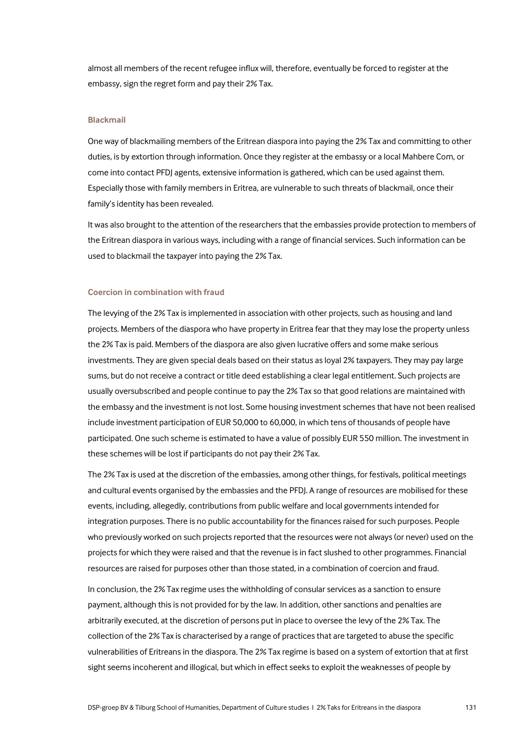almost all members of the recent refugee influx will, therefore, eventually be forced to register at the embassy, sign the regret form and pay their 2% Tax.

#### Blackmail

One way of blackmailing members of the Eritrean diaspora into paying the 2% Tax and committing to other duties, is by extortion through information. Once they register at the embassy or a local Mahbere Com, or come into contact PFDJ agents, extensive information is gathered, which can be used against them. Especially those with family members in Eritrea, are vulnerable to such threats of blackmail, once their family's identity has been revealed.

It was also brought to the attention of the researchers that the embassies provide protection to members of the Eritrean diaspora in various ways, including with a range of financial services. Such information can be used to blackmail the taxpayer into paying the 2% Tax.

#### Coercion in combination with fraud

The levying of the 2% Tax is implemented in association with other projects, such as housing and land projects. Members of the diaspora who have property in Eritrea fear that they may lose the property unless the 2% Tax is paid. Members of the diaspora are also given lucrative offers and some make serious investments. They are given special deals based on their status as loyal 2% taxpayers. They may pay large sums, but do not receive a contract or title deed establishing a clear legal entitlement. Such projects are usually oversubscribed and people continue to pay the 2% Tax so that good relations are maintained with the embassy and the investment is not lost. Some housing investment schemes that have not been realised include investment participation of EUR 50,000 to 60,000, in which tens of thousands of people have participated. One such scheme is estimated to have a value of possibly EUR 550 million. The investment in these schemes will be lost if participants do not pay their 2% Tax.

The 2% Tax is used at the discretion of the embassies, among other things, for festivals, political meetings and cultural events organised by the embassies and the PFDJ. A range of resources are mobilised for these events, including, allegedly, contributions from public welfare and local governments intended for integration purposes. There is no public accountability for the finances raised for such purposes. People who previously worked on such projects reported that the resources were not always (or never) used on the projects for which they were raised and that the revenue is in fact slushed to other programmes. Financial resources are raised for purposes other than those stated, in a combination of coercion and fraud.

In conclusion, the 2% Tax regime uses the withholding of consular services as a sanction to ensure payment, although this is not provided for by the law. In addition, other sanctions and penalties are arbitrarily executed, at the discretion of persons put in place to oversee the levy of the 2% Tax. The collection of the 2% Tax is characterised by a range of practices that are targeted to abuse the specific vulnerabilities of Eritreans in the diaspora. The 2% Tax regime is based on a system of extortion that at first sight seems incoherent and illogical, but which in effect seeks to exploit the weaknesses of people by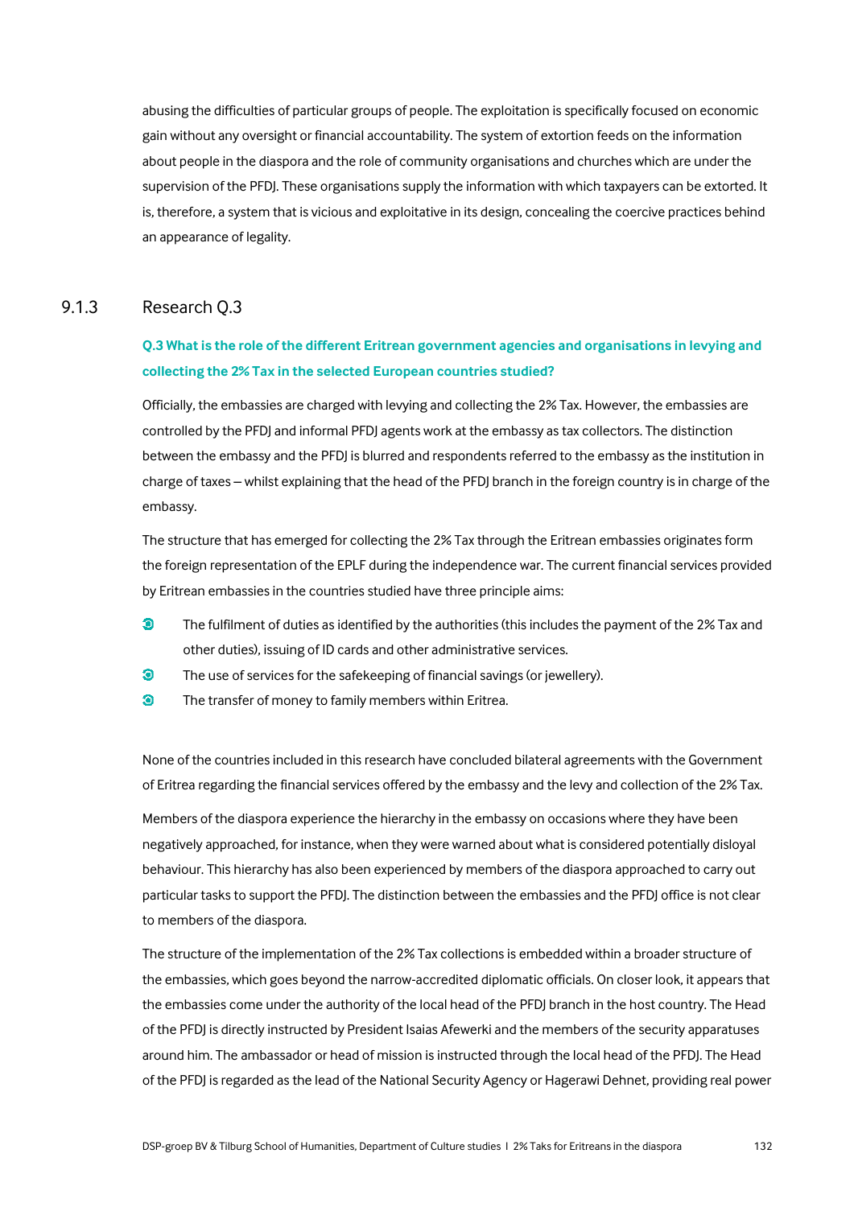abusing the difficulties of particular groups of people. The exploitation is specifically focused on economic gain without any oversight or financial accountability. The system of extortion feeds on the information about people in the diaspora and the role of community organisations and churches which are under the supervision of the PFDJ. These organisations supply the information with which taxpayers can be extorted. It is, therefore, a system that is vicious and exploitative in its design, concealing the coercive practices behind an appearance of legality.

### 9.1.3 Research Q.3

**Q.3 What is the role of the different Eritrean government agencies and organisations in levying and collecting the 2% Tax in the selected European countries studied?**

Officially, the embassies are charged with levying and collecting the 2% Tax. However, the embassies are controlled by the PFDJ and informal PFDJ agents work at the embassy as tax collectors. The distinction between the embassy and the PFDJ is blurred and respondents referred to the embassy as the institution in charge of taxes – whilst explaining that the head of the PFDJ branch in the foreign country is in charge of the embassy.

The structure that has emerged for collecting the 2% Tax through the Eritrean embassies originates form the foreign representation of the EPLF during the independence war. The current financial services provided by Eritrean embassies in the countries studied have three principle aims:

- The fulfilment of duties as identified by the authorities (this includes the payment of the 2% Tax and other duties), issuing of ID cards and other administrative services.
- The use of services for the safekeeping of financial savings (or jewellery).
- The transfer of money to family members within Eritrea.

None of the countries included in this research have concluded bilateral agreements with the Government of Eritrea regarding the financial services offered by the embassy and the levy and collection of the 2% Tax.

Members of the diaspora experience the hierarchy in the embassy on occasions where they have been negatively approached, for instance, when they were warned about what is considered potentially disloyal behaviour. This hierarchy has also been experienced by members of the diaspora approached to carry out particular tasks to support the PFDJ. The distinction between the embassies and the PFDJ office is not clear to members of the diaspora.

The structure of the implementation of the 2% Tax collections is embedded within a broader structure of the embassies, which goes beyond the narrow-accredited diplomatic officials. On closer look, it appears that the embassies come under the authority of the local head of the PFDJ branch in the host country. The Head of the PFDJ is directly instructed by President Isaias Afewerki and the members of the security apparatuses around him. The ambassador or head of mission is instructed through the local head of the PFDJ. The Head of the PFDJ is regarded as the lead of the National Security Agency or Hagerawi Dehnet, providing real power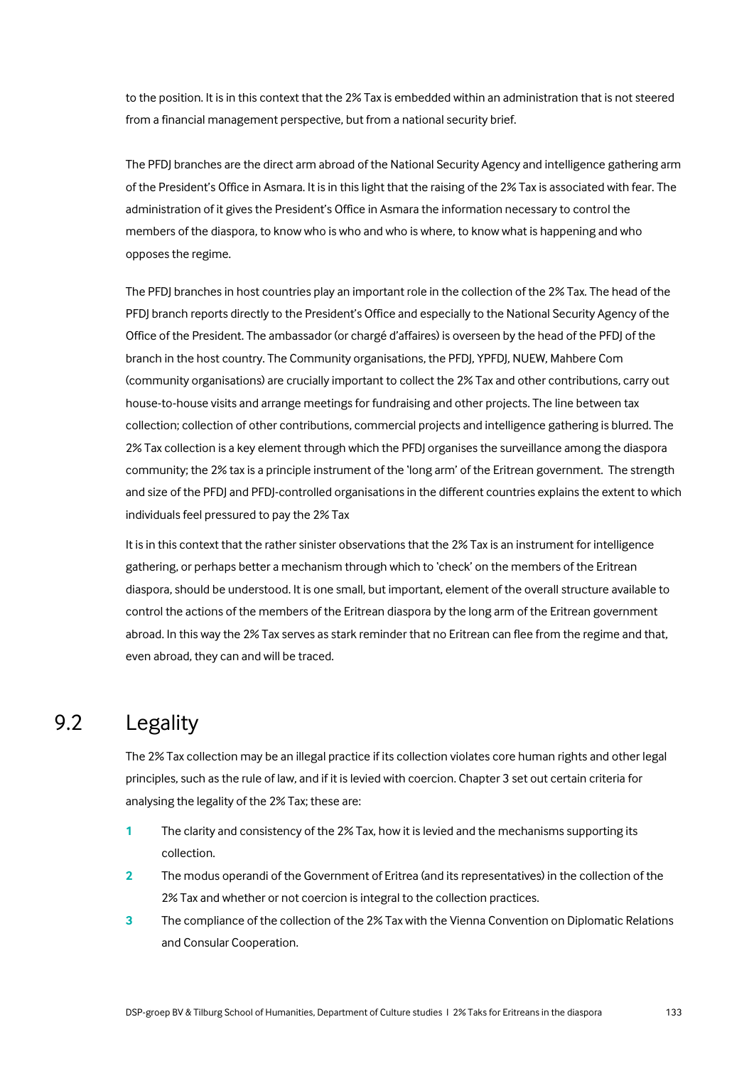to the position. It is in this context that the 2% Tax is embedded within an administration that is not steered from a financial management perspective, but from a national security brief.

The PFDJ branches are the direct arm abroad of the National Security Agency and intelligence gathering arm of the President's Office in Asmara. It is in this light that the raising of the 2% Tax is associated with fear. The administration of it gives the President's Office in Asmara the information necessary to control the members of the diaspora, to know who is who and who is where, to know what is happening and who opposes the regime.

The PFDJ branches in host countries play an important role in the collection of the 2% Tax. The head of the PFDJ branch reports directly to the President's Office and especially to the National Security Agency of the Office of the President. The ambassador (or chargé d'affaires) is overseen by the head of the PFDJ of the branch in the host country. The Community organisations, the PFDJ, YPFDJ, NUEW, Mahbere Com (community organisations) are crucially important to collect the 2% Tax and other contributions, carry out house-to-house visits and arrange meetings for fundraising and other projects. The line between tax collection; collection of other contributions, commercial projects and intelligence gathering is blurred. The 2% Tax collection is a key element through which the PFDJ organises the surveillance among the diaspora community; the 2% tax is a principle instrument of the 'long arm' of the Eritrean government. The strength and size of the PFDJ and PFDJ-controlled organisations in the different countries explains the extent to which individuals feel pressured to pay the 2% Tax

It is in this context that the rather sinister observations that the 2% Tax is an instrument for intelligence gathering, or perhaps better a mechanism through which to 'check' on the members of the Eritrean diaspora, should be understood. It is one small, but important, element of the overall structure available to control the actions of the members of the Eritrean diaspora by the long arm of the Eritrean government abroad. In this way the 2% Tax serves as stark reminder that no Eritrean can flee from the regime and that, even abroad, they can and will be traced.

## 9.2 Legality

The 2% Tax collection may be an illegal practice if its collection violates core human rights and other legal principles, such as the rule of law, and if it is levied with coercion. Chapter 3 set out certain criteria for analysing the legality of the 2% Tax; these are:

1. The clarity and consistency of the 2% Tax, how it is levied and the mechanisms supporting its collection.
2. The modus operandi of the Government of Eritrea (and its representatives) in the collection of the 2% Tax and whether or not coercion is integral to the collection practices.
3. The compliance of the collection of the 2% Tax with the Vienna Convention on Diplomatic Relations and Consular Cooperation.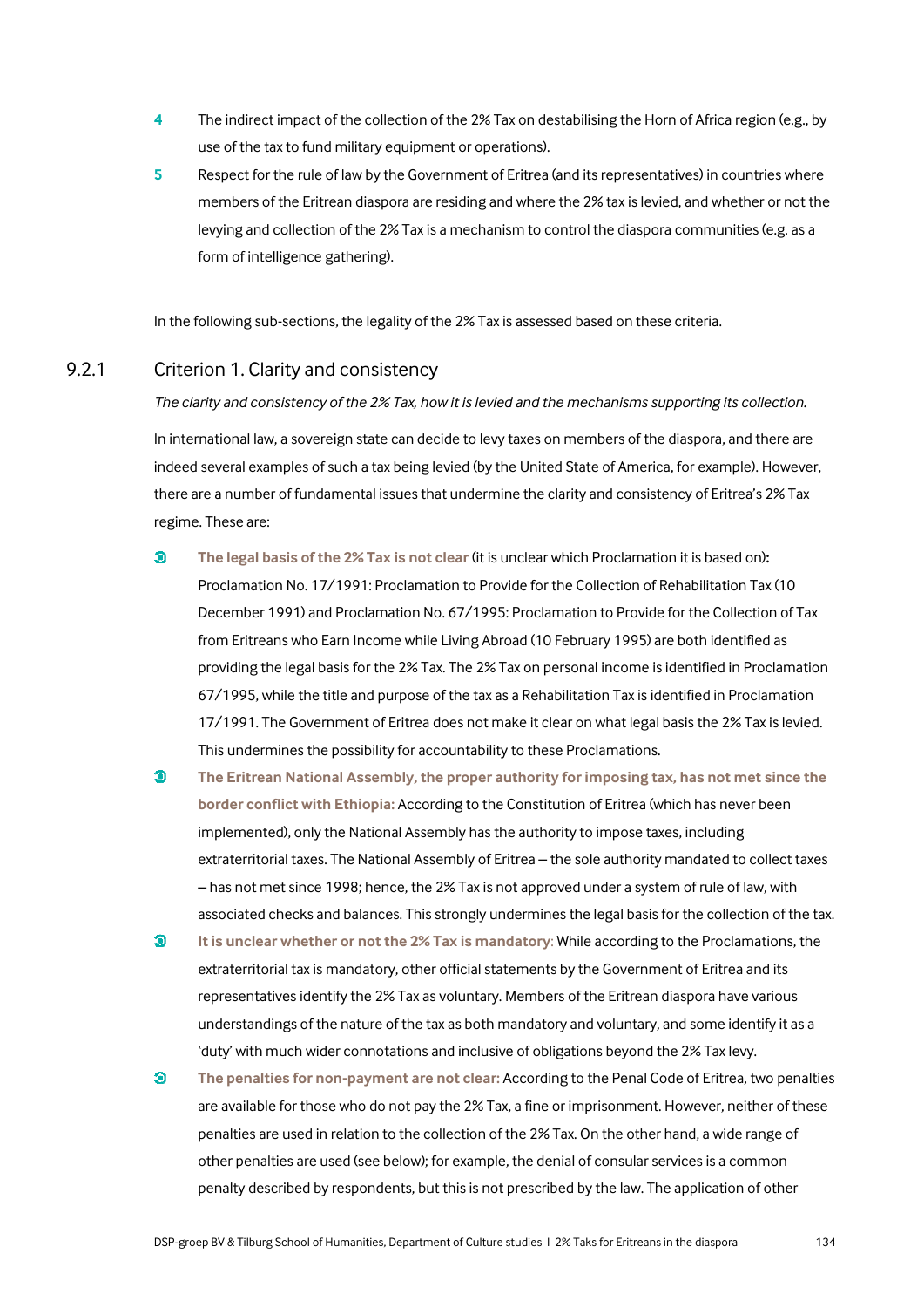4. The indirect impact of the collection of the 2% Tax on destabilising the Horn of Africa region (e.g., by use of the tax to fund military equipment or operations).
5. Respect for the rule of law by the Government of Eritrea (and its representatives) in countries where members of the Eritrean diaspora are residing and where the 2% tax is levied, and whether or not the levying and collection of the 2% Tax is a mechanism to control the diaspora communities (e.g. as a form of intelligence gathering).

In the following sub-sections, the legality of the 2% Tax is assessed based on these criteria.

### 9.2.1 Criterion 1. Clarity and consistency

*The clarity and consistency of the 2% Tax, how it is levied and the mechanisms supporting its collection.*

In international law, a sovereign state can decide to levy taxes on members of the diaspora, and there are indeed several examples of such a tax being levied (by the United State of America, for example). However, there are a number of fundamental issues that undermine the clarity and consistency of Eritrea's 2% Tax regime. These are:

- **The legal basis of the 2% Tax is not clear** (it is unclear which Proclamation it is based on)**:** Proclamation No. 17/1991: Proclamation to Provide for the Collection of Rehabilitation Tax (10 December 1991) and Proclamation No. 67/1995: Proclamation to Provide for the Collection of Tax from Eritreans who Earn Income while Living Abroad (10 February 1995) are both identified as providing the legal basis for the 2% Tax. The 2% Tax on personal income is identified in Proclamation 67/1995, while the title and purpose of the tax as a Rehabilitation Tax is identified in Proclamation 17/1991. The Government of Eritrea does not make it clear on what legal basis the 2% Tax is levied. This undermines the possibility for accountability to these Proclamations.
- **The Eritrean National Assembly, the proper authority for imposing tax, has not met since the border conflict with Ethiopia:** According to the Constitution of Eritrea (which has never been implemented), only the National Assembly has the authority to impose taxes, including extraterritorial taxes. The National Assembly of Eritrea – the sole authority mandated to collect taxes – has not met since 1998; hence, the 2% Tax is not approved under a system of rule of law, with associated checks and balances. This strongly undermines the legal basis for the collection of the tax.
- **It is unclear whether or not the 2% Tax is mandatory**: While according to the Proclamations, the extraterritorial tax is mandatory, other official statements by the Government of Eritrea and its representatives identify the 2% Tax as voluntary. Members of the Eritrean diaspora have various understandings of the nature of the tax as both mandatory and voluntary, and some identify it as a 'duty' with much wider connotations and inclusive of obligations beyond the 2% Tax levy.
- **The penalties for non-payment are not clear:** According to the Penal Code of Eritrea, two penalties are available for those who do not pay the 2% Tax, a fine or imprisonment. However, neither of these penalties are used in relation to the collection of the 2% Tax. On the other hand, a wide range of other penalties are used (see below); for example, the denial of consular services is a common penalty described by respondents, but this is not prescribed by the law. The application of other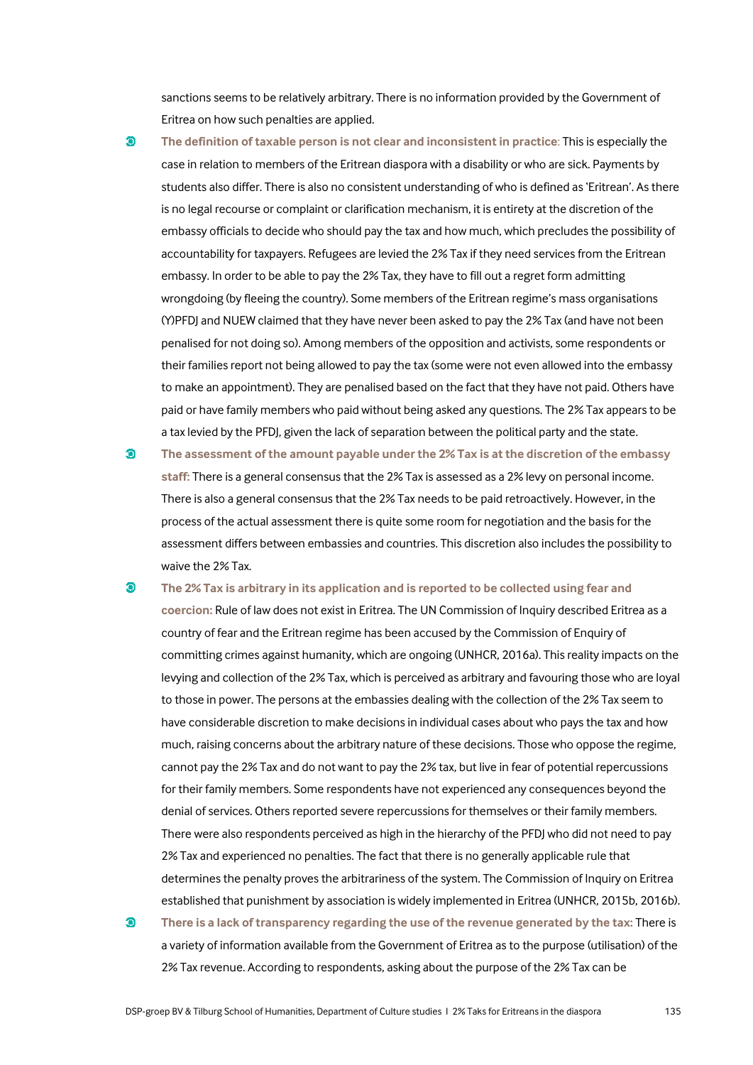sanctions seems to be relatively arbitrary. There is no information provided by the Government of Eritrea on how such penalties are applied.

- **The definition of taxable person is not clear and inconsistent in practice:** This is especially the case in relation to members of the Eritrean diaspora with a disability or who are sick. Payments by students also differ. There is also no consistent understanding of who is defined as 'Eritrean'. As there is no legal recourse or complaint or clarification mechanism, it is entirety at the discretion of the embassy officials to decide who should pay the tax and how much, which precludes the possibility of accountability for taxpayers. Refugees are levied the 2% Tax if they need services from the Eritrean embassy. In order to be able to pay the 2% Tax, they have to fill out a regret form admitting wrongdoing (by fleeing the country). Some members of the Eritrean regime's mass organisations (Y)PFDJ and NUEW claimed that they have never been asked to pay the 2% Tax (and have not been penalised for not doing so). Among members of the opposition and activists, some respondents or their families report not being allowed to pay the tax (some were not even allowed into the embassy to make an appointment). They are penalised based on the fact that they have not paid. Others have paid or have family members who paid without being asked any questions. The 2% Tax appears to be a tax levied by the PFDJ, given the lack of separation between the political party and the state.
- **The assessment of the amount payable under the 2% Tax is at the discretion of the embassy staff:** There is a general consensus that the 2% Tax is assessed as a 2% levy on personal income. There is also a general consensus that the 2% Tax needs to be paid retroactively. However, in the process of the actual assessment there is quite some room for negotiation and the basis for the assessment differs between embassies and countries. This discretion also includes the possibility to waive the 2% Tax.
- **The 2% Tax is arbitrary in its application and is reported to be collected using fear and coercion:** Rule of law does not exist in Eritrea. The UN Commission of Inquiry described Eritrea as a country of fear and the Eritrean regime has been accused by the Commission of Enquiry of committing crimes against humanity, which are ongoing (UNHCR, 2016a). This reality impacts on the levying and collection of the 2% Tax, which is perceived as arbitrary and favouring those who are loyal to those in power. The persons at the embassies dealing with the collection of the 2% Tax seem to have considerable discretion to make decisions in individual cases about who pays the tax and how much, raising concerns about the arbitrary nature of these decisions. Those who oppose the regime, cannot pay the 2% Tax and do not want to pay the 2% tax, but live in fear of potential repercussions for their family members. Some respondents have not experienced any consequences beyond the denial of services. Others reported severe repercussions for themselves or their family members. There were also respondents perceived as high in the hierarchy of the PFDJ who did not need to pay 2% Tax and experienced no penalties. The fact that there is no generally applicable rule that determines the penalty proves the arbitrariness of the system. The Commission of Inquiry on Eritrea established that punishment by association is widely implemented in Eritrea (UNHCR, 2015b, 2016b).
- **There is a lack of transparency regarding the use of the revenue generated by the tax:** There is a variety of information available from the Government of Eritrea as to the purpose (utilisation) of the 2% Tax revenue. According to respondents, asking about the purpose of the 2% Tax can be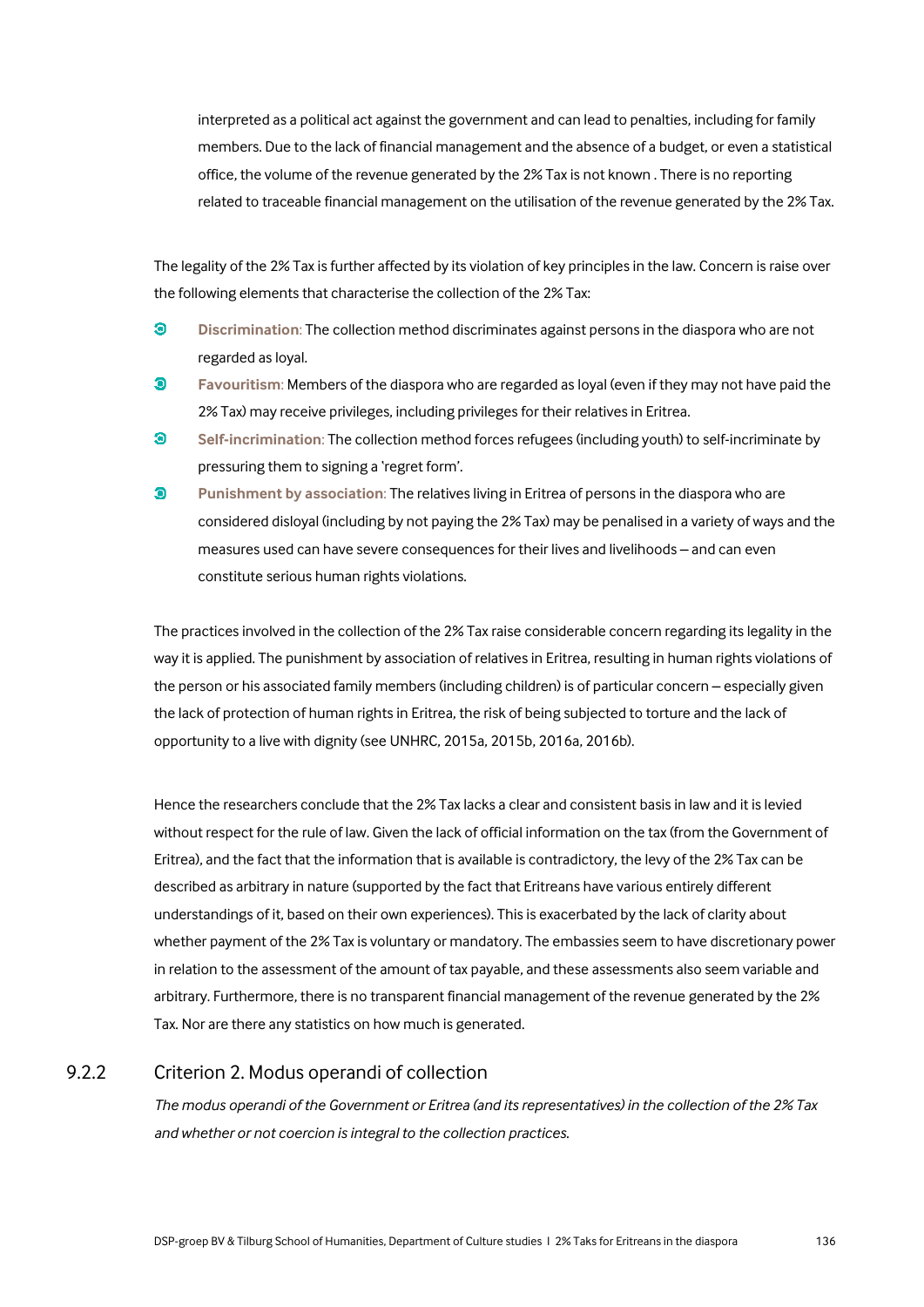interpreted as a political act against the government and can lead to penalties, including for family members. Due to the lack of financial management and the absence of a budget, or even a statistical office, the volume of the revenue generated by the 2% Tax is not known . There is no reporting related to traceable financial management on the utilisation of the revenue generated by the 2% Tax.

The legality of the 2% Tax is further affected by its violation of key principles in the law. Concern is raise over the following elements that characterise the collection of the 2% Tax:

- **Discrimination**: The collection method discriminates against persons in the diaspora who are not regarded as loyal.
- **Favouritism**: Members of the diaspora who are regarded as loyal (even if they may not have paid the 2% Tax) may receive privileges, including privileges for their relatives in Eritrea.
- **Self-incrimination**: The collection method forces refugees (including youth) to self-incriminate by pressuring them to signing a 'regret form'.
- **Punishment by association**: The relatives living in Eritrea of persons in the diaspora who are considered disloyal (including by not paying the 2% Tax) may be penalised in a variety of ways and the measures used can have severe consequences for their lives and livelihoods – and can even constitute serious human rights violations.

The practices involved in the collection of the 2% Tax raise considerable concern regarding its legality in the way it is applied. The punishment by association of relatives in Eritrea, resulting in human rights violations of the person or his associated family members (including children) is of particular concern – especially given the lack of protection of human rights in Eritrea, the risk of being subjected to torture and the lack of opportunity to a live with dignity (see UNHRC, 2015a, 2015b, 2016a, 2016b).

Hence the researchers conclude that the 2% Tax lacks a clear and consistent basis in law and it is levied without respect for the rule of law. Given the lack of official information on the tax (from the Government of Eritrea), and the fact that the information that is available is contradictory, the levy of the 2% Tax can be described as arbitrary in nature (supported by the fact that Eritreans have various entirely different understandings of it, based on their own experiences). This is exacerbated by the lack of clarity about whether payment of the 2% Tax is voluntary or mandatory. The embassies seem to have discretionary power in relation to the assessment of the amount of tax payable, and these assessments also seem variable and arbitrary. Furthermore, there is no transparent financial management of the revenue generated by the 2% Tax. Nor are there any statistics on how much is generated.

### 9.2.2 Criterion 2. Modus operandi of collection

*The modus operandi of the Government or Eritrea (and its representatives) in the collection of the 2% Tax and whether or not coercion is integral to the collection practices.*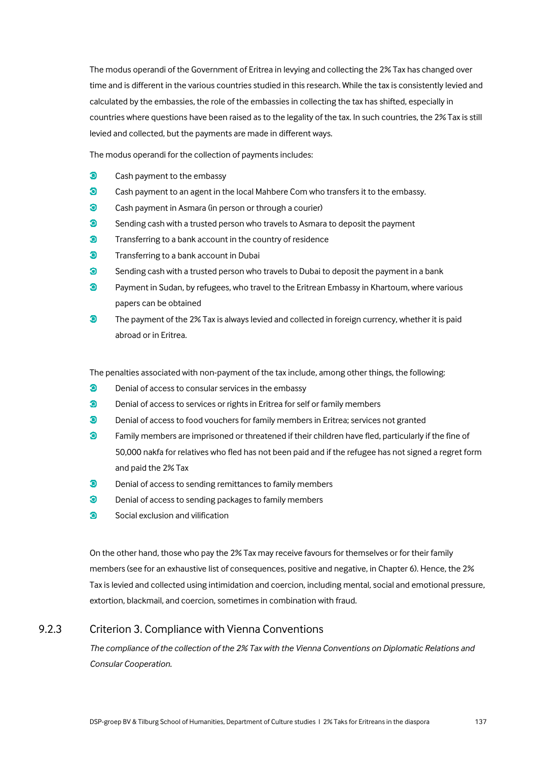The modus operandi of the Government of Eritrea in levying and collecting the 2% Tax has changed over time and is different in the various countries studied in this research. While the tax is consistently levied and calculated by the embassies, the role of the embassies in collecting the tax has shifted, especially in countries where questions have been raised as to the legality of the tax. In such countries, the 2% Tax is still levied and collected, but the payments are made in different ways.

The modus operandi for the collection of payments includes:

- Cash payment to the embassy
- Cash payment to an agent in the local Mahbere Com who transfers it to the embassy.
- Cash payment in Asmara (in person or through a courier)
- Sending cash with a trusted person who travels to Asmara to deposit the payment
- Transferring to a bank account in the country of residence
- Transferring to a bank account in Dubai
- Sending cash with a trusted person who travels to Dubai to deposit the payment in a bank
- Payment in Sudan, by refugees, who travel to the Eritrean Embassy in Khartoum, where various papers can be obtained
- The payment of the 2% Tax is always levied and collected in foreign currency, whether it is paid abroad or in Eritrea.

The penalties associated with non-payment of the tax include, among other things, the following:

- Denial of access to consular services in the embassy
- Denial of access to services or rights in Eritrea for self or family members
- Denial of access to food vouchers for family members in Eritrea; services not granted
- Family members are imprisoned or threatened if their children have fled, particularly if the fine of 50,000 nakfa for relatives who fled has not been paid and if the refugee has not signed a regret form and paid the 2% Tax
- Denial of access to sending remittances to family members
- Denial of access to sending packages to family members
- Social exclusion and vilification

On the other hand, those who pay the 2% Tax may receive favours for themselves or for their family members (see for an exhaustive list of consequences, positive and negative, in Chapter 6). Hence, the 2% Tax is levied and collected using intimidation and coercion, including mental, social and emotional pressure, extortion, blackmail, and coercion, sometimes in combination with fraud.

### 9.2.3 Criterion 3. Compliance with Vienna Conventions

*The compliance of the collection of the 2% Tax with the Vienna Conventions on Diplomatic Relations and Consular Cooperation.*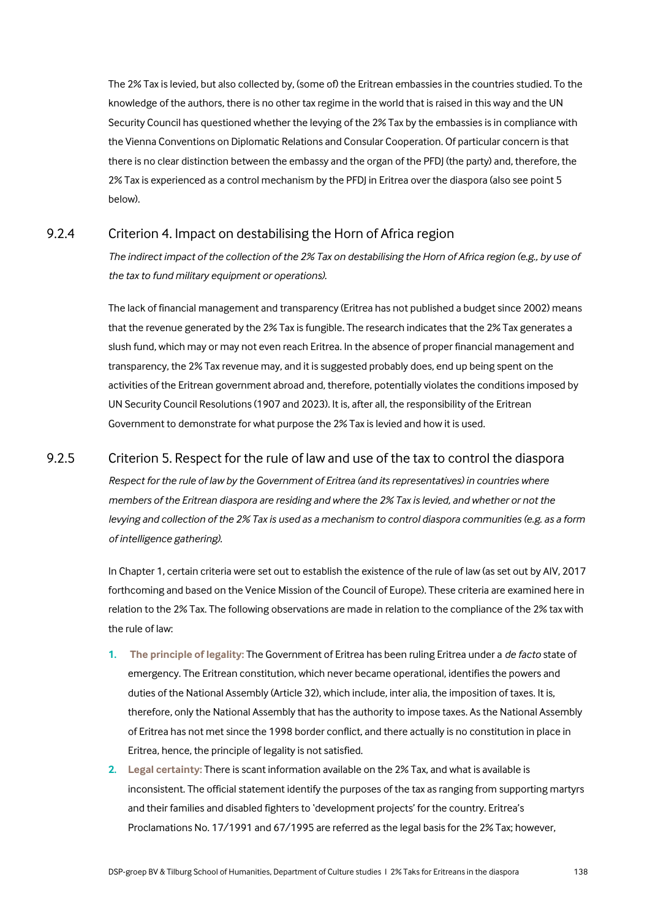The 2% Tax is levied, but also collected by, (some of) the Eritrean embassies in the countries studied. To the knowledge of the authors, there is no other tax regime in the world that is raised in this way and the UN Security Council has questioned whether the levying of the 2% Tax by the embassies is in compliance with the Vienna Conventions on Diplomatic Relations and Consular Cooperation. Of particular concern is that there is no clear distinction between the embassy and the organ of the PFDJ (the party) and, therefore, the 2% Tax is experienced as a control mechanism by the PFDJ in Eritrea over the diaspora (also see point 5 below).

### 9.2.4 Criterion 4. Impact on destabilising the Horn of Africa region

*The indirect impact of the collection of the 2% Tax on destabilising the Horn of Africa region (e.g., by use of the tax to fund military equipment or operations).*

The lack of financial management and transparency (Eritrea has not published a budget since 2002) means that the revenue generated by the 2% Tax is fungible. The research indicates that the 2% Tax generates a slush fund, which may or may not even reach Eritrea. In the absence of proper financial management and transparency, the 2% Tax revenue may, and it is suggested probably does, end up being spent on the activities of the Eritrean government abroad and, therefore, potentially violates the conditions imposed by UN Security Council Resolutions (1907 and 2023). It is, after all, the responsibility of the Eritrean Government to demonstrate for what purpose the 2% Tax is levied and how it is used.

### 9.2.5 Criterion 5. Respect for the rule of law and use of the tax to control the diaspora

*Respect for the rule of law by the Government of Eritrea (and its representatives) in countries where members of the Eritrean diaspora are residing and where the 2% Tax is levied, and whether or not the levying and collection of the 2% Tax is used as a mechanism to control diaspora communities (e.g. as a form of intelligence gathering).*

In Chapter 1, certain criteria were set out to establish the existence of the rule of law (as set out by AIV, 2017 forthcoming and based on the Venice Mission of the Council of Europe). These criteria are examined here in relation to the 2% Tax. The following observations are made in relation to the compliance of the 2% tax with the rule of law:

1. **The principle of legality:** The Government of Eritrea has been ruling Eritrea under a *de facto* state of emergency. The Eritrean constitution, which never became operational, identifies the powers and duties of the National Assembly (Article 32), which include, inter alia, the imposition of taxes. It is, therefore, only the National Assembly that has the authority to impose taxes. As the National Assembly of Eritrea has not met since the 1998 border conflict, and there actually is no constitution in place in Eritrea, hence, the principle of legality is not satisfied.
2. **Legal certainty:** There is scant information available on the 2% Tax, and what is available is inconsistent. The official statement identify the purposes of the tax as ranging from supporting martyrs and their families and disabled fighters to 'development projects' for the country. Eritrea's Proclamations No. 17/1991 and 67/1995 are referred as the legal basis for the 2% Tax; however,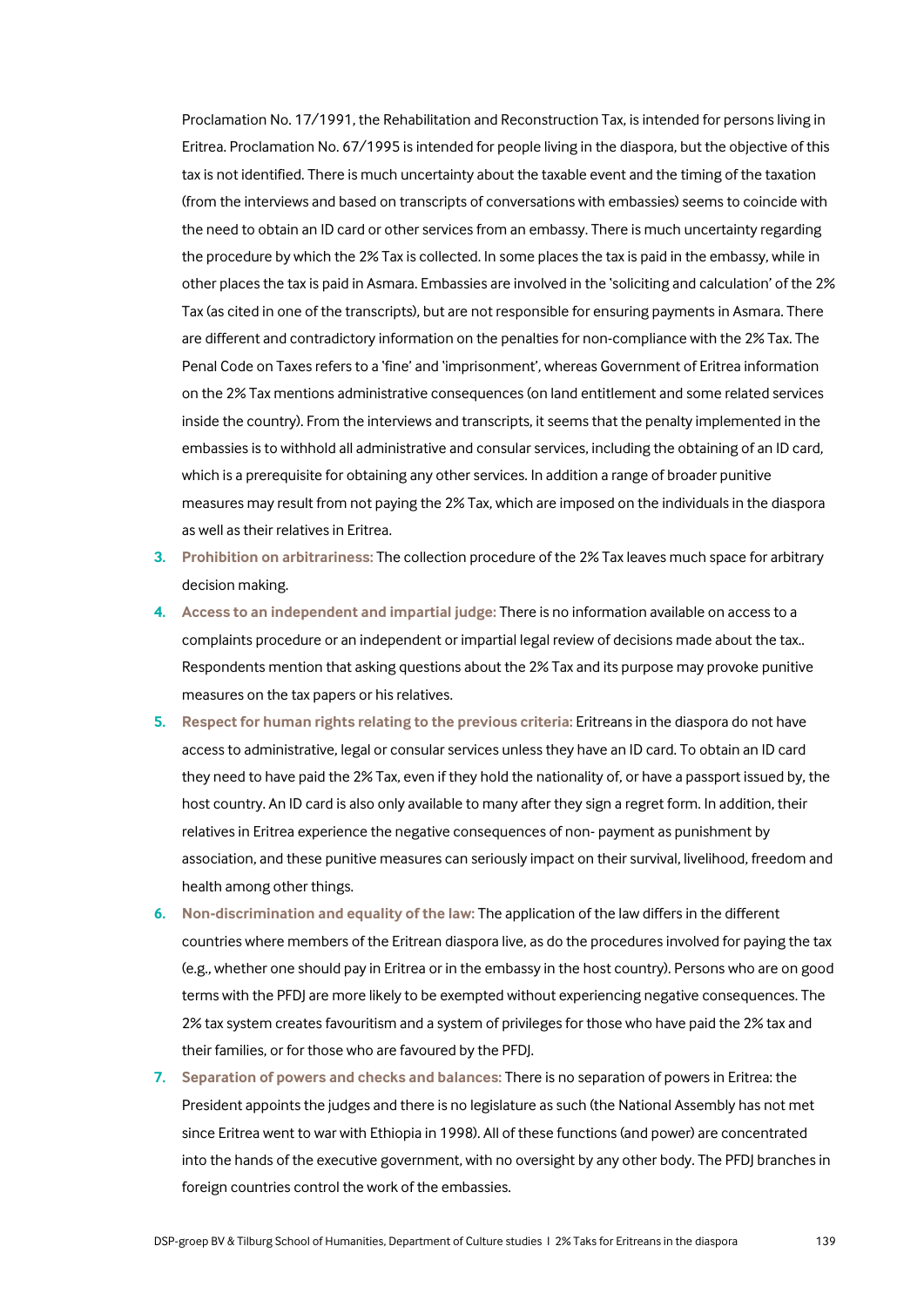Proclamation No. 17/1991, the Rehabilitation and Reconstruction Tax, is intended for persons living in Eritrea. Proclamation No. 67/1995 is intended for people living in the diaspora, but the objective of this tax is not identified. There is much uncertainty about the taxable event and the timing of the taxation (from the interviews and based on transcripts of conversations with embassies) seems to coincide with the need to obtain an ID card or other services from an embassy. There is much uncertainty regarding the procedure by which the 2% Tax is collected. In some places the tax is paid in the embassy, while in other places the tax is paid in Asmara. Embassies are involved in the 'soliciting and calculation' of the 2% Tax (as cited in one of the transcripts), but are not responsible for ensuring payments in Asmara. There are different and contradictory information on the penalties for non-compliance with the 2% Tax. The Penal Code on Taxes refers to a 'fine' and 'imprisonment', whereas Government of Eritrea information on the 2% Tax mentions administrative consequences (on land entitlement and some related services inside the country). From the interviews and transcripts, it seems that the penalty implemented in the embassies is to withhold all administrative and consular services, including the obtaining of an ID card, which is a prerequisite for obtaining any other services. In addition a range of broader punitive measures may result from not paying the 2% Tax, which are imposed on the individuals in the diaspora as well as their relatives in Eritrea.

3. **Prohibition on arbitrariness:** The collection procedure of the 2% Tax leaves much space for arbitrary decision making.
4. **Access to an independent and impartial judge:** There is no information available on access to a complaints procedure or an independent or impartial legal review of decisions made about the tax.. Respondents mention that asking questions about the 2% Tax and its purpose may provoke punitive measures on the tax papers or his relatives.
5. **Respect for human rights relating to the previous criteria:** Eritreans in the diaspora do not have access to administrative, legal or consular services unless they have an ID card. To obtain an ID card they need to have paid the 2% Tax, even if they hold the nationality of, or have a passport issued by, the host country. An ID card is also only available to many after they sign a regret form. In addition, their relatives in Eritrea experience the negative consequences of non- payment as punishment by association, and these punitive measures can seriously impact on their survival, livelihood, freedom and health among other things.
6. **Non-discrimination and equality of the law:** The application of the law differs in the different countries where members of the Eritrean diaspora live, as do the procedures involved for paying the tax (e.g., whether one should pay in Eritrea or in the embassy in the host country). Persons who are on good terms with the PFDJ are more likely to be exempted without experiencing negative consequences. The 2% tax system creates favouritism and a system of privileges for those who have paid the 2% tax and their families, or for those who are favoured by the PFDJ.
7. **Separation of powers and checks and balances:** There is no separation of powers in Eritrea: the President appoints the judges and there is no legislature as such (the National Assembly has not met since Eritrea went to war with Ethiopia in 1998). All of these functions (and power) are concentrated into the hands of the executive government, with no oversight by any other body. The PFDJ branches in foreign countries control the work of the embassies.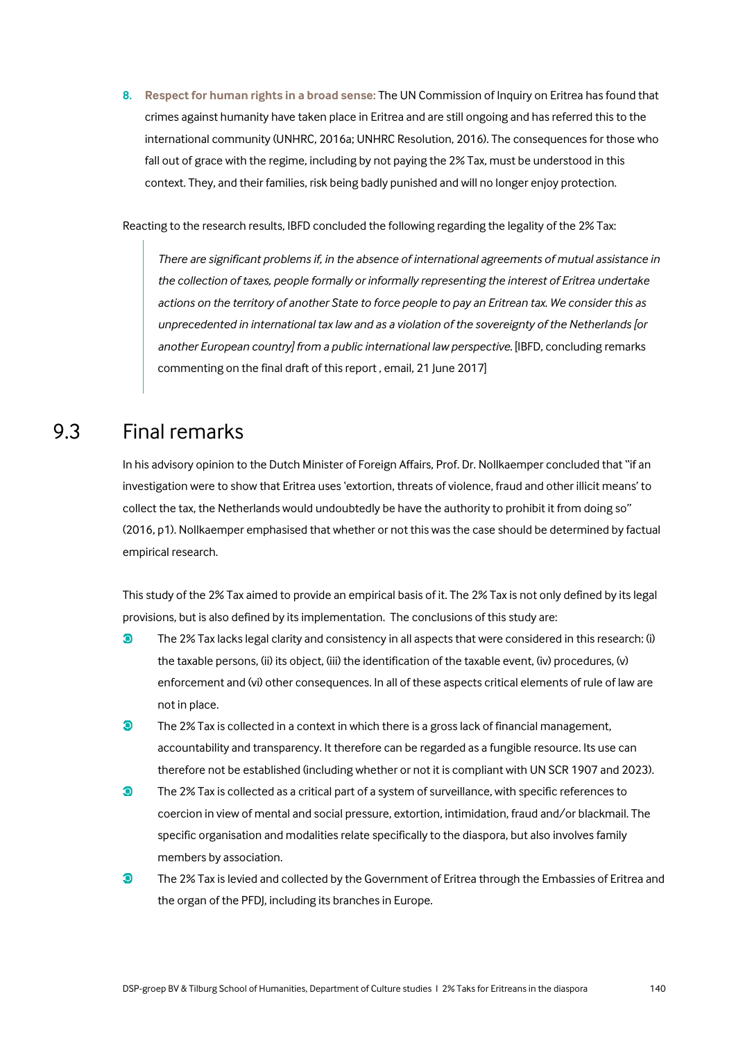8. **Respect for human rights in a broad sense:** The UN Commission of Inquiry on Eritrea has found that crimes against humanity have taken place in Eritrea and are still ongoing and has referred this to the international community (UNHRC, 2016a; UNHRC Resolution, 2016). The consequences for those who fall out of grace with the regime, including by not paying the 2% Tax, must be understood in this context. They, and their families, risk being badly punished and will no longer enjoy protection.

Reacting to the research results, IBFD concluded the following regarding the legality of the 2% Tax:

> *There are significant problems if, in the absence of international agreements of mutual assistance in the collection of taxes, people formally or informally representing the interest of Eritrea undertake actions on the territory of another State to force people to pay an Eritrean tax. We consider this as unprecedented in international tax law and as a violation of the sovereignty of the Netherlands [or another European country] from a public international law perspective.* [IBFD, concluding remarks commenting on the final draft of this report , email, 21 June 2017]

## 9.3 Final remarks

In his advisory opinion to the Dutch Minister of Foreign Affairs, Prof. Dr. Nollkaemper concluded that "if an investigation were to show that Eritrea uses 'extortion, threats of violence, fraud and other illicit means' to collect the tax, the Netherlands would undoubtedly be have the authority to prohibit it from doing so" (2016, p1). Nollkaemper emphasised that whether or not this was the case should be determined by factual empirical research.

This study of the 2% Tax aimed to provide an empirical basis of it. The 2% Tax is not only defined by its legal provisions, but is also defined by its implementation. The conclusions of this study are:

- The 2% Tax lacks legal clarity and consistency in all aspects that were considered in this research: (i) the taxable persons, (ii) its object, (iii) the identification of the taxable event, (iv) procedures, (v) enforcement and (vi) other consequences. In all of these aspects critical elements of rule of law are not in place.
- The 2% Tax is collected in a context in which there is a gross lack of financial management, accountability and transparency. It therefore can be regarded as a fungible resource. Its use can therefore not be established (including whether or not it is compliant with UN SCR 1907 and 2023).
- The 2% Tax is collected as a critical part of a system of surveillance, with specific references to coercion in view of mental and social pressure, extortion, intimidation, fraud and/or blackmail. The specific organisation and modalities relate specifically to the diaspora, but also involves family members by association.
- The 2% Tax is levied and collected by the Government of Eritrea through the Embassies of Eritrea and the organ of the PFDJ, including its branches in Europe.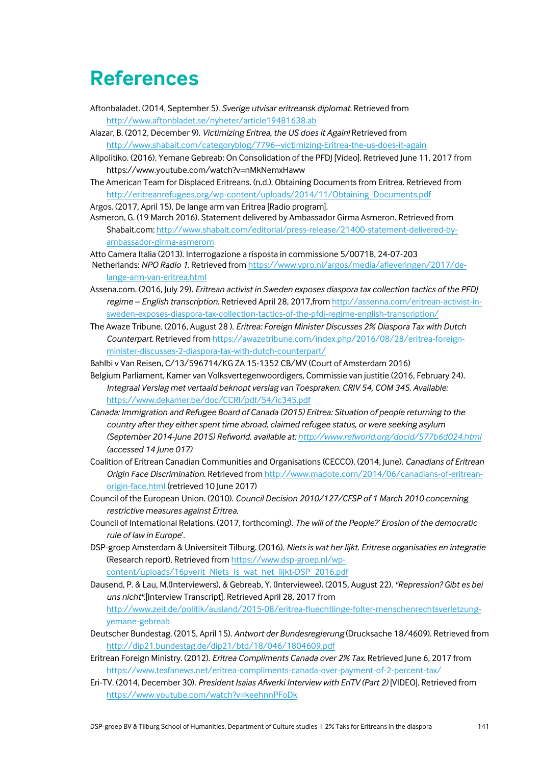# References

Aftonbaladet. (2014, September 5). *Sverige utvisar eritreansk diplomat.* Retrieved from http://www.aftonbladet.se/nyheter/article19481638.ab

Alazar, B. (2012, December 9). *Victimizing Eritrea, the US does it Again!* Retrieved from http://www.shabait.com/categoryblog/7796--victimizing-Eritrea-the-us-does-it-again

Allpolitiko. (2016). Yemane Gebreab: On Consolidation of the PFDJ [Video]. Retrieved June 11, 2017 from https://www.youtube.com/watch?v=nMkNemxHaww

The American Team for Displaced Eritreans. (n.d.). Obtaining Documents from Eritrea. Retrieved from http://eritreanrefugees.org/wp-content/uploads/2014/11/Obtaining_Documents.pdf

Argos. (2017, April 15). De lange arm van Eritrea [Radio program].

Asmeron, G. (19 March 2016). Statement delivered by Ambassador Girma Asmeron. Retrieved from Shabait.com: http://www.shabait.com/editorial/press-release/21400-statement-delivered-by-ambassador-girma-asmerom

Atto Camera Italia (2013). Interrogazione a risposta in commissione 5/00718, 24-07-203

Netherlands: *NPO Radio 1*. Retrieved from https://www.vpro.nl/argos/media/afleveringen/2017/de-lange-arm-van-eritrea.html

Assena.com. (2016, July 29). *Eritrean activist in Sweden exposes diaspora tax collection tactics of the PFDJ regime – English transcription.* Retrieved April 28, 2017,from http://assenna.com/eritrean-activist-in-sweden-exposes-diaspora-tax-collection-tactics-of-the-pfdj-regime-english-transcription/

The Awaze Tribune. (2016, August 28 ). *Eritrea: Foreign Minister Discusses 2% Diaspora Tax with Dutch Counterpart.* Retrieved from https://awazetribune.com/index.php/2016/08/28/eritrea-foreign-minister-discusses-2-diaspora-tax-with-dutch-counterpart/

Bahlbi v Van Reisen, C/13/596714/KG ZA 15-1352 CB/MV (Court of Amsterdam 2016)

Belgium Parliament, Kamer van Volksvertegenwoordigers, Commissie van justitie (2016, February 24). *Integraal Verslag met vertaald beknopt verslag van Toespraken. CRIV 54, COM 345. Available:* https://www.dekamer.be/doc/CCRI/pdf/54/ic345.pdf

*Canada: Immigration and Refugee Board of Canada (2015) Eritrea: Situation of people returning to the country after they either spent time abroad, claimed refugee status, or were seeking asylum (September 2014-June 2015) Refworld. available at: http://www.refworld.org/docid/577b6d024.html (accessed 14 June 017)*

Coalition of Eritrean Canadian Communities and Organisations (CECCO). (2014, June). *Canadians of Eritrean Origin Face Discrimination.* Retrieved from http://www.madote.com/2014/06/canadians-of-eritrean-origin-face.html (retrieved 10 June 2017)

Council of the European Union. (2010). *Council Decision 2010/127/CFSP of 1 March 2010 concerning restrictive measures against Eritrea.*

Council of International Relations. (2017, forthcoming). *The will of the People?' Erosion of the democratic rule of law in Europe*'.

DSP-groep Amsterdam & Universiteit Tilburg. (2016). *Niets is wat her lijkt. Eritrese organisaties en integratie* (Research report). Retrieved from https://www.dsp-groep.nl/wp-content/uploads/16pverit_Niets_is_wat_het_lijkt-DSP_2016.pdf

Dausend, P. & Lau, M.(Interviewers), & Gebreab, Y. (Interviewee). (2015, August 22). *"Repression? Gibt es bei uns nicht".*[Interview Transcript]. Retrieved April 28, 2017 from http://www.zeit.de/politik/ausland/2015-08/eritrea-fluechtlinge-folter-menschenrechtsverletzung-yemane-gebreab

Deutscher Bundestag. (2015, April 15). *Antwort der Bundesregierung* (Drucksache 18/4609). Retrieved from http://dip21.bundestag.de/dip21/btd/18/046/1804609.pdf

Eritrean Foreign Ministry. (2012). *Eritrea Compliments Canada over 2% Tax.* Retrieved June 6, 2017 from https://www.tesfanews.net/eritrea-compliments-canada-over-payment-of-2-percent-tax/

Eri-TV. (2014, December 30). *President Isaias Afwerki Interview with EriTV (Part 2)* [VIDEO]. Retrieved from https://www.youtube.com/watch?v=keehnnPFoDk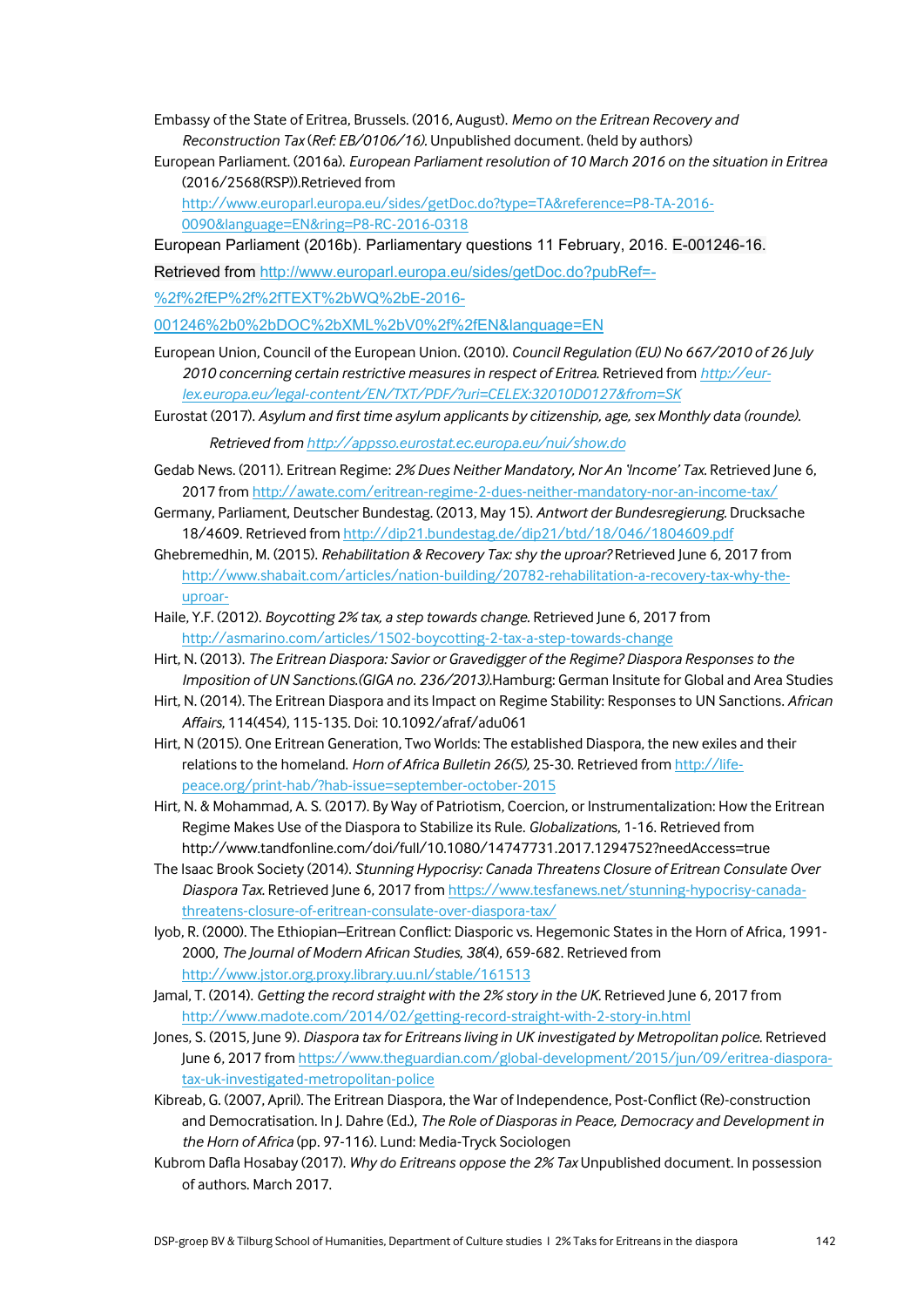Embassy of the State of Eritrea, Brussels. (2016, August). *Memo on the Eritrean Recovery and Reconstruction Tax* (*Ref: EB/0106/16).* Unpublished document. (held by authors)

European Parliament. (2016a). *European Parliament resolution of 10 March 2016 on the situation in Eritrea* (2016/2568(RSP)).Retrieved from http://www.europarl.europa.eu/sides/getDoc.do?type=TA&reference=P8-TA-2016-0090&language=EN&ring=P8-RC-2016-0318

European Parliament (2016b). Parliamentary questions 11 February, 2016. E-001246-16. Retrieved from http://www.europarl.europa.eu/sides/getDoc.do?pubRef=-%2f%2fEP%2f%2fTEXT%2bWQ%2bE-2016-001246%2b0%2bDOC%2bXML%2bV0%2f%2fEN&language=EN

European Union, Council of the European Union. (2010). *Council Regulation (EU) No 667/2010 of 26 July 2010 concerning certain restrictive measures in respect of Eritrea.* Retrieved from *http://eur-lex.europa.eu/legal-content/EN/TXT/PDF/?uri=CELEX:32010D0127&from=SK*

Eurostat (2017). *Asylum and first time asylum applicants by citizenship, age, sex Monthly data (rounde). Retrieved from http://appsso.eurostat.ec.europa.eu/nui/show.do*

Gedab News. (2011). Eritrean Regime: *2% Dues Neither Mandatory, Nor An 'Income' Tax.* Retrieved June 6, 2017 from http://awate.com/eritrean-regime-2-dues-neither-mandatory-nor-an-income-tax/

Germany, Parliament, Deutscher Bundestag. (2013, May 15). *Antwort der Bundesregierung.* Drucksache 18/4609. Retrieved from http://dip21.bundestag.de/dip21/btd/18/046/1804609.pdf

Ghebremedhin, M. (2015). *Rehabilitation & Recovery Tax: shy the uproar?* Retrieved June 6, 2017 from http://www.shabait.com/articles/nation-building/20782-rehabilitation-a-recovery-tax-why-the-uproar-

Haile, Y.F. (2012). *Boycotting 2% tax, a step towards change.* Retrieved June 6, 2017 from http://asmarino.com/articles/1502-boycotting-2-tax-a-step-towards-change

Hirt, N. (2013). *The Eritrean Diaspora: Savior or Gravedigger of the Regime? Diaspora Responses to the Imposition of UN Sanctions.(GIGA no. 236/2013).*Hamburg: German Insitute for Global and Area Studies

Hirt, N. (2014). The Eritrean Diaspora and its Impact on Regime Stability: Responses to UN Sanctions. *African Affairs*, 114(454), 115-135. Doi: 10.1092/afraf/adu061

Hirt, N (2015). One Eritrean Generation, Two Worlds: The established Diaspora, the new exiles and their relations to the homeland. *Horn of Africa Bulletin 26(5),* 25-30. Retrieved from http://life-peace.org/print-hab/?hab-issue=september-october-2015

Hirt, N. & Mohammad, A. S. (2017). By Way of Patriotism, Coercion, or Instrumentalization: How the Eritrean Regime Makes Use of the Diaspora to Stabilize its Rule. *Globalizations*, 1-16. Retrieved from http://www.tandfonline.com/doi/full/10.1080/14747731.2017.1294752?needAccess=true

The Isaac Brook Society (2014). *Stunning Hypocrisy: Canada Threatens Closure of Eritrean Consulate Over Diaspora Tax.* Retrieved June 6, 2017 from https://www.tesfanews.net/stunning-hypocrisy-canada-threatens-closure-of-eritrean-consulate-over-diaspora-tax/

Iyob, R. (2000). The Ethiopian–Eritrean Conflict: Diasporic vs. Hegemonic States in the Horn of Africa, 1991-2000, *The Journal of Modern African Studies, 38*(4), 659-682. Retrieved from http://www.jstor.org.proxy.library.uu.nl/stable/161513

Jamal, T. (2014). *Getting the record straight with the 2% story in the UK.* Retrieved June 6, 2017 from http://www.madote.com/2014/02/getting-record-straight-with-2-story-in.html

Jones, S. (2015, June 9). *Diaspora tax for Eritreans living in UK investigated by Metropolitan police.* Retrieved June 6, 2017 from https://www.theguardian.com/global-development/2015/jun/09/eritrea-diaspora-tax-uk-investigated-metropolitan-police

Kibreab, G. (2007, April). The Eritrean Diaspora, the War of Independence, Post-Conflict (Re)-construction and Democratisation. In J. Dahre (Ed.), *The Role of Diasporas in Peace, Democracy and Development in the Horn of Africa* (pp. 97-116). Lund: Media-Tryck Sociologen

Kubrom Dafla Hosabay (2017). *Why do Eritreans oppose the 2% Tax* Unpublished document. In possession of authors. March 2017.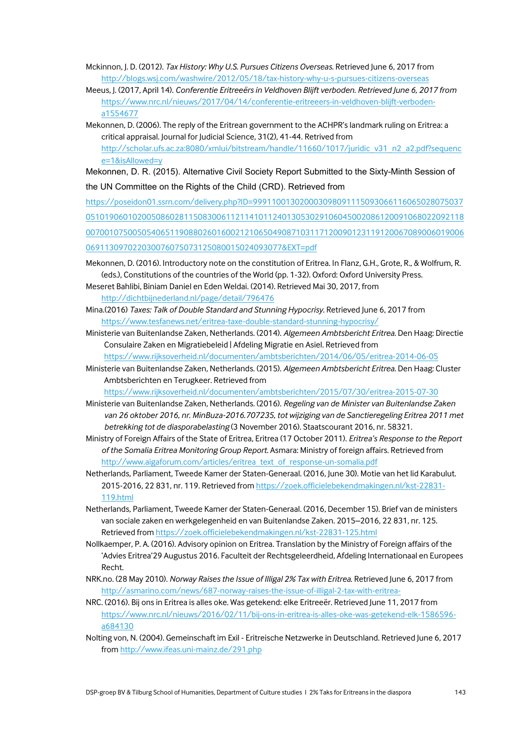Mckinnon, J. D. (2012). *Tax History: Why U.S. Pursues Citizens Overseas.* Retrieved June 6, 2017 from http://blogs.wsj.com/washwire/2012/05/18/tax-history-why-u-s-pursues-citizens-overseas

Meeus, J. (2017, April 14). *Conferentie Eritreeërs in Veldhoven Blijft verboden. Retrieved June 6, 2017 from* https://www.nrc.nl/nieuws/2017/04/14/conferentie-eritreeers-in-veldhoven-blijft-verboden-a1554677

Mekonnen, D. (2006). The reply of the Eritrean government to the ACHPR's landmark ruling on Eritrea: a critical appraisal. Journal for Judicial Science, 31(2), 41-44. Retrived from http://scholar.ufs.ac.za:8080/xmlui/bitstream/handle/11660/1017/juridic_v31_n2_a2.pdf?sequence=1&isAllowed=y

Mekonnen, D. R. (2015). Alternative Civil Society Report Submitted to the Sixty-Minth Session of the UN Committee on the Rights of the Child (CRD). Retrieved from https://poseidon01.ssrn.com/delivery.php?ID=999110013020003098091115093066116065028075037051019060102005086028115083006112114101124013053029106045002086120091068022092118007001075005054065119088026016002121065049087103117120090123119120067089006019006069113097022030076075073125080015024093077&EXT=pdf

Mekonnen, D. (2016). Introductory note on the constitution of Eritrea. In Flanz, G.H., Grote, R., & Wolfrum, R. (eds.), Constitutions of the countries of the World (pp. 1-32). Oxford: Oxford University Press.

Meseret Bahlibi, Biniam Daniel en Eden Weldai. (2014). Retrieved Mai 30, 2017, from http://dichtbijnederland.nl/page/detail/796476

Mina.(2016) *Taxes: Talk of Double Standard and Stunning Hypocrisy.* Retrieved June 6, 2017 from https://www.tesfanews.net/eritrea-taxe-double-standard-stunning-hypocrisy/

Ministerie van Buitenlandse Zaken, Netherlands. (2014). *Algemeen Ambtsbericht Eritrea.* Den Haag: Directie Consulaire Zaken en Migratiebeleid | Afdeling Migratie en Asiel. Retrieved from https://www.rijksoverheid.nl/documenten/ambtsberichten/2014/06/05/eritrea-2014-06-05

Ministerie van Buitenlandse Zaken, Netherlands. (2015). *Algemeen Ambtsbericht Eritrea.* Den Haag: Cluster Ambtsberichten en Terugkeer. Retrieved from https://www.rijksoverheid.nl/documenten/ambtsberichten/2015/07/30/eritrea-2015-07-30

Ministerie van Buitenlandse Zaken, Netherlands. (2016). *Regeling van de Minister van Buitenlandse Zaken van 26 oktober 2016, nr. MinBuza-2016.707235, tot wijziging van de Sanctieregeling Eritrea 2011 met betrekking tot de diasporabelasting* (3 November 2016). Staatscourant 2016, nr. 58321.

Ministry of Foreign Affairs of the State of Eritrea, Eritrea (17 October 2011). *Eritrea's Response to the Report of the Somalia Eritrea Monitoring Group Report.* Asmara: Ministry of foreign affairs. Retrieved from http://www.aigaforum.com/articles/eritrea_text_of_response-un-somalia.pdf

Netherlands, Parliament, Tweede Kamer der Staten-Generaal. (2016, June 30). Motie van het lid Karabulut. 2015-2016, 22 831, nr. 119. Retrieved from https://zoek.officielebekendmakingen.nl/kst-22831-119.html

Netherlands, Parliament, Tweede Kamer der Staten-Generaal. (2016, December 15). Brief van de ministers van sociale zaken en werkgelegenheid en van Buitenlandse Zaken. 2015–2016, 22 831, nr. 125. Retrieved from https://zoek.officielebekendmakingen.nl/kst-22831-125.html

Nollkaemper, P. A. (2016). Advisory opinion on Eritrea. Translation by the Ministry of Foreign affairs of the 'Advies Eritrea'29 Augustus 2016. Faculteit der Rechtsgeleerdheid, Afdeling Internationaal en Europees Recht.

NRK.no. (28 May 2010). *Norway Raises the Issue of Illigal 2% Tax with Eritrea.* Retrieved June 6, 2017 from http://asmarino.com/news/687-norway-raises-the-issue-of-illigal-2-tax-with-eritrea-

NRC. (2016). Bij ons in Eritrea is alles oke. Was getekend: elke Eritreeër. Retrieved June 11, 2017 from https://www.nrc.nl/nieuws/2016/02/11/bij-ons-in-eritrea-is-alles-oke-was-getekend-elk-1586596-a684130

Nolting von, N. (2004). Gemeinschaft im Exil - Eritreische Netzwerke in Deutschland. Retrieved June 6, 2017 from http://www.ifeas.uni-mainz.de/291.php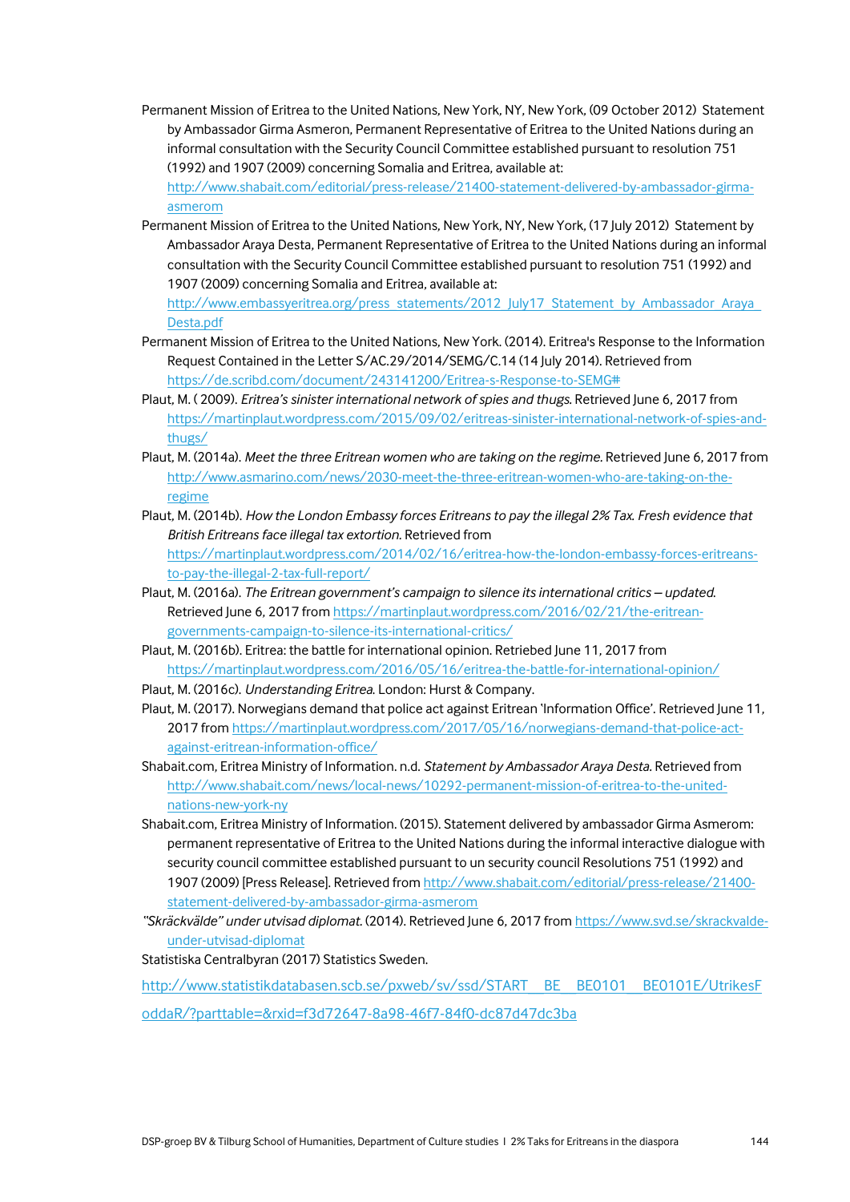Permanent Mission of Eritrea to the United Nations, New York, NY, New York, (09 October 2012) Statement by Ambassador Girma Asmeron, Permanent Representative of Eritrea to the United Nations during an informal consultation with the Security Council Committee established pursuant to resolution 751 (1992) and 1907 (2009) concerning Somalia and Eritrea, available at: http://www.shabait.com/editorial/press-release/21400-statement-delivered-by-ambassador-girma-asmerom

Permanent Mission of Eritrea to the United Nations, New York, NY, New York, (17 July 2012) Statement by Ambassador Araya Desta, Permanent Representative of Eritrea to the United Nations during an informal consultation with the Security Council Committee established pursuant to resolution 751 (1992) and 1907 (2009) concerning Somalia and Eritrea, available at: http://www.embassyeritrea.org/press_statements/2012_July17_Statement_by_Ambassador_Araya_Desta.pdf

Permanent Mission of Eritrea to the United Nations, New York. (2014). Eritrea's Response to the Information Request Contained in the Letter S/AC.29/2014/SEMG/C.14 (14 July 2014). Retrieved from https://de.scribd.com/document/243141200/Eritrea-s-Response-to-SEMG#

Plaut, M. ( 2009). *Eritrea's sinister international network of spies and thugs.* Retrieved June 6, 2017 from https://martinplaut.wordpress.com/2015/09/02/eritreas-sinister-international-network-of-spies-and-thugs/

Plaut, M. (2014a). *Meet the three Eritrean women who are taking on the regime.* Retrieved June 6, 2017 from http://www.asmarino.com/news/2030-meet-the-three-eritrean-women-who-are-taking-on-the-regime

Plaut, M. (2014b). *How the London Embassy forces Eritreans to pay the illegal 2% Tax. Fresh evidence that British Eritreans face illegal tax extortion.* Retrieved from https://martinplaut.wordpress.com/2014/02/16/eritrea-how-the-london-embassy-forces-eritreans-to-pay-the-illegal-2-tax-full-report/

Plaut, M. (2016a). *The Eritrean government's campaign to silence its international critics – updated.* Retrieved June 6, 2017 from https://martinplaut.wordpress.com/2016/02/21/the-eritrean-governments-campaign-to-silence-its-international-critics/

Plaut, M. (2016b). Eritrea: the battle for international opinion. Retriebed June 11, 2017 from https://martinplaut.wordpress.com/2016/05/16/eritrea-the-battle-for-international-opinion/

Plaut, M. (2016c). *Understanding Eritrea.* London: Hurst & Company.

Plaut, M. (2017). Norwegians demand that police act against Eritrean 'Information Office'. Retrieved June 11, 2017 from https://martinplaut.wordpress.com/2017/05/16/norwegians-demand-that-police-act-against-eritrean-information-office/

Shabait.com, Eritrea Ministry of Information. n.d. *Statement by Ambassador Araya Desta.* Retrieved from http://www.shabait.com/news/local-news/10292-permanent-mission-of-eritrea-to-the-united-nations-new-york-ny

Shabait.com, Eritrea Ministry of Information. (2015). Statement delivered by ambassador Girma Asmerom: permanent representative of Eritrea to the United Nations during the informal interactive dialogue with security council committee established pursuant to un security council Resolutions 751 (1992) and 1907 (2009) [Press Release]. Retrieved from http://www.shabait.com/editorial/press-release/21400-statement-delivered-by-ambassador-girma-asmerom

*"Skräckvälde" under utvisad diplomat.* (2014). Retrieved June 6, 2017 from https://www.svd.se/skrackvalde-under-utvisad-diplomat

Statistiska Centralbyran (2017) Statistics Sweden.

http://www.statistikdatabasen.scb.se/pxweb/sv/ssd/START__BE__BE0101__BE0101E/UtrikesFoddaR/?parttable=&rxid=f3d72647-8a98-46f7-84f0-dc87d47dc3ba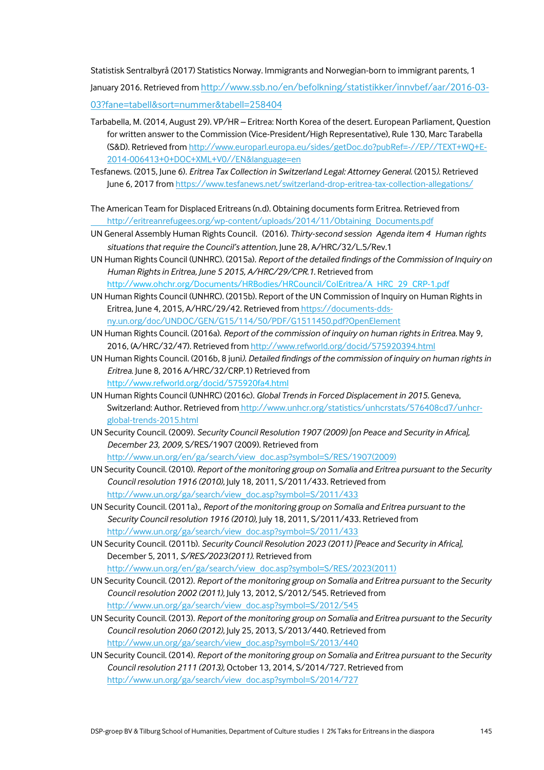Statistisk Sentralbyrå (2017) Statistics Norway. Immigrants and Norwegian-born to immigrant parents, 1 January 2016. Retrieved from http://www.ssb.no/en/befolkning/statistikker/innvbef/aar/2016-03-03?fane=tabell&sort=nummer&tabell=258404

Tarbabella, M. (2014, August 29). VP/HR – Eritrea: North Korea of the desert. European Parliament, Question for written answer to the Commission (Vice-President/High Representative), Rule 130, Marc Tarabella (S&D). Retrieved from http://www.europarl.europa.eu/sides/getDoc.do?pubRef=-//EP//TEXT+WQ+E-2014-006413+0+DOC+XML+V0//EN&language=en

Tesfanews. (2015, June 6). *Eritrea Tax Collection in Switzerland Legal: Attorney General.* (2015*).* Retrieved June 6, 2017 from https://www.tesfanews.net/switzerland-drop-eritrea-tax-collection-allegations/

The American Team for Displaced Eritreans (n.d). Obtaining documents form Eritrea. Retrieved from http://eritreanrefugees.org/wp-content/uploads/2014/11/Obtaining_Documents.pdf

UN General Assembly Human Rights Council. (2016). *Thirty-second session Agenda item 4 Human rights situations that require the Council's attention,* June 28, A/HRC/32/L.5/Rev.1

UN Human Rights Council (UNHRC). (2015a). *Report of the detailed findings of the Commission of Inquiry on Human Rights in Eritrea, June 5 2015, A/HRC/29/CPR.1.* Retrieved from http://www.ohchr.org/Documents/HRBodies/HRCouncil/ColEritrea/A_HRC_29_CRP-1.pdf

UN Human Rights Council (UNHRC). (2015b). Report of the UN Commission of Inquiry on Human Rights in Eritrea, June 4, 2015, A/HRC/29/42. Retrieved from https://documents-dds-ny.un.org/doc/UNDOC/GEN/G15/114/50/PDF/G1511450.pdf?OpenElement

UN Human Rights Council. (2016a). *Report of the commission of inquiry on human rights in Eritrea.* May 9, 2016, (A/HRC/32/47). Retrieved from http://www.refworld.org/docid/575920394.html

UN Human Rights Council. (2016b, 8 juni*). Detailed findings of the commission of inquiry on human rights in Eritrea.* June 8, 2016 A/HRC/32/CRP.1) Retrieved from http://www.refworld.org/docid/575920fa4.html

UN Human Rights Council (UNHRC) (2016c). *Global Trends in Forced Displacement in 2015.* Geneva, Switzerland: Author. Retrieved from http://www.unhcr.org/statistics/unhcrstats/576408cd7/unhcr-global-trends-2015.html

UN Security Council. (2009). *Security Council Resolution 1907 (2009) [on Peace and Security in Africa], December 23, 2009,* S/RES/1907 (2009). Retrieved from http://www.un.org/en/ga/search/view_doc.asp?symbol=S/RES/1907(2009)

UN Security Council. (2010). *Report of the monitoring group on Somalia and Eritrea pursuant to the Security Council resolution 1916 (2010),* July 18, 2011, S/2011/433. Retrieved from http://www.un.org/ga/search/view_doc.asp?symbol=S/2011/433

UN Security Council. (2011a)., *Report of the monitoring group on Somalia and Eritrea pursuant to the Security Council resolution 1916 (2010),* July 18, 2011, S/2011/433. Retrieved from http://www.un.org/ga/search/view_doc.asp?symbol=S/2011/433

UN Security Council. (2011b). *Security Council Resolution 2023 (2011) [Peace and Security in Africa],* December 5, 2011, *S/RES/2023(2011).* Retrieved from http://www.un.org/en/ga/search/view_doc.asp?symbol=S/RES/2023(2011)

UN Security Council. (2012). *Report of the monitoring group on Somalia and Eritrea pursuant to the Security Council resolution 2002 (2011),* July 13, 2012, S/2012/545. Retrieved from http://www.un.org/ga/search/view_doc.asp?symbol=S/2012/545

UN Security Council. (2013). *Report of the monitoring group on Somalia and Eritrea pursuant to the Security Council resolution 2060 (2012),* July 25, 2013, S/2013/440. Retrieved from http://www.un.org/ga/search/view_doc.asp?symbol=S/2013/440

UN Security Council. (2014). *Report of the monitoring group on Somalia and Eritrea pursuant to the Security Council resolution 2111 (2013),* October 13, 2014, S/2014/727. Retrieved from http://www.un.org/ga/search/view_doc.asp?symbol=S/2014/727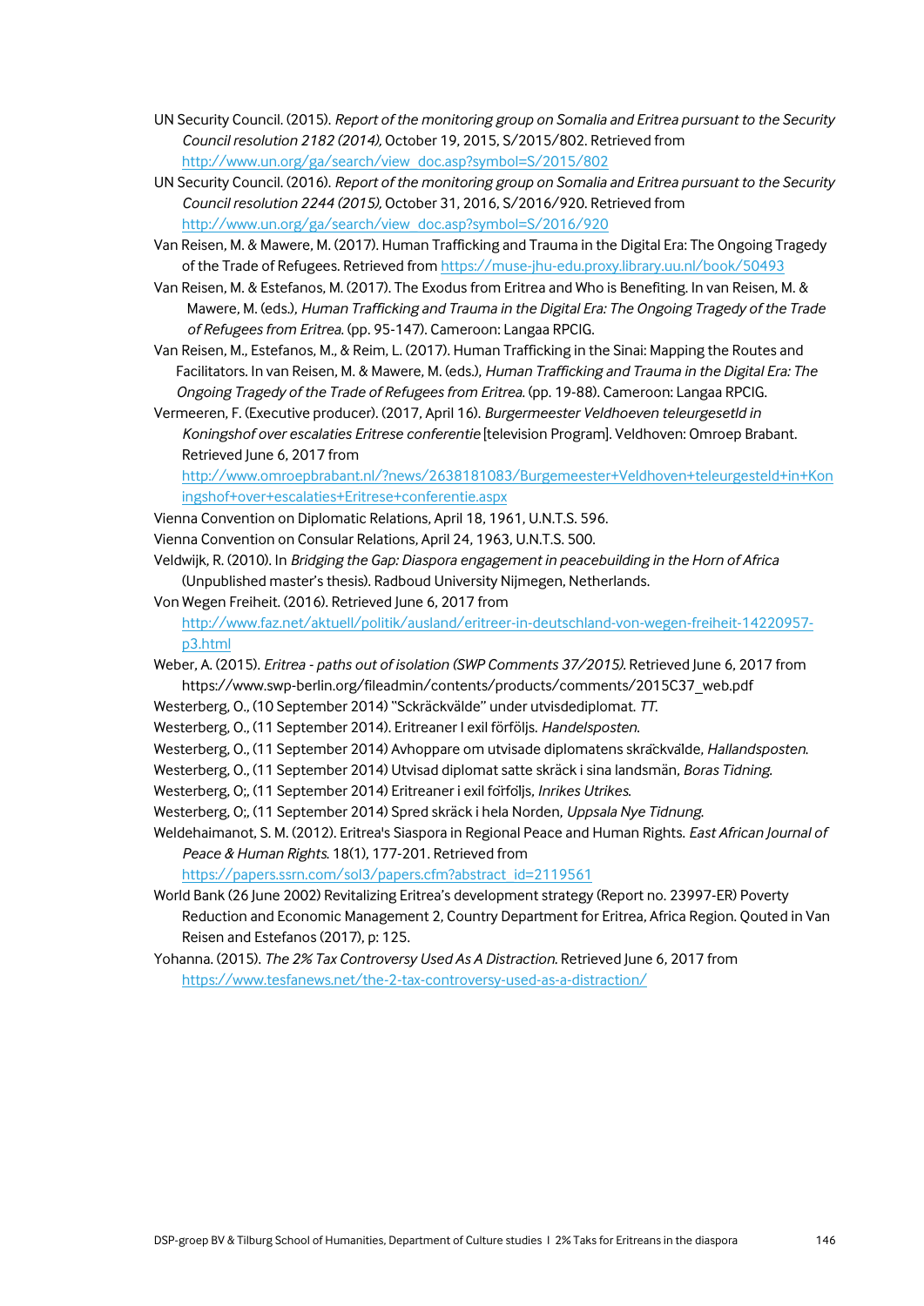UN Security Council. (2015). *Report of the monitoring group on Somalia and Eritrea pursuant to the Security Council resolution 2182 (2014),* October 19, 2015, S/2015/802. Retrieved from http://www.un.org/ga/search/view_doc.asp?symbol=S/2015/802

UN Security Council. (2016). *Report of the monitoring group on Somalia and Eritrea pursuant to the Security Council resolution 2244 (2015),* October 31, 2016, S/2016/920. Retrieved from http://www.un.org/ga/search/view_doc.asp?symbol=S/2016/920

Van Reisen, M. & Mawere, M. (2017). Human Trafficking and Trauma in the Digital Era: The Ongoing Tragedy of the Trade of Refugees. Retrieved from https://muse-jhu-edu.proxy.library.uu.nl/book/50493

Van Reisen, M. & Estefanos, M. (2017). The Exodus from Eritrea and Who is Benefiting. In van Reisen, M. & Mawere, M. (eds.), *Human Trafficking and Trauma in the Digital Era: The Ongoing Tragedy of the Trade of Refugees from Eritrea.* (pp. 95-147). Cameroon: Langaa RPCIG.

Van Reisen, M., Estefanos, M., & Reim, L. (2017). Human Trafficking in the Sinai: Mapping the Routes and Facilitators. In van Reisen, M. & Mawere, M. (eds.), *Human Trafficking and Trauma in the Digital Era: The Ongoing Tragedy of the Trade of Refugees from Eritrea.* (pp. 19-88). Cameroon: Langaa RPCIG.

Vermeeren, F. (Executive producer). (2017, April 16). *Burgermeester Veldhoeven teleurgesetld in Koningshof over escalaties Eritrese conferentie* [television Program]. Veldhoven: Omroep Brabant. Retrieved June 6, 2017 from http://www.omroepbrabant.nl/?news/2638181083/Burgemeester+Veldhoven+teleurgesteld+in+Koningshof+over+escalaties+Eritrese+conferentie.aspx

Vienna Convention on Diplomatic Relations, April 18, 1961, U.N.T.S. 596.

Vienna Convention on Consular Relations, April 24, 1963, U.N.T.S. 500.

Veldwijk, R. (2010). In *Bridging the Gap: Diaspora engagement in peacebuilding in the Horn of Africa* (Unpublished master's thesis). Radboud University Nijmegen, Netherlands.

Von Wegen Freiheit. (2016). Retrieved June 6, 2017 from http://www.faz.net/aktuell/politik/ausland/eritreer-in-deutschland-von-wegen-freiheit-14220957-p3.html

Weber, A. (2015). *Eritrea - paths out of isolation (SWP Comments 37/2015).* Retrieved June 6, 2017 from https://www.swp-berlin.org/fileadmin/contents/products/comments/2015C37_web.pdf

Westerberg, O., (10 September 2014) "Schräckvälde" under utvisdediplomat. *TT.*

Westerberg, O., (11 September 2014). Eritreaner I exil förföljs. *Handelsposten.*

Westerberg, O., (11 September 2014) Avhoppare om utvisade diplomatens skräckvälde, *Hallandsposten.*

Westerberg, O., (11 September 2014) Utvisad diplomat satte skräck i sina landsmän, *Boras Tidning.*

Westerberg, O;, (11 September 2014) Eritreaner i exil förföljs, *Inrikes Utrikes.*

Westerberg, O;, (11 September 2014) Spred skräck i hela Norden, *Uppsala Nye Tidnung.*

Weldehaimanot, S. M. (2012). Eritrea's Siaspora in Regional Peace and Human Rights. *East African Journal of Peace & Human Rights.* 18(1), 177-201. Retrieved from https://papers.ssrn.com/sol3/papers.cfm?abstract_id=2119561

World Bank (26 June 2002) Revitalizing Eritrea's development strategy (Report no. 23997-ER) Poverty Reduction and Economic Management 2, Country Department for Eritrea, Africa Region. Qouted in Van Reisen and Estefanos (2017), p: 125.

Yohanna. (2015). *The 2% Tax Controversy Used As A Distraction.* Retrieved June 6, 2017 from https://www.tesfanews.net/the-2-tax-controversy-used-as-a-distraction/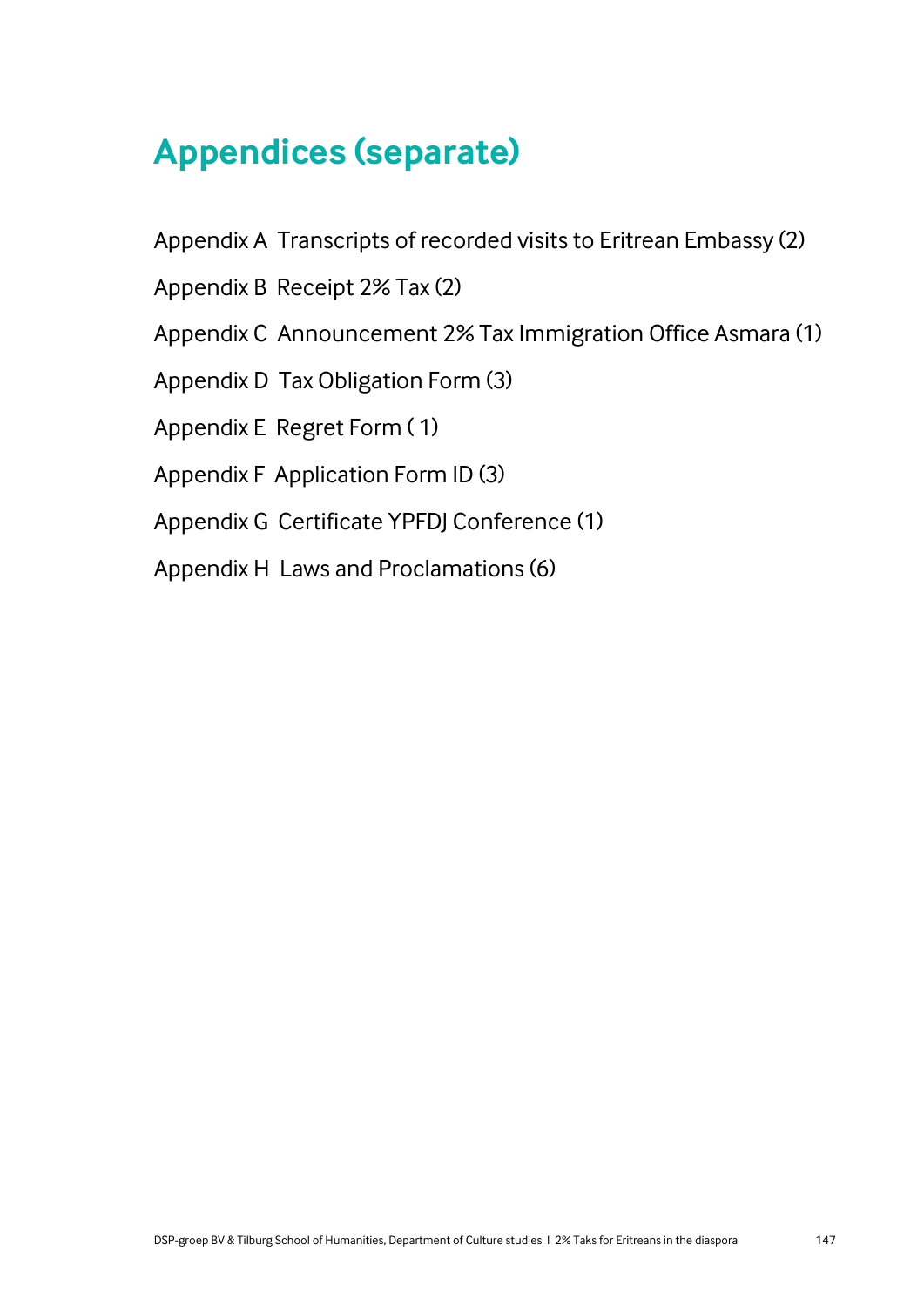# Appendices (separate)

Appendix A  Transcripts of recorded visits to Eritrean Embassy (2)

Appendix B  Receipt 2% Tax (2)

Appendix C  Announcement 2% Tax Immigration Office Asmara (1)

Appendix D  Tax Obligation Form (3)

Appendix E  Regret Form ( 1)

Appendix F  Application Form ID (3)

Appendix G  Certificate YPFDJ Conference (1)

Appendix H  Laws and Proclamations (6)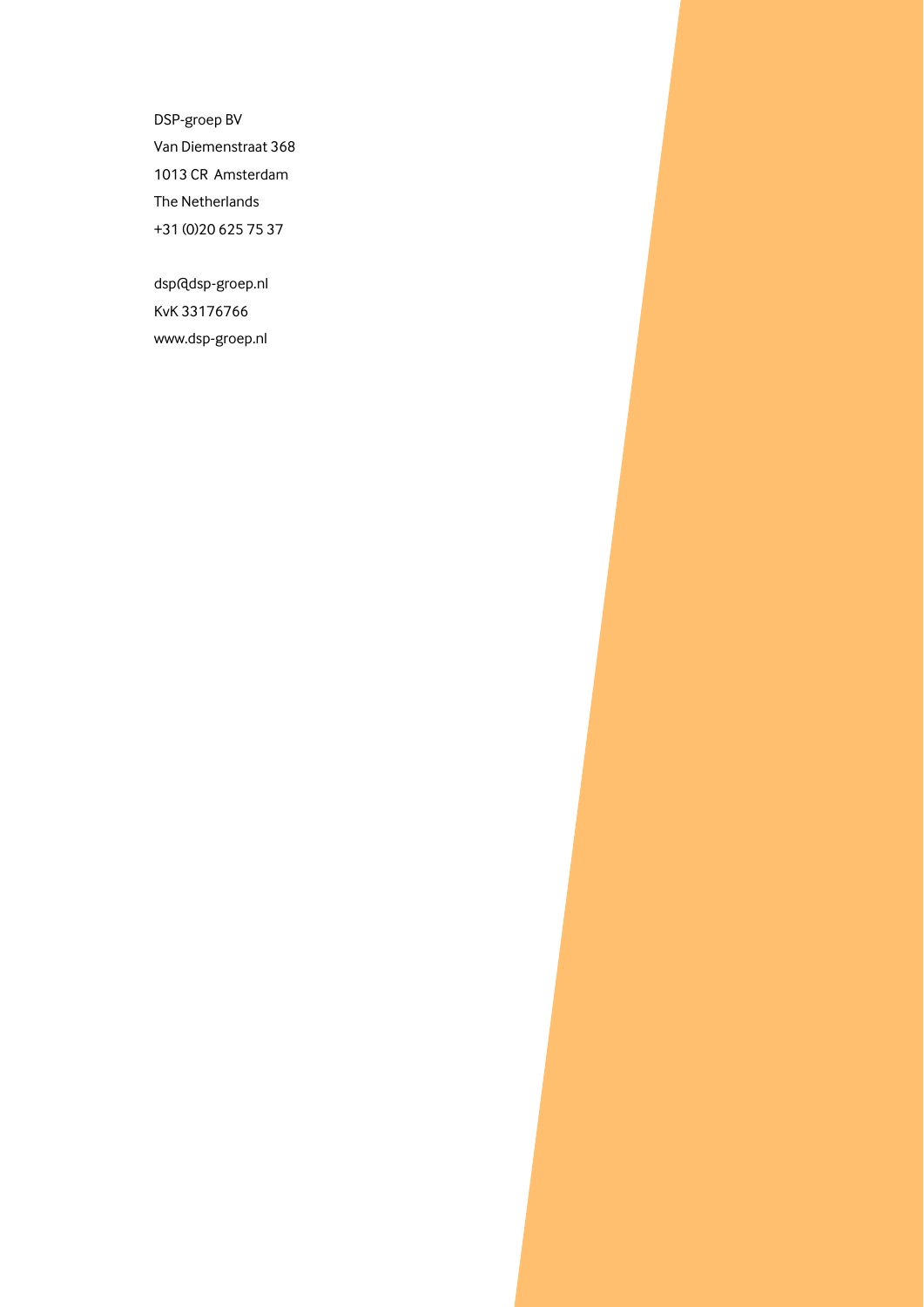DSP-groep BV

Van Diemenstraat 368

1013 CR  Amsterdam

The Netherlands

+31 (0)20 625 75 37

dsp@dsp-groep.nl

KvK 33176766

www.dsp-groep.nl